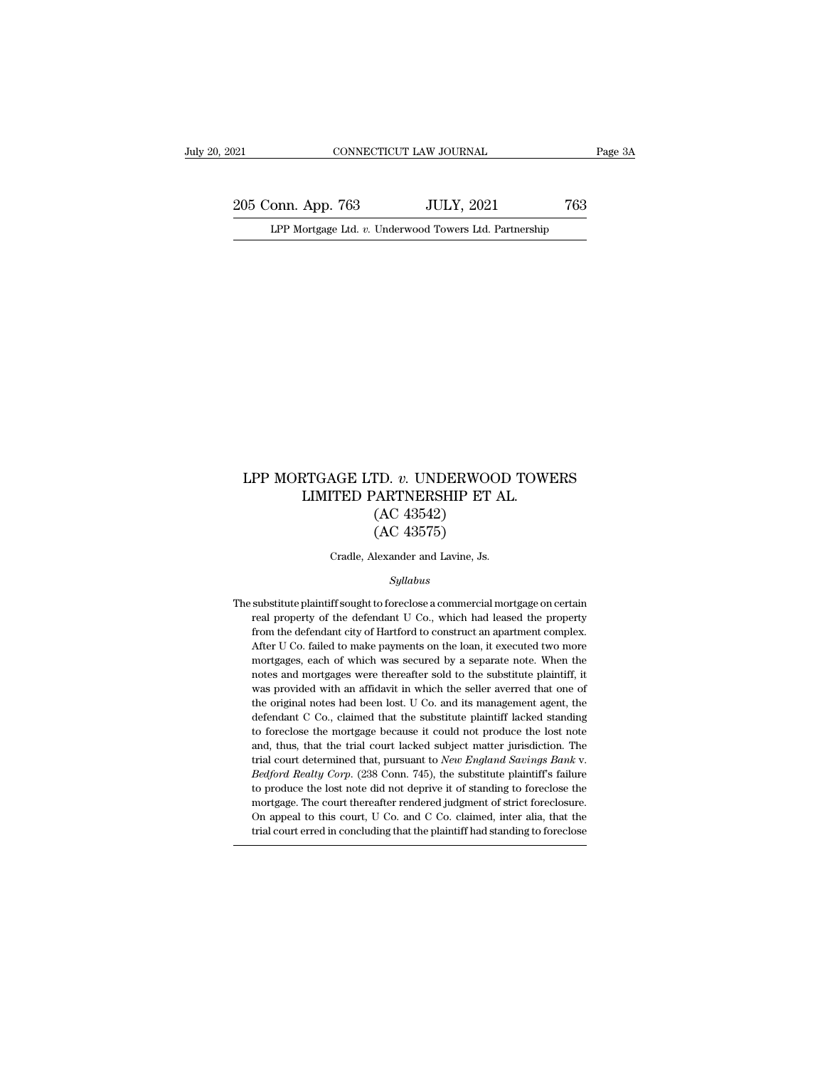# LPP MORTGAGE LTD. *v.* UNDERWOOD TOWERS LIMITED PARTNERSHIP ET AL.

(AC 43542)

(AC 43575)

Cradle, Alexander and Lavine, Js.

*Syllabus*

The substitute plaintiff sought to foreclose a commercial mortgage on certain real property of the defendant U Co., which had leased the property from the defendant city of Hartford to construct an apartment complex. After U Co. failed to make payments on the loan, it executed two more mortgages, each of which was secured by a separate note. When the notes and mortgages were thereafter sold to the substitute plaintiff, it was provided with an affidavit in which the seller averred that one of the original notes had been lost. U Co. and its management agent, the defendant C Co., claimed that the substitute plaintiff lacked standing to foreclose the mortgage because it could not produce the lost note and, thus, that the trial court lacked subject matter jurisdiction. The trial court determined that, pursuant to *New England Savings Bank* v. *Bedford Realty Corp.* (238 Conn. 745), the substitute plaintiff's failure to produce the lost note did not deprive it of standing to foreclose the mortgage. The court thereafter rendered judgment of strict foreclosure. On appeal to this court, U Co. and C Co. claimed, inter alia, that the trial court erred in concluding that the plaintiff had standing to foreclose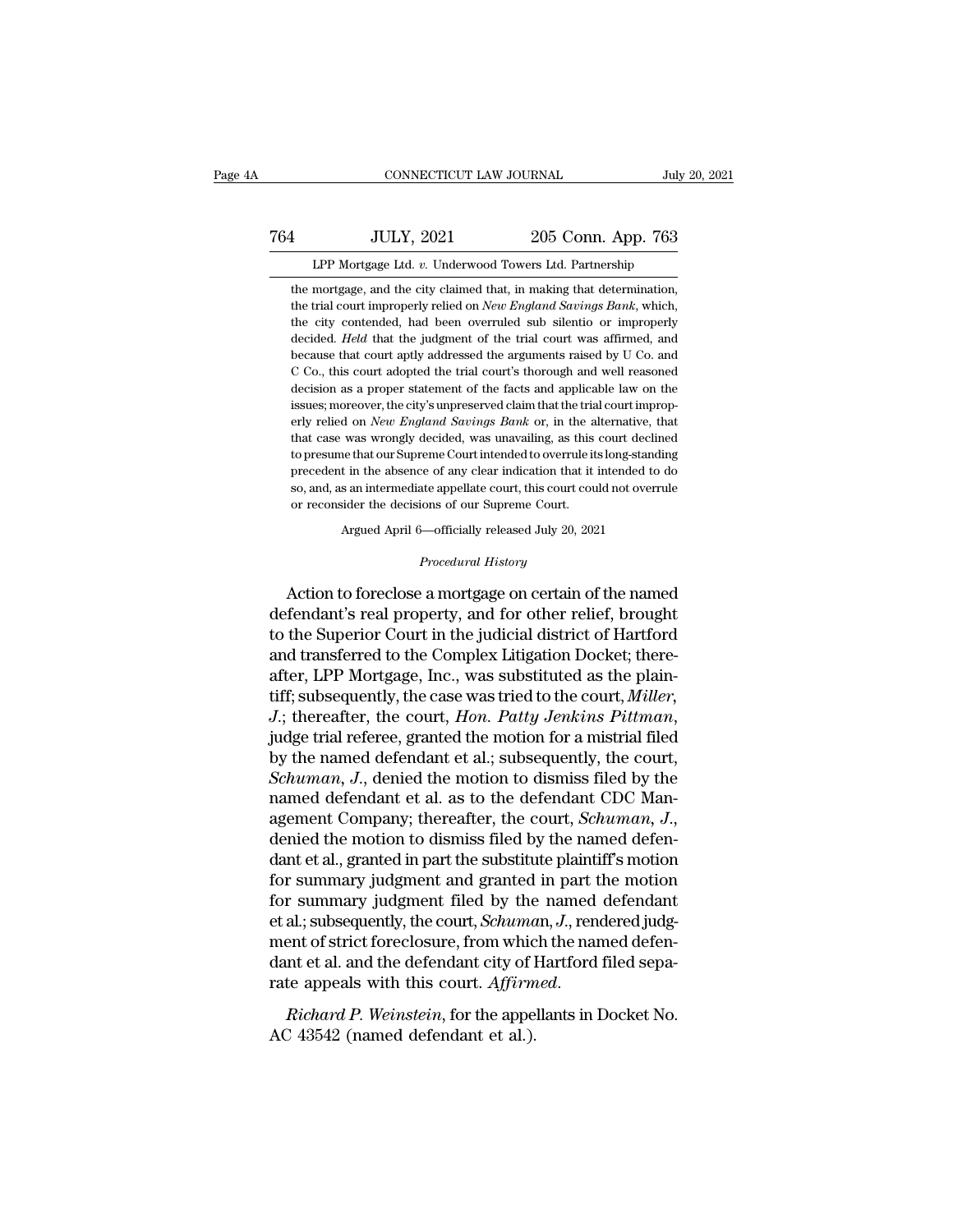the mortgage, and the city claimed that, in making that determination, the trial court improperly relied on *New England Savings Bank*, which, the city contended, had been overruled sub silentio or improperly decided. *Held* that the judgment of the trial court was affirmed, and because that court aptly addressed the arguments raised by U Co. and C Co., this court adopted the trial court's thorough and well reasoned decision as a proper statement of the facts and applicable law on the issues; moreover, the city's unpreserved claim that the trial court improperly relied on *New England Savings Bank* or, in the alternative, that that case was wrongly decided, was unavailing, as this court declined to presume that our Supreme Court intended to overrule its long-standing precedent in the absence of any clear indication that it intended to do so, and, as an intermediate appellate court, this court could not overrule or reconsider the decisions of our Supreme Court.

Argued April 6—officially released July 20, 2021

*Procedural History*

Action to foreclose a mortgage on certain of the named defendant's real property, and for other relief, brought to the Superior Court in the judicial district of Hartford and transferred to the Complex Litigation Docket; thereafter, LPP Mortgage, Inc., was substituted as the plaintiff; subsequently, the case was tried to the court, *Miller, J.*; thereafter, the court, *Hon. Patty Jenkins Pittman*, judge trial referee, granted the motion for a mistrial filed by the named defendant et al.; subsequently, the court, *Schuman, J.*, denied the motion to dismiss filed by the named defendant et al. as to the defendant CDC Management Company; thereafter, the court, *Schuman, J.*, denied the motion to dismiss filed by the named defendant et al., granted in part the substitute plaintiff's motion for summary judgment and granted in part the motion for summary judgment filed by the named defendant et al.; subsequently, the court, *Schuman, J.*, rendered judgment of strict foreclosure, from which the named defendant et al. and the defendant city of Hartford filed separate appeals with this court. *Affirmed*.

*Richard P. Weinstein*, for the appellants in Docket No. AC 43542 (named defendant et al.).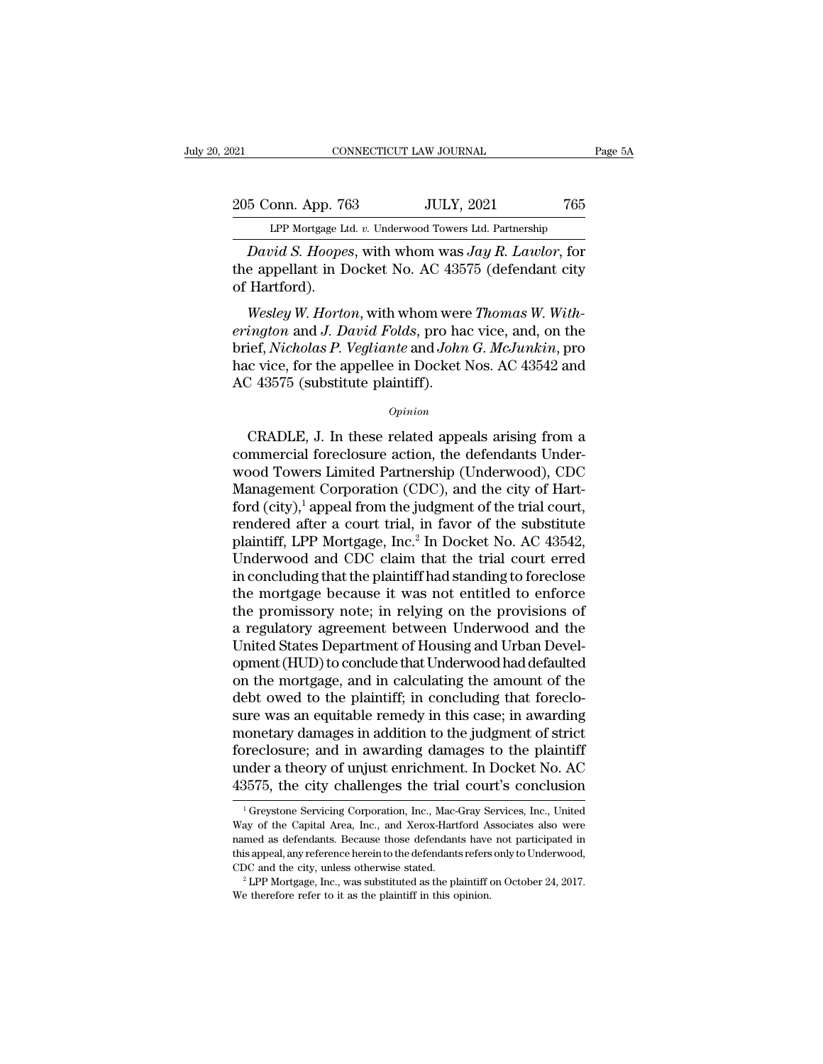*David S. Hoopes*, with whom was *Jay R. Lawlor*, for the appellant in Docket No. AC 43575 (defendant city of Hartford).

*Wesley W. Horton*, with whom were *Thomas W. Witherington* and *J. David Folds*, pro hac vice, and, on the brief, *Nicholas P. Vegliante* and *John G. McJunkin*, pro hac vice, for the appellee in Docket Nos. AC 43542 and AC 43575 (substitute plaintiff).

*Opinion*

CRADLE, J. In these related appeals arising from a commercial foreclosure action, the defendants Underwood Towers Limited Partnership (Underwood), CDC Management Corporation (CDC), and the city of Hartford (city),[1] appeal from the judgment of the trial court, rendered after a court trial, in favor of the substitute plaintiff, LPP Mortgage, Inc.[2] In Docket No. AC 43542, Underwood and CDC claim that the trial court erred in concluding that the plaintiff had standing to foreclose the mortgage because it was not entitled to enforce the promissory note; in relying on the provisions of a regulatory agreement between Underwood and the United States Department of Housing and Urban Development (HUD) to conclude that Underwood had defaulted on the mortgage, and in calculating the amount of the debt owed to the plaintiff; in concluding that foreclosure was an equitable remedy in this case; in awarding monetary damages in addition to the judgment of strict foreclosure; and in awarding damages to the plaintiff under a theory of unjust enrichment. In Docket No. AC 43575, the city challenges the trial court's conclusion

[1] Greystone Servicing Corporation, Inc., Mac-Gray Services, Inc., United Way of the Capital Area, Inc., and Xerox-Hartford Associates also were named as defendants. Because those defendants have not participated in this appeal, any reference herein to the defendants refers only to Underwood, CDC and the city, unless otherwise stated.

[2] LPP Mortgage, Inc., was substituted as the plaintiff on October 24, 2017. We therefore refer to it as the plaintiff in this opinion.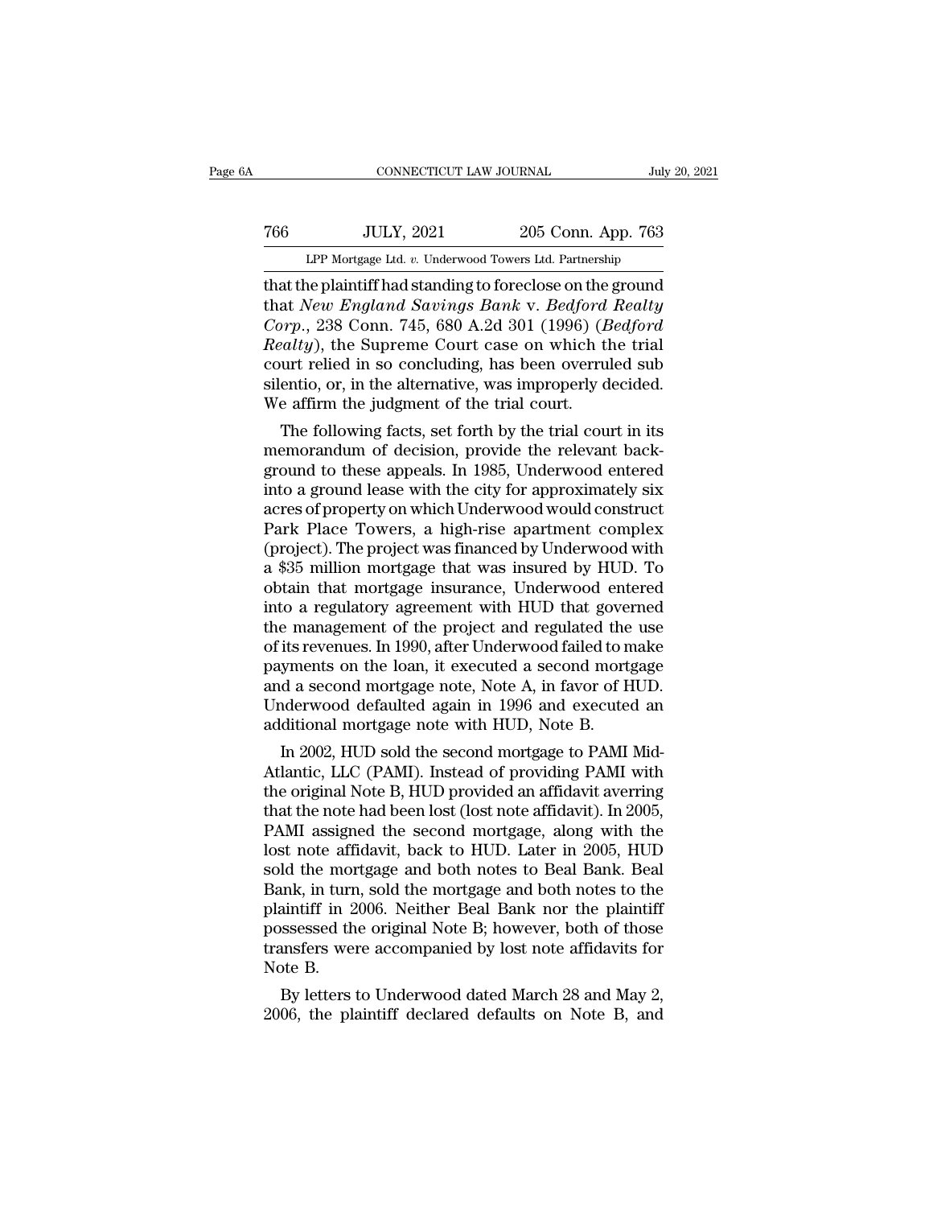that the plaintiff had standing to foreclose on the ground that *New England Savings Bank* v. *Bedford Realty Corp.*, 238 Conn. 745, 680 A.2d 301 (1996) (*Bedford Realty*), the Supreme Court case on which the trial court relied in so concluding, has been overruled sub silentio, or, in the alternative, was improperly decided. We affirm the judgment of the trial court.

The following facts, set forth by the trial court in its memorandum of decision, provide the relevant background to these appeals. In 1985, Underwood entered into a ground lease with the city for approximately six acres of property on which Underwood would construct Park Place Towers, a high-rise apartment complex (project). The project was financed by Underwood with a $35 million mortgage that was insured by HUD. To obtain that mortgage insurance, Underwood entered into a regulatory agreement with HUD that governed the management of the project and regulated the use of its revenues. In 1990, after Underwood failed to make payments on the loan, it executed a second mortgage and a second mortgage note, Note A, in favor of HUD. Underwood defaulted again in 1996 and executed an additional mortgage note with HUD, Note B.

In 2002, HUD sold the second mortgage to PAMI Mid-Atlantic, LLC (PAMI). Instead of providing PAMI with the original Note B, HUD provided an affidavit averring that the note had been lost (lost note affidavit). In 2005, PAMI assigned the second mortgage, along with the lost note affidavit, back to HUD. Later in 2005, HUD sold the mortgage and both notes to Beal Bank. Beal Bank, in turn, sold the mortgage and both notes to the plaintiff in 2006. Neither Beal Bank nor the plaintiff possessed the original Note B; however, both of those transfers were accompanied by lost note affidavits for Note B.

By letters to Underwood dated March 28 and May 2, 2006, the plaintiff declared defaults on Note B, and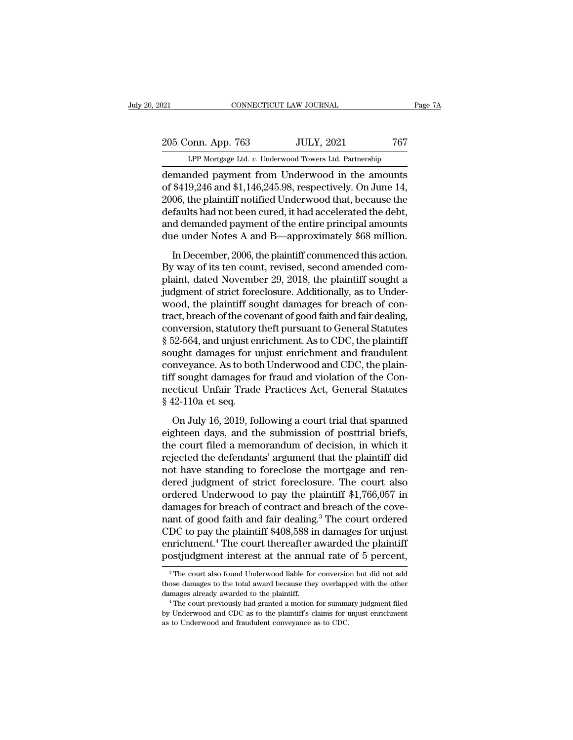demanded payment from Underwood in the amounts of $419,246 and $1,146,245.98, respectively. On June 14, 2006, the plaintiff notified Underwood that, because the defaults had not been cured, it had accelerated the debt, and demanded payment of the entire principal amounts due under Notes A and B—approximately $68 million.

In December, 2006, the plaintiff commenced this action. By way of its ten count, revised, second amended complaint, dated November 29, 2018, the plaintiff sought a judgment of strict foreclosure. Additionally, as to Underwood, the plaintiff sought damages for breach of contract, breach of the covenant of good faith and fair dealing, conversion, statutory theft pursuant to General Statutes § 52-564, and unjust enrichment. As to CDC, the plaintiff sought damages for unjust enrichment and fraudulent conveyance. As to both Underwood and CDC, the plaintiff sought damages for fraud and violation of the Connecticut Unfair Trade Practices Act, General Statutes § 42-110a et seq.

On July 16, 2019, following a court trial that spanned eighteen days, and the submission of posttrial briefs, the court filed a memorandum of decision, in which it rejected the defendants' argument that the plaintiff did not have standing to foreclose the mortgage and rendered judgment of strict foreclosure. The court also ordered Underwood to pay the plaintiff $1,766,057 in damages for breach of contract and breach of the covenant of good faith and fair dealing.[3] The court ordered CDC to pay the plaintiff $408,588 in damages for unjust enrichment.[4] The court thereafter awarded the plaintiff postjudgment interest at the annual rate of 5 percent,

[3] The court also found Underwood liable for conversion but did not add those damages to the total award because they overlapped with the other damages already awarded to the plaintiff.

[4] The court previously had granted a motion for summary judgment filed by Underwood and CDC as to the plaintiff's claims for unjust enrichment as to Underwood and fraudulent conveyance as to CDC.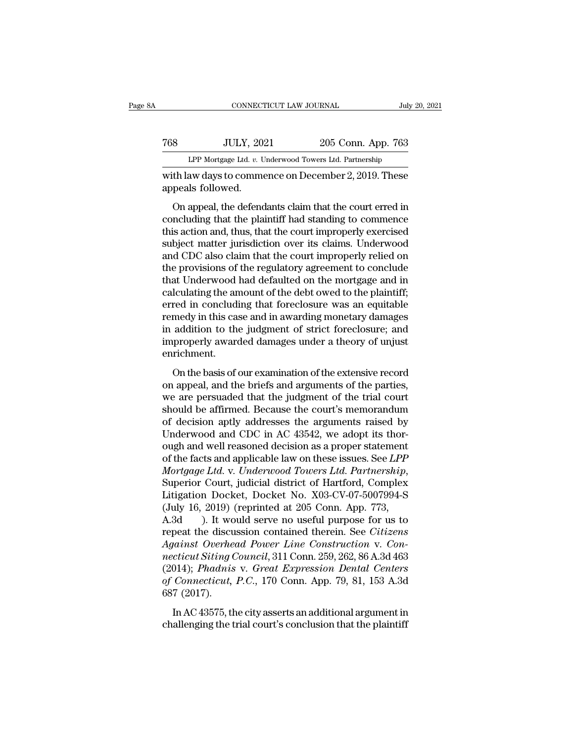with law days to commence on December 2, 2019. These appeals followed.

On appeal, the defendants claim that the court erred in concluding that the plaintiff had standing to commence this action and, thus, that the court improperly exercised subject matter jurisdiction over its claims. Underwood and CDC also claim that the court improperly relied on the provisions of the regulatory agreement to conclude that Underwood had defaulted on the mortgage and in calculating the amount of the debt owed to the plaintiff; erred in concluding that foreclosure was an equitable remedy in this case and in awarding monetary damages in addition to the judgment of strict foreclosure; and improperly awarded damages under a theory of unjust enrichment.

On the basis of our examination of the extensive record on appeal, and the briefs and arguments of the parties, we are persuaded that the judgment of the trial court should be affirmed. Because the court's memorandum of decision aptly addresses the arguments raised by Underwood and CDC in AC 43542, we adopt its thorough and well reasoned decision as a proper statement of the facts and applicable law on these issues. See *LPP Mortgage Ltd.* v. *Underwood Towers Ltd. Partnership*, Superior Court, judicial district of Hartford, Complex Litigation Docket, Docket No. X03-CV-07-5007994-S (July 16, 2019) (reprinted at 205 Conn. App. 773, A.3d ). It would serve no useful purpose for us to repeat the discussion contained therein. See *Citizens Against Overhead Power Line Construction* v. *Connecticut Siting Council*, 311 Conn. 259, 262, 86 A.3d 463 (2014); *Phadnis* v. *Great Expression Dental Centers of Connecticut, P.C.*, 170 Conn. App. 79, 81, 153 A.3d 687 (2017).

In AC 43575, the city asserts an additional argument in challenging the trial court's conclusion that the plaintiff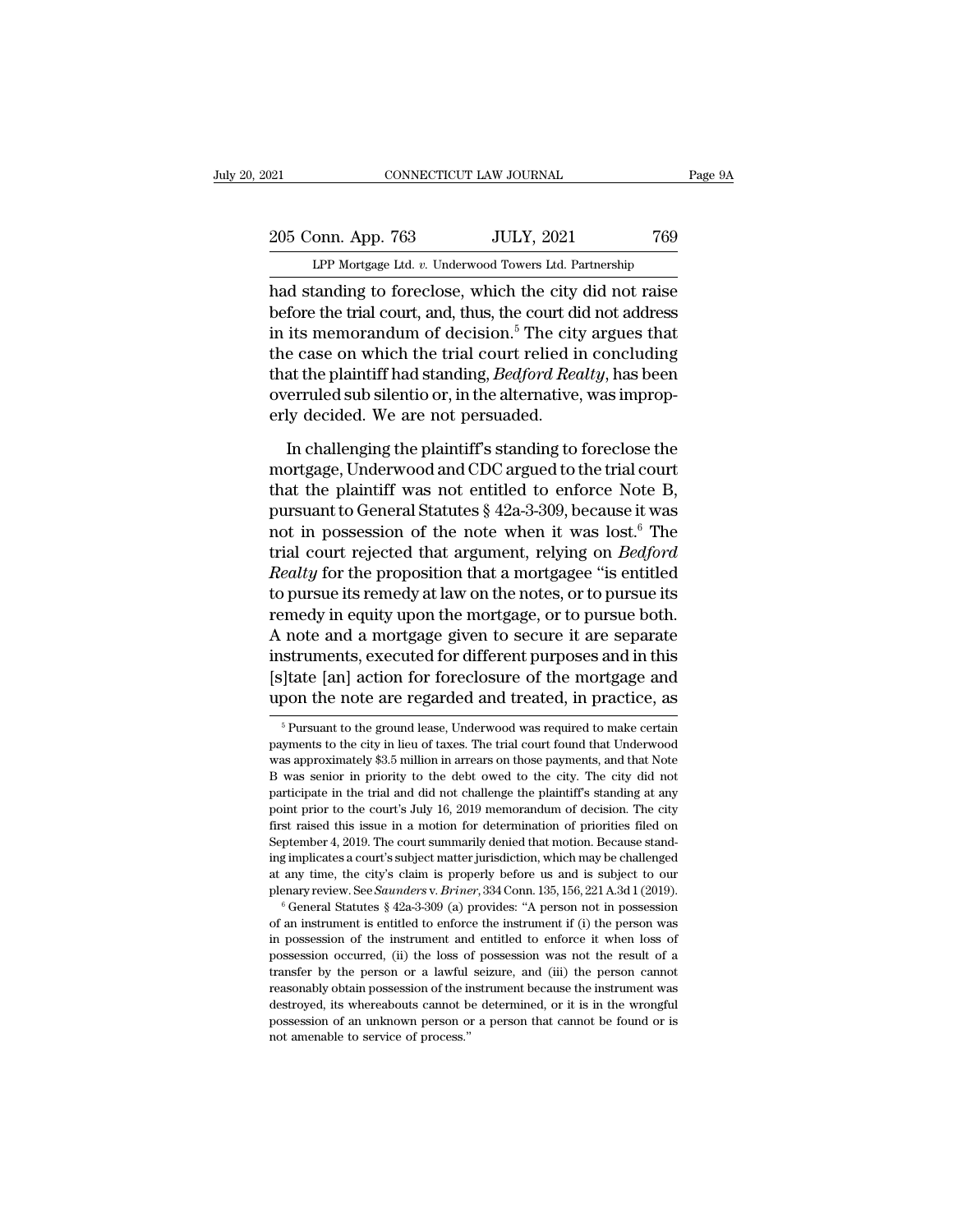had standing to foreclose, which the city did not raise before the trial court, and, thus, the court did not address in its memorandum of decision.[5] The city argues that the case on which the trial court relied in concluding that the plaintiff had standing, *Bedford Realty*, has been overruled sub silentio or, in the alternative, was improperly decided. We are not persuaded.

In challenging the plaintiff's standing to foreclose the mortgage, Underwood and CDC argued to the trial court that the plaintiff was not entitled to enforce Note B, pursuant to General Statutes § 42a-3-309, because it was not in possession of the note when it was lost.[6] The trial court rejected that argument, relying on *Bedford Realty* for the proposition that a mortgagee "is entitled to pursue its remedy at law on the notes, or to pursue its remedy in equity upon the mortgage, or to pursue both. A note and a mortgage given to secure it are separate instruments, executed for different purposes and in this [s]tate [an] action for foreclosure of the mortgage and upon the note are regarded and treated, in practice, as

[5] Pursuant to the ground lease, Underwood was required to make certain payments to the city in lieu of taxes. The trial court found that Underwood was approximately $3.5 million in arrears on those payments, and that Note B was senior in priority to the debt owed to the city. The city did not participate in the trial and did not challenge the plaintiff's standing at any point prior to the court's July 16, 2019 memorandum of decision. The city first raised this issue in a motion for determination of priorities filed on September 4, 2019. The court summarily denied that motion. Because standing implicates a court's subject matter jurisdiction, which may be challenged at any time, the city's claim is properly before us and is subject to our plenary review. See *Saunders* v. *Briner*, 334 Conn. 135, 156, 221 A.3d 1 (2019).

[6] General Statutes § 42a-3-309 (a) provides: "A person not in possession of an instrument is entitled to enforce the instrument if (i) the person was in possession of the instrument and entitled to enforce it when loss of possession occurred, (ii) the loss of possession was not the result of a transfer by the person or a lawful seizure, and (iii) the person cannot reasonably obtain possession of the instrument because the instrument was destroyed, its whereabouts cannot be determined, or it is in the wrongful possession of an unknown person or a person that cannot be found or is not amenable to service of process."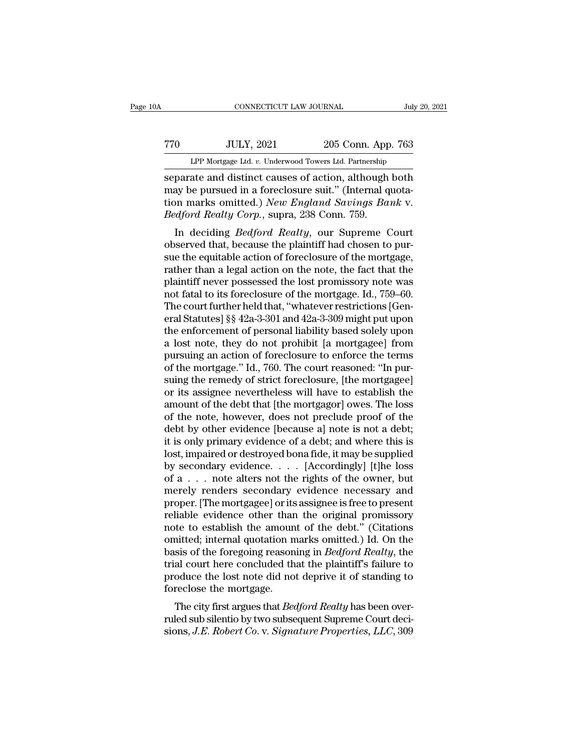separate and distinct causes of action, although both may be pursued in a foreclosure suit." (Internal quotation marks omitted.) *New England Savings Bank* v. *Bedford Realty Corp.*, supra, 238 Conn. 759.

In deciding *Bedford Realty*, our Supreme Court observed that, because the plaintiff had chosen to pursue the equitable action of foreclosure of the mortgage, rather than a legal action on the note, the fact that the plaintiff never possessed the lost promissory note was not fatal to its foreclosure of the mortgage. Id., 759–60. The court further held that, "whatever restrictions [General Statutes] §§ 42a-3-301 and 42a-3-309 might put upon the enforcement of personal liability based solely upon a lost note, they do not prohibit [a mortgagee] from pursuing an action of foreclosure to enforce the terms of the mortgage." Id., 760. The court reasoned: "In pursuing the remedy of strict foreclosure, [the mortgagee] or its assignee nevertheless will have to establish the amount of the debt that [the mortgagor] owes. The loss of the note, however, does not preclude proof of the debt by other evidence [because a] note is not a debt; it is only primary evidence of a debt; and where this is lost, impaired or destroyed bona fide, it may be supplied by secondary evidence. . . . [Accordingly] [t]he loss of a . . . note alters not the rights of the owner, but merely renders secondary evidence necessary and proper. [The mortgagee] or its assignee is free to present reliable evidence other than the original promissory note to establish the amount of the debt." (Citations omitted; internal quotation marks omitted.) Id. On the basis of the foregoing reasoning in *Bedford Realty*, the trial court here concluded that the plaintiff's failure to produce the lost note did not deprive it of standing to foreclose the mortgage.

The city first argues that *Bedford Realty* has been overruled sub silentio by two subsequent Supreme Court decisions, *J.E. Robert Co.* v. *Signature Properties, LLC*, 309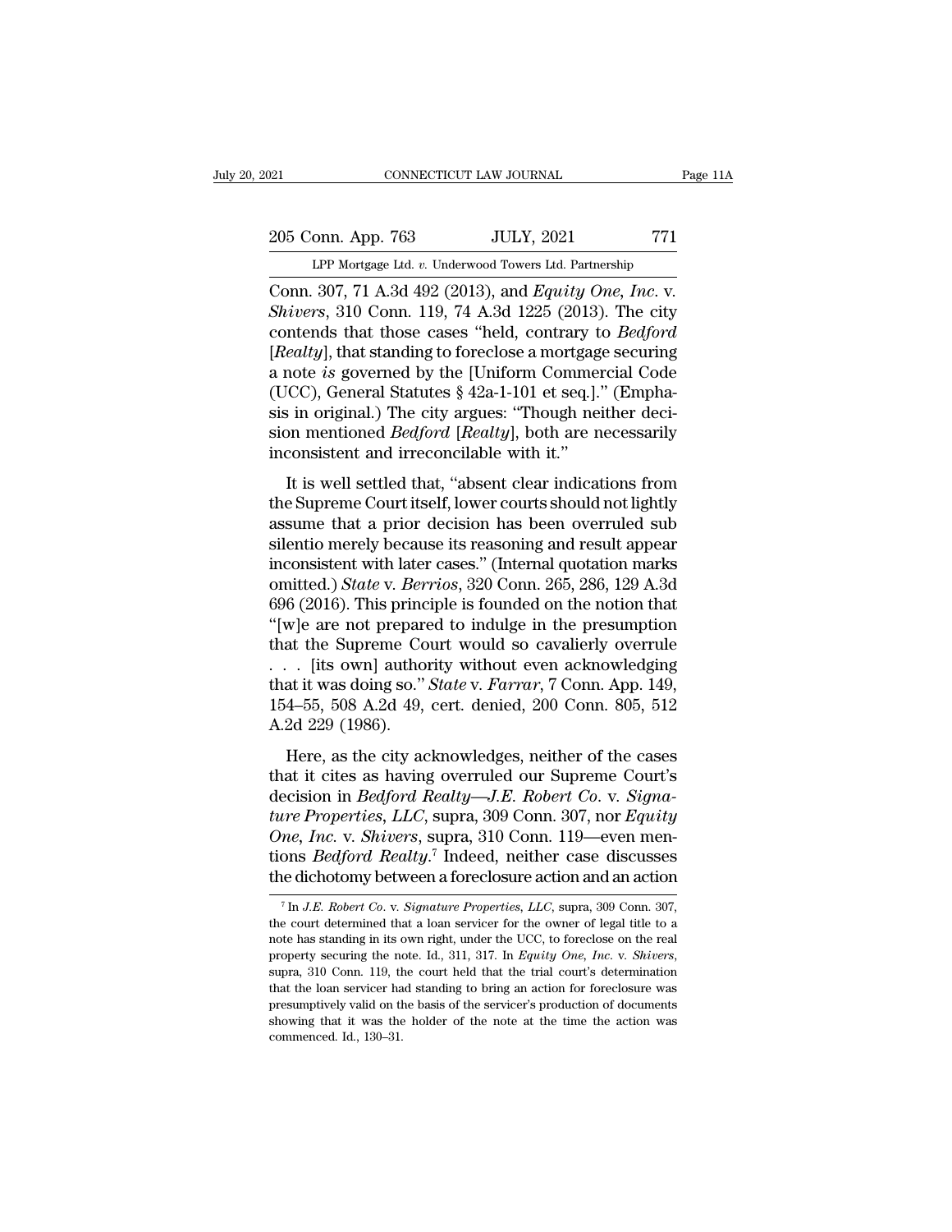Conn. 307, 71 A.3d 492 (2013), and *Equity One, Inc.* v. *Shivers*, 310 Conn. 119, 74 A.3d 1225 (2013). The city contends that those cases "held, contrary to *Bedford* [*Realty*], that standing to foreclose a mortgage securing a note *is* governed by the [Uniform Commercial Code (UCC), General Statutes § 42a-1-101 et seq.]." (Emphasis in original.) The city argues: "Though neither decision mentioned *Bedford* [*Realty*], both are necessarily inconsistent and irreconcilable with it."

It is well settled that, "absent clear indications from the Supreme Court itself, lower courts should not lightly assume that a prior decision has been overruled sub silentio merely because its reasoning and result appear inconsistent with later cases." (Internal quotation marks omitted.) *State* v. *Berrios*, 320 Conn. 265, 286, 129 A.3d 696 (2016). This principle is founded on the notion that "[w]e are not prepared to indulge in the presumption that the Supreme Court would so cavalierly overrule . . . [its own] authority without even acknowledging that it was doing so." *State* v. *Farrar*, 7 Conn. App. 149, 154–55, 508 A.2d 49, cert. denied, 200 Conn. 805, 512 A.2d 229 (1986).

Here, as the city acknowledges, neither of the cases that it cites as having overruled our Supreme Court's decision in *Bedford Realty*—*J.E. Robert Co.* v. *Signature Properties, LLC*, supra, 309 Conn. 307, nor *Equity One, Inc.* v. *Shivers*, supra, 310 Conn. 119—even mentions *Bedford Realty*.[7] Indeed, neither case discusses the dichotomy between a foreclosure action and an action

[7] In *J.E. Robert Co.* v. *Signature Properties, LLC*, supra, 309 Conn. 307, the court determined that a loan servicer for the owner of legal title to a note has standing in its own right, under the UCC, to foreclose on the real property securing the note. Id., 311, 317. In *Equity One, Inc.* v. *Shivers*, supra, 310 Conn. 119, the court held that the trial court's determination that the loan servicer had standing to bring an action for foreclosure was presumptively valid on the basis of the servicer's production of documents showing that it was the holder of the note at the time the action was commenced. Id., 130–31.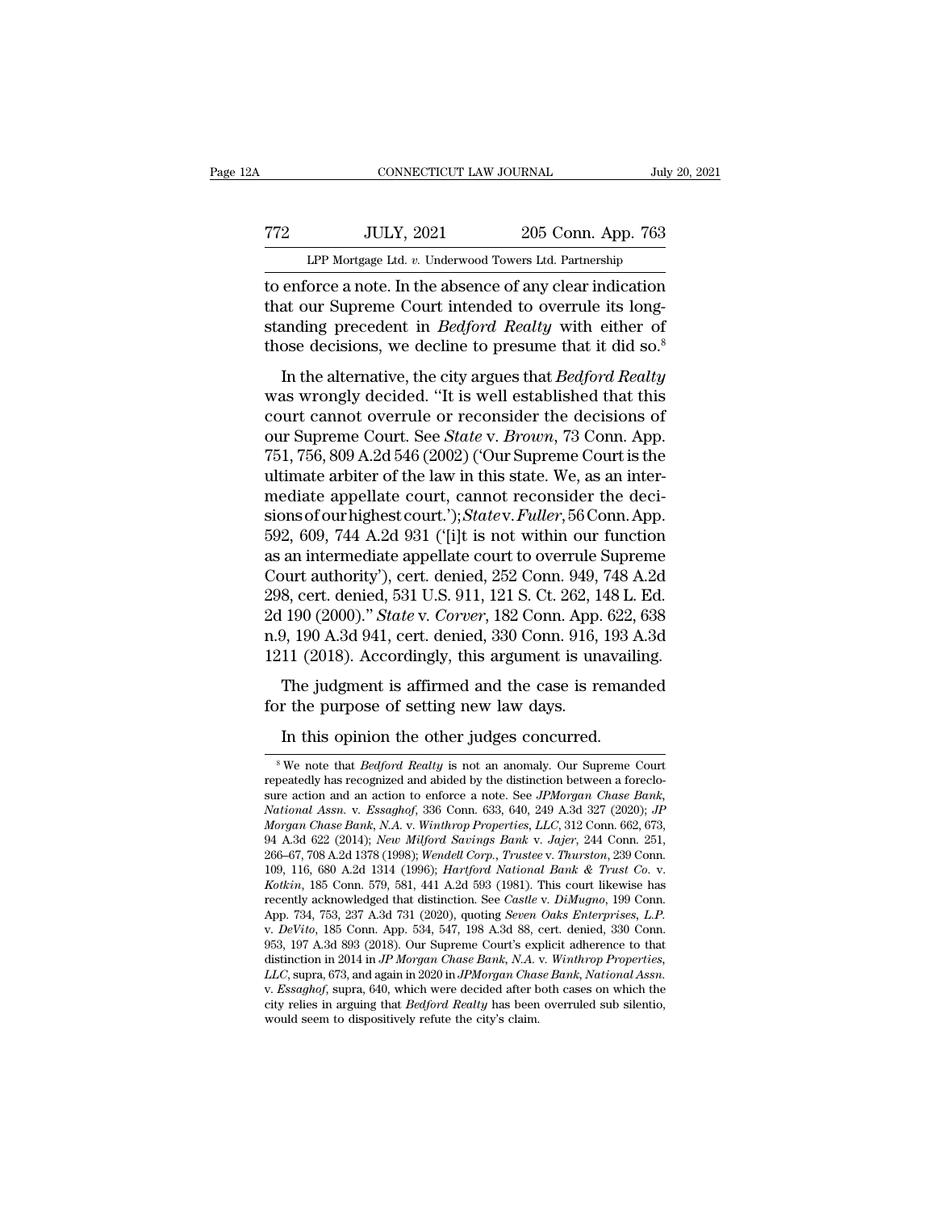to enforce a note. In the absence of any clear indication that our Supreme Court intended to overrule its long-standing precedent in *Bedford Realty* with either of those decisions, we decline to presume that it did so.[8]

In the alternative, the city argues that *Bedford Realty* was wrongly decided. "It is well established that this court cannot overrule or reconsider the decisions of our Supreme Court. See *State* v. *Brown*, 73 Conn. App. 751, 756, 809 A.2d 546 (2002) ('Our Supreme Court is the ultimate arbiter of the law in this state. We, as an intermediate appellate court, cannot reconsider the decisions of our highest court.'); *State* v. *Fuller*, 56 Conn. App. 592, 609, 744 A.2d 931 ('[i]t is not within our function as an intermediate appellate court to overrule Supreme Court authority'), cert. denied, 252 Conn. 949, 748 A.2d 298, cert. denied, 531 U.S. 911, 121 S. Ct. 262, 148 L. Ed. 2d 190 (2000)." *State* v. *Corver*, 182 Conn. App. 622, 638 n.9, 190 A.3d 941, cert. denied, 330 Conn. 916, 193 A.3d 1211 (2018). Accordingly, this argument is unavailing.

The judgment is affirmed and the case is remanded for the purpose of setting new law days.

In this opinion the other judges concurred.

---

[8] We note that *Bedford Realty* is not an anomaly. Our Supreme Court repeatedly has recognized and abided by the distinction between a foreclosure action and an action to enforce a note. See *JPMorgan Chase Bank, National Assn.* v. *Essaghof*, 336 Conn. 633, 640, 249 A.3d 327 (2020); *JP Morgan Chase Bank, N.A.* v. *Winthrop Properties, LLC*, 312 Conn. 662, 673, 94 A.3d 622 (2014); *New Milford Savings Bank* v. *Jajer*, 244 Conn. 251, 266–67, 708 A.2d 1378 (1998); *Wendell Corp., Trustee* v. *Thurston*, 239 Conn. 109, 116, 680 A.2d 1314 (1996); *Hartford National Bank & Trust Co.* v. *Kotkin*, 185 Conn. 579, 581, 441 A.2d 593 (1981). This court likewise has recently acknowledged that distinction. See *Castle* v. *DiMugno*, 199 Conn. App. 734, 753, 237 A.3d 731 (2020), quoting *Seven Oaks Enterprises, L.P.* v. *DeVito*, 185 Conn. App. 534, 547, 198 A.3d 88, cert. denied, 330 Conn. 953, 197 A.3d 893 (2018). Our Supreme Court's explicit adherence to that distinction in 2014 in *JP Morgan Chase Bank, N.A.* v. *Winthrop Properties, LLC*, supra, 673, and again in 2020 in *JPMorgan Chase Bank, National Assn.* v. *Essaghof*, supra, 640, which were decided after both cases on which the city relies in arguing that *Bedford Realty* has been overruled sub silentio, would seem to dispositively refute the city's claim.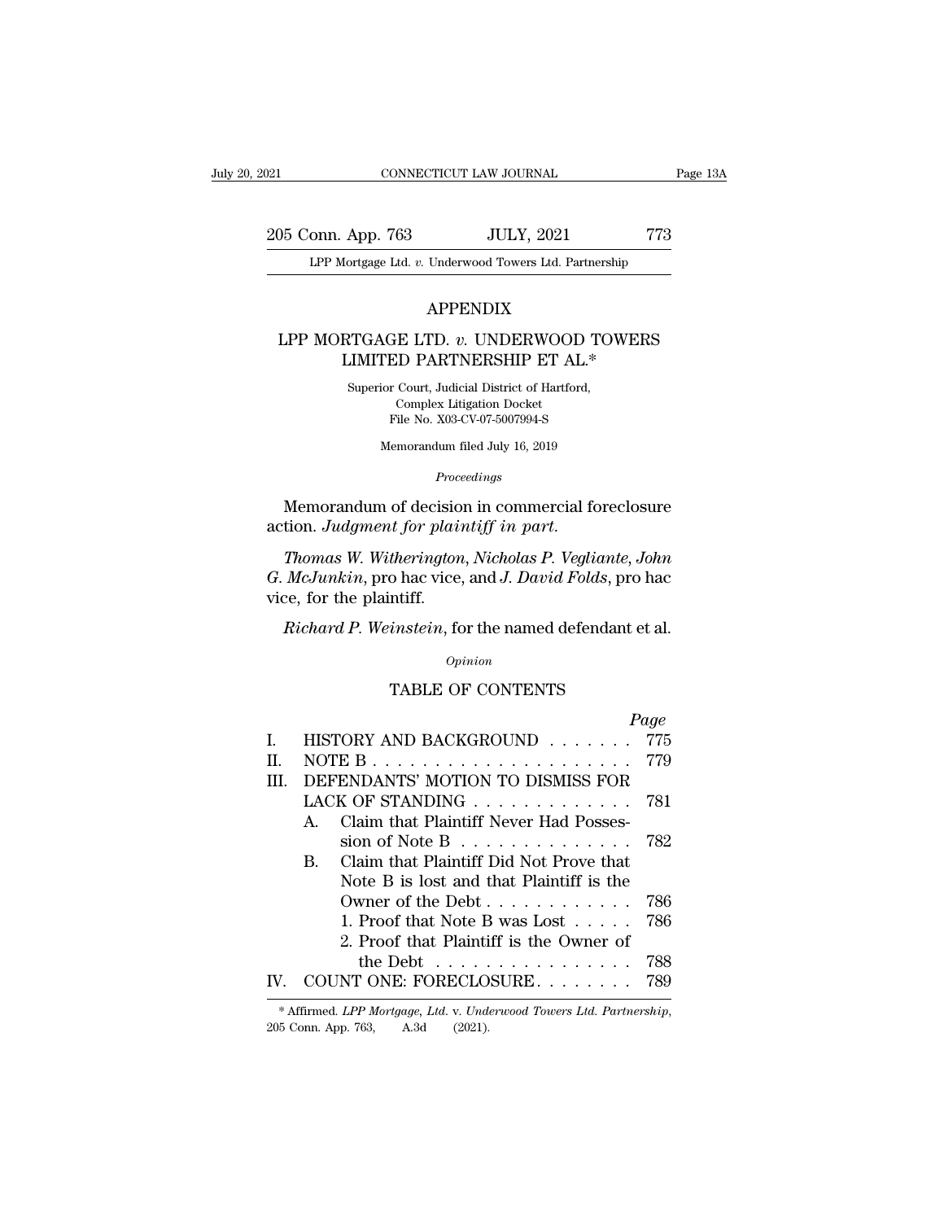## APPENDIX

## LPP MORTGAGE LTD. *v.* UNDERWOOD TOWERS LIMITED PARTNERSHIP ET AL.*

Superior Court, Judicial District of Hartford,
Complex Litigation Docket
File No. X03-CV-07-5007994-S

Memorandum filed July 16, 2019

*Proceedings*

Memorandum of decision in commercial foreclosure action. *Judgment for plaintiff in part.*

*Thomas W. Witherington*, *Nicholas P. Vegliante*, *John G. McJunkin*, pro hac vice, and *J. David Folds*, pro hac vice, for the plaintiff.

*Richard P. Weinstein*, for the named defendant et al.

*Opinion*

TABLE OF CONTENTS

| | | *Page* |
|---|---|---|
| I. | HISTORY AND BACKGROUND . . . . . . . | 775 |
| II. | NOTE B . . . . . . . . . . . . . . . . . . . . . | 779 |
| III. | DEFENDANTS' MOTION TO DISMISS FOR LACK OF STANDING . . . . . . . . . . . . . | 781 |
| | A. Claim that Plaintiff Never Had Possession of Note B . . . . . . . . . . . . . . | 782 |
| | B. Claim that Plaintiff Did Not Prove that Note B is lost and that Plaintiff is the Owner of the Debt . . . . . . . . . . . . | 786 |
| | 1. Proof that Note B was Lost . . . . . | 786 |
| | 2. Proof that Plaintiff is the Owner of the Debt . . . . . . . . . . . . . . . . | 788 |
| IV. | COUNT ONE: FORECLOSURE . . . . . . . . | 789 |

\* Affirmed. *LPP Mortgage, Ltd.* v. *Underwood Towers Ltd. Partnership*, 205 Conn. App. 763, A.3d (2021).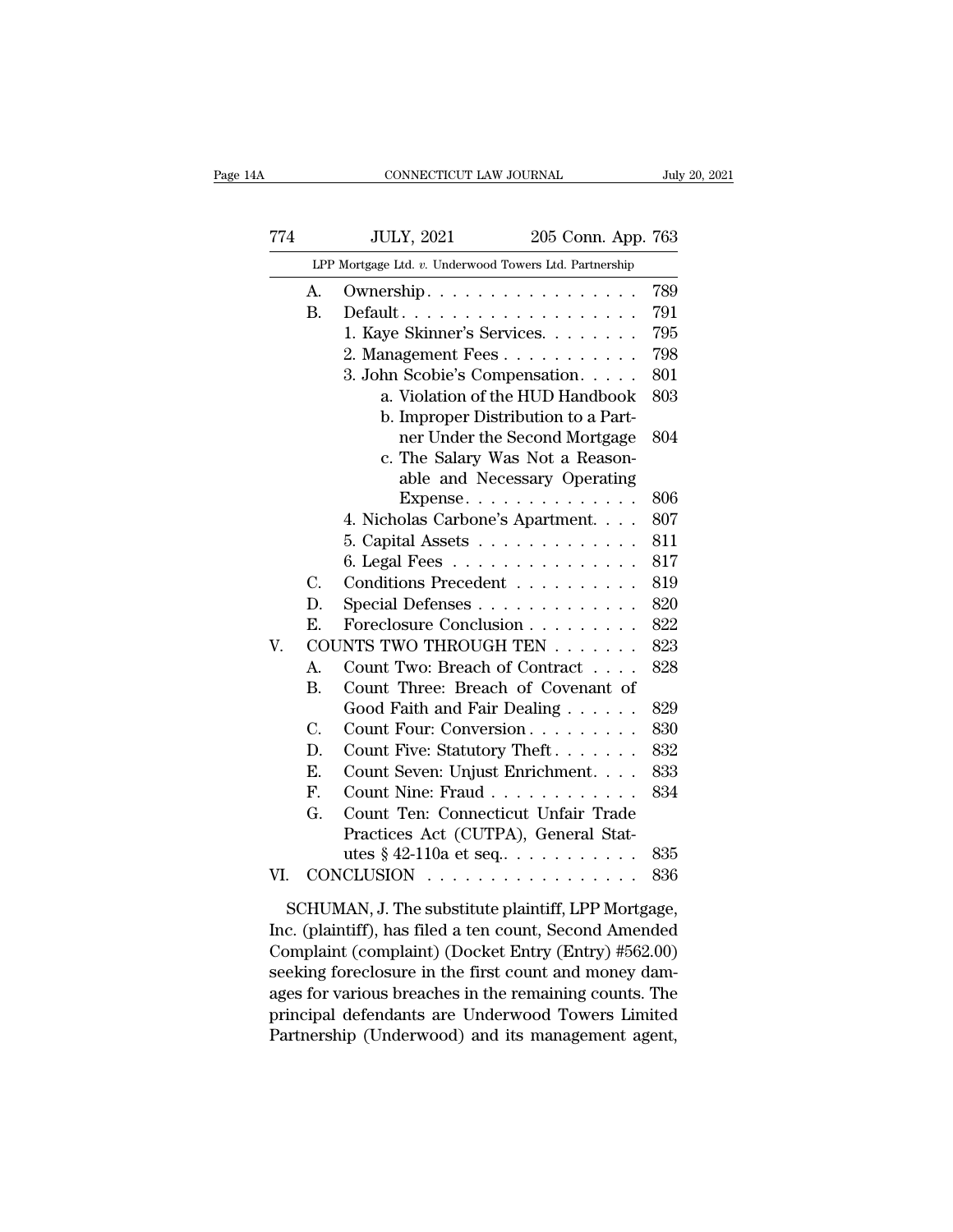A. Ownership . . . . . . . . . . . . . . . . . 789
B. Default . . . . . . . . . . . . . . . . . . . 791
   1. Kaye Skinner's Services. . . . . . . . 795
   2. Management Fees . . . . . . . . . . . 798
   3. John Scobie's Compensation. . . . . 801
      a. Violation of the HUD Handbook 803
      b. Improper Distribution to a Partner Under the Second Mortgage 804
      c. The Salary Was Not a Reasonable and Necessary Operating Expense. . . . . . . . . . . . . 806
   4. Nicholas Carbone's Apartment. . . . 807
   5. Capital Assets . . . . . . . . . . . . . 811
   6. Legal Fees . . . . . . . . . . . . . . . 817
C. Conditions Precedent . . . . . . . . . . 819
D. Special Defenses . . . . . . . . . . . . . 820
E. Foreclosure Conclusion . . . . . . . . . 822

V. COUNTS TWO THROUGH TEN . . . . . . . 823
A. Count Two: Breach of Contract . . . . 828
B. Count Three: Breach of Covenant of Good Faith and Fair Dealing . . . . . . 829
C. Count Four: Conversion . . . . . . . . . 830
D. Count Five: Statutory Theft . . . . . . . 832
E. Count Seven: Unjust Enrichment. . . . 833
F. Count Nine: Fraud . . . . . . . . . . . . 834
G. Count Ten: Connecticut Unfair Trade Practices Act (CUTPA), General Statutes § 42-110a et seq.. . . . . . . . . . . 835

VI. CONCLUSION . . . . . . . . . . . . . . . . . 836

SCHUMAN, J. The substitute plaintiff, LPP Mortgage, Inc. (plaintiff), has filed a ten count, Second Amended Complaint (complaint) (Docket Entry (Entry) #562.00) seeking foreclosure in the first count and money damages for various breaches in the remaining counts. The principal defendants are Underwood Towers Limited Partnership (Underwood) and its management agent,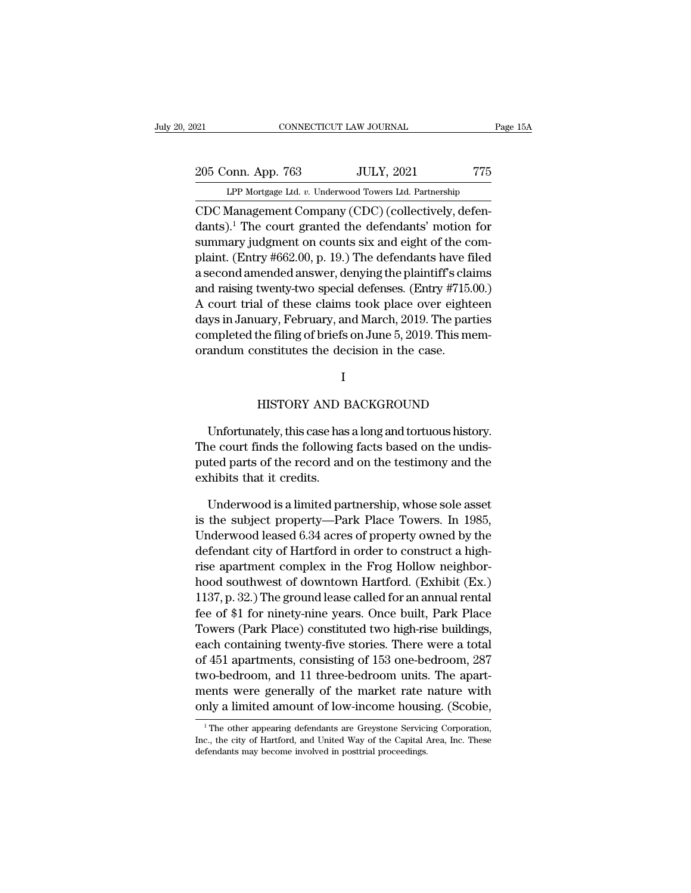CDC Management Company (CDC) (collectively, defendants).[1] The court granted the defendants' motion for summary judgment on counts six and eight of the complaint. (Entry #662.00, p. 19.) The defendants have filed a second amended answer, denying the plaintiff's claims and raising twenty-two special defenses. (Entry #715.00.) A court trial of these claims took place over eighteen days in January, February, and March, 2019. The parties completed the filing of briefs on June 5, 2019. This memorandum constitutes the decision in the case.

## I

## HISTORY AND BACKGROUND

Unfortunately, this case has a long and tortuous history. The court finds the following facts based on the undisputed parts of the record and on the testimony and the exhibits that it credits.

Underwood is a limited partnership, whose sole asset is the subject property—Park Place Towers. In 1985, Underwood leased 6.34 acres of property owned by the defendant city of Hartford in order to construct a high-rise apartment complex in the Frog Hollow neighborhood southwest of downtown Hartford. (Exhibit (Ex.) 1137, p. 32.) The ground lease called for an annual rental fee of $1 for ninety-nine years. Once built, Park Place Towers (Park Place) constituted two high-rise buildings, each containing twenty-five stories. There were a total of 451 apartments, consisting of 153 one-bedroom, 287 two-bedroom, and 11 three-bedroom units. The apartments were generally of the market rate nature with only a limited amount of low-income housing. (Scobie,

[1] The other appearing defendants are Greystone Servicing Corporation, Inc., the city of Hartford, and United Way of the Capital Area, Inc. These defendants may become involved in posttrial proceedings.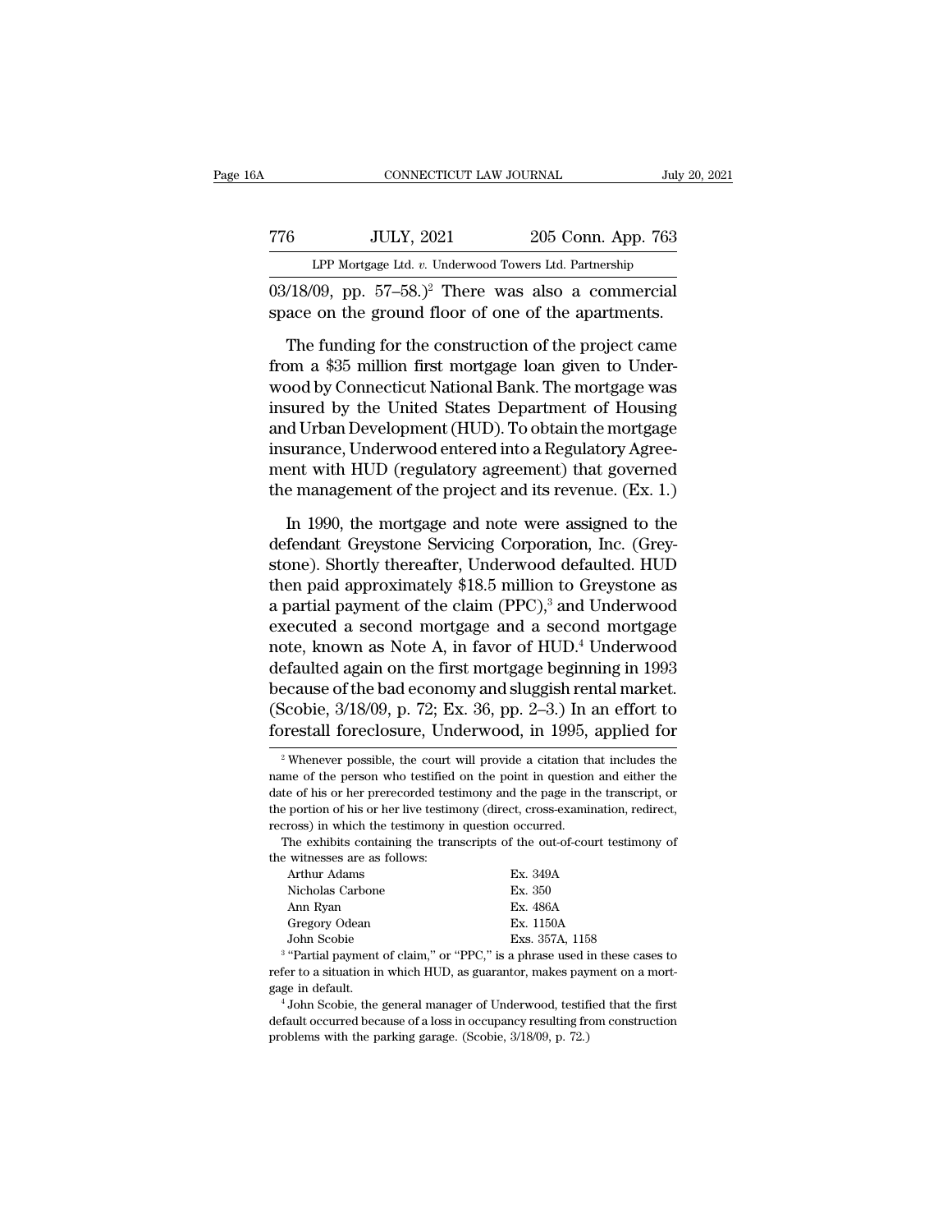03/18/09, pp. 57–58.)[2] There was also a commercial space on the ground floor of one of the apartments.

The funding for the construction of the project came from a $35 million first mortgage loan given to Underwood by Connecticut National Bank. The mortgage was insured by the United States Department of Housing and Urban Development (HUD). To obtain the mortgage insurance, Underwood entered into a Regulatory Agreement with HUD (regulatory agreement) that governed the management of the project and its revenue. (Ex. 1.)

In 1990, the mortgage and note were assigned to the defendant Greystone Servicing Corporation, Inc. (Greystone). Shortly thereafter, Underwood defaulted. HUD then paid approximately $18.5 million to Greystone as a partial payment of the claim (PPC),[3] and Underwood executed a second mortgage and a second mortgage note, known as Note A, in favor of HUD.[4] Underwood defaulted again on the first mortgage beginning in 1993 because of the bad economy and sluggish rental market. (Scobie, 3/18/09, p. 72; Ex. 36, pp. 2–3.) In an effort to forestall foreclosure, Underwood, in 1995, applied for

---

[2] Whenever possible, the court will provide a citation that includes the name of the person who testified on the point in question and either the date of his or her prerecorded testimony and the page in the transcript, or the portion of his or her live testimony (direct, cross-examination, redirect, recross) in which the testimony in question occurred.

The exhibits containing the transcripts of the out-of-court testimony of the witnesses are as follows:

| | |
|---|---|
| Arthur Adams | Ex. 349A |
| Nicholas Carbone | Ex. 350 |
| Ann Ryan | Ex. 486A |
| Gregory Odean | Ex. 1150A |
| John Scobie | Exs. 357A, 1158 |

[3] "Partial payment of claim," or "PPC," is a phrase used in these cases to refer to a situation in which HUD, as guarantor, makes payment on a mortgage in default.

[4] John Scobie, the general manager of Underwood, testified that the first default occurred because of a loss in occupancy resulting from construction problems with the parking garage. (Scobie, 3/18/09, p. 72.)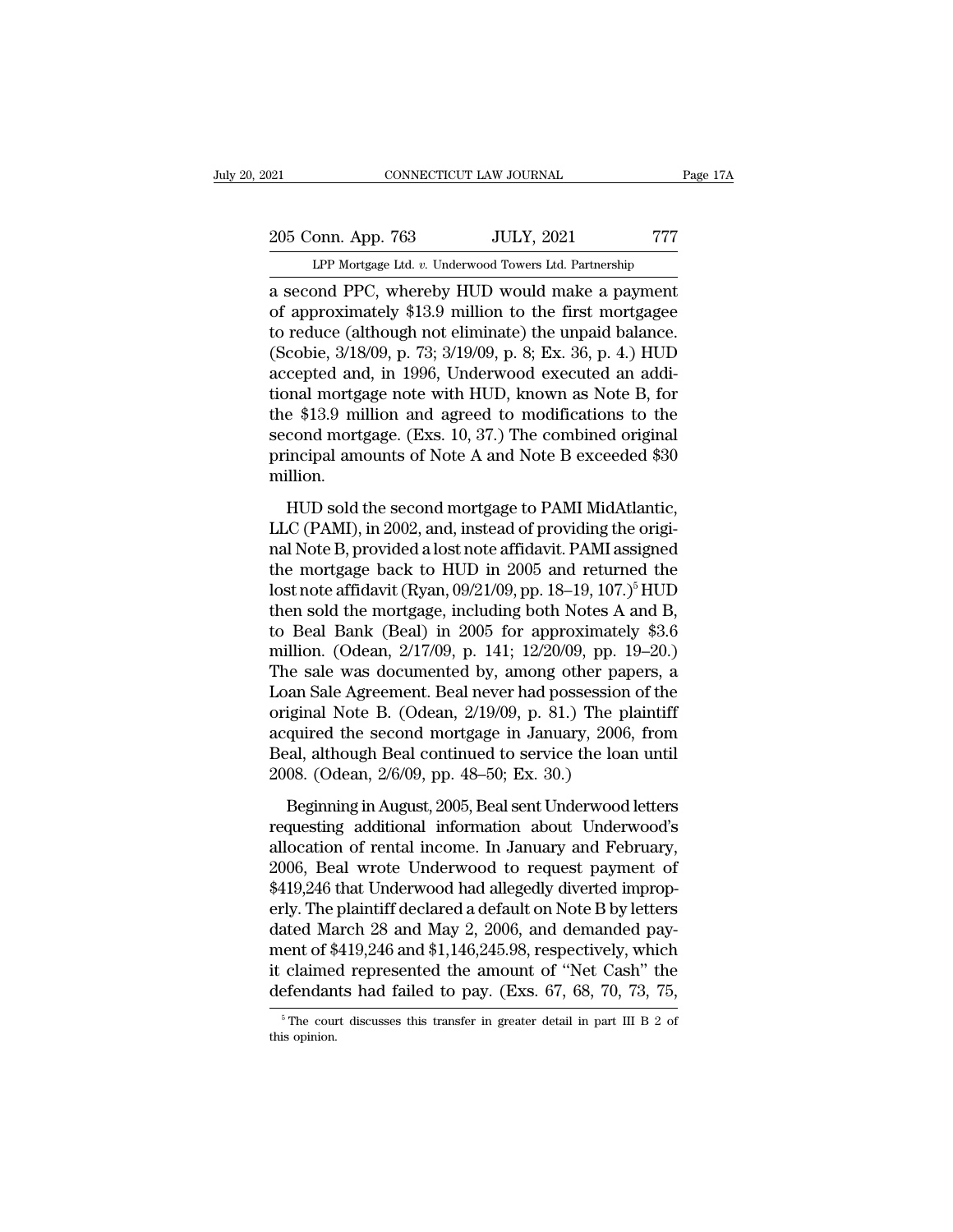a second PPC, whereby HUD would make a payment of approximately $13.9 million to the first mortgagee to reduce (although not eliminate) the unpaid balance. (Scobie, 3/18/09, p. 73; 3/19/09, p. 8; Ex. 36, p. 4.) HUD accepted and, in 1996, Underwood executed an additional mortgage note with HUD, known as Note B, for the $13.9 million and agreed to modifications to the second mortgage. (Exs. 10, 37.) The combined original principal amounts of Note A and Note B exceeded $30 million.

HUD sold the second mortgage to PAMI MidAtlantic, LLC (PAMI), in 2002, and, instead of providing the original Note B, provided a lost note affidavit. PAMI assigned the mortgage back to HUD in 2005 and returned the lost note affidavit (Ryan, 09/21/09, pp. 18–19, 107.)[5] HUD then sold the mortgage, including both Notes A and B, to Beal Bank (Beal) in 2005 for approximately $3.6 million. (Odean, 2/17/09, p. 141; 12/20/09, pp. 19–20.) The sale was documented by, among other papers, a Loan Sale Agreement. Beal never had possession of the original Note B. (Odean, 2/19/09, p. 81.) The plaintiff acquired the second mortgage in January, 2006, from Beal, although Beal continued to service the loan until 2008. (Odean, 2/6/09, pp. 48–50; Ex. 30.)

Beginning in August, 2005, Beal sent Underwood letters requesting additional information about Underwood's allocation of rental income. In January and February, 2006, Beal wrote Underwood to request payment of $419,246 that Underwood had allegedly diverted improperly. The plaintiff declared a default on Note B by letters dated March 28 and May 2, 2006, and demanded payment of $419,246 and $1,146,245.98, respectively, which it claimed represented the amount of "Net Cash" the defendants had failed to pay. (Exs. 67, 68, 70, 73, 75,

[5] The court discusses this transfer in greater detail in part III B 2 of this opinion.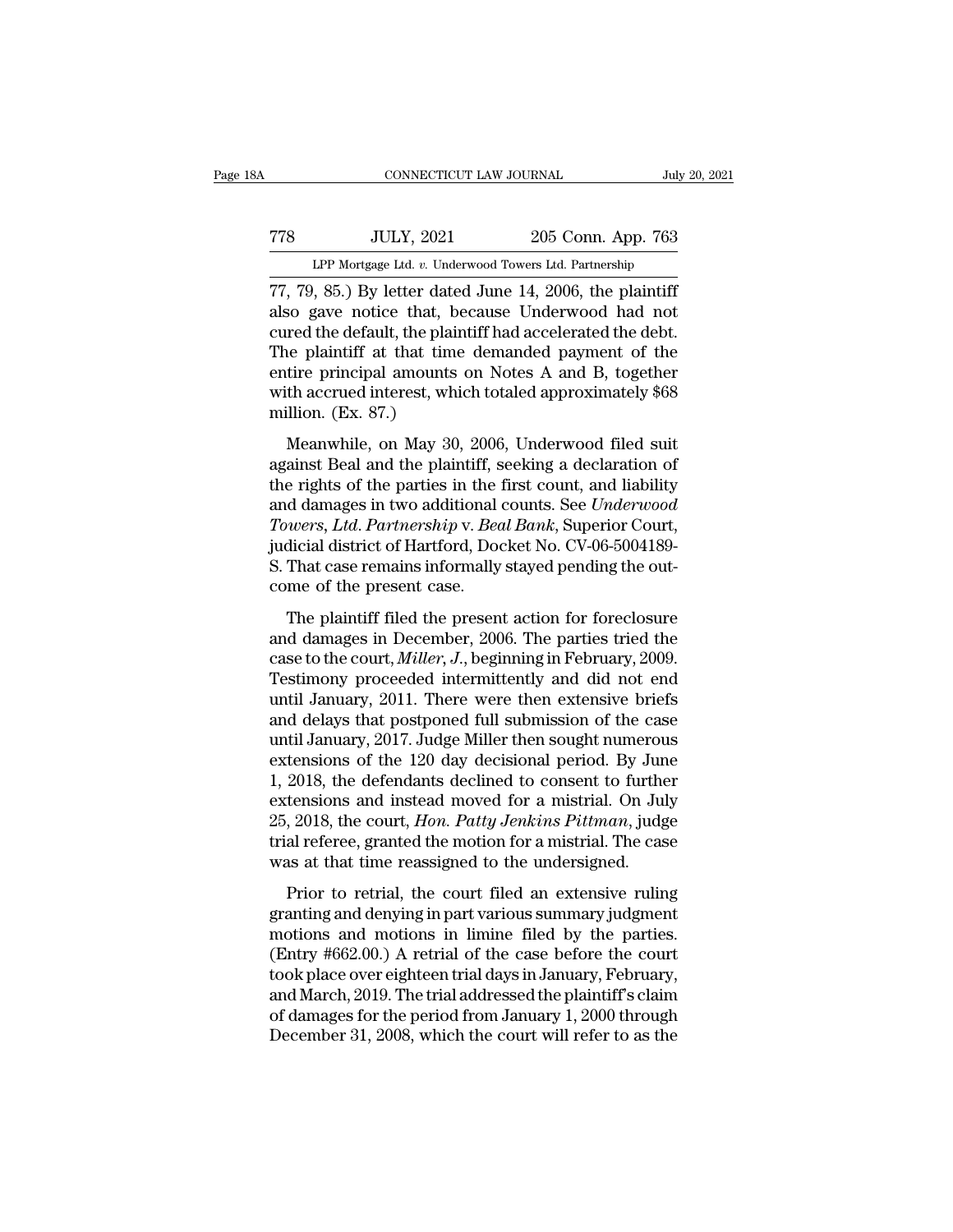77, 79, 85.) By letter dated June 14, 2006, the plaintiff also gave notice that, because Underwood had not cured the default, the plaintiff had accelerated the debt. The plaintiff at that time demanded payment of the entire principal amounts on Notes A and B, together with accrued interest, which totaled approximately $68 million. (Ex. 87.)

Meanwhile, on May 30, 2006, Underwood filed suit against Beal and the plaintiff, seeking a declaration of the rights of the parties in the first count, and liability and damages in two additional counts. See *Underwood Towers, Ltd. Partnership* v. *Beal Bank*, Superior Court, judicial district of Hartford, Docket No. CV-06-5004189-S. That case remains informally stayed pending the outcome of the present case.

The plaintiff filed the present action for foreclosure and damages in December, 2006. The parties tried the case to the court, *Miller, J.*, beginning in February, 2009. Testimony proceeded intermittently and did not end until January, 2011. There were then extensive briefs and delays that postponed full submission of the case until January, 2017. Judge Miller then sought numerous extensions of the 120 day decisional period. By June 1, 2018, the defendants declined to consent to further extensions and instead moved for a mistrial. On July 25, 2018, the court, *Hon. Patty Jenkins Pittman*, judge trial referee, granted the motion for a mistrial. The case was at that time reassigned to the undersigned.

Prior to retrial, the court filed an extensive ruling granting and denying in part various summary judgment motions and motions in limine filed by the parties. (Entry #662.00.) A retrial of the case before the court took place over eighteen trial days in January, February, and March, 2019. The trial addressed the plaintiff's claim of damages for the period from January 1, 2000 through December 31, 2008, which the court will refer to as the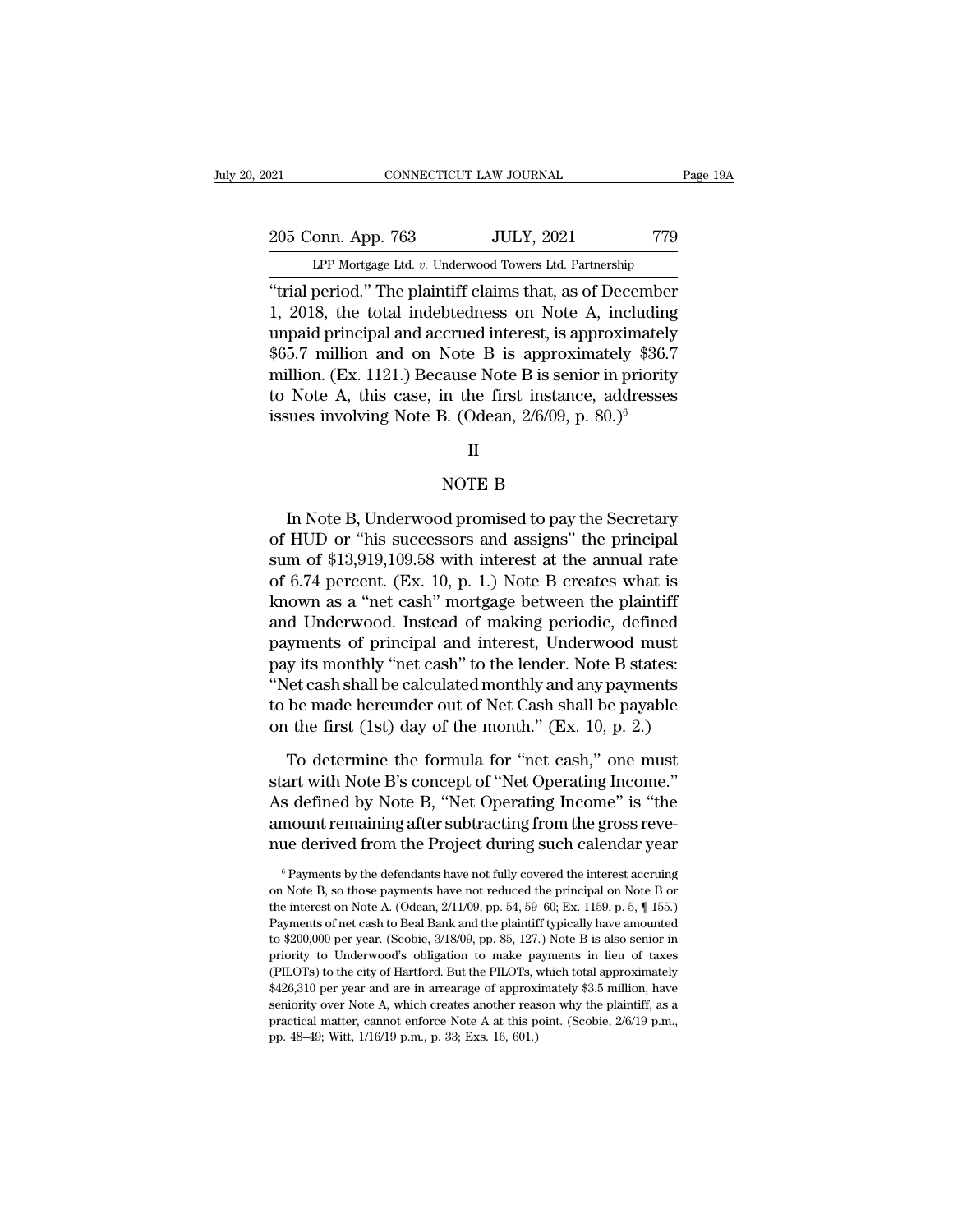"trial period." The plaintiff claims that, as of December 1, 2018, the total indebtedness on Note A, including unpaid principal and accrued interest, is approximately $65.7 million and on Note B is approximately $36.7 million. (Ex. 1121.) Because Note B is senior in priority to Note A, this case, in the first instance, addresses issues involving Note B. (Odean, 2/6/09, p. 80.)[6]

## II

## NOTE B

In Note B, Underwood promised to pay the Secretary of HUD or "his successors and assigns" the principal sum of $13,919,109.58 with interest at the annual rate of 6.74 percent. (Ex. 10, p. 1.) Note B creates what is known as a "net cash" mortgage between the plaintiff and Underwood. Instead of making periodic, defined payments of principal and interest, Underwood must pay its monthly "net cash" to the lender. Note B states: "Net cash shall be calculated monthly and any payments to be made hereunder out of Net Cash shall be payable on the first (1st) day of the month." (Ex. 10, p. 2.)

To determine the formula for "net cash," one must start with Note B's concept of "Net Operating Income." As defined by Note B, "Net Operating Income" is "the amount remaining after subtracting from the gross revenue derived from the Project during such calendar year

---

[6] Payments by the defendants have not fully covered the interest accruing on Note B, so those payments have not reduced the principal on Note B or the interest on Note A. (Odean, 2/11/09, pp. 54, 59–60; Ex. 1159, p. 5, ¶ 155.) Payments of net cash to Beal Bank and the plaintiff typically have amounted to $200,000 per year. (Scobie, 3/18/09, pp. 85, 127.) Note B is also senior in priority to Underwood's obligation to make payments in lieu of taxes (PILOTs) to the city of Hartford. But the PILOTs, which total approximately $426,310 per year and are in arrearage of approximately $3.5 million, have seniority over Note A, which creates another reason why the plaintiff, as a practical matter, cannot enforce Note A at this point. (Scobie, 2/6/19 p.m., pp. 48–49; Witt, 1/16/19 p.m., p. 33; Exs. 16, 601.)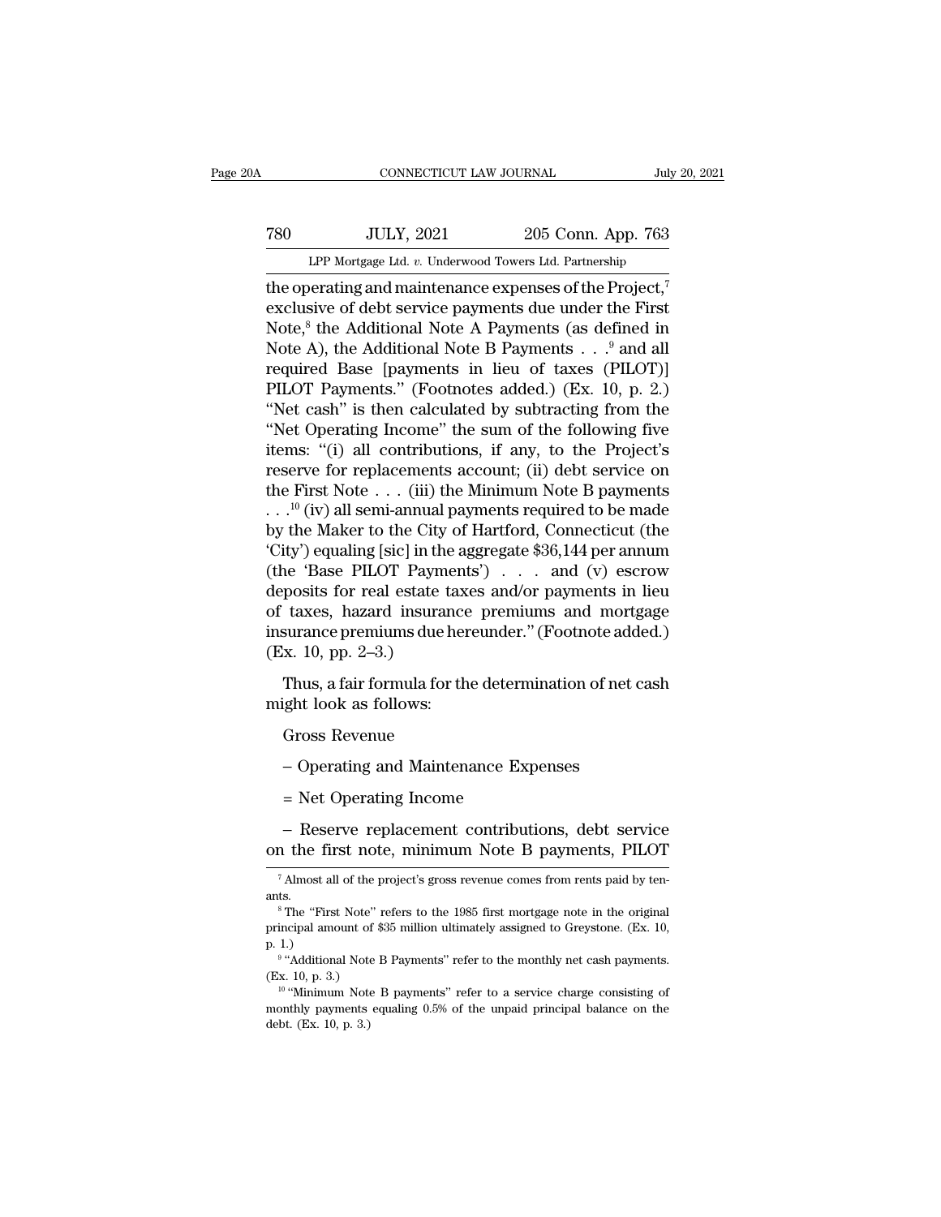the operating and maintenance expenses of the Project,[7] exclusive of debt service payments due under the First Note,[8] the Additional Note A Payments (as defined in Note A), the Additional Note B Payments . . .[9] and all required Base [payments in lieu of taxes (PILOT)] PILOT Payments.'' (Footnotes added.) (Ex. 10, p. 2.) ''Net cash'' is then calculated by subtracting from the ''Net Operating Income'' the sum of the following five items: ''(i) all contributions, if any, to the Project's reserve for replacements account; (ii) debt service on the First Note . . . (iii) the Minimum Note B payments . . .[10] (iv) all semi-annual payments required to be made by the Maker to the City of Hartford, Connecticut (the 'City') equaling [sic] in the aggregate $36,144 per annum (the 'Base PILOT Payments') . . . and (v) escrow deposits for real estate taxes and/or payments in lieu of taxes, hazard insurance premiums and mortgage insurance premiums due hereunder.'' (Footnote added.) (Ex. 10, pp. 2–3.)

Thus, a fair formula for the determination of net cash might look as follows:

Gross Revenue

– Operating and Maintenance Expenses

= Net Operating Income

– Reserve replacement contributions, debt service on the first note, minimum Note B payments, PILOT

---

[7] Almost all of the project's gross revenue comes from rents paid by tenants.

[8] The ''First Note'' refers to the 1985 first mortgage note in the original principal amount of $35 million ultimately assigned to Greystone. (Ex. 10, p. 1.)

[9] ''Additional Note B Payments'' refer to the monthly net cash payments. (Ex. 10, p. 3.)

[10] ''Minimum Note B payments'' refer to a service charge consisting of monthly payments equaling 0.5% of the unpaid principal balance on the debt. (Ex. 10, p. 3.)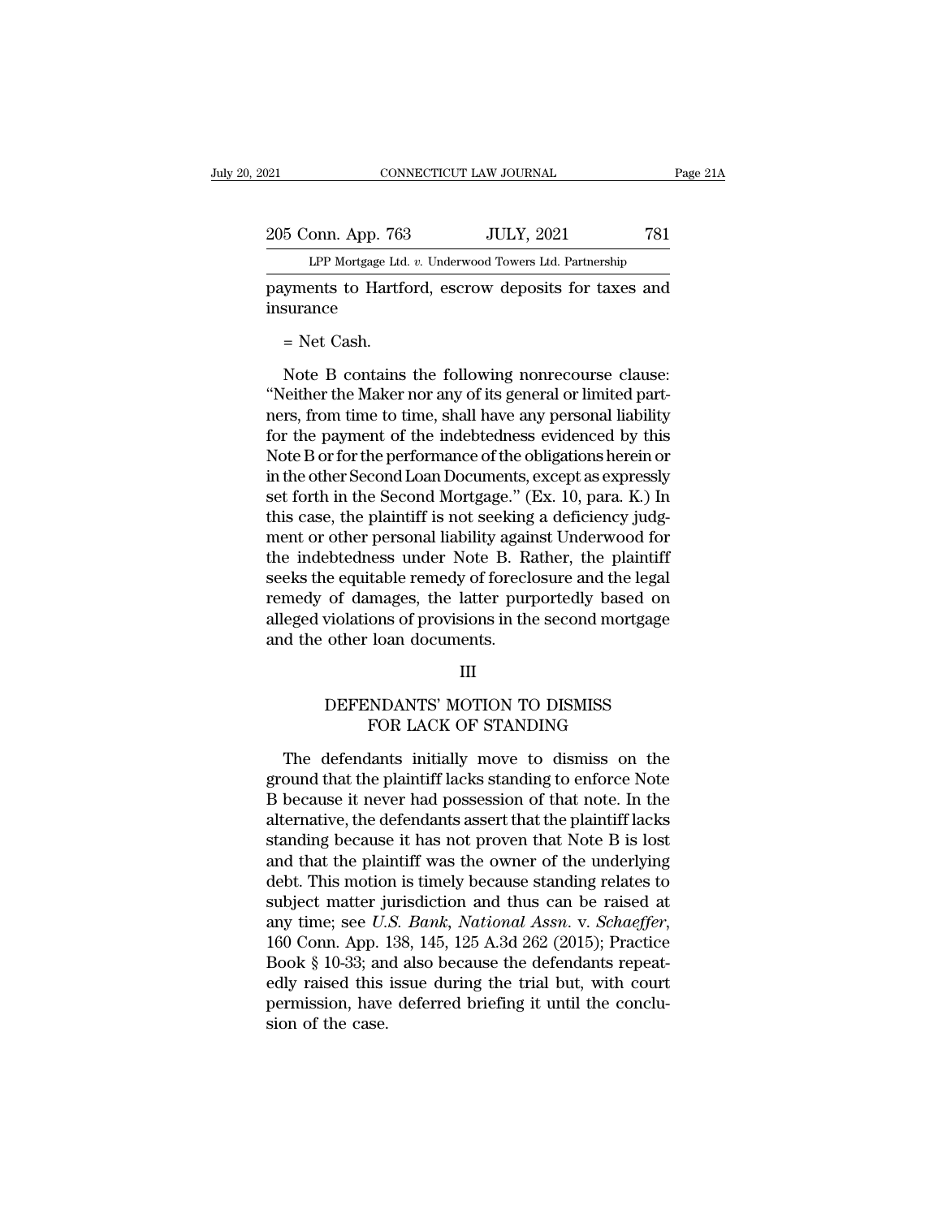payments to Hartford, escrow deposits for taxes and insurance

= Net Cash.

Note B contains the following nonrecourse clause: "Neither the Maker nor any of its general or limited partners, from time to time, shall have any personal liability for the payment of the indebtedness evidenced by this Note B or for the performance of the obligations herein or in the other Second Loan Documents, except as expressly set forth in the Second Mortgage." (Ex. 10, para. K.) In this case, the plaintiff is not seeking a deficiency judgment or other personal liability against Underwood for the indebtedness under Note B. Rather, the plaintiff seeks the equitable remedy of foreclosure and the legal remedy of damages, the latter purportedly based on alleged violations of provisions in the second mortgage and the other loan documents.

## III

## DEFENDANTS' MOTION TO DISMISS FOR LACK OF STANDING

The defendants initially move to dismiss on the ground that the plaintiff lacks standing to enforce Note B because it never had possession of that note. In the alternative, the defendants assert that the plaintiff lacks standing because it has not proven that Note B is lost and that the plaintiff was the owner of the underlying debt. This motion is timely because standing relates to subject matter jurisdiction and thus can be raised at any time; see *U.S. Bank*, *National Assn.* v. *Schaeffer*, 160 Conn. App. 138, 145, 125 A.3d 262 (2015); Practice Book § 10-33; and also because the defendants repeatedly raised this issue during the trial but, with court permission, have deferred briefing it until the conclusion of the case.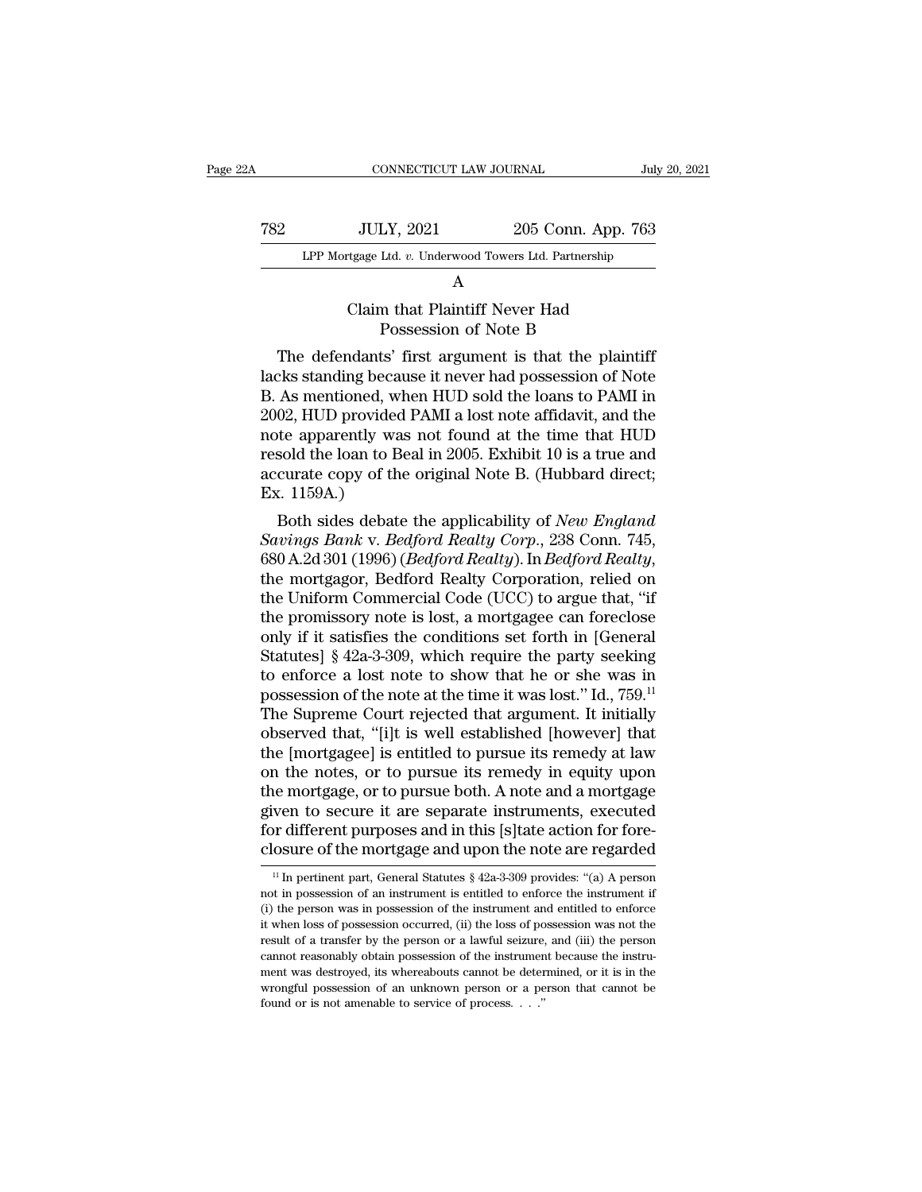A

Claim that Plaintiff Never Had Possession of Note B

The defendants' first argument is that the plaintiff lacks standing because it never had possession of Note B. As mentioned, when HUD sold the loans to PAMI in 2002, HUD provided PAMI a lost note affidavit, and the note apparently was not found at the time that HUD resold the loan to Beal in 2005. Exhibit 10 is a true and accurate copy of the original Note B. (Hubbard direct; Ex. 1159A.)

Both sides debate the applicability of *New England Savings Bank* v. *Bedford Realty Corp.*, 238 Conn. 745, 680 A.2d 301 (1996) (*Bedford Realty*). In *Bedford Realty*, the mortgagor, Bedford Realty Corporation, relied on the Uniform Commercial Code (UCC) to argue that, "if the promissory note is lost, a mortgagee can foreclose only if it satisfies the conditions set forth in [General Statutes] § 42a-3-309, which require the party seeking to enforce a lost note to show that he or she was in possession of the note at the time it was lost." Id., 759.[11] The Supreme Court rejected that argument. It initially observed that, "[i]t is well established [however] that the [mortgagee] is entitled to pursue its remedy at law on the notes, or to pursue its remedy in equity upon the mortgage, or to pursue both. A note and a mortgage given to secure it are separate instruments, executed for different purposes and in this [s]tate action for foreclosure of the mortgage and upon the note are regarded

[11] In pertinent part, General Statutes § 42a-3-309 provides: "(a) A person not in possession of an instrument is entitled to enforce the instrument if (i) the person was in possession of the instrument and entitled to enforce it when loss of possession occurred, (ii) the loss of possession was not the result of a transfer by the person or a lawful seizure, and (iii) the person cannot reasonably obtain possession of the instrument because the instrument was destroyed, its whereabouts cannot be determined, or it is in the wrongful possession of an unknown person or a person that cannot be found or is not amenable to service of process. . . ."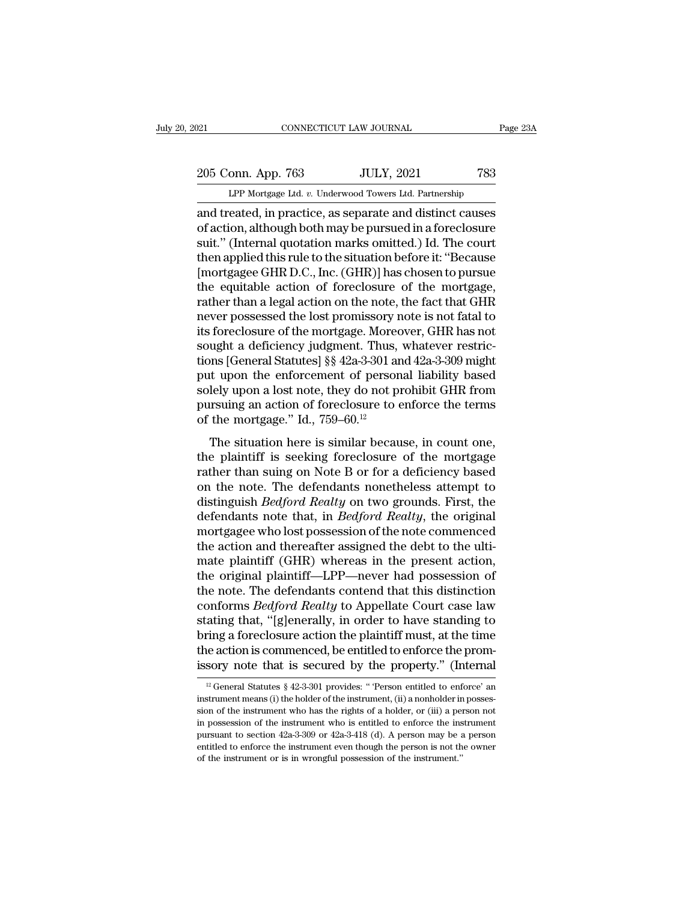and treated, in practice, as separate and distinct causes of action, although both may be pursued in a foreclosure suit." (Internal quotation marks omitted.) Id. The court then applied this rule to the situation before it: "Because [mortgagee GHR D.C., Inc. (GHR)] has chosen to pursue the equitable action of foreclosure of the mortgage, rather than a legal action on the note, the fact that GHR never possessed the lost promissory note is not fatal to its foreclosure of the mortgage. Moreover, GHR has not sought a deficiency judgment. Thus, whatever restrictions [General Statutes] §§ 42a-3-301 and 42a-3-309 might put upon the enforcement of personal liability based solely upon a lost note, they do not prohibit GHR from pursuing an action of foreclosure to enforce the terms of the mortgage." Id., 759–60.[12]

The situation here is similar because, in count one, the plaintiff is seeking foreclosure of the mortgage rather than suing on Note B or for a deficiency based on the note. The defendants nonetheless attempt to distinguish *Bedford Realty* on two grounds. First, the defendants note that, in *Bedford Realty*, the original mortgagee who lost possession of the note commenced the action and thereafter assigned the debt to the ultimate plaintiff (GHR) whereas in the present action, the original plaintiff—LPP—never had possession of the note. The defendants contend that this distinction conforms *Bedford Realty* to Appellate Court case law stating that, "[g]enerally, in order to have standing to bring a foreclosure action the plaintiff must, at the time the action is commenced, be entitled to enforce the promissory note that is secured by the property." (Internal

[12] General Statutes § 42-3-301 provides: " 'Person entitled to enforce' an instrument means (i) the holder of the instrument, (ii) a nonholder in possession of the instrument who has the rights of a holder, or (iii) a person not in possession of the instrument who is entitled to enforce the instrument pursuant to section 42a-3-309 or 42a-3-418 (d). A person may be a person entitled to enforce the instrument even though the person is not the owner of the instrument or is in wrongful possession of the instrument."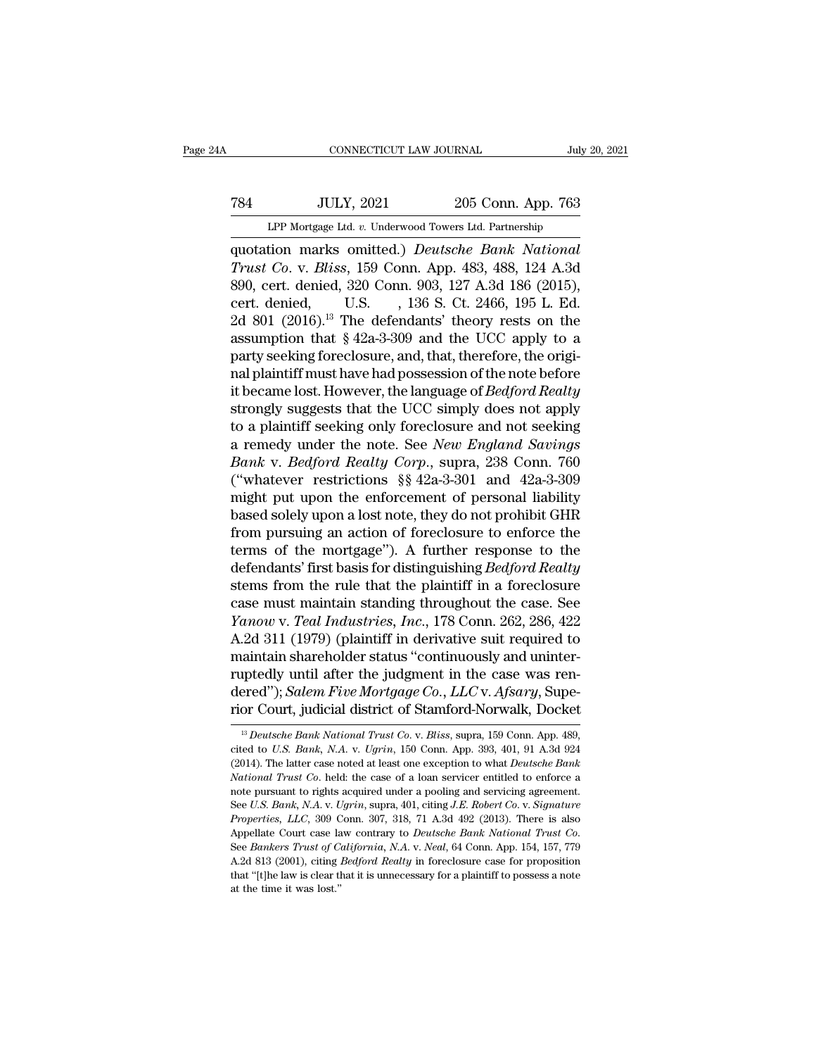quotation marks omitted.) *Deutsche Bank National Trust Co.* v. *Bliss*, 159 Conn. App. 483, 488, 124 A.3d 890, cert. denied, 320 Conn. 903, 127 A.3d 186 (2015), cert. denied, U.S. , 136 S. Ct. 2466, 195 L. Ed. 2d 801 (2016).[13] The defendants' theory rests on the assumption that § 42a-3-309 and the UCC apply to a party seeking foreclosure, and, that, therefore, the original plaintiff must have had possession of the note before it became lost. However, the language of *Bedford Realty* strongly suggests that the UCC simply does not apply to a plaintiff seeking only foreclosure and not seeking a remedy under the note. See *New England Savings Bank* v. *Bedford Realty Corp.*, supra, 238 Conn. 760 ("whatever restrictions §§ 42a-3-301 and 42a-3-309 might put upon the enforcement of personal liability based solely upon a lost note, they do not prohibit GHR from pursuing an action of foreclosure to enforce the terms of the mortgage"). A further response to the defendants' first basis for distinguishing *Bedford Realty* stems from the rule that the plaintiff in a foreclosure case must maintain standing throughout the case. See *Yanow* v. *Teal Industries, Inc.*, 178 Conn. 262, 286, 422 A.2d 311 (1979) (plaintiff in derivative suit required to maintain shareholder status "continuously and uninterruptedly until after the judgment in the case was rendered"); *Salem Five Mortgage Co., LLC* v. *Afsary*, Superior Court, judicial district of Stamford-Norwalk, Docket

[13] *Deutsche Bank National Trust Co.* v. *Bliss*, supra, 159 Conn. App. 489, cited to *U.S. Bank, N.A.* v. *Ugrin*, 150 Conn. App. 393, 401, 91 A.3d 924 (2014). The latter case noted at least one exception to what *Deutsche Bank National Trust Co.* held: the case of a loan servicer entitled to enforce a note pursuant to rights acquired under a pooling and servicing agreement. See *U.S. Bank, N.A.* v. *Ugrin*, supra, 401, citing *J.E. Robert Co.* v. *Signature Properties, LLC*, 309 Conn. 307, 318, 71 A.3d 492 (2013). There is also Appellate Court case law contrary to *Deutsche Bank National Trust Co.* See *Bankers Trust of California, N.A.* v. *Neal*, 64 Conn. App. 154, 157, 779 A.2d 813 (2001), citing *Bedford Realty* in foreclosure case for proposition that "[t]he law is clear that it is unnecessary for a plaintiff to possess a note at the time it was lost."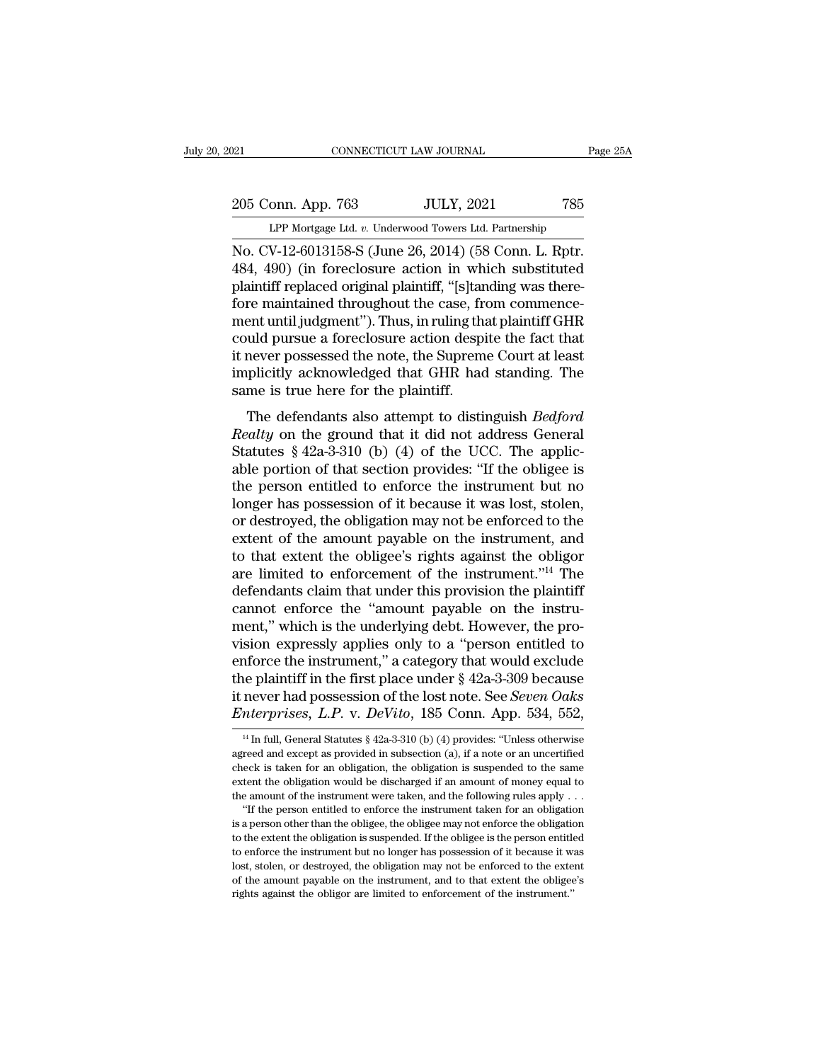No. CV-12-6013158-S (June 26, 2014) (58 Conn. L. Rptr. 484, 490) (in foreclosure action in which substituted plaintiff replaced original plaintiff, "[s]tanding was therefore maintained throughout the case, from commencement until judgment"). Thus, in ruling that plaintiff GHR could pursue a foreclosure action despite the fact that it never possessed the note, the Supreme Court at least implicitly acknowledged that GHR had standing. The same is true here for the plaintiff.

The defendants also attempt to distinguish *Bedford Realty* on the ground that it did not address General Statutes § 42a-3-310 (b) (4) of the UCC. The applicable portion of that section provides: "If the obligee is the person entitled to enforce the instrument but no longer has possession of it because it was lost, stolen, or destroyed, the obligation may not be enforced to the extent of the amount payable on the instrument, and to that extent the obligee's rights against the obligor are limited to enforcement of the instrument."[14] The defendants claim that under this provision the plaintiff cannot enforce the "amount payable on the instrument," which is the underlying debt. However, the provision expressly applies only to a "person entitled to enforce the instrument," a category that would exclude the plaintiff in the first place under § 42a-3-309 because it never had possession of the lost note. See *Seven Oaks Enterprises, L.P.* v. *DeVito*, 185 Conn. App. 534, 552,

---

[14] In full, General Statutes § 42a-3-310 (b) (4) provides: "Unless otherwise agreed and except as provided in subsection (a), if a note or an uncertified check is taken for an obligation, the obligation is suspended to the same extent the obligation would be discharged if an amount of money equal to the amount of the instrument were taken, and the following rules apply . . .

"If the person entitled to enforce the instrument taken for an obligation is a person other than the obligee, the obligee may not enforce the obligation to the extent the obligation is suspended. If the obligee is the person entitled to enforce the instrument but no longer has possession of it because it was lost, stolen, or destroyed, the obligation may not be enforced to the extent of the amount payable on the instrument, and to that extent the obligee's rights against the obligor are limited to enforcement of the instrument."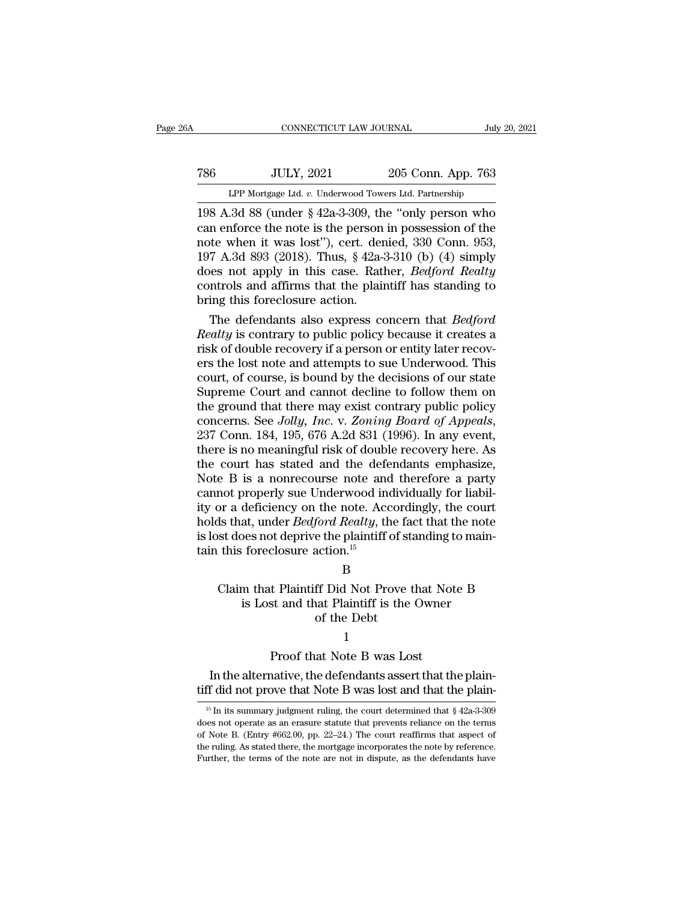198 A.3d 88 (under § 42a-3-309, the "only person who can enforce the note is the person in possession of the note when it was lost"), cert. denied, 330 Conn. 953, 197 A.3d 893 (2018). Thus, § 42a-3-310 (b) (4) simply does not apply in this case. Rather, *Bedford Realty* controls and affirms that the plaintiff has standing to bring this foreclosure action.

The defendants also express concern that *Bedford Realty* is contrary to public policy because it creates a risk of double recovery if a person or entity later recovers the lost note and attempts to sue Underwood. This court, of course, is bound by the decisions of our state Supreme Court and cannot decline to follow them on the ground that there may exist contrary public policy concerns. See *Jolly, Inc.* v. *Zoning Board of Appeals*, 237 Conn. 184, 195, 676 A.2d 831 (1996). In any event, there is no meaningful risk of double recovery here. As the court has stated and the defendants emphasize, Note B is a nonrecourse note and therefore a party cannot properly sue Underwood individually for liability or a deficiency on the note. Accordingly, the court holds that, under *Bedford Realty*, the fact that the note is lost does not deprive the plaintiff of standing to maintain this foreclosure action.[15]

B

Claim that Plaintiff Did Not Prove that Note B is Lost and that Plaintiff is the Owner of the Debt

1

Proof that Note B was Lost

In the alternative, the defendants assert that the plaintiff did not prove that Note B was lost and that the plain-

[15] In its summary judgment ruling, the court determined that § 42a-3-309 does not operate as an erasure statute that prevents reliance on the terms of Note B. (Entry #662.00, pp. 22–24.) The court reaffirms that aspect of the ruling. As stated there, the mortgage incorporates the note by reference. Further, the terms of the note are not in dispute, as the defendants have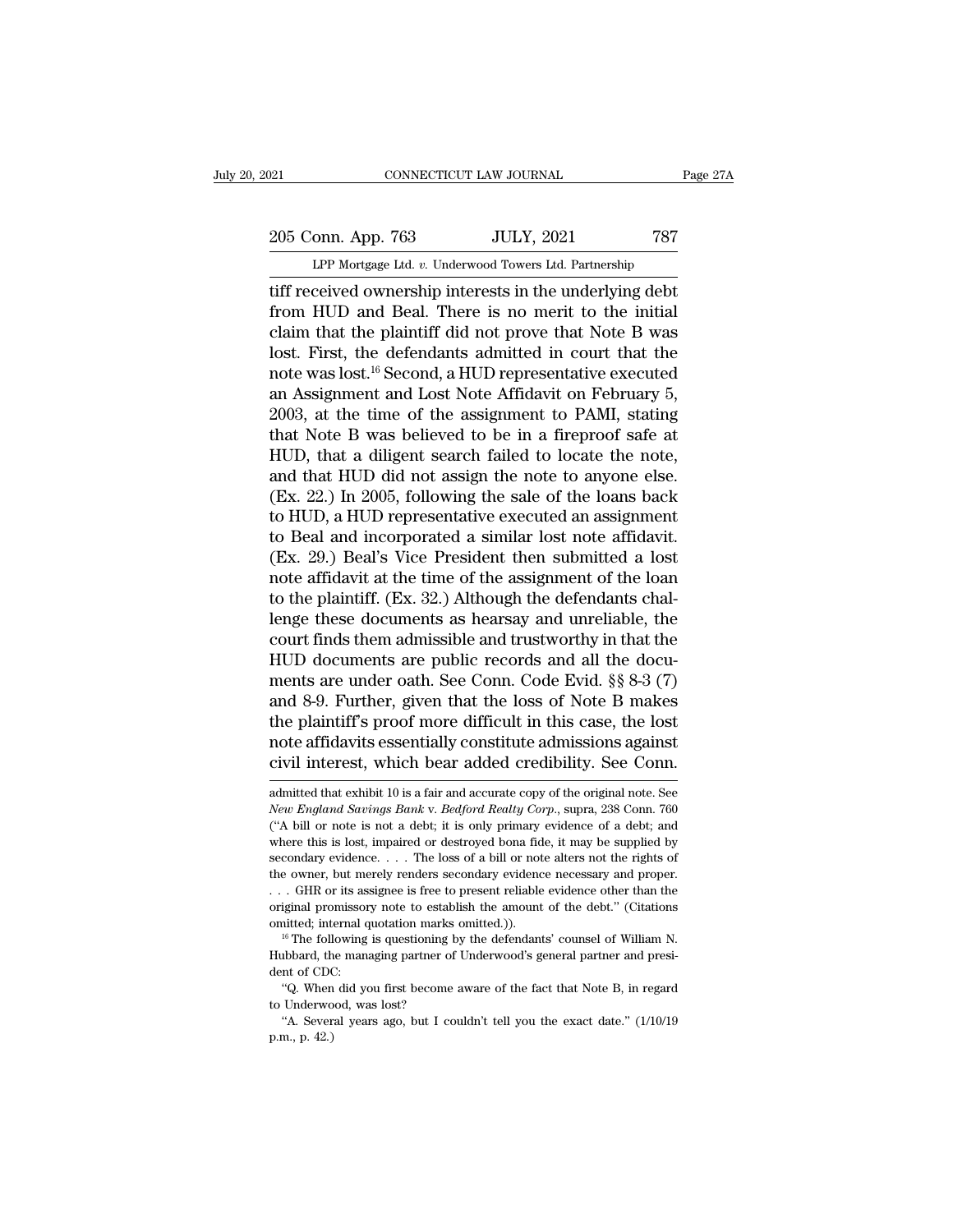tiff received ownership interests in the underlying debt from HUD and Beal. There is no merit to the initial claim that the plaintiff did not prove that Note B was lost. First, the defendants admitted in court that the note was lost.[16] Second, a HUD representative executed an Assignment and Lost Note Affidavit on February 5, 2003, at the time of the assignment to PAMI, stating that Note B was believed to be in a fireproof safe at HUD, that a diligent search failed to locate the note, and that HUD did not assign the note to anyone else. (Ex. 22.) In 2005, following the sale of the loans back to HUD, a HUD representative executed an assignment to Beal and incorporated a similar lost note affidavit. (Ex. 29.) Beal's Vice President then submitted a lost note affidavit at the time of the assignment of the loan to the plaintiff. (Ex. 32.) Although the defendants challenge these documents as hearsay and unreliable, the court finds them admissible and trustworthy in that the HUD documents are public records and all the documents are under oath. See Conn. Code Evid. §§ 8-3 (7) and 8-9. Further, given that the loss of Note B makes the plaintiff's proof more difficult in this case, the lost note affidavits essentially constitute admissions against civil interest, which bear added credibility. See Conn.

---

admitted that exhibit 10 is a fair and accurate copy of the original note. See *New England Savings Bank* v. *Bedford Realty Corp.*, supra, 238 Conn. 760 ("A bill or note is not a debt; it is only primary evidence of a debt; and where this is lost, impaired or destroyed bona fide, it may be supplied by secondary evidence. . . . The loss of a bill or note alters not the rights of the owner, but merely renders secondary evidence necessary and proper. . . . GHR or its assignee is free to present reliable evidence other than the original promissory note to establish the amount of the debt." (Citations omitted; internal quotation marks omitted.)).

[16] The following is questioning by the defendants' counsel of William N. Hubbard, the managing partner of Underwood's general partner and president of CDC:

"Q. When did you first become aware of the fact that Note B, in regard to Underwood, was lost?

"A. Several years ago, but I couldn't tell you the exact date." (1/10/19 p.m., p. 42.)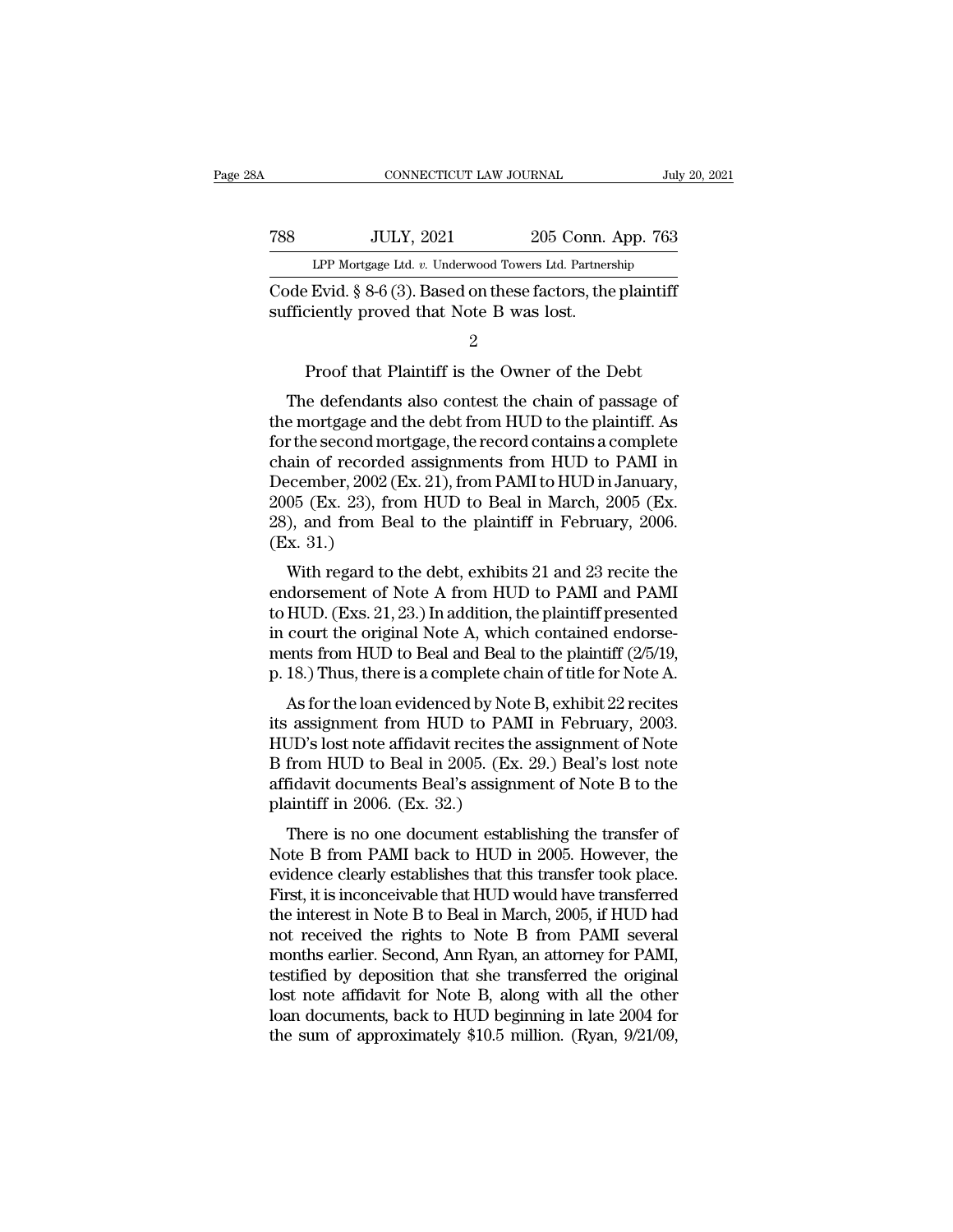Code Evid. § 8-6 (3). Based on these factors, the plaintiff sufficiently proved that Note B was lost.

2

Proof that Plaintiff is the Owner of the Debt

The defendants also contest the chain of passage of the mortgage and the debt from HUD to the plaintiff. As for the second mortgage, the record contains a complete chain of recorded assignments from HUD to PAMI in December, 2002 (Ex. 21), from PAMI to HUD in January, 2005 (Ex. 23), from HUD to Beal in March, 2005 (Ex. 28), and from Beal to the plaintiff in February, 2006. (Ex. 31.)

With regard to the debt, exhibits 21 and 23 recite the endorsement of Note A from HUD to PAMI and PAMI to HUD. (Exs. 21, 23.) In addition, the plaintiff presented in court the original Note A, which contained endorsements from HUD to Beal and Beal to the plaintiff (2/5/19, p. 18.) Thus, there is a complete chain of title for Note A.

As for the loan evidenced by Note B, exhibit 22 recites its assignment from HUD to PAMI in February, 2003. HUD's lost note affidavit recites the assignment of Note B from HUD to Beal in 2005. (Ex. 29.) Beal's lost note affidavit documents Beal's assignment of Note B to the plaintiff in 2006. (Ex. 32.)

There is no one document establishing the transfer of Note B from PAMI back to HUD in 2005. However, the evidence clearly establishes that this transfer took place. First, it is inconceivable that HUD would have transferred the interest in Note B to Beal in March, 2005, if HUD had not received the rights to Note B from PAMI several months earlier. Second, Ann Ryan, an attorney for PAMI, testified by deposition that she transferred the original lost note affidavit for Note B, along with all the other loan documents, back to HUD beginning in late 2004 for the sum of approximately $10.5 million. (Ryan, 9/21/09,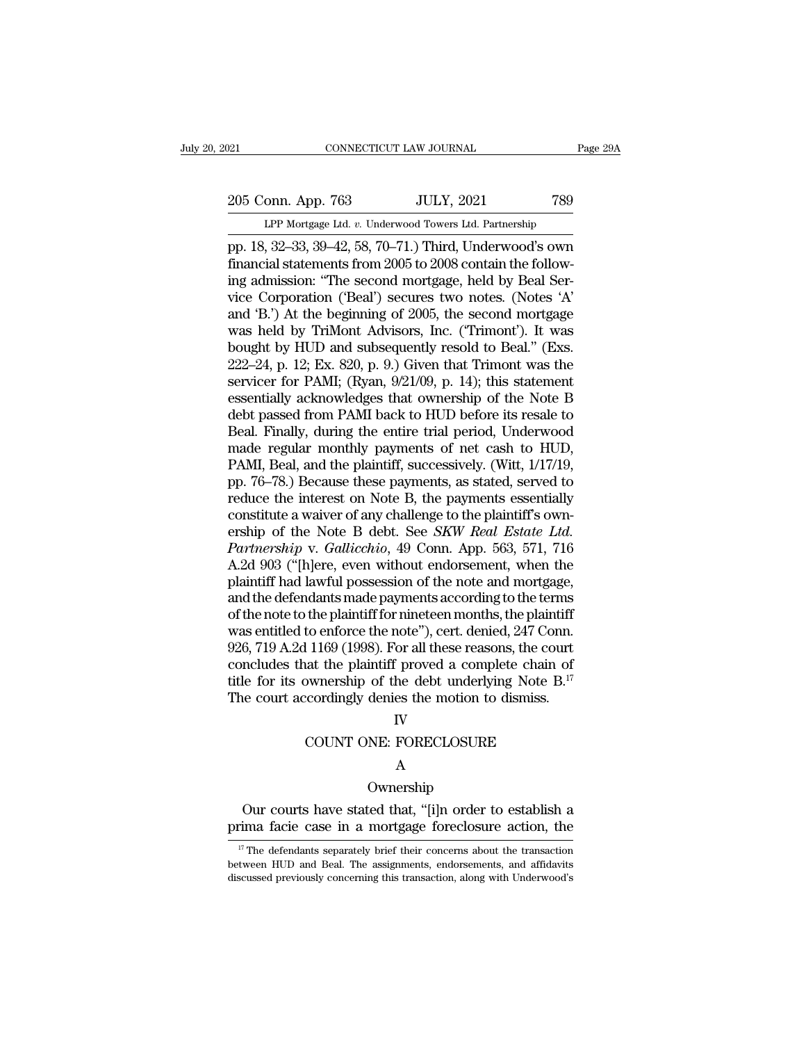pp. 18, 32–33, 39–42, 58, 70–71.) Third, Underwood's own financial statements from 2005 to 2008 contain the following admission: "The second mortgage, held by Beal Service Corporation ('Beal') secures two notes. (Notes 'A' and 'B.') At the beginning of 2005, the second mortgage was held by TriMont Advisors, Inc. ('Trimont'). It was bought by HUD and subsequently resold to Beal." (Exs. 222–24, p. 12; Ex. 820, p. 9.) Given that Trimont was the servicer for PAMI; (Ryan, 9/21/09, p. 14); this statement essentially acknowledges that ownership of the Note B debt passed from PAMI back to HUD before its resale to Beal. Finally, during the entire trial period, Underwood made regular monthly payments of net cash to HUD, PAMI, Beal, and the plaintiff, successively. (Witt, 1/17/19, pp. 76–78.) Because these payments, as stated, served to reduce the interest on Note B, the payments essentially constitute a waiver of any challenge to the plaintiff's ownership of the Note B debt. See *SKW Real Estate Ltd. Partnership* v. *Gallicchio*, 49 Conn. App. 563, 571, 716 A.2d 903 ("[h]ere, even without endorsement, when the plaintiff had lawful possession of the note and mortgage, and the defendants made payments according to the terms of the note to the plaintiff for nineteen months, the plaintiff was entitled to enforce the note"), cert. denied, 247 Conn. 926, 719 A.2d 1169 (1998). For all these reasons, the court concludes that the plaintiff proved a complete chain of title for its ownership of the debt underlying Note B.[17] The court accordingly denies the motion to dismiss.

## IV

## COUNT ONE: FORECLOSURE

### A

### Ownership

Our courts have stated that, "[i]n order to establish a prima facie case in a mortgage foreclosure action, the

[17] The defendants separately brief their concerns about the transaction between HUD and Beal. The assignments, endorsements, and affidavits discussed previously concerning this transaction, along with Underwood's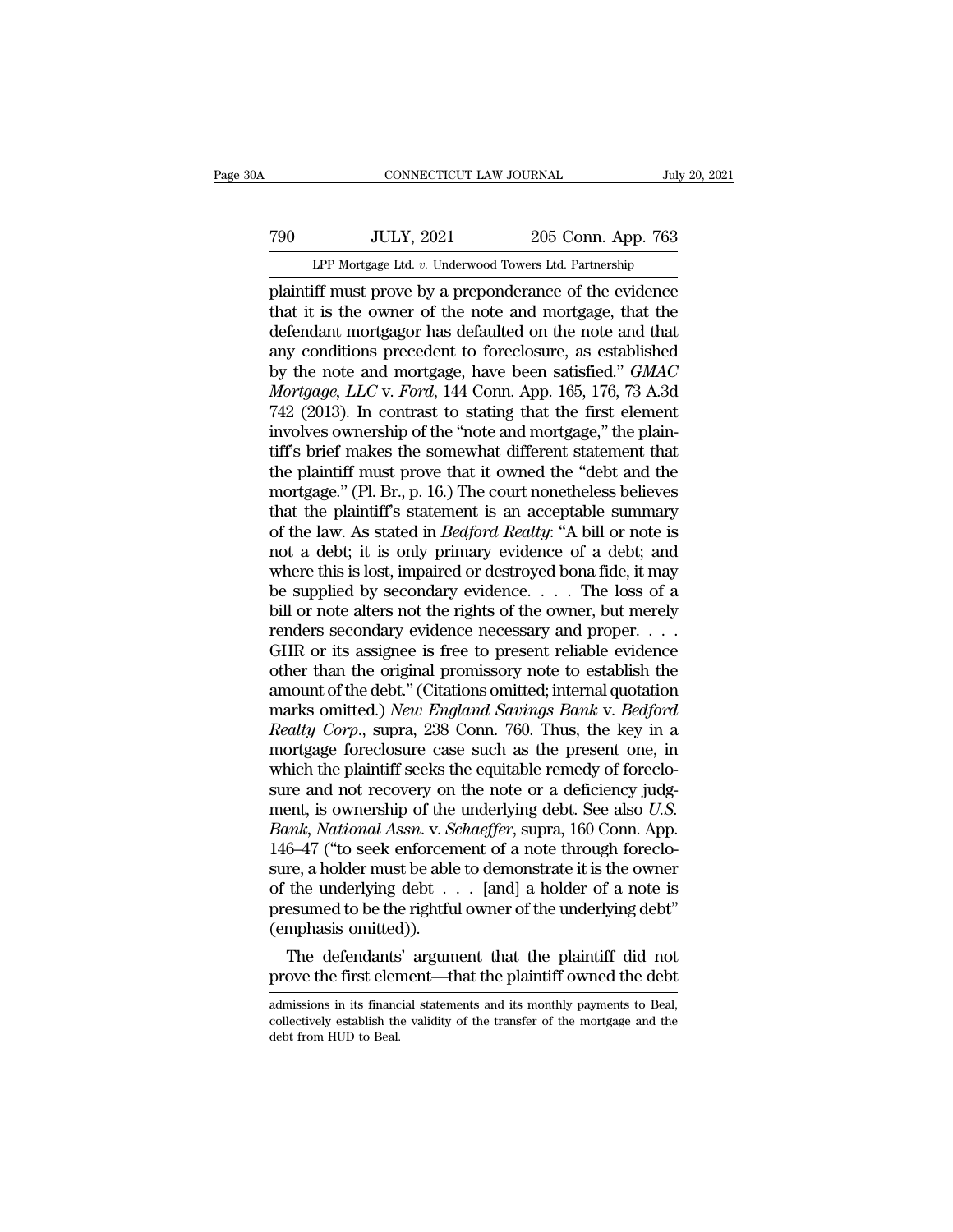plaintiff must prove by a preponderance of the evidence that it is the owner of the note and mortgage, that the defendant mortgagor has defaulted on the note and that any conditions precedent to foreclosure, as established by the note and mortgage, have been satisfied." *GMAC Mortgage, LLC* v. *Ford*, 144 Conn. App. 165, 176, 73 A.3d 742 (2013). In contrast to stating that the first element involves ownership of the "note and mortgage," the plaintiff's brief makes the somewhat different statement that the plaintiff must prove that it owned the "debt and the mortgage." (Pl. Br., p. 16.) The court nonetheless believes that the plaintiff's statement is an acceptable summary of the law. As stated in *Bedford Realty*: "A bill or note is not a debt; it is only primary evidence of a debt; and where this is lost, impaired or destroyed bona fide, it may be supplied by secondary evidence. . . . The loss of a bill or note alters not the rights of the owner, but merely renders secondary evidence necessary and proper. . . . GHR or its assignee is free to present reliable evidence other than the original promissory note to establish the amount of the debt." (Citations omitted; internal quotation marks omitted.) *New England Savings Bank* v. *Bedford Realty Corp.*, supra, 238 Conn. 760. Thus, the key in a mortgage foreclosure case such as the present one, in which the plaintiff seeks the equitable remedy of foreclosure and not recovery on the note or a deficiency judgment, is ownership of the underlying debt. See also *U.S. Bank, National Assn.* v. *Schaeffer*, supra, 160 Conn. App. 146–47 ("to seek enforcement of a note through foreclosure, a holder must be able to demonstrate it is the owner of the underlying debt . . . [and] a holder of a note is presumed to be the rightful owner of the underlying debt" (emphasis omitted)).

The defendants' argument that the plaintiff did not prove the first element—that the plaintiff owned the debt

---

admissions in its financial statements and its monthly payments to Beal, collectively establish the validity of the transfer of the mortgage and the debt from HUD to Beal.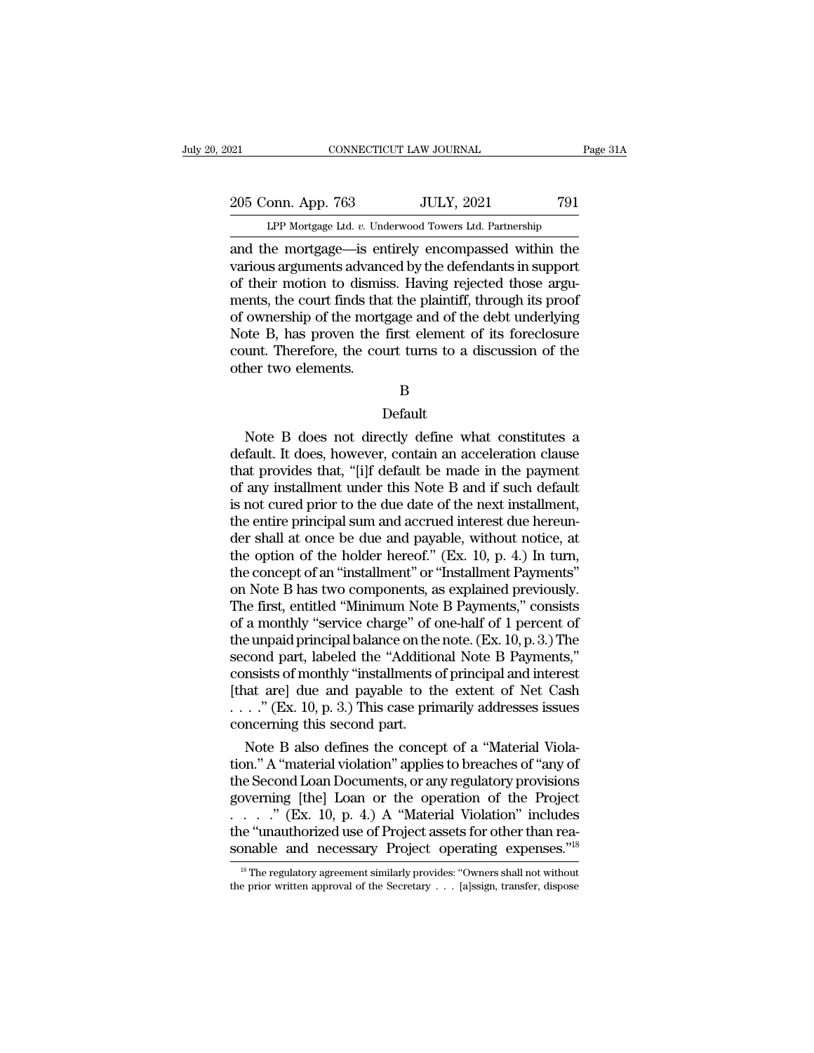and the mortgage—is entirely encompassed within the various arguments advanced by the defendants in support of their motion to dismiss. Having rejected those arguments, the court finds that the plaintiff, through its proof of ownership of the mortgage and of the debt underlying Note B, has proven the first element of its foreclosure count. Therefore, the court turns to a discussion of the other two elements.

B

Default

Note B does not directly define what constitutes a default. It does, however, contain an acceleration clause that provides that, "[i]f default be made in the payment of any installment under this Note B and if such default is not cured prior to the due date of the next installment, the entire principal sum and accrued interest due hereunder shall at once be due and payable, without notice, at the option of the holder hereof." (Ex. 10, p. 4.) In turn, the concept of an "installment" or "Installment Payments" on Note B has two components, as explained previously. The first, entitled "Minimum Note B Payments," consists of a monthly "service charge" of one-half of 1 percent of the unpaid principal balance on the note. (Ex. 10, p. 3.) The second part, labeled the "Additional Note B Payments," consists of monthly "installments of principal and interest [that are] due and payable to the extent of Net Cash . . . ." (Ex. 10, p. 3.) This case primarily addresses issues concerning this second part.

Note B also defines the concept of a "Material Violation." A "material violation" applies to breaches of "any of the Second Loan Documents, or any regulatory provisions governing [the] Loan or the operation of the Project . . . ." (Ex. 10, p. 4.) A "Material Violation" includes the "unauthorized use of Project assets for other than reasonable and necessary Project operating expenses."[18]

[18] The regulatory agreement similarly provides: "Owners shall not without the prior written approval of the Secretary . . . [a]ssign, transfer, dispose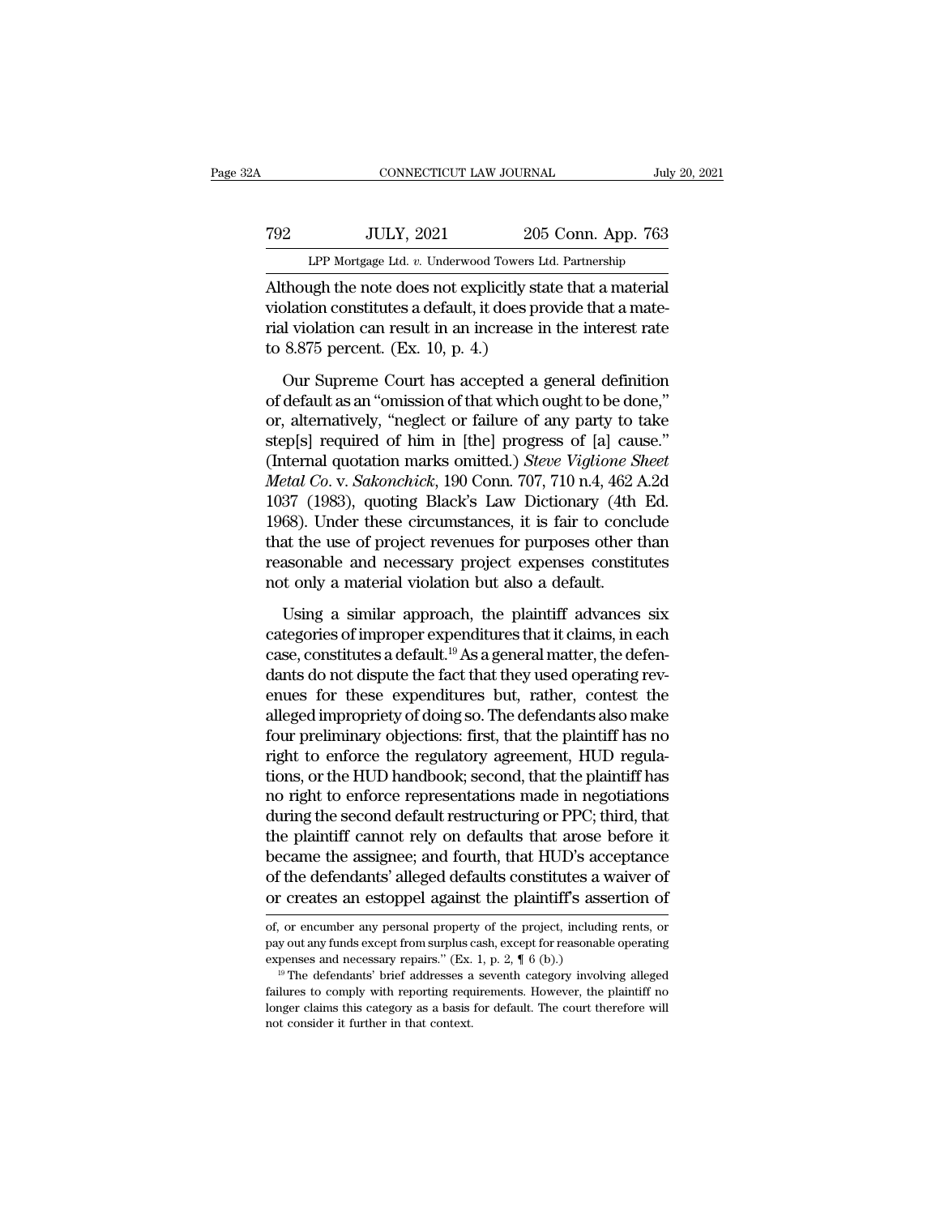Although the note does not explicitly state that a material violation constitutes a default, it does provide that a material violation can result in an increase in the interest rate to 8.875 percent. (Ex. 10, p. 4.)

Our Supreme Court has accepted a general definition of default as an "omission of that which ought to be done," or, alternatively, "neglect or failure of any party to take step[s] required of him in [the] progress of [a] cause." (Internal quotation marks omitted.) *Steve Viglione Sheet Metal Co.* v. *Sakonchick*, 190 Conn. 707, 710 n.4, 462 A.2d 1037 (1983), quoting Black's Law Dictionary (4th Ed. 1968). Under these circumstances, it is fair to conclude that the use of project revenues for purposes other than reasonable and necessary project expenses constitutes not only a material violation but also a default.

Using a similar approach, the plaintiff advances six categories of improper expenditures that it claims, in each case, constitutes a default.[19] As a general matter, the defendants do not dispute the fact that they used operating revenues for these expenditures but, rather, contest the alleged impropriety of doing so. The defendants also make four preliminary objections: first, that the plaintiff has no right to enforce the regulatory agreement, HUD regulations, or the HUD handbook; second, that the plaintiff has no right to enforce representations made in negotiations during the second default restructuring or PPC; third, that the plaintiff cannot rely on defaults that arose before it became the assignee; and fourth, that HUD's acceptance of the defendants' alleged defaults constitutes a waiver of or creates an estoppel against the plaintiff's assertion of

---

of, or encumber any personal property of the project, including rents, or pay out any funds except from surplus cash, except for reasonable operating expenses and necessary repairs." (Ex. 1, p. 2, ¶ 6 (b).)

[19] The defendants' brief addresses a seventh category involving alleged failures to comply with reporting requirements. However, the plaintiff no longer claims this category as a basis for default. The court therefore will not consider it further in that context.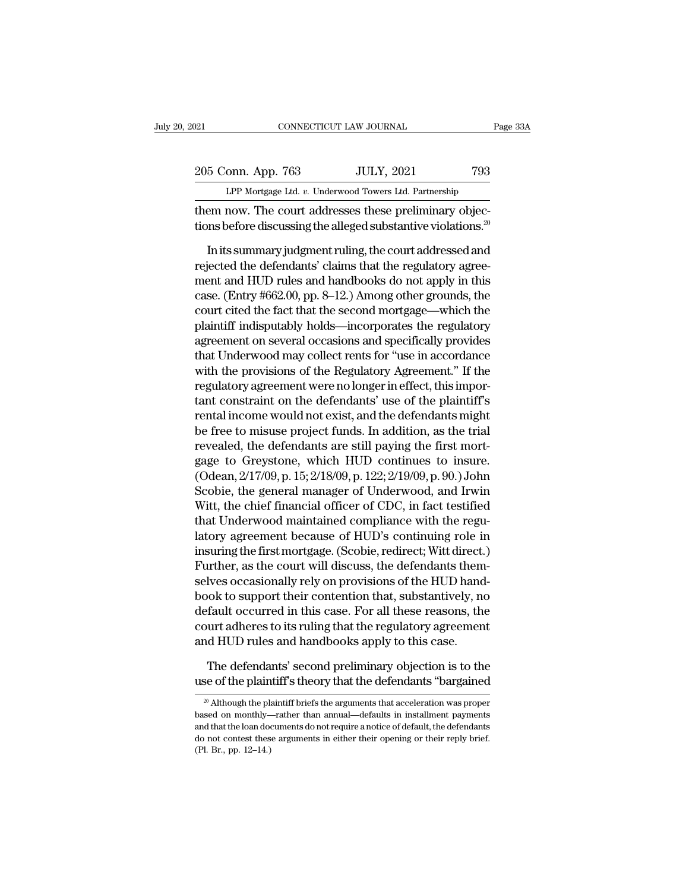them now. The court addresses these preliminary objections before discussing the alleged substantive violations.[20]

In its summary judgment ruling, the court addressed and rejected the defendants' claims that the regulatory agreement and HUD rules and handbooks do not apply in this case. (Entry #662.00, pp. 8–12.) Among other grounds, the court cited the fact that the second mortgage—which the plaintiff indisputably holds—incorporates the regulatory agreement on several occasions and specifically provides that Underwood may collect rents for "use in accordance with the provisions of the Regulatory Agreement." If the regulatory agreement were no longer in effect, this important constraint on the defendants' use of the plaintiff's rental income would not exist, and the defendants might be free to misuse project funds. In addition, as the trial revealed, the defendants are still paying the first mortgage to Greystone, which HUD continues to insure. (Odean, 2/17/09, p. 15; 2/18/09, p. 122; 2/19/09, p. 90.) John Scobie, the general manager of Underwood, and Irwin Witt, the chief financial officer of CDC, in fact testified that Underwood maintained compliance with the regulatory agreement because of HUD's continuing role in insuring the first mortgage. (Scobie, redirect; Witt direct.) Further, as the court will discuss, the defendants themselves occasionally rely on provisions of the HUD handbook to support their contention that, substantively, no default occurred in this case. For all these reasons, the court adheres to its ruling that the regulatory agreement and HUD rules and handbooks apply to this case.

The defendants' second preliminary objection is to the use of the plaintiff's theory that the defendants "bargained

[20] Although the plaintiff briefs the arguments that acceleration was proper based on monthly—rather than annual—defaults in installment payments and that the loan documents do not require a notice of default, the defendants do not contest these arguments in either their opening or their reply brief. (Pl. Br., pp. 12–14.)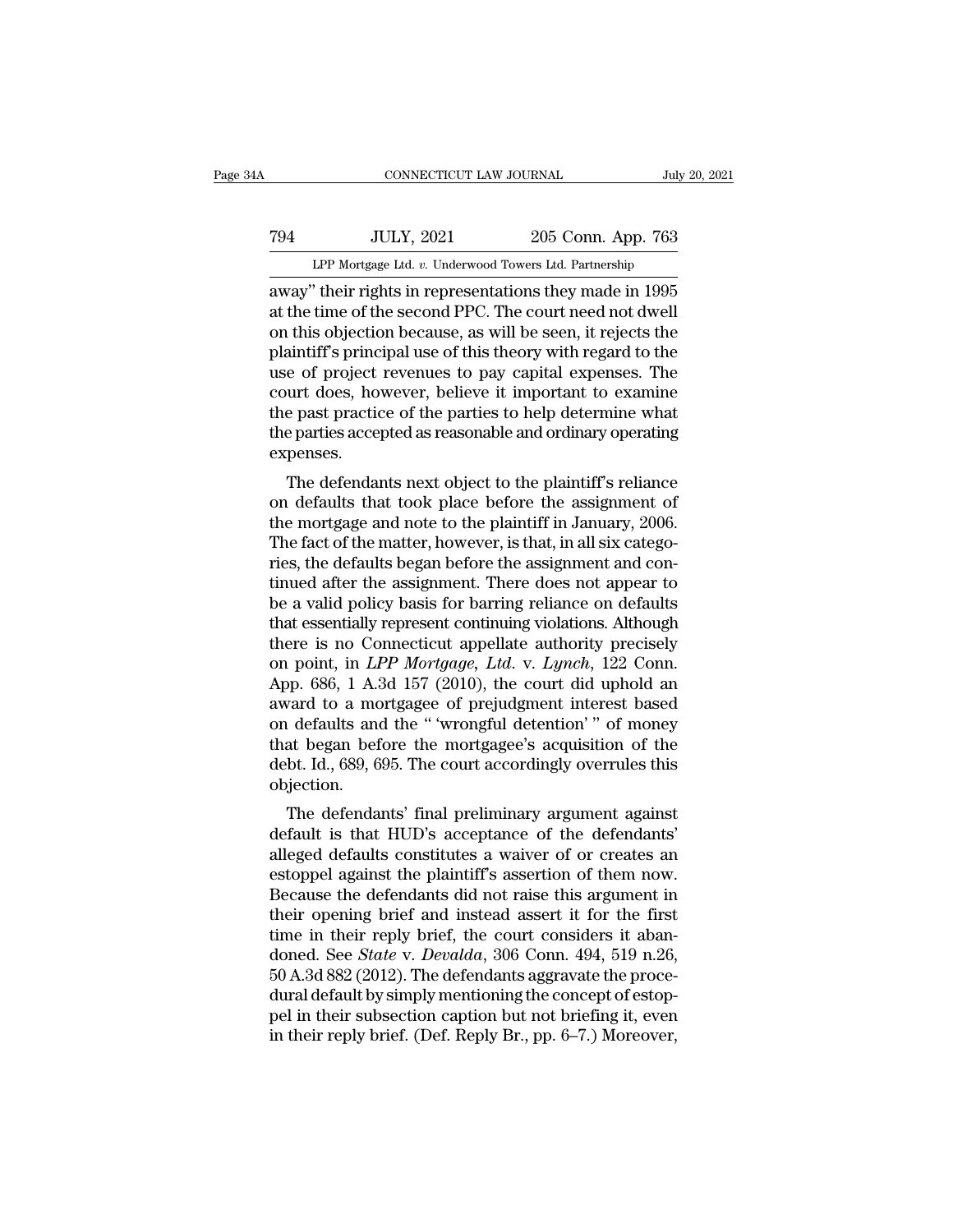away" their rights in representations they made in 1995 at the time of the second PPC. The court need not dwell on this objection because, as will be seen, it rejects the plaintiff's principal use of this theory with regard to the use of project revenues to pay capital expenses. The court does, however, believe it important to examine the past practice of the parties to help determine what the parties accepted as reasonable and ordinary operating expenses.

The defendants next object to the plaintiff's reliance on defaults that took place before the assignment of the mortgage and note to the plaintiff in January, 2006. The fact of the matter, however, is that, in all six categories, the defaults began before the assignment and continued after the assignment. There does not appear to be a valid policy basis for barring reliance on defaults that essentially represent continuing violations. Although there is no Connecticut appellate authority precisely on point, in *LPP Mortgage, Ltd.* v. *Lynch*, 122 Conn. App. 686, 1 A.3d 157 (2010), the court did uphold an award to a mortgagee of prejudgment interest based on defaults and the " 'wrongful detention' " of money that began before the mortgagee's acquisition of the debt. Id., 689, 695. The court accordingly overrules this objection.

The defendants' final preliminary argument against default is that HUD's acceptance of the defendants' alleged defaults constitutes a waiver of or creates an estoppel against the plaintiff's assertion of them now. Because the defendants did not raise this argument in their opening brief and instead assert it for the first time in their reply brief, the court considers it abandoned. See *State* v. *Devalda*, 306 Conn. 494, 519 n.26, 50 A.3d 882 (2012). The defendants aggravate the procedural default by simply mentioning the concept of estoppel in their subsection caption but not briefing it, even in their reply brief. (Def. Reply Br., pp. 6–7.) Moreover,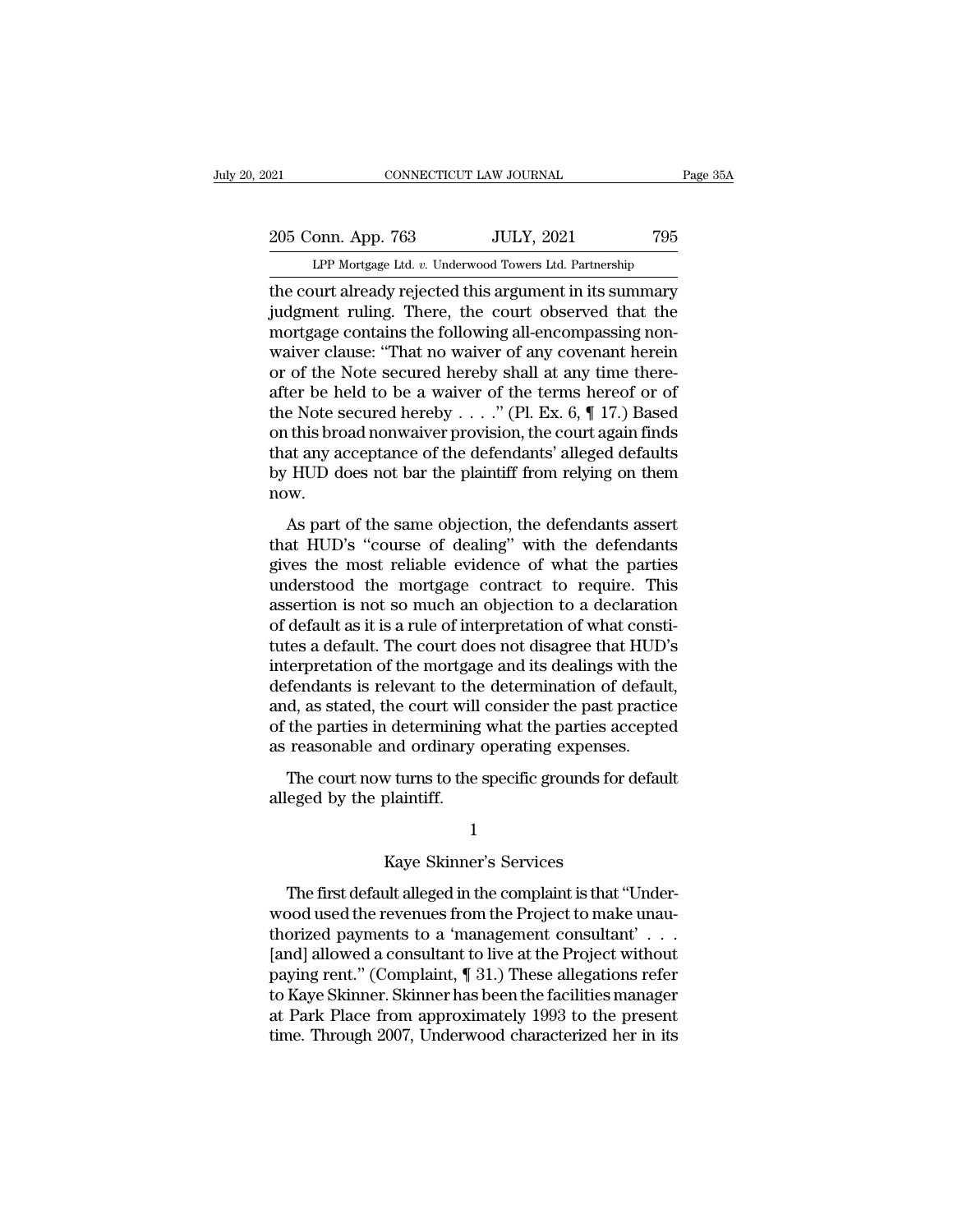the court already rejected this argument in its summary judgment ruling. There, the court observed that the mortgage contains the following all-encompassing non-waiver clause: "That no waiver of any covenant herein or of the Note secured hereby shall at any time thereafter be held to be a waiver of the terms hereof or of the Note secured hereby . . . ." (Pl. Ex. 6, ¶ 17.) Based on this broad nonwaiver provision, the court again finds that any acceptance of the defendants' alleged defaults by HUD does not bar the plaintiff from relying on them now.

As part of the same objection, the defendants assert that HUD's "course of dealing" with the defendants gives the most reliable evidence of what the parties understood the mortgage contract to require. This assertion is not so much an objection to a declaration of default as it is a rule of interpretation of what constitutes a default. The court does not disagree that HUD's interpretation of the mortgage and its dealings with the defendants is relevant to the determination of default, and, as stated, the court will consider the past practice of the parties in determining what the parties accepted as reasonable and ordinary operating expenses.

The court now turns to the specific grounds for default alleged by the plaintiff.

1

Kaye Skinner's Services

The first default alleged in the complaint is that "Underwood used the revenues from the Project to make unauthorized payments to a 'management consultant' . . . [and] allowed a consultant to live at the Project without paying rent." (Complaint, ¶ 31.) These allegations refer to Kaye Skinner. Skinner has been the facilities manager at Park Place from approximately 1993 to the present time. Through 2007, Underwood characterized her in its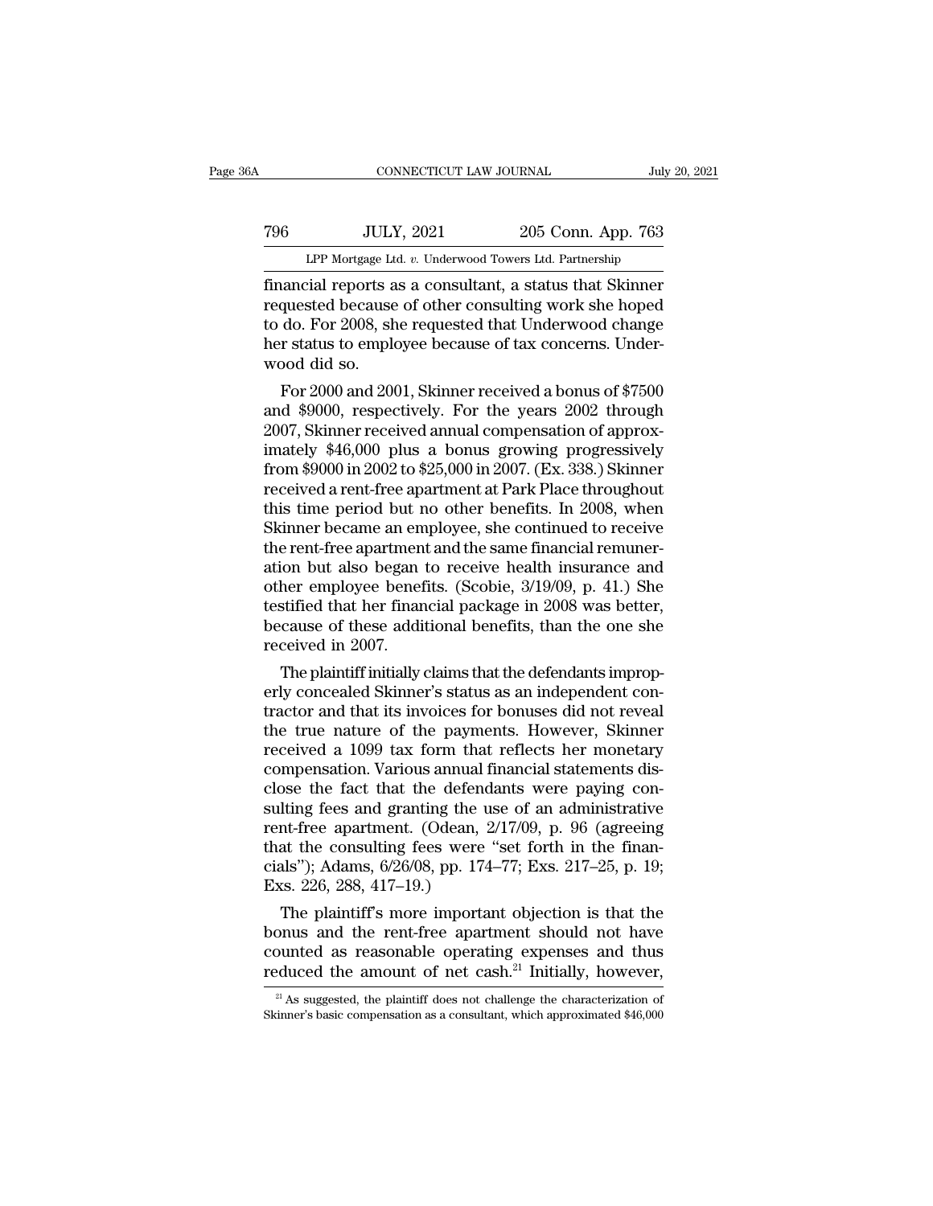financial reports as a consultant, a status that Skinner requested because of other consulting work she hoped to do. For 2008, she requested that Underwood change her status to employee because of tax concerns. Underwood did so.

For 2000 and 2001, Skinner received a bonus of $7500 and $9000, respectively. For the years 2002 through 2007, Skinner received annual compensation of approximately $46,000 plus a bonus growing progressively from $9000 in 2002 to $25,000 in 2007. (Ex. 338.) Skinner received a rent-free apartment at Park Place throughout this time period but no other benefits. In 2008, when Skinner became an employee, she continued to receive the rent-free apartment and the same financial remuneration but also began to receive health insurance and other employee benefits. (Scobie, 3/19/09, p. 41.) She testified that her financial package in 2008 was better, because of these additional benefits, than the one she received in 2007.

The plaintiff initially claims that the defendants improperly concealed Skinner's status as an independent contractor and that its invoices for bonuses did not reveal the true nature of the payments. However, Skinner received a 1099 tax form that reflects her monetary compensation. Various annual financial statements disclose the fact that the defendants were paying consulting fees and granting the use of an administrative rent-free apartment. (Odean, 2/17/09, p. 96 (agreeing that the consulting fees were "set forth in the financials"); Adams, 6/26/08, pp. 174–77; Exs. 217–25, p. 19; Exs. 226, 288, 417–19.)

The plaintiff's more important objection is that the bonus and the rent-free apartment should not have counted as reasonable operating expenses and thus reduced the amount of net cash.[21] Initially, however,

[21] As suggested, the plaintiff does not challenge the characterization of Skinner's basic compensation as a consultant, which approximated $46,000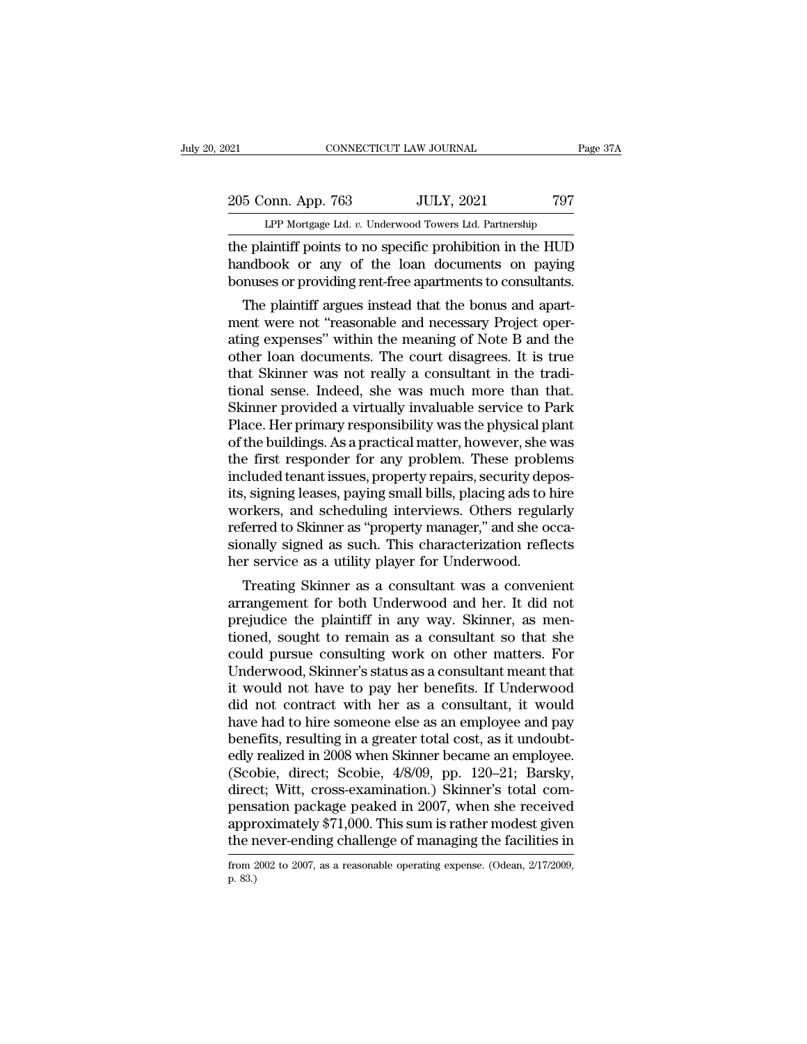the plaintiff points to no specific prohibition in the HUD handbook or any of the loan documents on paying bonuses or providing rent-free apartments to consultants.

The plaintiff argues instead that the bonus and apartment were not "reasonable and necessary Project operating expenses" within the meaning of Note B and the other loan documents. The court disagrees. It is true that Skinner was not really a consultant in the traditional sense. Indeed, she was much more than that. Skinner provided a virtually invaluable service to Park Place. Her primary responsibility was the physical plant of the buildings. As a practical matter, however, she was the first responder for any problem. These problems included tenant issues, property repairs, security deposits, signing leases, paying small bills, placing ads to hire workers, and scheduling interviews. Others regularly referred to Skinner as "property manager," and she occasionally signed as such. This characterization reflects her service as a utility player for Underwood.

Treating Skinner as a consultant was a convenient arrangement for both Underwood and her. It did not prejudice the plaintiff in any way. Skinner, as mentioned, sought to remain as a consultant so that she could pursue consulting work on other matters. For Underwood, Skinner's status as a consultant meant that it would not have to pay her benefits. If Underwood did not contract with her as a consultant, it would have had to hire someone else as an employee and pay benefits, resulting in a greater total cost, as it undoubtedly realized in 2008 when Skinner became an employee. (Scobie, direct; Scobie, 4/8/09, pp. 120–21; Barsky, direct; Witt, cross-examination.) Skinner's total compensation package peaked in 2007, when she received approximately $71,000. This sum is rather modest given the never-ending challenge of managing the facilities in

from 2002 to 2007, as a reasonable operating expense. (Odean, 2/17/2009, p. 83.)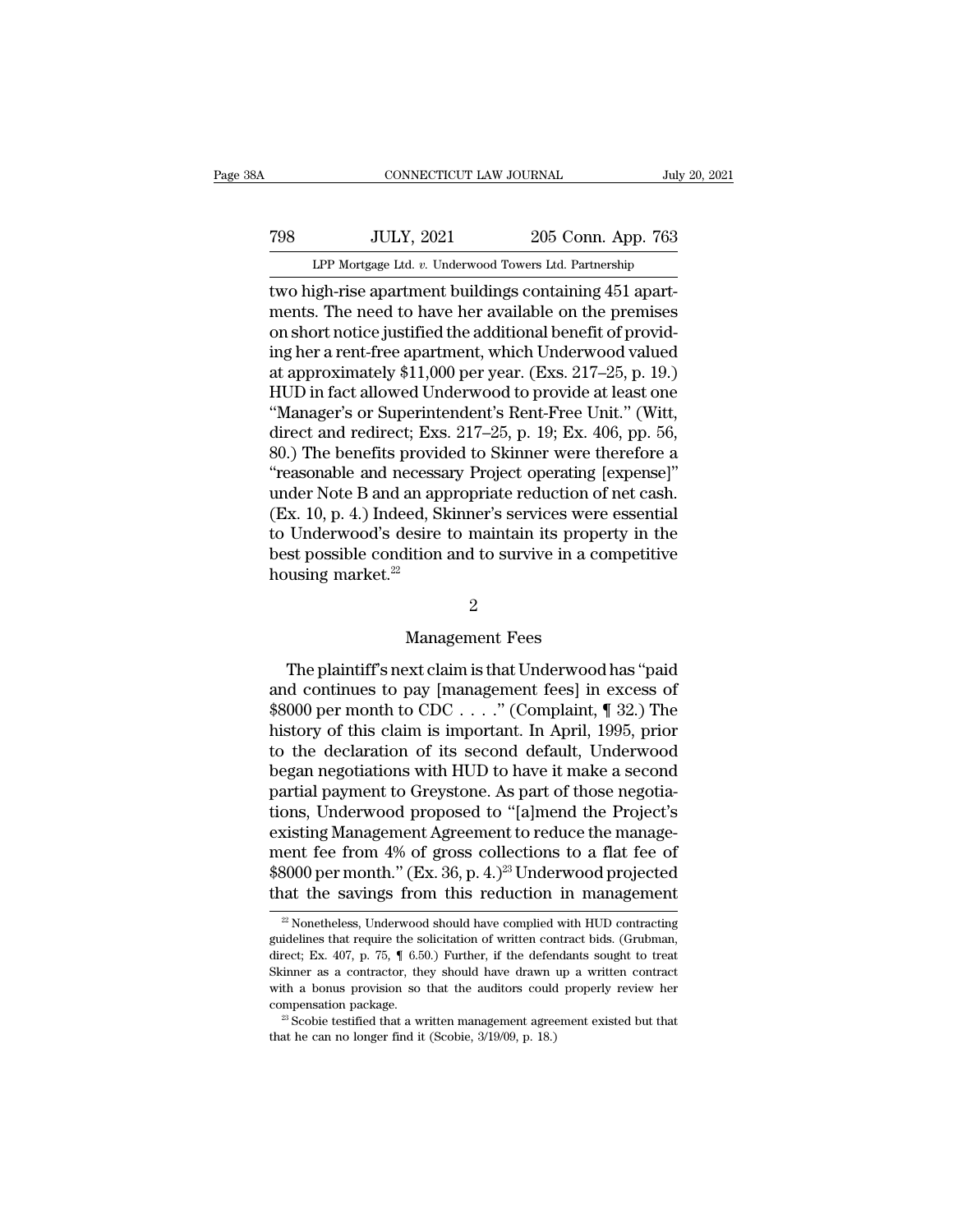two high-rise apartment buildings containing 451 apartments. The need to have her available on the premises on short notice justified the additional benefit of providing her a rent-free apartment, which Underwood valued at approximately $11,000 per year. (Exs. 217–25, p. 19.) HUD in fact allowed Underwood to provide at least one "Manager's or Superintendent's Rent-Free Unit." (Witt, direct and redirect; Exs. 217–25, p. 19; Ex. 406, pp. 56, 80.) The benefits provided to Skinner were therefore a "reasonable and necessary Project operating [expense]" under Note B and an appropriate reduction of net cash. (Ex. 10, p. 4.) Indeed, Skinner's services were essential to Underwood's desire to maintain its property in the best possible condition and to survive in a competitive housing market.[22]

2

Management Fees

The plaintiff's next claim is that Underwood has "paid and continues to pay [management fees] in excess of $8000 per month to CDC . . . ." (Complaint, ¶ 32.) The history of this claim is important. In April, 1995, prior to the declaration of its second default, Underwood began negotiations with HUD to have it make a second partial payment to Greystone. As part of those negotiations, Underwood proposed to "[a]mend the Project's existing Management Agreement to reduce the management fee from 4% of gross collections to a flat fee of $8000 per month." (Ex. 36, p. 4.)[23] Underwood projected that the savings from this reduction in management

---

[22] Nonetheless, Underwood should have complied with HUD contracting guidelines that require the solicitation of written contract bids. (Grubman, direct; Ex. 407, p. 75, ¶ 6.50.) Further, if the defendants sought to treat Skinner as a contractor, they should have drawn up a written contract with a bonus provision so that the auditors could properly review her compensation package.

[23] Scobie testified that a written management agreement existed but that that he can no longer find it (Scobie, 3/19/09, p. 18.)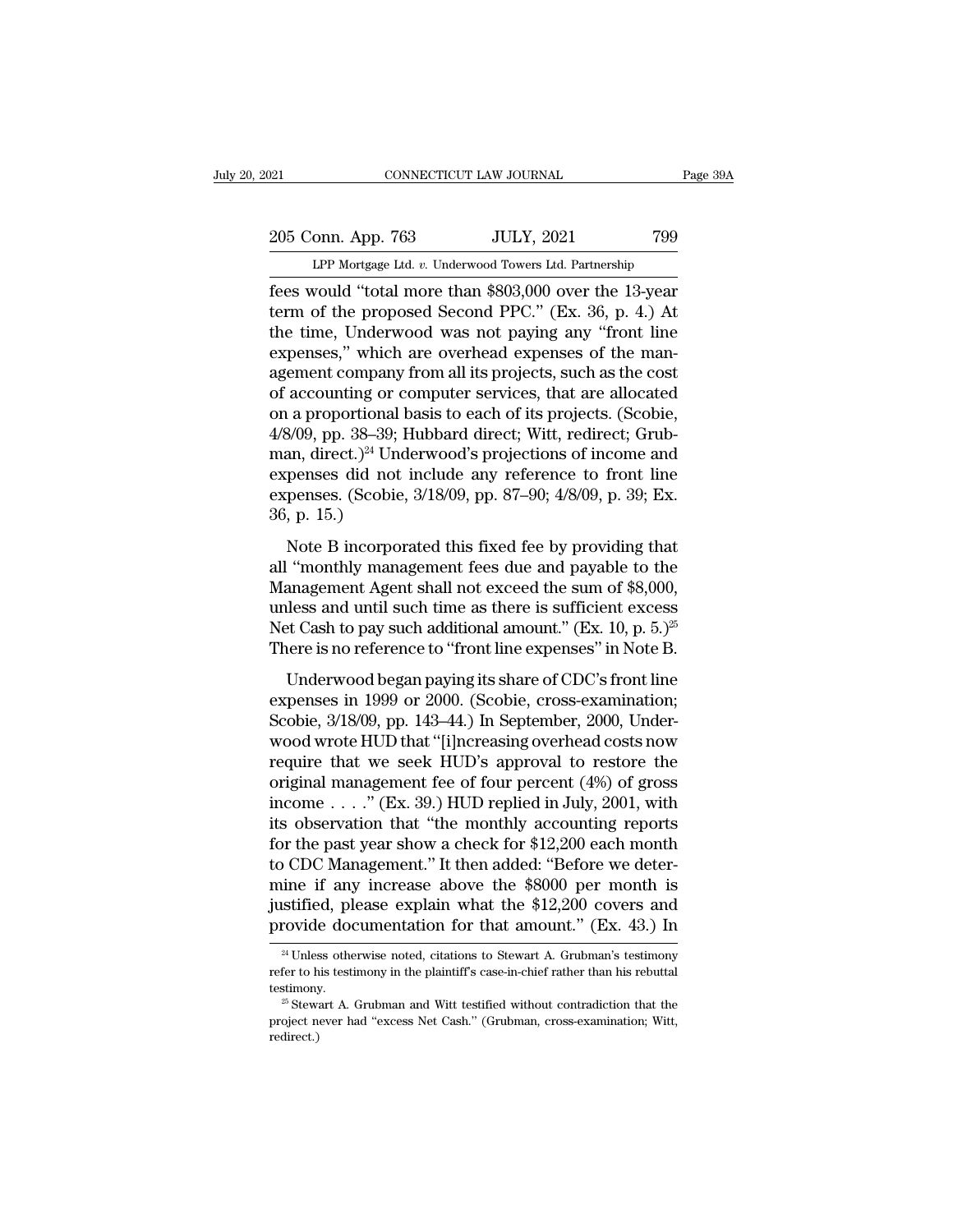fees would "total more than $803,000 over the 13-year term of the proposed Second PPC." (Ex. 36, p. 4.) At the time, Underwood was not paying any "front line expenses," which are overhead expenses of the management company from all its projects, such as the cost of accounting or computer services, that are allocated on a proportional basis to each of its projects. (Scobie, 4/8/09, pp. 38–39; Hubbard direct; Witt, redirect; Grubman, direct.)[24] Underwood's projections of income and expenses did not include any reference to front line expenses. (Scobie, 3/18/09, pp. 87–90; 4/8/09, p. 39; Ex. 36, p. 15.)

Note B incorporated this fixed fee by providing that all "monthly management fees due and payable to the Management Agent shall not exceed the sum of $8,000, unless and until such time as there is sufficient excess Net Cash to pay such additional amount." (Ex. 10, p. 5.)[25] There is no reference to "front line expenses" in Note B.

Underwood began paying its share of CDC's front line expenses in 1999 or 2000. (Scobie, cross-examination; Scobie, 3/18/09, pp. 143–44.) In September, 2000, Underwood wrote HUD that "[i]ncreasing overhead costs now require that we seek HUD's approval to restore the original management fee of four percent (4%) of gross income . . . ." (Ex. 39.) HUD replied in July, 2001, with its observation that "the monthly accounting reports for the past year show a check for $12,200 each month to CDC Management." It then added: "Before we determine if any increase above the $8000 per month is justified, please explain what the $12,200 covers and provide documentation for that amount." (Ex. 43.) In

[24] Unless otherwise noted, citations to Stewart A. Grubman's testimony refer to his testimony in the plaintiff's case-in-chief rather than his rebuttal testimony.

[25] Stewart A. Grubman and Witt testified without contradiction that the project never had "excess Net Cash." (Grubman, cross-examination; Witt, redirect.)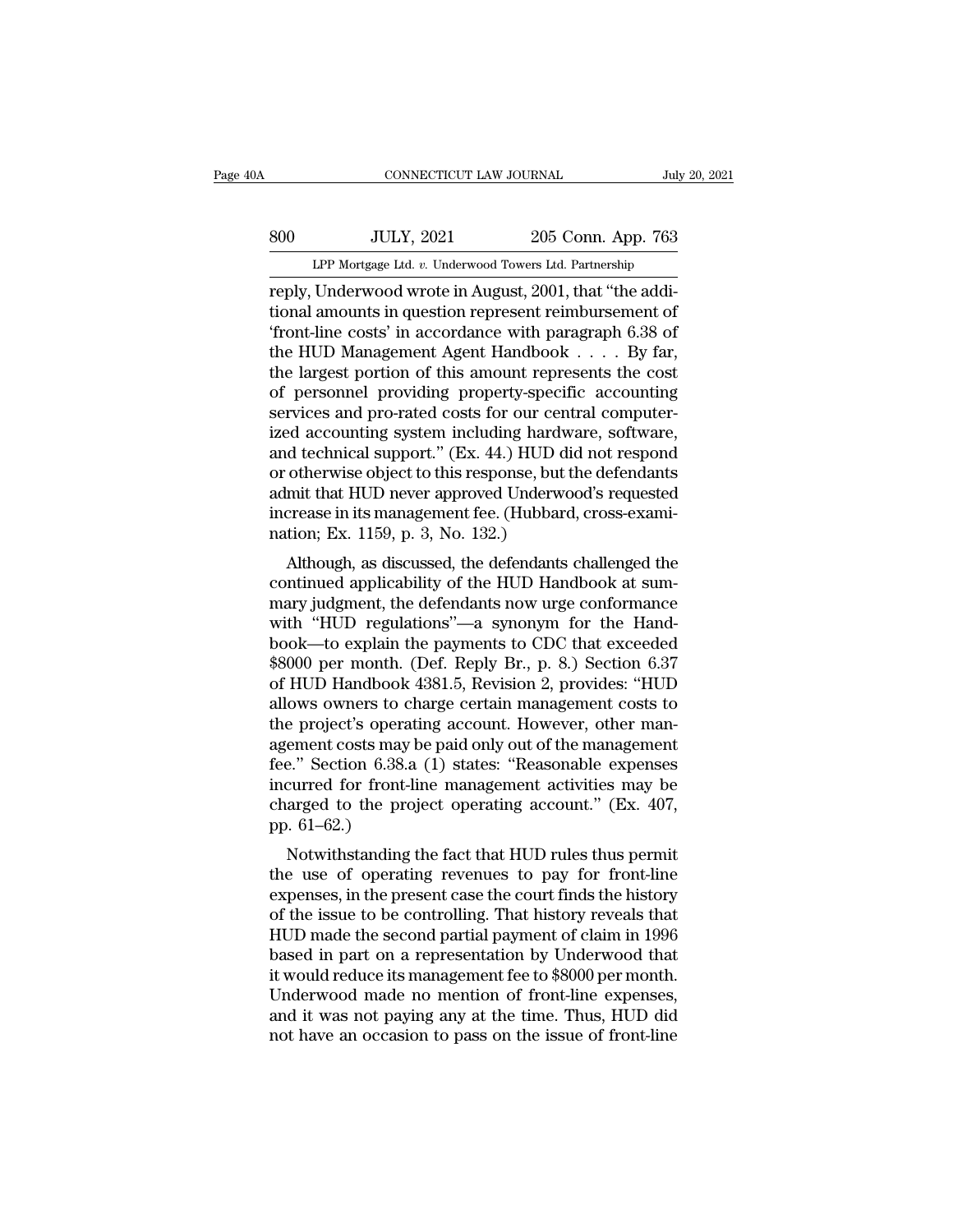reply, Underwood wrote in August, 2001, that "the additional amounts in question represent reimbursement of 'front-line costs' in accordance with paragraph 6.38 of the HUD Management Agent Handbook . . . . By far, the largest portion of this amount represents the cost of personnel providing property-specific accounting services and pro-rated costs for our central computerized accounting system including hardware, software, and technical support." (Ex. 44.) HUD did not respond or otherwise object to this response, but the defendants admit that HUD never approved Underwood's requested increase in its management fee. (Hubbard, cross-examination; Ex. 1159, p. 3, No. 132.)

Although, as discussed, the defendants challenged the continued applicability of the HUD Handbook at summary judgment, the defendants now urge conformance with "HUD regulations"—a synonym for the Handbook—to explain the payments to CDC that exceeded $8000 per month. (Def. Reply Br., p. 8.) Section 6.37 of HUD Handbook 4381.5, Revision 2, provides: "HUD allows owners to charge certain management costs to the project's operating account. However, other management costs may be paid only out of the management fee." Section 6.38.a (1) states: "Reasonable expenses incurred for front-line management activities may be charged to the project operating account." (Ex. 407, pp. 61–62.)

Notwithstanding the fact that HUD rules thus permit the use of operating revenues to pay for front-line expenses, in the present case the court finds the history of the issue to be controlling. That history reveals that HUD made the second partial payment of claim in 1996 based in part on a representation by Underwood that it would reduce its management fee to $8000 per month. Underwood made no mention of front-line expenses, and it was not paying any at the time. Thus, HUD did not have an occasion to pass on the issue of front-line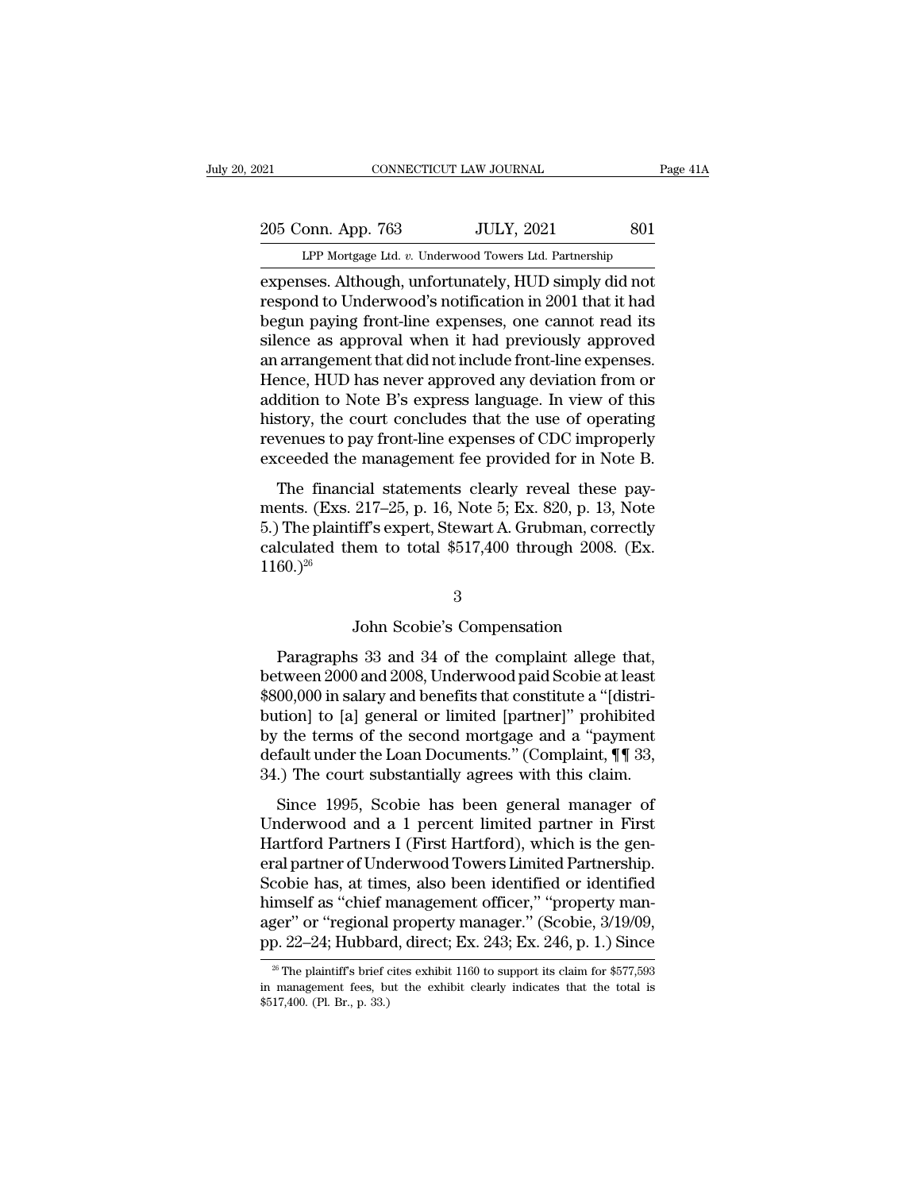expenses. Although, unfortunately, HUD simply did not respond to Underwood's notification in 2001 that it had begun paying front-line expenses, one cannot read its silence as approval when it had previously approved an arrangement that did not include front-line expenses. Hence, HUD has never approved any deviation from or addition to Note B's express language. In view of this history, the court concludes that the use of operating revenues to pay front-line expenses of CDC improperly exceeded the management fee provided for in Note B.

The financial statements clearly reveal these payments. (Exs. 217–25, p. 16, Note 5; Ex. 820, p. 13, Note 5.) The plaintiff's expert, Stewart A. Grubman, correctly calculated them to total $517,400 through 2008. (Ex. 1160.)[26]

### 3

### John Scobie's Compensation

Paragraphs 33 and 34 of the complaint allege that, between 2000 and 2008, Underwood paid Scobie at least $800,000 in salary and benefits that constitute a "[distribution] to [a] general or limited [partner]" prohibited by the terms of the second mortgage and a "payment default under the Loan Documents." (Complaint, ¶¶ 33, 34.) The court substantially agrees with this claim.

Since 1995, Scobie has been general manager of Underwood and a 1 percent limited partner in First Hartford Partners I (First Hartford), which is the general partner of Underwood Towers Limited Partnership. Scobie has, at times, also been identified or identified himself as "chief management officer," "property manager" or "regional property manager." (Scobie, 3/19/09, pp. 22–24; Hubbard, direct; Ex. 243; Ex. 246, p. 1.) Since

[26] The plaintiff's brief cites exhibit 1160 to support its claim for $577,593 in management fees, but the exhibit clearly indicates that the total is $517,400. (Pl. Br., p. 33.)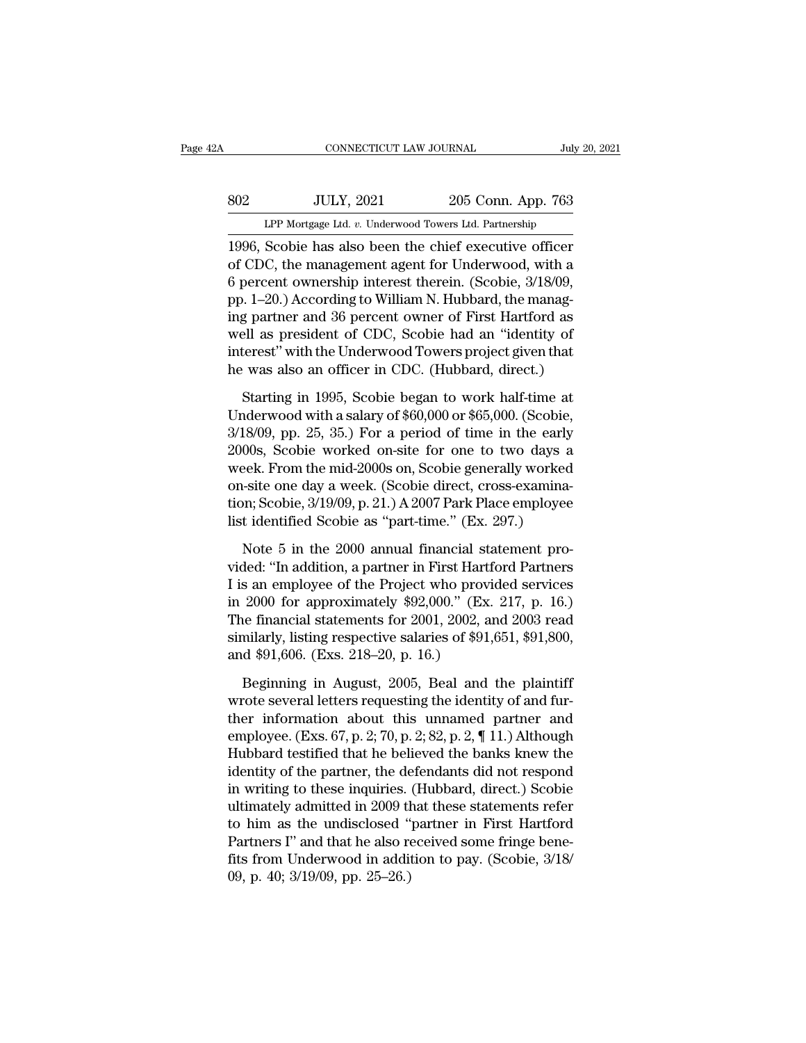1996, Scobie has also been the chief executive officer of CDC, the management agent for Underwood, with a 6 percent ownership interest therein. (Scobie, 3/18/09, pp. 1–20.) According to William N. Hubbard, the managing partner and 36 percent owner of First Hartford as well as president of CDC, Scobie had an "identity of interest" with the Underwood Towers project given that he was also an officer in CDC. (Hubbard, direct.)

Starting in 1995, Scobie began to work half-time at Underwood with a salary of $60,000 or $65,000. (Scobie, 3/18/09, pp. 25, 35.) For a period of time in the early 2000s, Scobie worked on-site for one to two days a week. From the mid-2000s on, Scobie generally worked on-site one day a week. (Scobie direct, cross-examination; Scobie, 3/19/09, p. 21.) A 2007 Park Place employee list identified Scobie as "part-time." (Ex. 297.)

Note 5 in the 2000 annual financial statement provided: "In addition, a partner in First Hartford Partners I is an employee of the Project who provided services in 2000 for approximately $92,000." (Ex. 217, p. 16.) The financial statements for 2001, 2002, and 2003 read similarly, listing respective salaries of $91,651, $91,800, and $91,606. (Exs. 218–20, p. 16.)

Beginning in August, 2005, Beal and the plaintiff wrote several letters requesting the identity of and further information about this unnamed partner and employee. (Exs. 67, p. 2; 70, p. 2; 82, p. 2, ¶ 11.) Although Hubbard testified that he believed the banks knew the identity of the partner, the defendants did not respond in writing to these inquiries. (Hubbard, direct.) Scobie ultimately admitted in 2009 that these statements refer to him as the undisclosed "partner in First Hartford Partners I" and that he also received some fringe benefits from Underwood in addition to pay. (Scobie, 3/18/09, p. 40; 3/19/09, pp. 25–26.)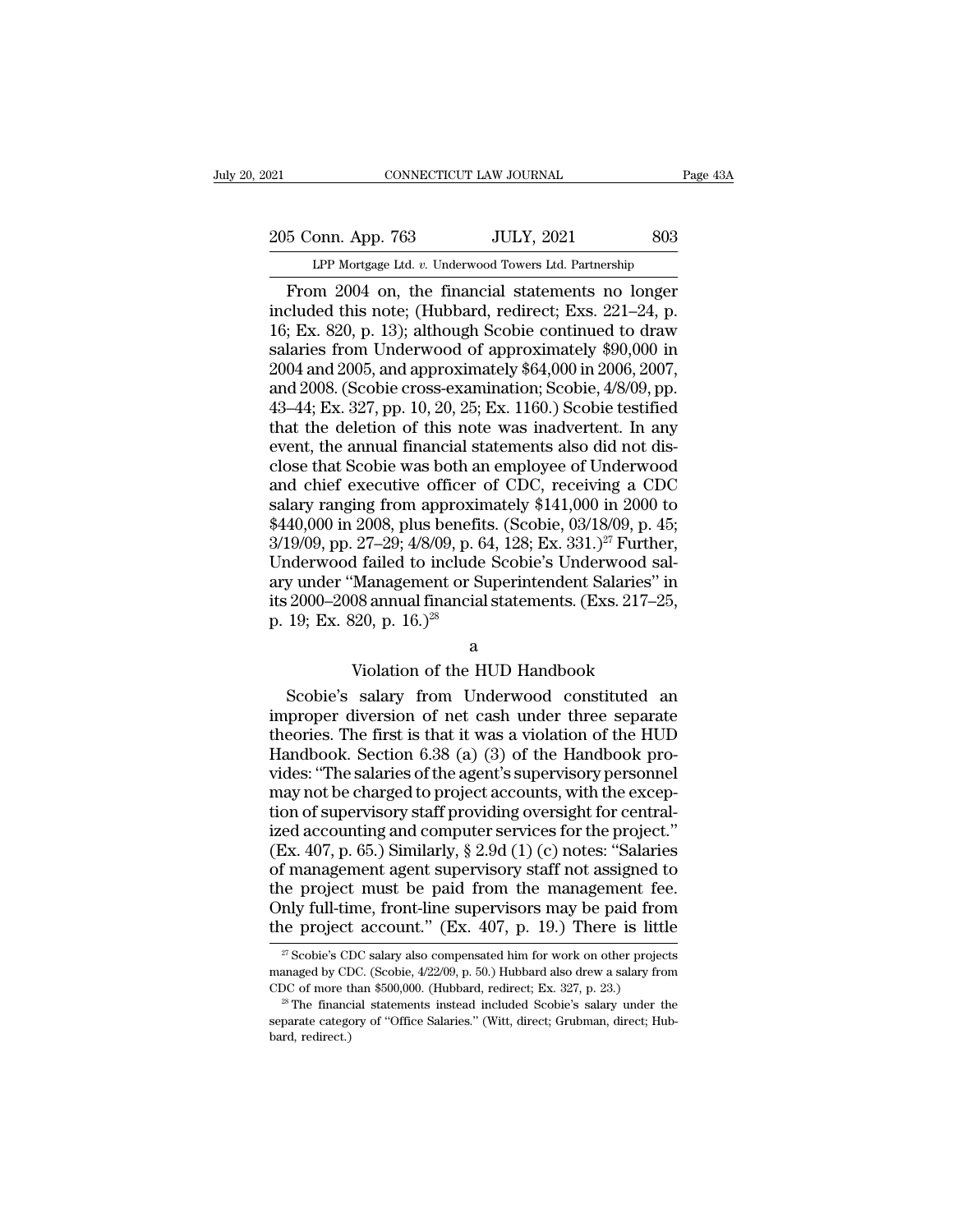From 2004 on, the financial statements no longer included this note; (Hubbard, redirect; Exs. 221–24, p. 16; Ex. 820, p. 13); although Scobie continued to draw salaries from Underwood of approximately $90,000 in 2004 and 2005, and approximately $64,000 in 2006, 2007, and 2008. (Scobie cross-examination; Scobie, 4/8/09, pp. 43–44; Ex. 327, pp. 10, 20, 25; Ex. 1160.) Scobie testified that the deletion of this note was inadvertent. In any event, the annual financial statements also did not disclose that Scobie was both an employee of Underwood and chief executive officer of CDC, receiving a CDC salary ranging from approximately $141,000 in 2000 to $440,000 in 2008, plus benefits. (Scobie, 03/18/09, p. 45; 3/19/09, pp. 27–29; 4/8/09, p. 64, 128; Ex. 331.)[27] Further, Underwood failed to include Scobie's Underwood salary under "Management or Superintendent Salaries" in its 2000–2008 annual financial statements. (Exs. 217–25, p. 19; Ex. 820, p. 16.)[28]

a

Violation of the HUD Handbook

Scobie's salary from Underwood constituted an improper diversion of net cash under three separate theories. The first is that it was a violation of the HUD Handbook. Section 6.38 (a) (3) of the Handbook provides: "The salaries of the agent's supervisory personnel may not be charged to project accounts, with the exception of supervisory staff providing oversight for centralized accounting and computer services for the project." (Ex. 407, p. 65.) Similarly, § 2.9d (1) (c) notes: "Salaries of management agent supervisory staff not assigned to the project must be paid from the management fee. Only full-time, front-line supervisors may be paid from the project account." (Ex. 407, p. 19.) There is little

[27] Scobie's CDC salary also compensated him for work on other projects managed by CDC. (Scobie, 4/22/09, p. 50.) Hubbard also drew a salary from CDC of more than $500,000. (Hubbard, redirect; Ex. 327, p. 23.)

[28] The financial statements instead included Scobie's salary under the separate category of "Office Salaries." (Witt, direct; Grubman, direct; Hubbard, redirect.)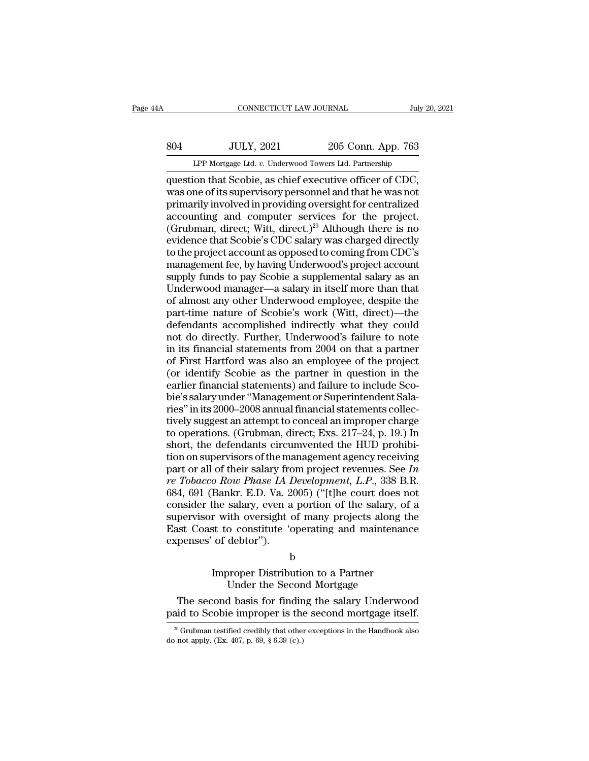question that Scobie, as chief executive officer of CDC, was one of its supervisory personnel and that he was not primarily involved in providing oversight for centralized accounting and computer services for the project. (Grubman, direct; Witt, direct.)[29] Although there is no evidence that Scobie's CDC salary was charged directly to the project account as opposed to coming from CDC's management fee, by having Underwood's project account supply funds to pay Scobie a supplemental salary as an Underwood manager—a salary in itself more than that of almost any other Underwood employee, despite the part-time nature of Scobie's work (Witt, direct)—the defendants accomplished indirectly what they could not do directly. Further, Underwood's failure to note in its financial statements from 2004 on that a partner of First Hartford was also an employee of the project (or identify Scobie as the partner in question in the earlier financial statements) and failure to include Scobie's salary under "Management or Superintendent Salaries" in its 2000–2008 annual financial statements collectively suggest an attempt to conceal an improper charge to operations. (Grubman, direct; Exs. 217–24, p. 19.) In short, the defendants circumvented the HUD prohibition on supervisors of the management agency receiving part or all of their salary from project revenues. See *In re Tobacco Row Phase IA Development, L.P.*, 338 B.R. 684, 691 (Bankr. E.D. Va. 2005) ("[t]he court does not consider the salary, even a portion of the salary, of a supervisor with oversight of many projects along the East Coast to constitute 'operating and maintenance expenses' of debtor").

b

Improper Distribution to a Partner Under the Second Mortgage

The second basis for finding the salary Underwood paid to Scobie improper is the second mortgage itself.

[29] Grubman testified credibly that other exceptions in the Handbook also do not apply. (Ex. 407, p. 69, § 6.39 (c).)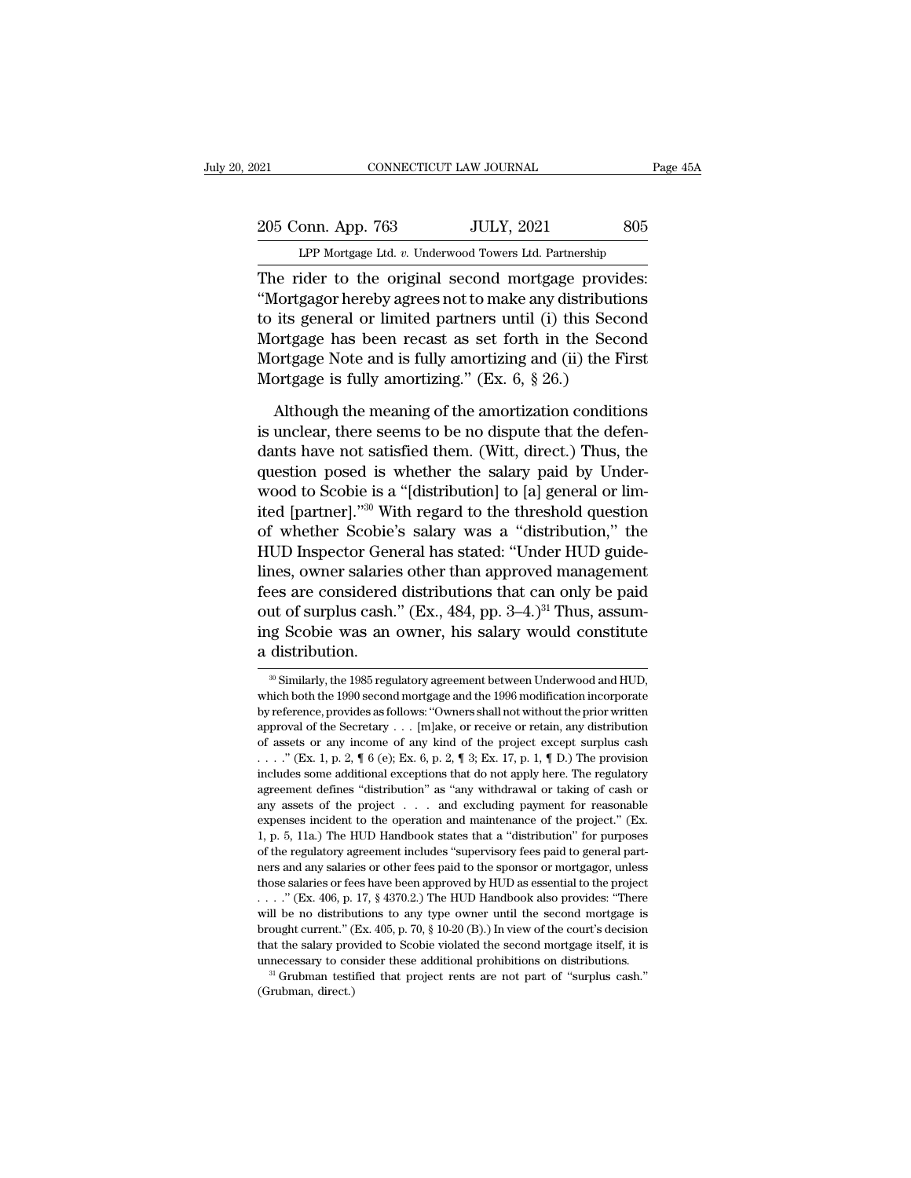The rider to the original second mortgage provides: "Mortgagor hereby agrees not to make any distributions to its general or limited partners until (i) this Second Mortgage has been recast as set forth in the Second Mortgage Note and is fully amortizing and (ii) the First Mortgage is fully amortizing." (Ex. 6, § 26.)

Although the meaning of the amortization conditions is unclear, there seems to be no dispute that the defendants have not satisfied them. (Witt, direct.) Thus, the question posed is whether the salary paid by Underwood to Scobie is a "[distribution] to [a] general or limited [partner]."[30] With regard to the threshold question of whether Scobie's salary was a "distribution," the HUD Inspector General has stated: "Under HUD guidelines, owner salaries other than approved management fees are considered distributions that can only be paid out of surplus cash." (Ex., 484, pp. 3–4.)[31] Thus, assuming Scobie was an owner, his salary would constitute a distribution.

---

[30] Similarly, the 1985 regulatory agreement between Underwood and HUD, which both the 1990 second mortgage and the 1996 modification incorporate by reference, provides as follows: "Owners shall not without the prior written approval of the Secretary . . . [m]ake, or receive or retain, any distribution of assets or any income of any kind of the project except surplus cash . . . ." (Ex. 1, p. 2, ¶ 6 (e); Ex. 6, p. 2, ¶ 3; Ex. 17, p. 1, ¶ D.) The provision includes some additional exceptions that do not apply here. The regulatory agreement defines "distribution" as "any withdrawal or taking of cash or any assets of the project . . . and excluding payment for reasonable expenses incident to the operation and maintenance of the project." (Ex. 1, p. 5, 11a.) The HUD Handbook states that a "distribution" for purposes of the regulatory agreement includes "supervisory fees paid to general partners and any salaries or other fees paid to the sponsor or mortgagor, unless those salaries or fees have been approved by HUD as essential to the project . . . ." (Ex. 406, p. 17, § 4370.2.) The HUD Handbook also provides: "There will be no distributions to any type owner until the second mortgage is brought current." (Ex. 405, p. 70, § 10-20 (B).) In view of the court's decision that the salary provided to Scobie violated the second mortgage itself, it is unnecessary to consider these additional prohibitions on distributions.

[31] Grubman testified that project rents are not part of "surplus cash." (Grubman, direct.)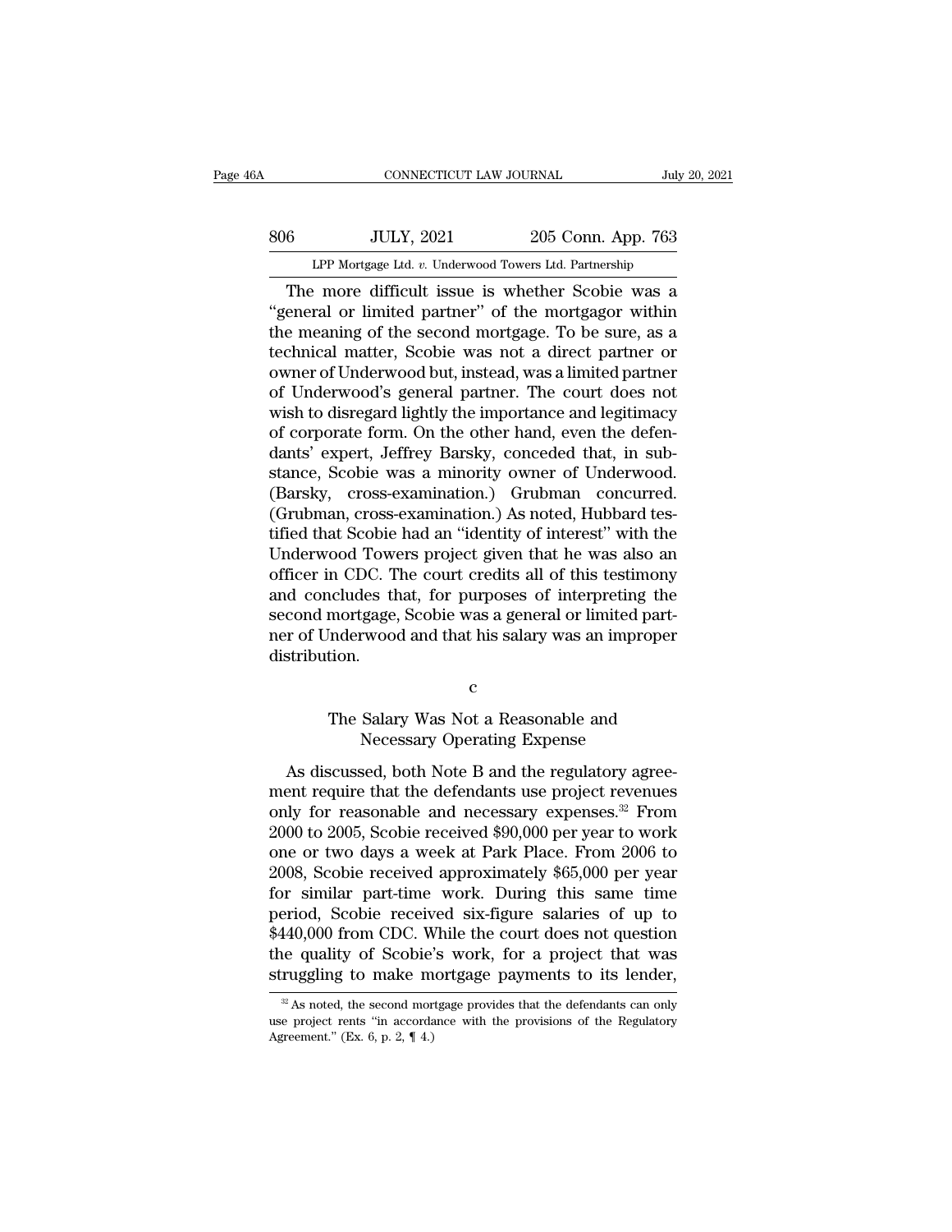The more difficult issue is whether Scobie was a "general or limited partner" of the mortgagor within the meaning of the second mortgage. To be sure, as a technical matter, Scobie was not a direct partner or owner of Underwood but, instead, was a limited partner of Underwood's general partner. The court does not wish to disregard lightly the importance and legitimacy of corporate form. On the other hand, even the defendants' expert, Jeffrey Barsky, conceded that, in substance, Scobie was a minority owner of Underwood. (Barsky, cross-examination.) Grubman concurred. (Grubman, cross-examination.) As noted, Hubbard testified that Scobie had an "identity of interest" with the Underwood Towers project given that he was also an officer in CDC. The court credits all of this testimony and concludes that, for purposes of interpreting the second mortgage, Scobie was a general or limited partner of Underwood and that his salary was an improper distribution.

c

The Salary Was Not a Reasonable and Necessary Operating Expense

As discussed, both Note B and the regulatory agreement require that the defendants use project revenues only for reasonable and necessary expenses.[32] From 2000 to 2005, Scobie received $90,000 per year to work one or two days a week at Park Place. From 2006 to 2008, Scobie received approximately $65,000 per year for similar part-time work. During this same time period, Scobie received six-figure salaries of up to $440,000 from CDC. While the court does not question the quality of Scobie's work, for a project that was struggling to make mortgage payments to its lender,

[32] As noted, the second mortgage provides that the defendants can only use project rents "in accordance with the provisions of the Regulatory Agreement." (Ex. 6, p. 2, ¶ 4.)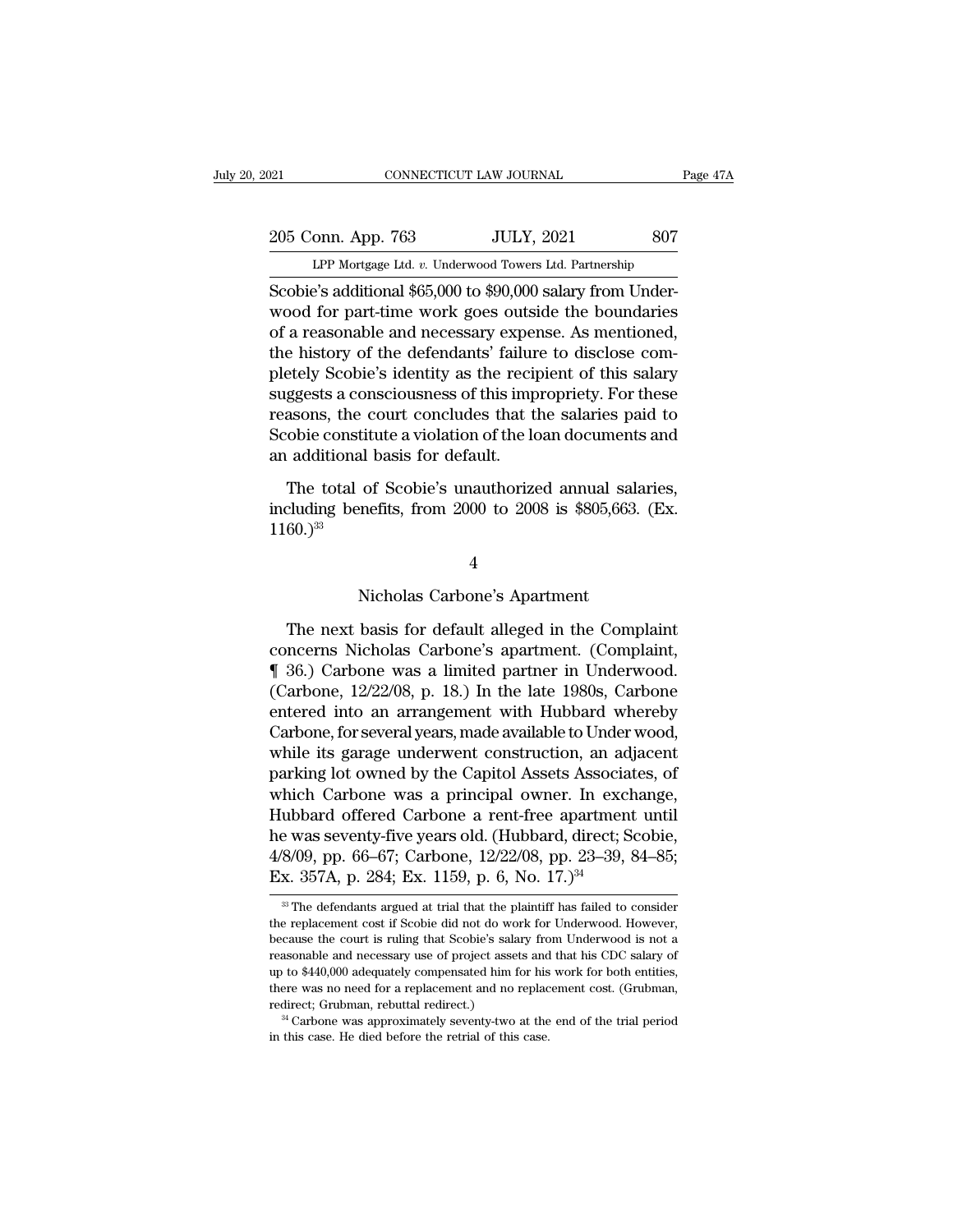Scobie's additional $65,000 to $90,000 salary from Underwood for part-time work goes outside the boundaries of a reasonable and necessary expense. As mentioned, the history of the defendants' failure to disclose completely Scobie's identity as the recipient of this salary suggests a consciousness of this impropriety. For these reasons, the court concludes that the salaries paid to Scobie constitute a violation of the loan documents and an additional basis for default.

The total of Scobie's unauthorized annual salaries, including benefits, from 2000 to 2008 is $805,663. (Ex. 1160.)[33]

### 4

### Nicholas Carbone's Apartment

The next basis for default alleged in the Complaint concerns Nicholas Carbone's apartment. (Complaint, ¶ 36.) Carbone was a limited partner in Underwood. (Carbone, 12/22/08, p. 18.) In the late 1980s, Carbone entered into an arrangement with Hubbard whereby Carbone, for several years, made available to Under wood, while its garage underwent construction, an adjacent parking lot owned by the Capitol Assets Associates, of which Carbone was a principal owner. In exchange, Hubbard offered Carbone a rent-free apartment until he was seventy-five years old. (Hubbard, direct; Scobie, 4/8/09, pp. 66–67; Carbone, 12/22/08, pp. 23–39, 84–85; Ex. 357A, p. 284; Ex. 1159, p. 6, No. 17.)[34]

---

[33] The defendants argued at trial that the plaintiff has failed to consider the replacement cost if Scobie did not do work for Underwood. However, because the court is ruling that Scobie's salary from Underwood is not a reasonable and necessary use of project assets and that his CDC salary of up to $440,000 adequately compensated him for his work for both entities, there was no need for a replacement and no replacement cost. (Grubman, redirect; Grubman, rebuttal redirect.)

[34] Carbone was approximately seventy-two at the end of the trial period in this case. He died before the retrial of this case.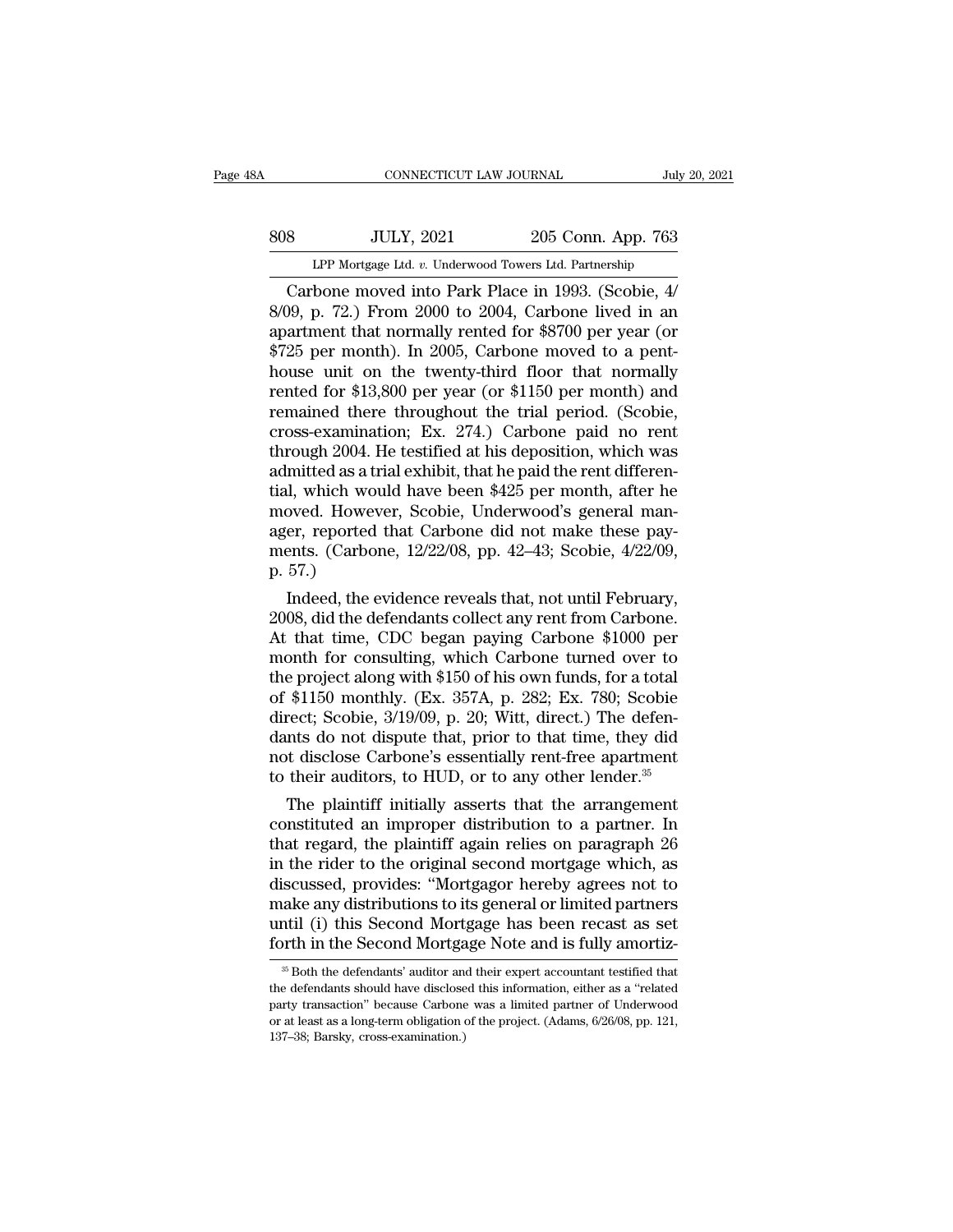Carbone moved into Park Place in 1993. (Scobie, 4/8/09, p. 72.) From 2000 to 2004, Carbone lived in an apartment that normally rented for $8700 per year (or $725 per month). In 2005, Carbone moved to a penthouse unit on the twenty-third floor that normally rented for $13,800 per year (or $1150 per month) and remained there throughout the trial period. (Scobie, cross-examination; Ex. 274.) Carbone paid no rent through 2004. He testified at his deposition, which was admitted as a trial exhibit, that he paid the rent differential, which would have been $425 per month, after he moved. However, Scobie, Underwood's general manager, reported that Carbone did not make these payments. (Carbone, 12/22/08, pp. 42–43; Scobie, 4/22/09, p. 57.)

Indeed, the evidence reveals that, not until February, 2008, did the defendants collect any rent from Carbone. At that time, CDC began paying Carbone $1000 per month for consulting, which Carbone turned over to the project along with $150 of his own funds, for a total of $1150 monthly. (Ex. 357A, p. 282; Ex. 780; Scobie direct; Scobie, 3/19/09, p. 20; Witt, direct.) The defendants do not dispute that, prior to that time, they did not disclose Carbone's essentially rent-free apartment to their auditors, to HUD, or to any other lender.[35]

The plaintiff initially asserts that the arrangement constituted an improper distribution to a partner. In that regard, the plaintiff again relies on paragraph 26 in the rider to the original second mortgage which, as discussed, provides: "Mortgagor hereby agrees not to make any distributions to its general or limited partners until (i) this Second Mortgage has been recast as set forth in the Second Mortgage Note and is fully amortiz-

[35] Both the defendants' auditor and their expert accountant testified that the defendants should have disclosed this information, either as a "related party transaction" because Carbone was a limited partner of Underwood or at least as a long-term obligation of the project. (Adams, 6/26/08, pp. 121, 137–38; Barsky, cross-examination.)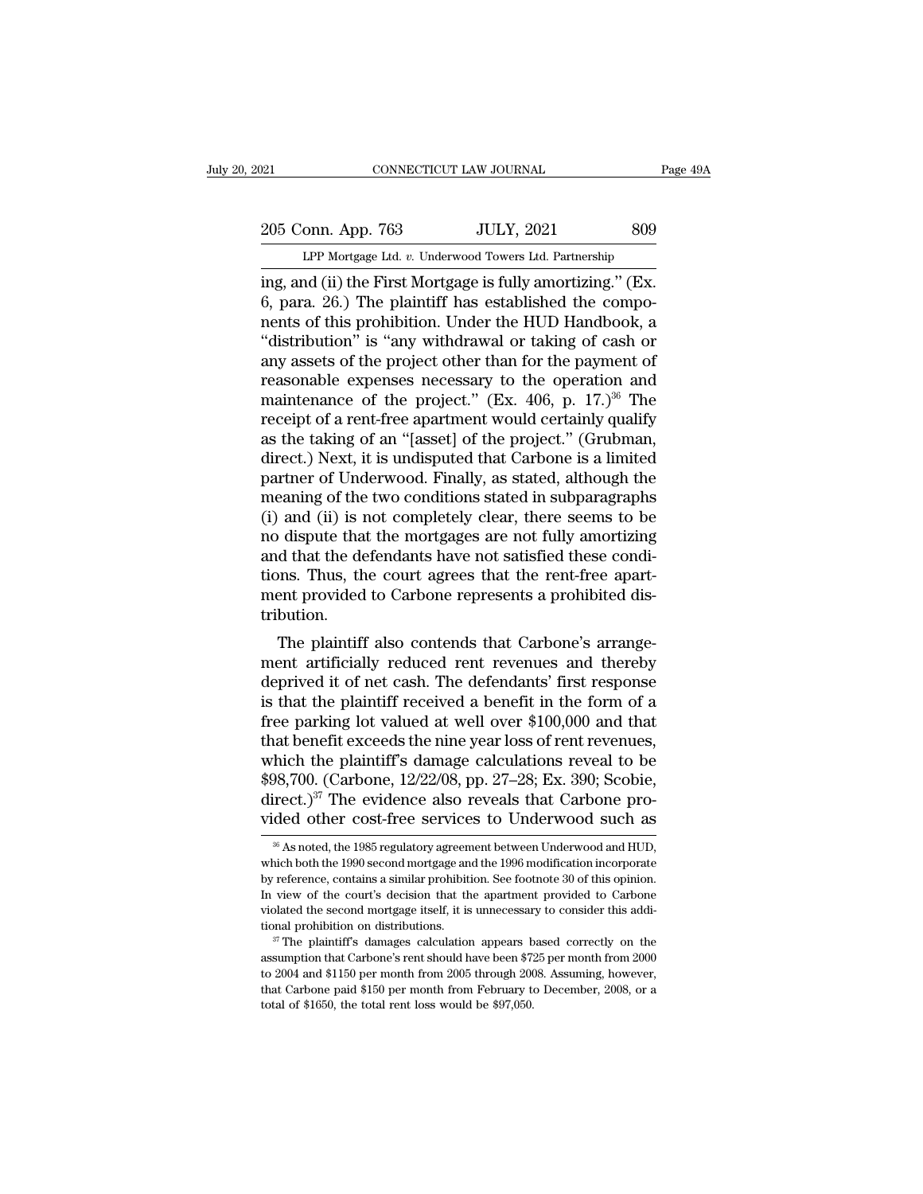ing, and (ii) the First Mortgage is fully amortizing." (Ex. 6, para. 26.) The plaintiff has established the components of this prohibition. Under the HUD Handbook, a "distribution" is "any withdrawal or taking of cash or any assets of the project other than for the payment of reasonable expenses necessary to the operation and maintenance of the project." (Ex. 406, p. 17.)[36] The receipt of a rent-free apartment would certainly qualify as the taking of an "[asset] of the project." (Grubman, direct.) Next, it is undisputed that Carbone is a limited partner of Underwood. Finally, as stated, although the meaning of the two conditions stated in subparagraphs (i) and (ii) is not completely clear, there seems to be no dispute that the mortgages are not fully amortizing and that the defendants have not satisfied these conditions. Thus, the court agrees that the rent-free apartment provided to Carbone represents a prohibited distribution.

The plaintiff also contends that Carbone's arrangement artificially reduced rent revenues and thereby deprived it of net cash. The defendants' first response is that the plaintiff received a benefit in the form of a free parking lot valued at well over $100,000 and that that benefit exceeds the nine year loss of rent revenues, which the plaintiff's damage calculations reveal to be $98,700. (Carbone, 12/22/08, pp. 27–28; Ex. 390; Scobie, direct.)[37] The evidence also reveals that Carbone provided other cost-free services to Underwood such as

---

[36] As noted, the 1985 regulatory agreement between Underwood and HUD, which both the 1990 second mortgage and the 1996 modification incorporate by reference, contains a similar prohibition. See footnote 30 of this opinion. In view of the court's decision that the apartment provided to Carbone violated the second mortgage itself, it is unnecessary to consider this additional prohibition on distributions.

[37] The plaintiff's damages calculation appears based correctly on the assumption that Carbone's rent should have been $725 per month from 2000 to 2004 and $1150 per month from 2005 through 2008. Assuming, however, that Carbone paid $150 per month from February to December, 2008, or a total of $1650, the total rent loss would be $97,050.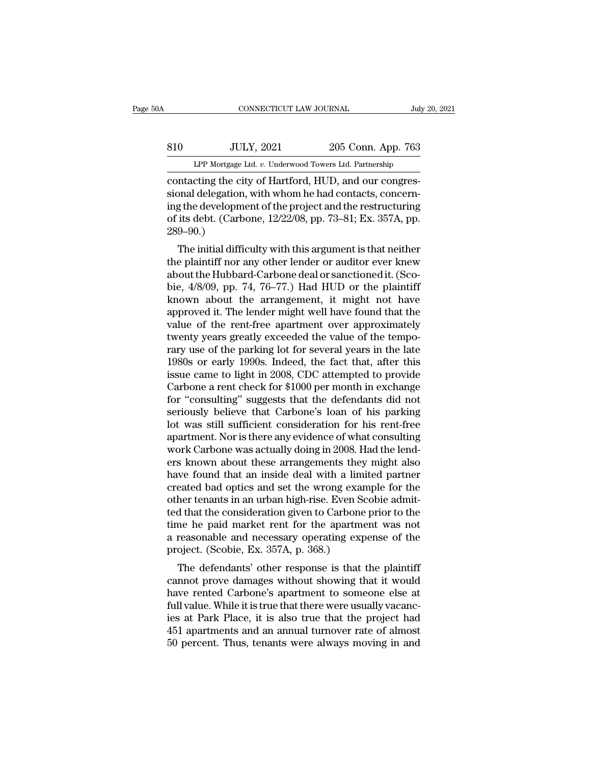contacting the city of Hartford, HUD, and our congressional delegation, with whom he had contacts, concerning the development of the project and the restructuring of its debt. (Carbone, 12/22/08, pp. 73–81; Ex. 357A, pp. 289–90.)

The initial difficulty with this argument is that neither the plaintiff nor any other lender or auditor ever knew about the Hubbard-Carbone deal or sanctioned it. (Scobie, 4/8/09, pp. 74, 76–77.) Had HUD or the plaintiff known about the arrangement, it might not have approved it. The lender might well have found that the value of the rent-free apartment over approximately twenty years greatly exceeded the value of the temporary use of the parking lot for several years in the late 1980s or early 1990s. Indeed, the fact that, after this issue came to light in 2008, CDC attempted to provide Carbone a rent check for $1000 per month in exchange for "consulting" suggests that the defendants did not seriously believe that Carbone's loan of his parking lot was still sufficient consideration for his rent-free apartment. Nor is there any evidence of what consulting work Carbone was actually doing in 2008. Had the lenders known about these arrangements they might also have found that an inside deal with a limited partner created bad optics and set the wrong example for the other tenants in an urban high-rise. Even Scobie admitted that the consideration given to Carbone prior to the time he paid market rent for the apartment was not a reasonable and necessary operating expense of the project. (Scobie, Ex. 357A, p. 368.)

The defendants' other response is that the plaintiff cannot prove damages without showing that it would have rented Carbone's apartment to someone else at full value. While it is true that there were usually vacancies at Park Place, it is also true that the project had 451 apartments and an annual turnover rate of almost 50 percent. Thus, tenants were always moving in and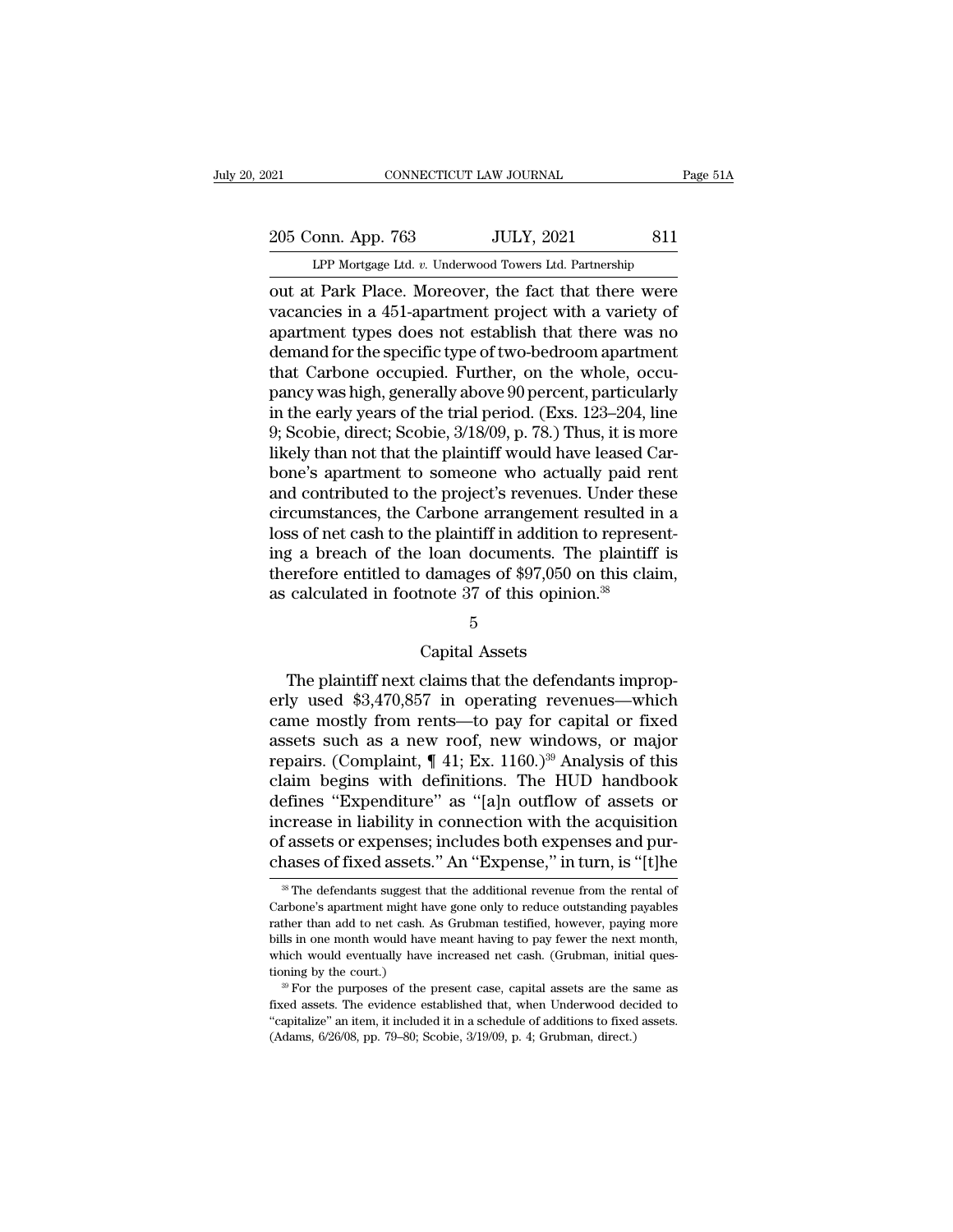out at Park Place. Moreover, the fact that there were vacancies in a 451-apartment project with a variety of apartment types does not establish that there was no demand for the specific type of two-bedroom apartment that Carbone occupied. Further, on the whole, occupancy was high, generally above 90 percent, particularly in the early years of the trial period. (Exs. 123–204, line 9; Scobie, direct; Scobie, 3/18/09, p. 78.) Thus, it is more likely than not that the plaintiff would have leased Carbone's apartment to someone who actually paid rent and contributed to the project's revenues. Under these circumstances, the Carbone arrangement resulted in a loss of net cash to the plaintiff in addition to representing a breach of the loan documents. The plaintiff is therefore entitled to damages of $97,050 on this claim, as calculated in footnote 37 of this opinion.[38]

5

Capital Assets

The plaintiff next claims that the defendants improperly used $3,470,857 in operating revenues—which came mostly from rents—to pay for capital or fixed assets such as a new roof, new windows, or major repairs. (Complaint, ¶ 41; Ex. 1160.)[39] Analysis of this claim begins with definitions. The HUD handbook defines "Expenditure" as "[a]n outflow of assets or increase in liability in connection with the acquisition of assets or expenses; includes both expenses and purchases of fixed assets." An "Expense," in turn, is "[t]he

[38] The defendants suggest that the additional revenue from the rental of Carbone's apartment might have gone only to reduce outstanding payables rather than add to net cash. As Grubman testified, however, paying more bills in one month would have meant having to pay fewer the next month, which would eventually have increased net cash. (Grubman, initial questioning by the court.)

[39] For the purposes of the present case, capital assets are the same as fixed assets. The evidence established that, when Underwood decided to "capitalize" an item, it included it in a schedule of additions to fixed assets. (Adams, 6/26/08, pp. 79–80; Scobie, 3/19/09, p. 4; Grubman, direct.)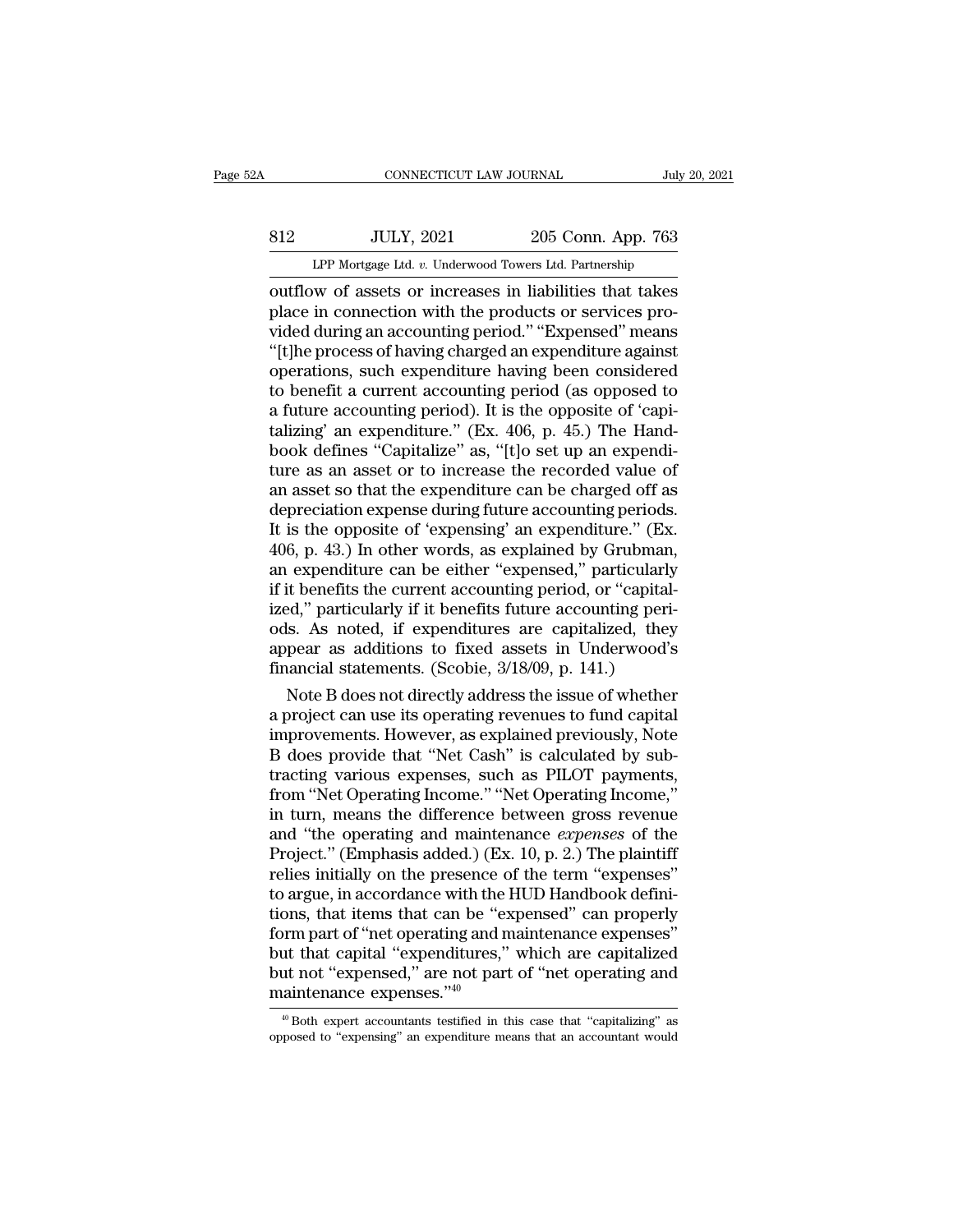outflow of assets or increases in liabilities that takes place in connection with the products or services provided during an accounting period." "Expensed" means "[t]he process of having charged an expenditure against operations, such expenditure having been considered to benefit a current accounting period (as opposed to a future accounting period). It is the opposite of 'capitalizing' an expenditure." (Ex. 406, p. 45.) The Handbook defines "Capitalize" as, "[t]o set up an expenditure as an asset or to increase the recorded value of an asset so that the expenditure can be charged off as depreciation expense during future accounting periods. It is the opposite of 'expensing' an expenditure." (Ex. 406, p. 43.) In other words, as explained by Grubman, an expenditure can be either "expensed," particularly if it benefits the current accounting period, or "capitalized," particularly if it benefits future accounting periods. As noted, if expenditures are capitalized, they appear as additions to fixed assets in Underwood's financial statements. (Scobie, 3/18/09, p. 141.)

Note B does not directly address the issue of whether a project can use its operating revenues to fund capital improvements. However, as explained previously, Note B does provide that "Net Cash" is calculated by subtracting various expenses, such as PILOT payments, from "Net Operating Income." "Net Operating Income," in turn, means the difference between gross revenue and "the operating and maintenance *expenses* of the Project." (Emphasis added.) (Ex. 10, p. 2.) The plaintiff relies initially on the presence of the term "expenses" to argue, in accordance with the HUD Handbook definitions, that items that can be "expensed" can properly form part of "net operating and maintenance expenses" but that capital "expenditures," which are capitalized but not "expensed," are not part of "net operating and maintenance expenses."[40]

---

[40] Both expert accountants testified in this case that "capitalizing" as opposed to "expensing" an expenditure means that an accountant would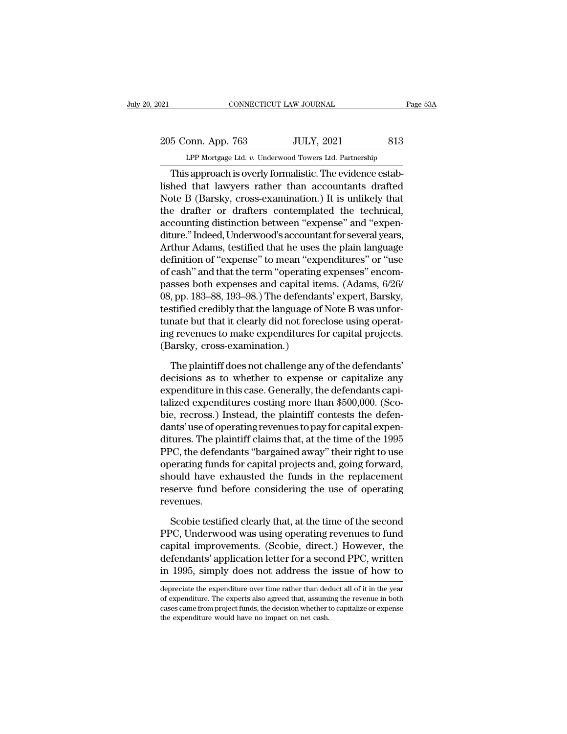This approach is overly formalistic. The evidence established that lawyers rather than accountants drafted Note B (Barsky, cross-examination.) It is unlikely that the drafter or drafters contemplated the technical, accounting distinction between "expense" and "expenditure." Indeed, Underwood's accountant for several years, Arthur Adams, testified that he uses the plain language definition of "expense" to mean "expenditures" or "use of cash" and that the term "operating expenses" encompasses both expenses and capital items. (Adams, 6/26/08, pp. 183–88, 193–98.) The defendants' expert, Barsky, testified credibly that the language of Note B was unfortunate but that it clearly did not foreclose using operating revenues to make expenditures for capital projects. (Barsky, cross-examination.)

The plaintiff does not challenge any of the defendants' decisions as to whether to expense or capitalize any expenditure in this case. Generally, the defendants capitalized expenditures costing more than $500,000. (Scobie, recross.) Instead, the plaintiff contests the defendants' use of operating revenues to pay for capital expenditures. The plaintiff claims that, at the time of the 1995 PPC, the defendants "bargained away" their right to use operating funds for capital projects and, going forward, should have exhausted the funds in the replacement reserve fund before considering the use of operating revenues.

Scobie testified clearly that, at the time of the second PPC, Underwood was using operating revenues to fund capital improvements. (Scobie, direct.) However, the defendants' application letter for a second PPC, written in 1995, simply does not address the issue of how to

depreciate the expenditure over time rather than deduct all of it in the year of expenditure. The experts also agreed that, assuming the revenue in both cases came from project funds, the decision whether to capitalize or expense the expenditure would have no impact on net cash.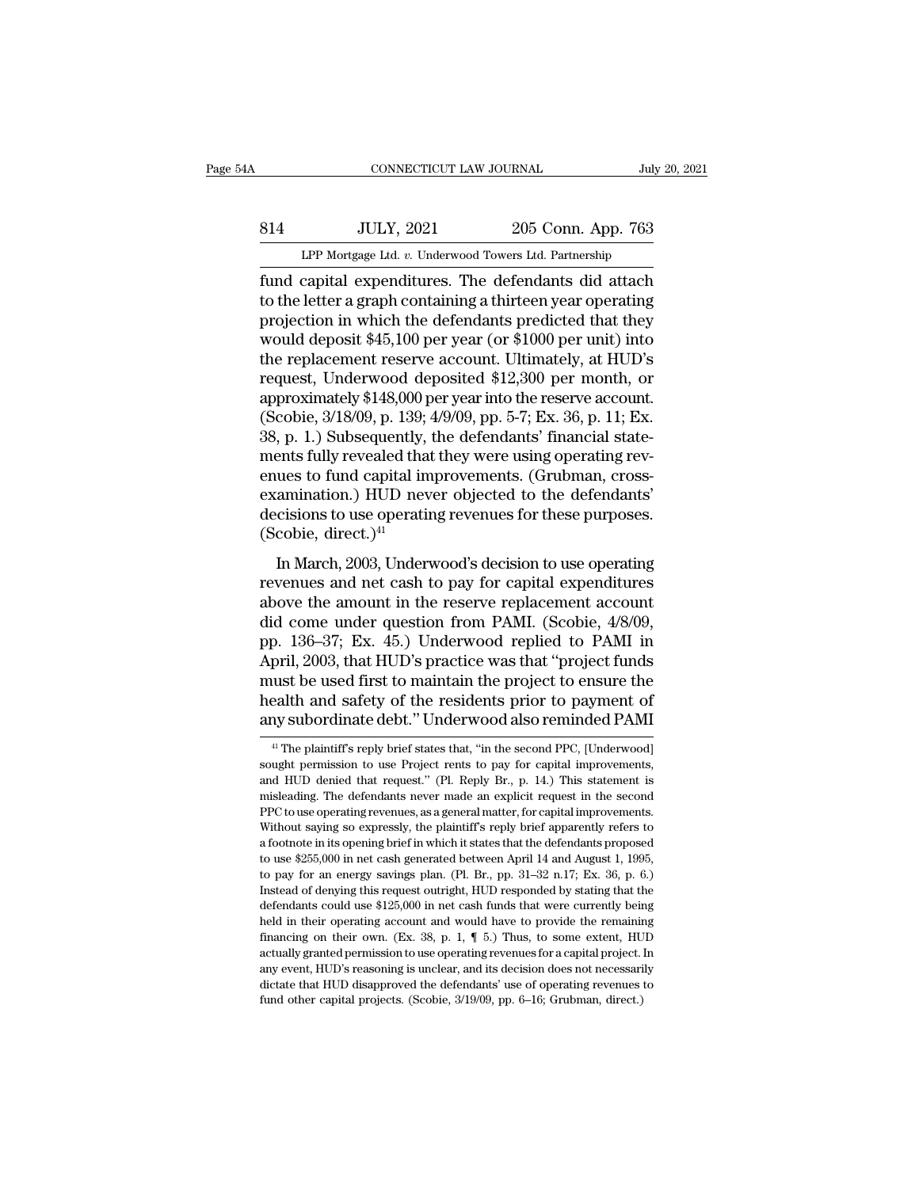fund capital expenditures. The defendants did attach to the letter a graph containing a thirteen year operating projection in which the defendants predicted that they would deposit $45,100 per year (or $1000 per unit) into the replacement reserve account. Ultimately, at HUD's request, Underwood deposited $12,300 per month, or approximately $148,000 per year into the reserve account. (Scobie, 3/18/09, p. 139; 4/9/09, pp. 5-7; Ex. 36, p. 11; Ex. 38, p. 1.) Subsequently, the defendants' financial statements fully revealed that they were using operating revenues to fund capital improvements. (Grubman, cross-examination.) HUD never objected to the defendants' decisions to use operating revenues for these purposes. (Scobie, direct.)[41]

In March, 2003, Underwood's decision to use operating revenues and net cash to pay for capital expenditures above the amount in the reserve replacement account did come under question from PAMI. (Scobie, 4/8/09, pp. 136–37; Ex. 45.) Underwood replied to PAMI in April, 2003, that HUD's practice was that "project funds must be used first to maintain the project to ensure the health and safety of the residents prior to payment of any subordinate debt." Underwood also reminded PAMI

[41] The plaintiff's reply brief states that, "in the second PPC, [Underwood] sought permission to use Project rents to pay for capital improvements, and HUD denied that request." (Pl. Reply Br., p. 14.) This statement is misleading. The defendants never made an explicit request in the second PPC to use operating revenues, as a general matter, for capital improvements. Without saying so expressly, the plaintiff's reply brief apparently refers to a footnote in its opening brief in which it states that the defendants proposed to use $255,000 in net cash generated between April 14 and August 1, 1995, to pay for an energy savings plan. (Pl. Br., pp. 31–32 n.17; Ex. 36, p. 6.) Instead of denying this request outright, HUD responded by stating that the defendants could use $125,000 in net cash funds that were currently being held in their operating account and would have to provide the remaining financing on their own. (Ex. 38, p. 1, ¶ 5.) Thus, to some extent, HUD actually granted permission to use operating revenues for a capital project. In any event, HUD's reasoning is unclear, and its decision does not necessarily dictate that HUD disapproved the defendants' use of operating revenues to fund other capital projects. (Scobie, 3/19/09, pp. 6–16; Grubman, direct.)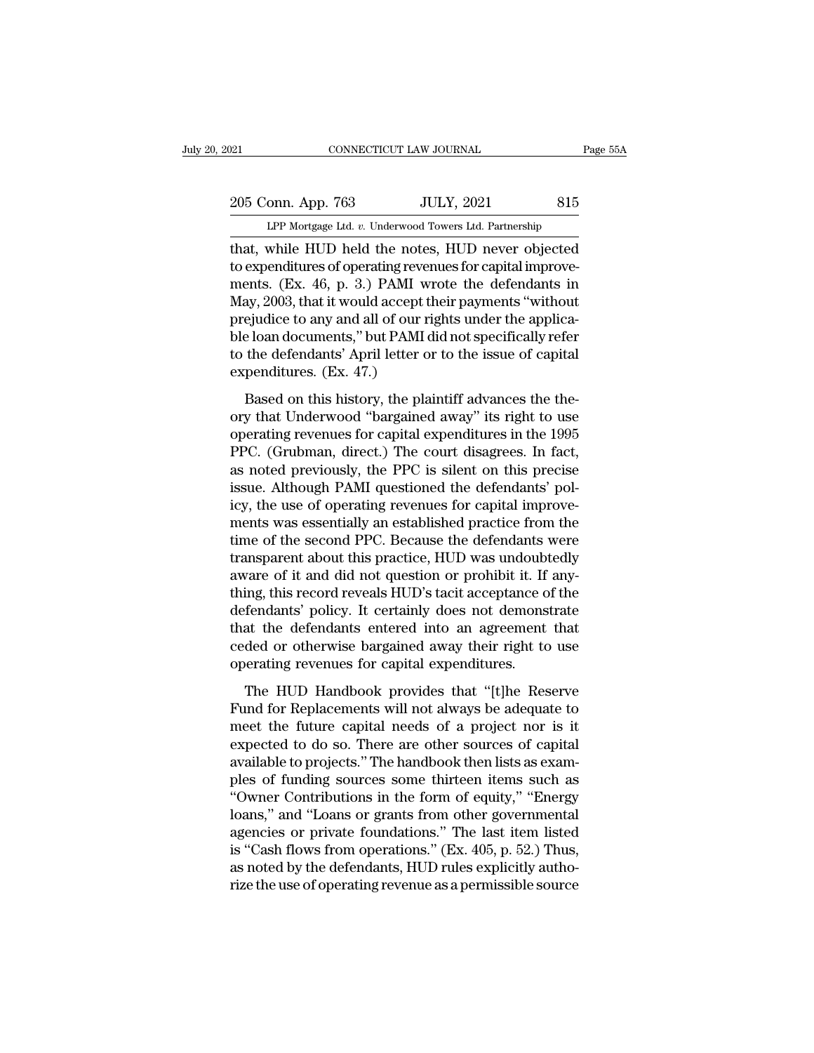that, while HUD held the notes, HUD never objected to expenditures of operating revenues for capital improvements. (Ex. 46, p. 3.) PAMI wrote the defendants in May, 2003, that it would accept their payments "without prejudice to any and all of our rights under the applicable loan documents," but PAMI did not specifically refer to the defendants' April letter or to the issue of capital expenditures. (Ex. 47.)

Based on this history, the plaintiff advances the theory that Underwood "bargained away" its right to use operating revenues for capital expenditures in the 1995 PPC. (Grubman, direct.) The court disagrees. In fact, as noted previously, the PPC is silent on this precise issue. Although PAMI questioned the defendants' policy, the use of operating revenues for capital improvements was essentially an established practice from the time of the second PPC. Because the defendants were transparent about this practice, HUD was undoubtedly aware of it and did not question or prohibit it. If anything, this record reveals HUD's tacit acceptance of the defendants' policy. It certainly does not demonstrate that the defendants entered into an agreement that ceded or otherwise bargained away their right to use operating revenues for capital expenditures.

The HUD Handbook provides that "[t]he Reserve Fund for Replacements will not always be adequate to meet the future capital needs of a project nor is it expected to do so. There are other sources of capital available to projects." The handbook then lists as examples of funding sources some thirteen items such as "Owner Contributions in the form of equity," "Energy loans," and "Loans or grants from other governmental agencies or private foundations." The last item listed is "Cash flows from operations." (Ex. 405, p. 52.) Thus, as noted by the defendants, HUD rules explicitly authorize the use of operating revenue as a permissible source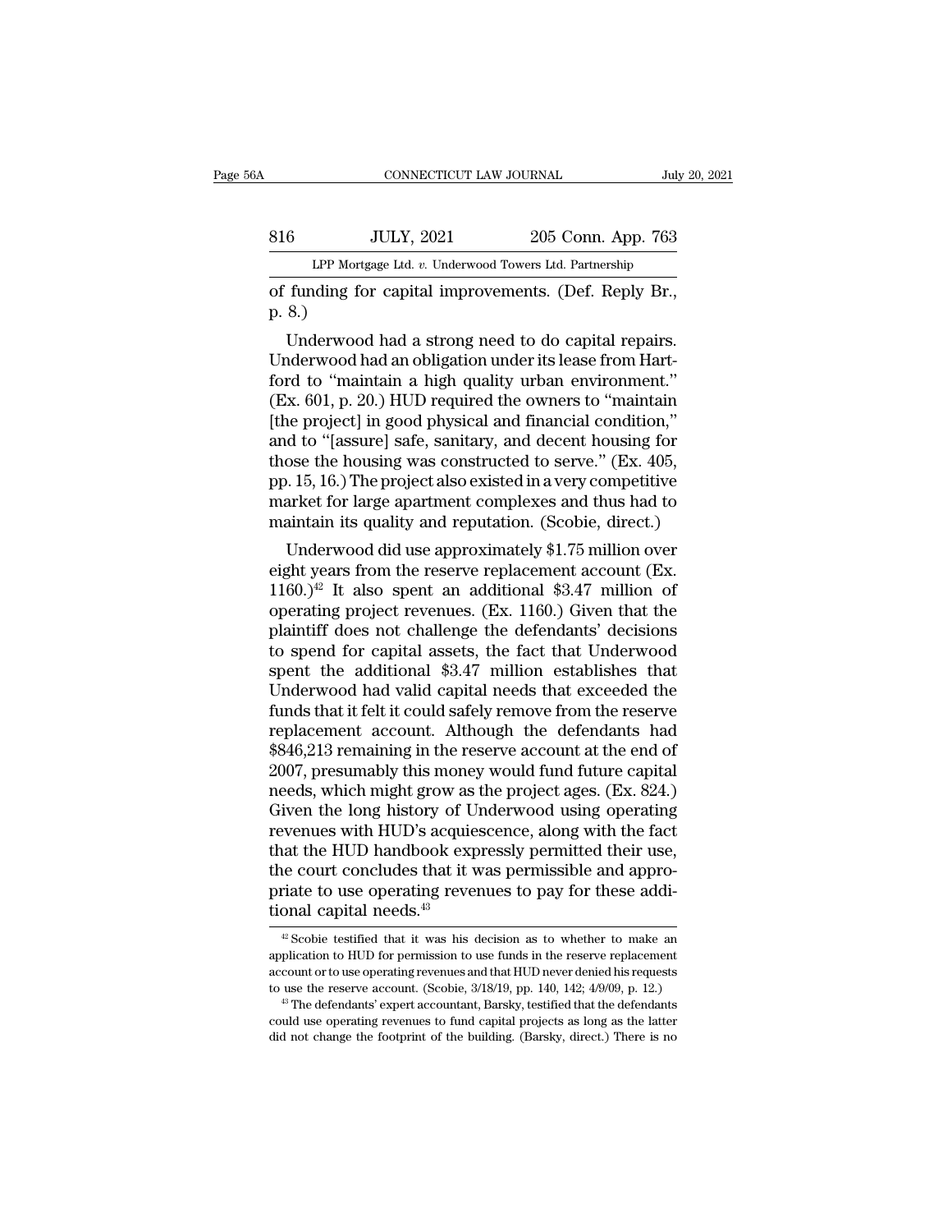of funding for capital improvements. (Def. Reply Br., p. 8.)

Underwood had a strong need to do capital repairs. Underwood had an obligation under its lease from Hartford to "maintain a high quality urban environment." (Ex. 601, p. 20.) HUD required the owners to "maintain [the project] in good physical and financial condition," and to "[assure] safe, sanitary, and decent housing for those the housing was constructed to serve." (Ex. 405, pp. 15, 16.) The project also existed in a very competitive market for large apartment complexes and thus had to maintain its quality and reputation. (Scobie, direct.)

Underwood did use approximately $1.75 million over eight years from the reserve replacement account (Ex. 1160.)[42] It also spent an additional $3.47 million of operating project revenues. (Ex. 1160.) Given that the plaintiff does not challenge the defendants' decisions to spend for capital assets, the fact that Underwood spent the additional $3.47 million establishes that Underwood had valid capital needs that exceeded the funds that it felt it could safely remove from the reserve replacement account. Although the defendants had $846,213 remaining in the reserve account at the end of 2007, presumably this money would fund future capital needs, which might grow as the project ages. (Ex. 824.) Given the long history of Underwood using operating revenues with HUD's acquiescence, along with the fact that the HUD handbook expressly permitted their use, the court concludes that it was permissible and appropriate to use operating revenues to pay for these additional capital needs.[43]

[42] Scobie testified that it was his decision as to whether to make an application to HUD for permission to use funds in the reserve replacement account or to use operating revenues and that HUD never denied his requests to use the reserve account. (Scobie, 3/18/19, pp. 140, 142; 4/9/09, p. 12.)

[43] The defendants' expert accountant, Barsky, testified that the defendants could use operating revenues to fund capital projects as long as the latter did not change the footprint of the building. (Barsky, direct.) There is no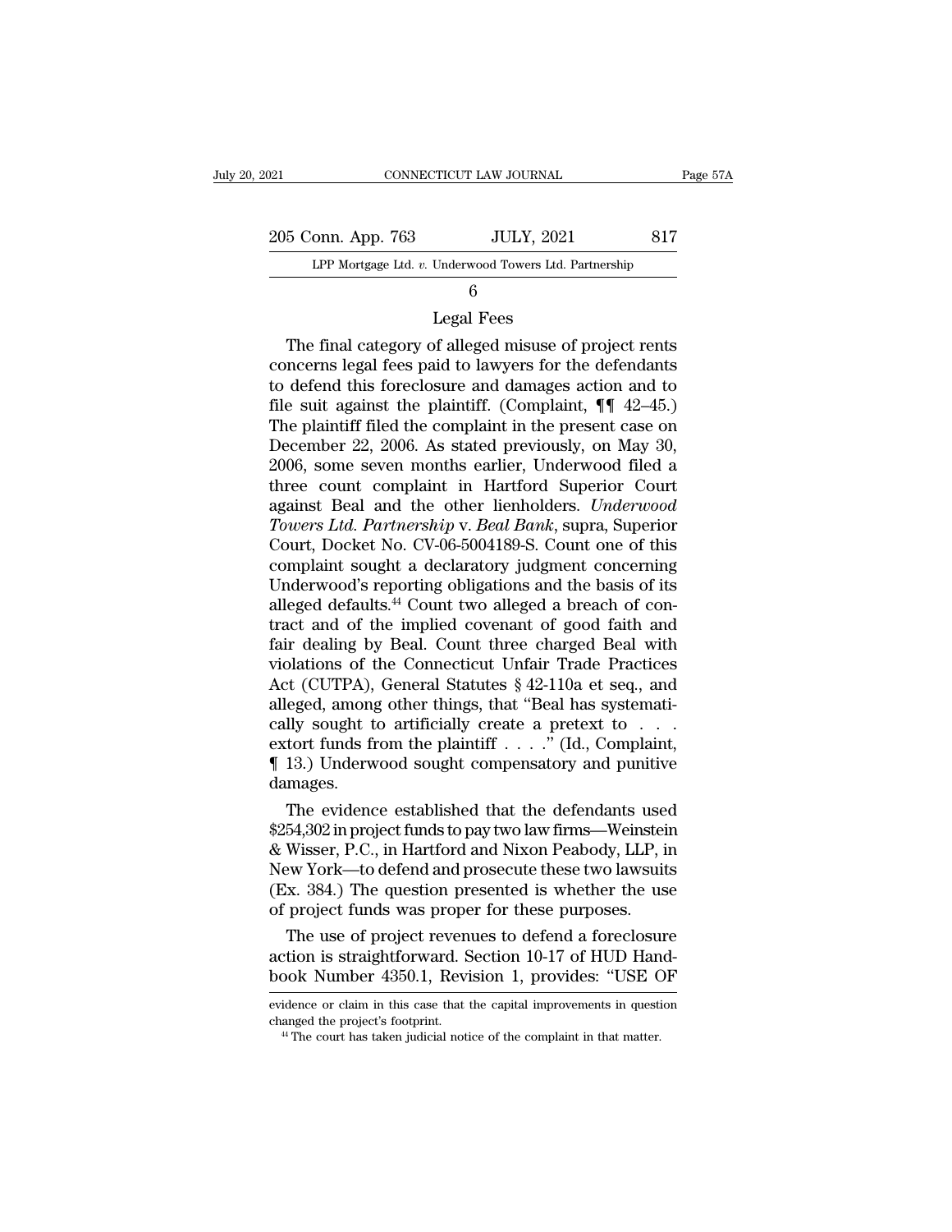## 6

### Legal Fees

The final category of alleged misuse of project rents concerns legal fees paid to lawyers for the defendants to defend this foreclosure and damages action and to file suit against the plaintiff. (Complaint, ¶¶ 42–45.) The plaintiff filed the complaint in the present case on December 22, 2006. As stated previously, on May 30, 2006, some seven months earlier, Underwood filed a three count complaint in Hartford Superior Court against Beal and the other lienholders. *Underwood Towers Ltd. Partnership* v. *Beal Bank*, supra, Superior Court, Docket No. CV-06-5004189-S. Count one of this complaint sought a declaratory judgment concerning Underwood's reporting obligations and the basis of its alleged defaults.[44] Count two alleged a breach of contract and of the implied covenant of good faith and fair dealing by Beal. Count three charged Beal with violations of the Connecticut Unfair Trade Practices Act (CUTPA), General Statutes § 42-110a et seq., and alleged, among other things, that "Beal has systematically sought to artificially create a pretext to . . . extort funds from the plaintiff . . . ." (Id., Complaint, ¶ 13.) Underwood sought compensatory and punitive damages.

The evidence established that the defendants used $254,302 in project funds to pay two law firms—Weinstein & Wisser, P.C., in Hartford and Nixon Peabody, LLP, in New York—to defend and prosecute these two lawsuits (Ex. 384.) The question presented is whether the use of project funds was proper for these purposes.

The use of project revenues to defend a foreclosure action is straightforward. Section 10-17 of HUD Handbook Number 4350.1, Revision 1, provides: "USE OF

---

evidence or claim in this case that the capital improvements in question changed the project's footprint.

[44] The court has taken judicial notice of the complaint in that matter.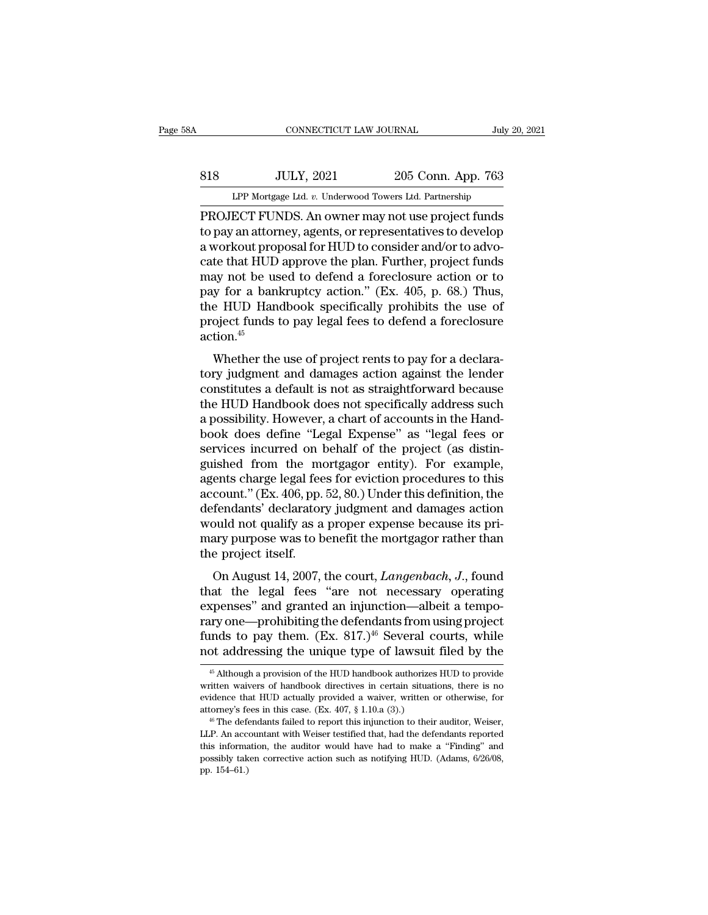PROJECT FUNDS. An owner may not use project funds to pay an attorney, agents, or representatives to develop a workout proposal for HUD to consider and/or to advocate that HUD approve the plan. Further, project funds may not be used to defend a foreclosure action or to pay for a bankruptcy action." (Ex. 405, p. 68.) Thus, the HUD Handbook specifically prohibits the use of project funds to pay legal fees to defend a foreclosure action.[45]

Whether the use of project rents to pay for a declaratory judgment and damages action against the lender constitutes a default is not as straightforward because the HUD Handbook does not specifically address such a possibility. However, a chart of accounts in the Handbook does define "Legal Expense" as "legal fees or services incurred on behalf of the project (as distinguished from the mortgagor entity). For example, agents charge legal fees for eviction procedures to this account." (Ex. 406, pp. 52, 80.) Under this definition, the defendants' declaratory judgment and damages action would not qualify as a proper expense because its primary purpose was to benefit the mortgagor rather than the project itself.

On August 14, 2007, the court, *Langenbach*, *J.*, found that the legal fees "are not necessary operating expenses" and granted an injunction—albeit a temporary one—prohibiting the defendants from using project funds to pay them. (Ex. 817.)[46] Several courts, while not addressing the unique type of lawsuit filed by the

[45] Although a provision of the HUD handbook authorizes HUD to provide written waivers of handbook directives in certain situations, there is no evidence that HUD actually provided a waiver, written or otherwise, for attorney's fees in this case. (Ex. 407, § 1.10.a (3).)

[46] The defendants failed to report this injunction to their auditor, Weiser, LLP. An accountant with Weiser testified that, had the defendants reported this information, the auditor would have had to make a "Finding" and possibly taken corrective action such as notifying HUD. (Adams, 6/26/08, pp. 154–61.)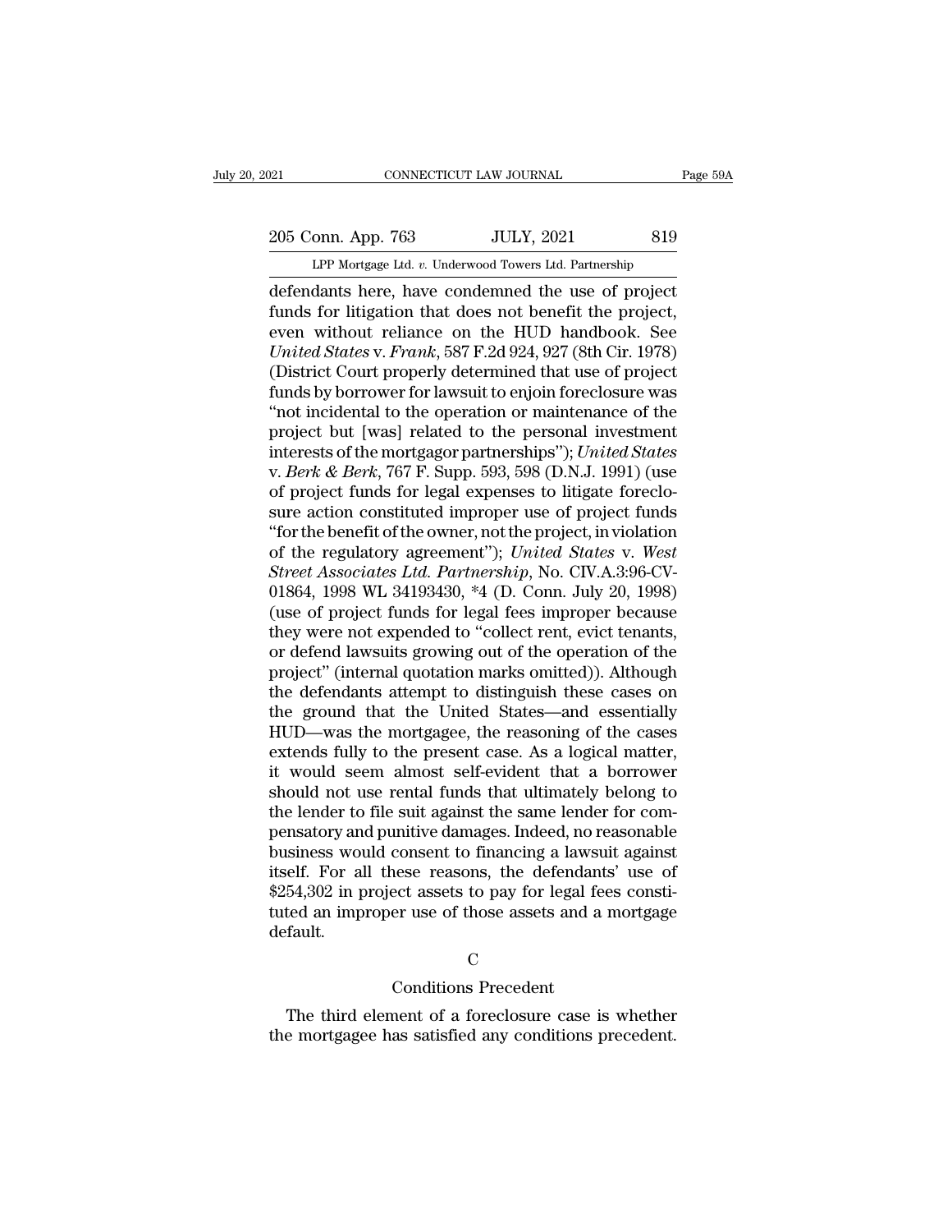defendants here, have condemned the use of project funds for litigation that does not benefit the project, even without reliance on the HUD handbook. See *United States* v. *Frank*, 587 F.2d 924, 927 (8th Cir. 1978) (District Court properly determined that use of project funds by borrower for lawsuit to enjoin foreclosure was "not incidental to the operation or maintenance of the project but [was] related to the personal investment interests of the mortgagor partnerships"); *United States* v. *Berk & Berk*, 767 F. Supp. 593, 598 (D.N.J. 1991) (use of project funds for legal expenses to litigate foreclosure action constituted improper use of project funds "for the benefit of the owner, not the project, in violation of the regulatory agreement"); *United States* v. *West Street Associates Ltd. Partnership*, No. CIV.A.3:96-CV-01864, 1998 WL 34193430, *4 (D. Conn. July 20, 1998) (use of project funds for legal fees improper because they were not expended to "collect rent, evict tenants, or defend lawsuits growing out of the operation of the project" (internal quotation marks omitted)). Although the defendants attempt to distinguish these cases on the ground that the United States—and essentially HUD—was the mortgagee, the reasoning of the cases extends fully to the present case. As a logical matter, it would seem almost self-evident that a borrower should not use rental funds that ultimately belong to the lender to file suit against the same lender for compensatory and punitive damages. Indeed, no reasonable business would consent to financing a lawsuit against itself. For all these reasons, the defendants' use of $254,302 in project assets to pay for legal fees constituted an improper use of those assets and a mortgage default.

C

Conditions Precedent

The third element of a foreclosure case is whether the mortgagee has satisfied any conditions precedent.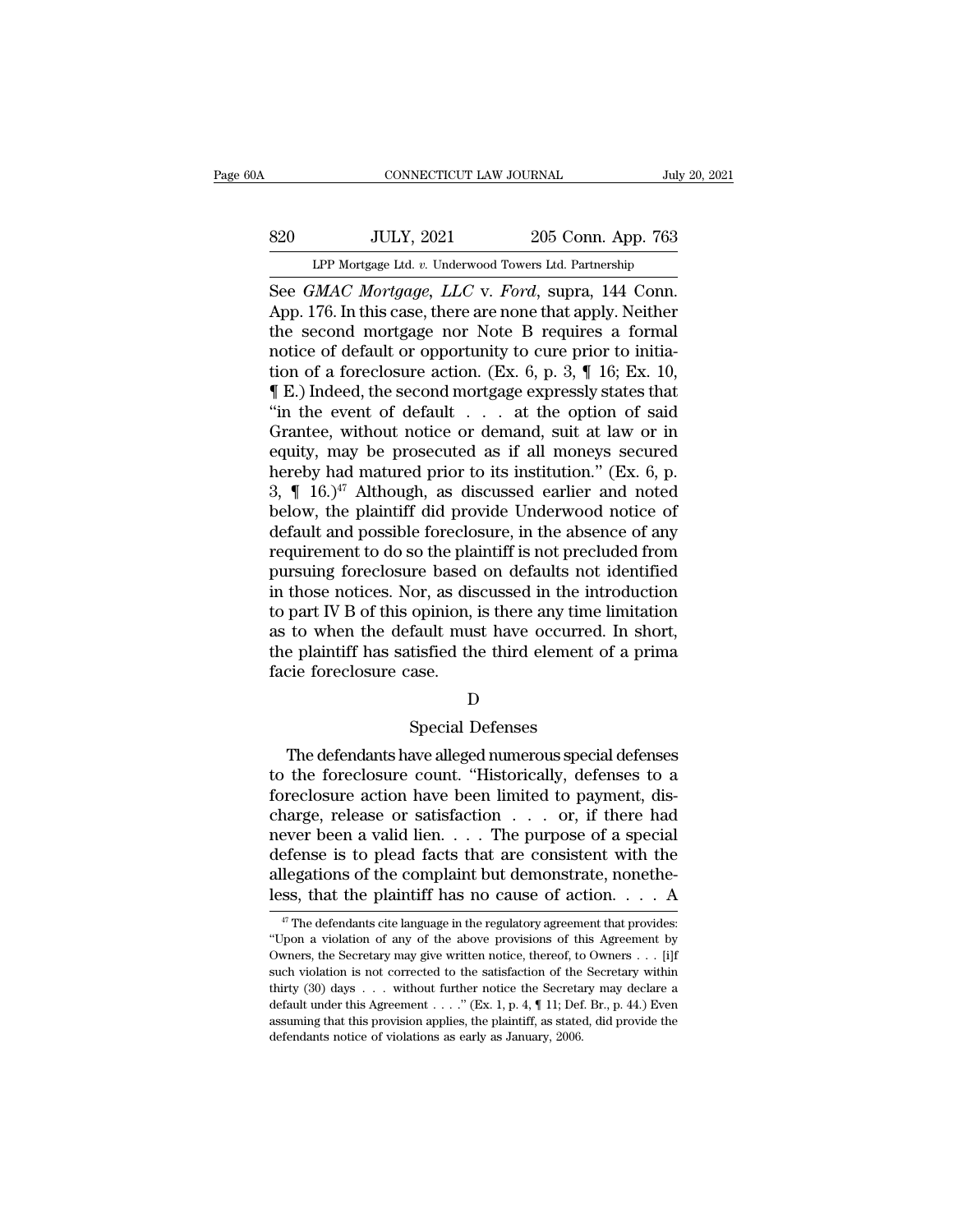See *GMAC Mortgage, LLC* v. *Ford*, supra, 144 Conn. App. 176. In this case, there are none that apply. Neither the second mortgage nor Note B requires a formal notice of default or opportunity to cure prior to initiation of a foreclosure action. (Ex. 6, p. 3, ¶ 16; Ex. 10, ¶ E.) Indeed, the second mortgage expressly states that "in the event of default . . . at the option of said Grantee, without notice or demand, suit at law or in equity, may be prosecuted as if all moneys secured hereby had matured prior to its institution." (Ex. 6, p. 3, ¶ 16.)[47] Although, as discussed earlier and noted below, the plaintiff did provide Underwood notice of default and possible foreclosure, in the absence of any requirement to do so the plaintiff is not precluded from pursuing foreclosure based on defaults not identified in those notices. Nor, as discussed in the introduction to part IV B of this opinion, is there any time limitation as to when the default must have occurred. In short, the plaintiff has satisfied the third element of a prima facie foreclosure case.

D

Special Defenses

The defendants have alleged numerous special defenses to the foreclosure count. "Historically, defenses to a foreclosure action have been limited to payment, discharge, release or satisfaction . . . or, if there had never been a valid lien. . . . The purpose of a special defense is to plead facts that are consistent with the allegations of the complaint but demonstrate, nonetheless, that the plaintiff has no cause of action. . . . A

[47] The defendants cite language in the regulatory agreement that provides: "Upon a violation of any of the above provisions of this Agreement by Owners, the Secretary may give written notice, thereof, to Owners . . . [i]f such violation is not corrected to the satisfaction of the Secretary within thirty (30) days . . . without further notice the Secretary may declare a default under this Agreement . . . ." (Ex. 1, p. 4, ¶ 11; Def. Br., p. 44.) Even assuming that this provision applies, the plaintiff, as stated, did provide the defendants notice of violations as early as January, 2006.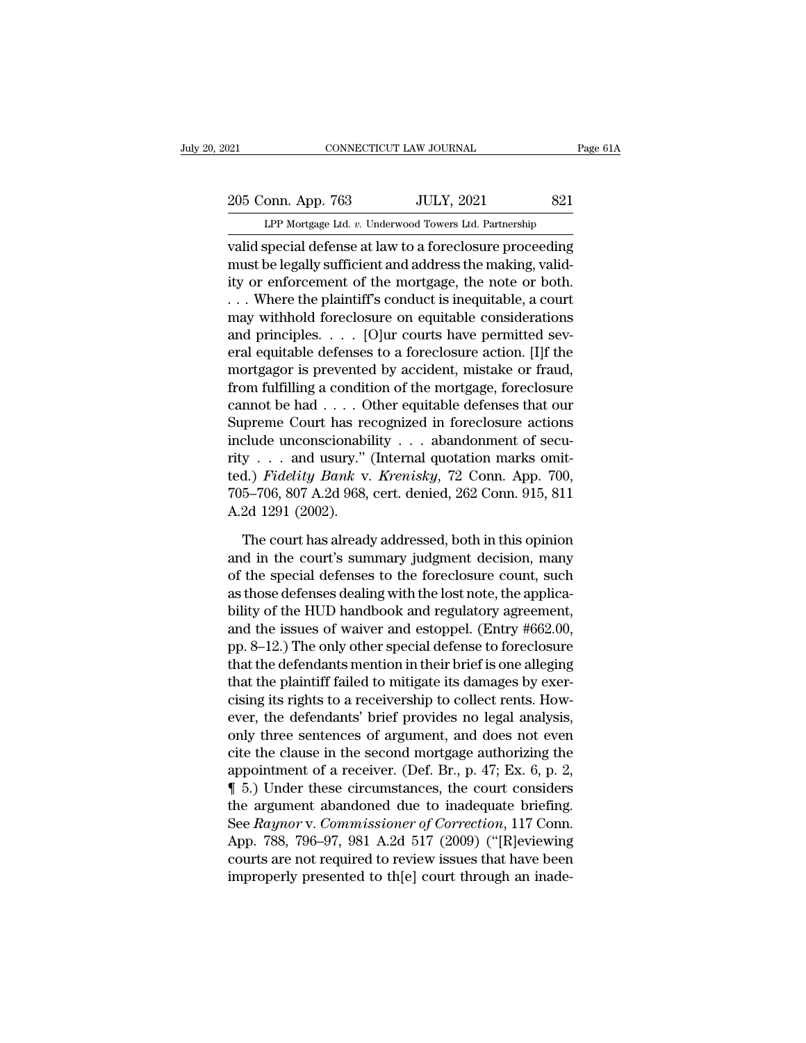valid special defense at law to a foreclosure proceeding must be legally sufficient and address the making, validity or enforcement of the mortgage, the note or both. . . . Where the plaintiff's conduct is inequitable, a court may withhold foreclosure on equitable considerations and principles. . . . [O]ur courts have permitted several equitable defenses to a foreclosure action. [I]f the mortgagor is prevented by accident, mistake or fraud, from fulfilling a condition of the mortgage, foreclosure cannot be had . . . . Other equitable defenses that our Supreme Court has recognized in foreclosure actions include unconscionability . . . abandonment of security . . . and usury." (Internal quotation marks omitted.) *Fidelity Bank* v. *Krenisky*, 72 Conn. App. 700, 705–706, 807 A.2d 968, cert. denied, 262 Conn. 915, 811 A.2d 1291 (2002).

The court has already addressed, both in this opinion and in the court's summary judgment decision, many of the special defenses to the foreclosure count, such as those defenses dealing with the lost note, the applicability of the HUD handbook and regulatory agreement, and the issues of waiver and estoppel. (Entry #662.00, pp. 8–12.) The only other special defense to foreclosure that the defendants mention in their brief is one alleging that the plaintiff failed to mitigate its damages by exercising its rights to a receivership to collect rents. However, the defendants' brief provides no legal analysis, only three sentences of argument, and does not even cite the clause in the second mortgage authorizing the appointment of a receiver. (Def. Br., p. 47; Ex. 6, p. 2, ¶ 5.) Under these circumstances, the court considers the argument abandoned due to inadequate briefing. See *Raynor* v. *Commissioner of Correction*, 117 Conn. App. 788, 796–97, 981 A.2d 517 (2009) ("[R]eviewing courts are not required to review issues that have been improperly presented to th[e] court through an inade-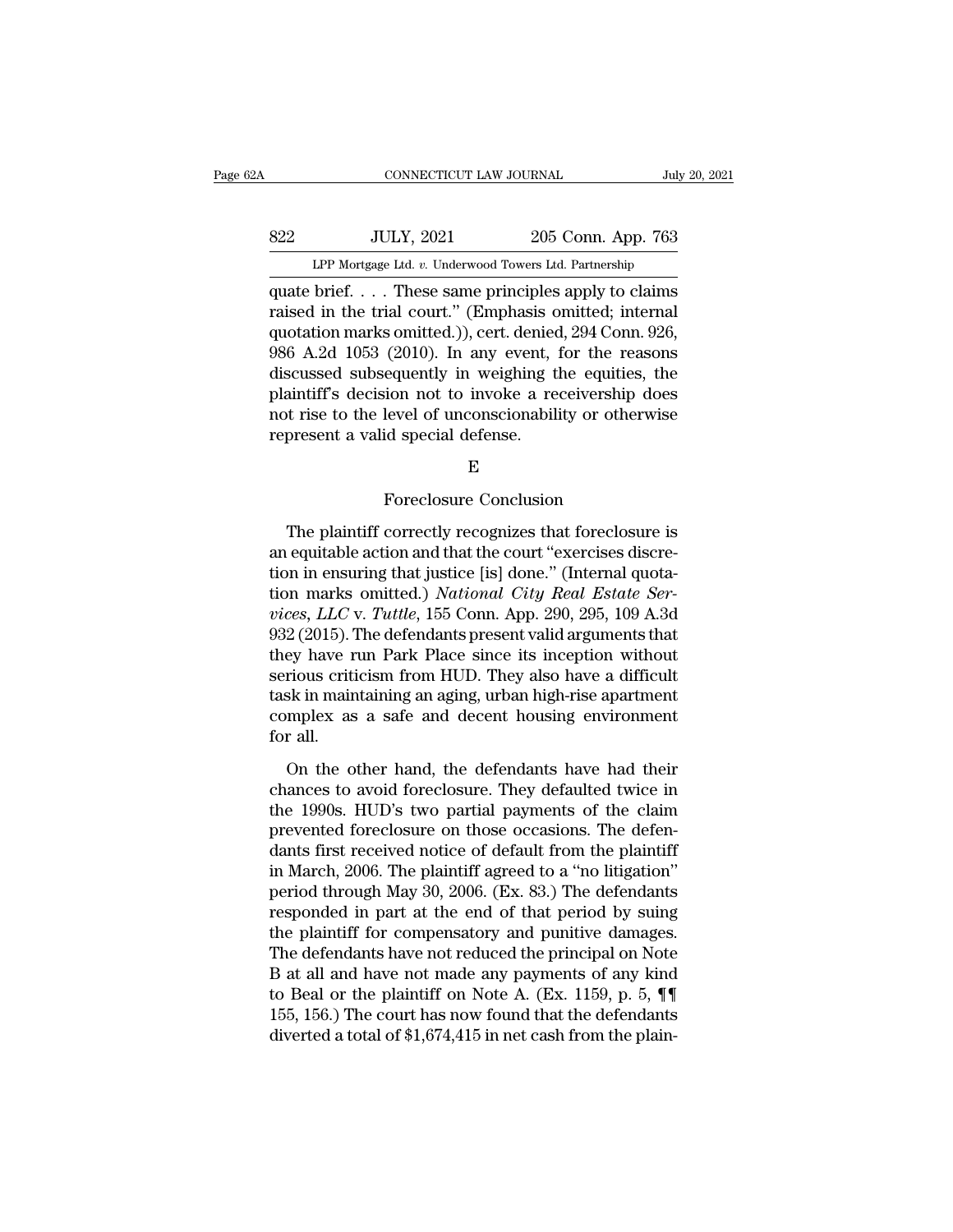quate brief. . . . These same principles apply to claims raised in the trial court." (Emphasis omitted; internal quotation marks omitted.)), cert. denied, 294 Conn. 926, 986 A.2d 1053 (2010). In any event, for the reasons discussed subsequently in weighing the equities, the plaintiff's decision not to invoke a receivership does not rise to the level of unconscionability or otherwise represent a valid special defense.

E

Foreclosure Conclusion

The plaintiff correctly recognizes that foreclosure is an equitable action and that the court "exercises discretion in ensuring that justice [is] done." (Internal quotation marks omitted.) *National City Real Estate Services, LLC* v. *Tuttle*, 155 Conn. App. 290, 295, 109 A.3d 932 (2015). The defendants present valid arguments that they have run Park Place since its inception without serious criticism from HUD. They also have a difficult task in maintaining an aging, urban high-rise apartment complex as a safe and decent housing environment for all.

On the other hand, the defendants have had their chances to avoid foreclosure. They defaulted twice in the 1990s. HUD's two partial payments of the claim prevented foreclosure on those occasions. The defendants first received notice of default from the plaintiff in March, 2006. The plaintiff agreed to a "no litigation" period through May 30, 2006. (Ex. 83.) The defendants responded in part at the end of that period by suing the plaintiff for compensatory and punitive damages. The defendants have not reduced the principal on Note B at all and have not made any payments of any kind to Beal or the plaintiff on Note A. (Ex. 1159, p. 5, ¶¶ 155, 156.) The court has now found that the defendants diverted a total of $1,674,415 in net cash from the plain-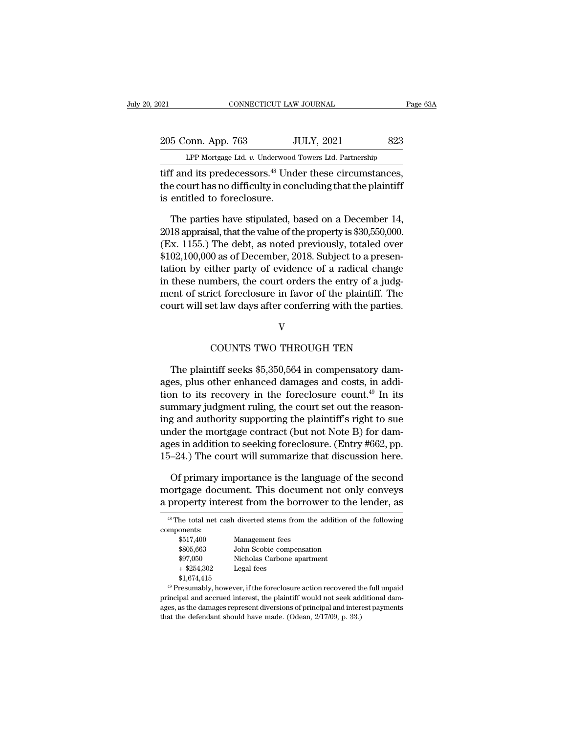tiff and its predecessors.[48] Under these circumstances, the court has no difficulty in concluding that the plaintiff is entitled to foreclosure.

The parties have stipulated, based on a December 14, 2018 appraisal, that the value of the property is $30,550,000. (Ex. 1155.) The debt, as noted previously, totaled over $102,100,000 as of December, 2018. Subject to a presentation by either party of evidence of a radical change in these numbers, the court orders the entry of a judgment of strict foreclosure in favor of the plaintiff. The court will set law days after conferring with the parties.

V

COUNTS TWO THROUGH TEN

The plaintiff seeks $5,350,564 in compensatory damages, plus other enhanced damages and costs, in addition to its recovery in the foreclosure count.[49] In its summary judgment ruling, the court set out the reasoning and authority supporting the plaintiff's right to sue under the mortgage contract (but not Note B) for damages in addition to seeking foreclosure. (Entry #662, pp. 15–24.) The court will summarize that discussion here.

Of primary importance is the language of the second mortgage document. This document not only conveys a property interest from the borrower to the lender, as

[48] The total net cash diverted stems from the addition of the following components:

| | |
|---|---|
| $517,400 | Management fees |
| $805,663 | John Scobie compensation |
| $97,050 | Nicholas Carbone apartment |
| + $254,302 | Legal fees |
| $1,674,415 | |

[49] Presumably, however, if the foreclosure action recovered the full unpaid principal and accrued interest, the plaintiff would not seek additional damages, as the damages represent diversions of principal and interest payments that the defendant should have made. (Odean, 2/17/09, p. 33.)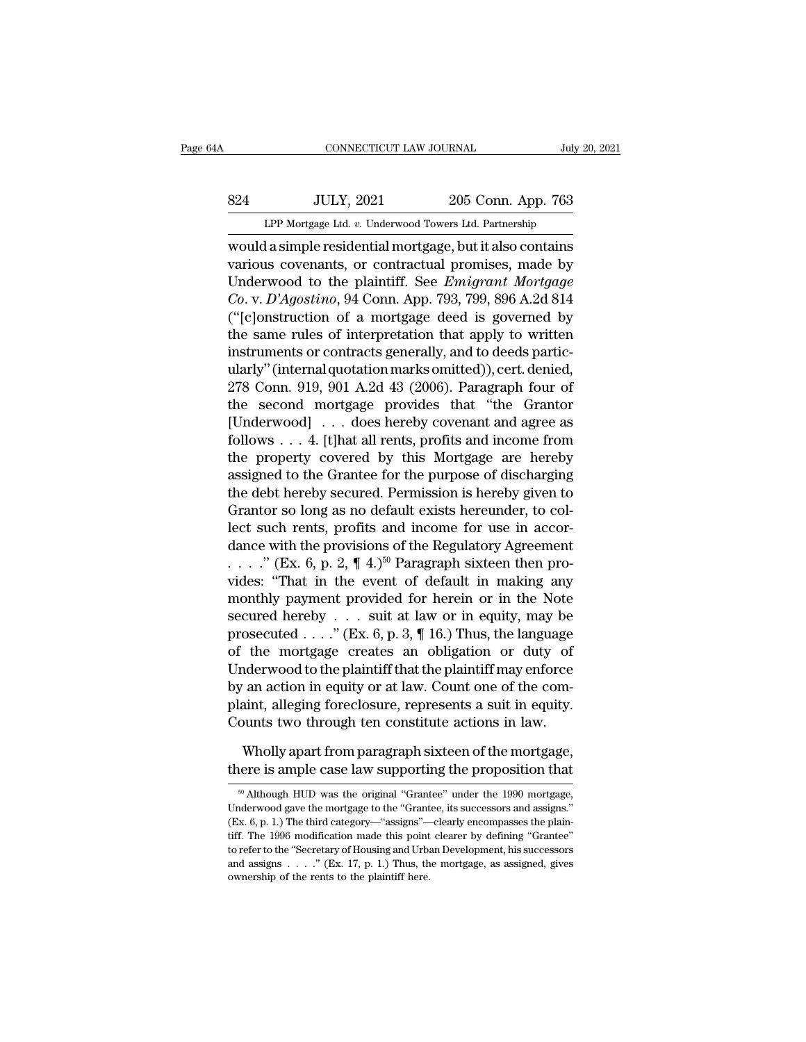would a simple residential mortgage, but it also contains various covenants, or contractual promises, made by Underwood to the plaintiff. See *Emigrant Mortgage Co.* v. *D'Agostino*, 94 Conn. App. 793, 799, 896 A.2d 814 ("[c]onstruction of a mortgage deed is governed by the same rules of interpretation that apply to written instruments or contracts generally, and to deeds particularly" (internal quotation marks omitted)), cert. denied, 278 Conn. 919, 901 A.2d 43 (2006). Paragraph four of the second mortgage provides that "the Grantor [Underwood] . . . does hereby covenant and agree as follows . . . 4. [t]hat all rents, profits and income from the property covered by this Mortgage are hereby assigned to the Grantee for the purpose of discharging the debt hereby secured. Permission is hereby given to Grantor so long as no default exists hereunder, to collect such rents, profits and income for use in accordance with the provisions of the Regulatory Agreement . . . ." (Ex. 6, p. 2, ¶ 4.)[50] Paragraph sixteen then provides: "That in the event of default in making any monthly payment provided for herein or in the Note secured hereby . . . suit at law or in equity, may be prosecuted . . . ." (Ex. 6, p. 3, ¶ 16.) Thus, the language of the mortgage creates an obligation or duty of Underwood to the plaintiff that the plaintiff may enforce by an action in equity or at law. Count one of the complaint, alleging foreclosure, represents a suit in equity. Counts two through ten constitute actions in law.

Wholly apart from paragraph sixteen of the mortgage, there is ample case law supporting the proposition that

[50] Although HUD was the original "Grantee" under the 1990 mortgage, Underwood gave the mortgage to the "Grantee, its successors and assigns." (Ex. 6, p. 1.) The third category—"assigns"—clearly encompasses the plaintiff. The 1996 modification made this point clearer by defining "Grantee" to refer to the "Secretary of Housing and Urban Development, his successors and assigns . . . ." (Ex. 17, p. 1.) Thus, the mortgage, as assigned, gives ownership of the rents to the plaintiff here.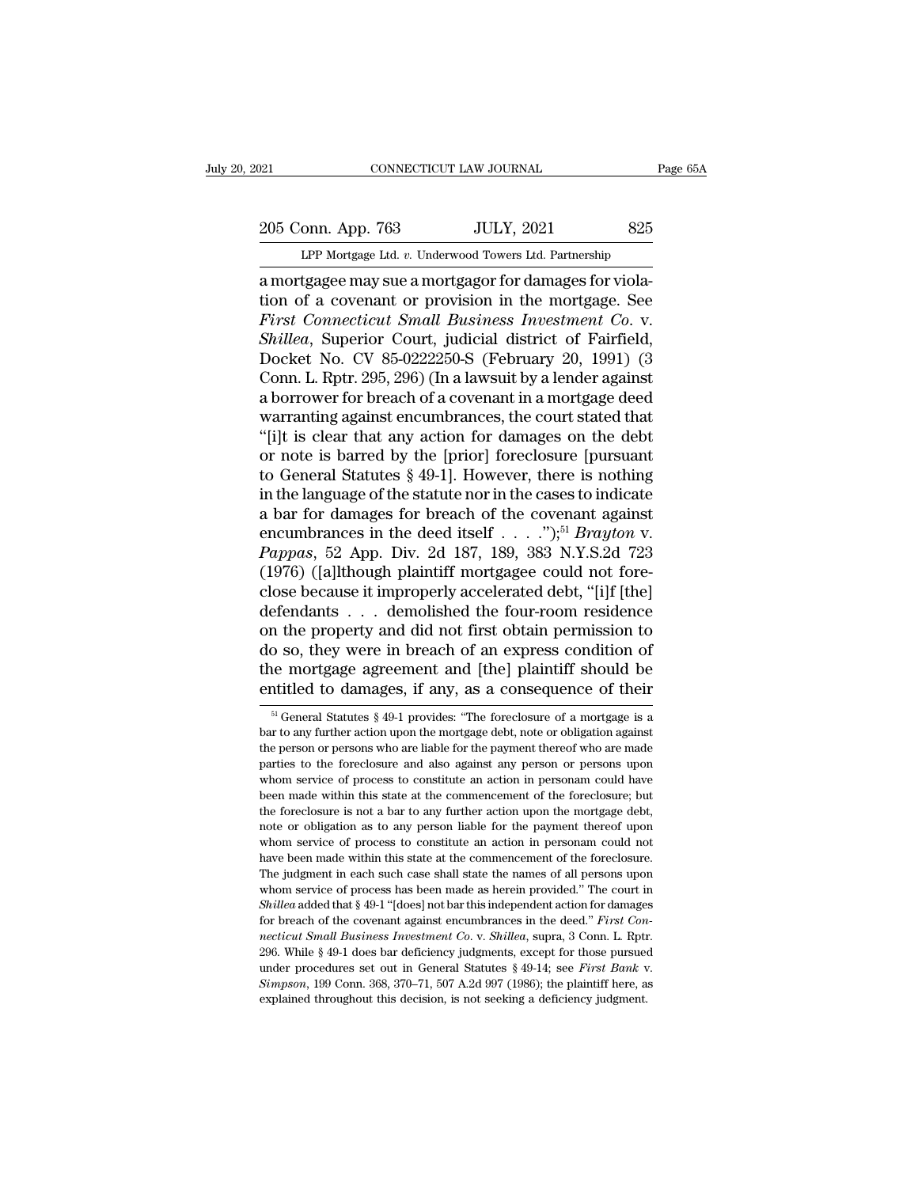a mortgagee may sue a mortgagor for damages for violation of a covenant or provision in the mortgage. See *First Connecticut Small Business Investment Co.* v. *Shillea*, Superior Court, judicial district of Fairfield, Docket No. CV 85-0222250-S (February 20, 1991) (3 Conn. L. Rptr. 295, 296) (In a lawsuit by a lender against a borrower for breach of a covenant in a mortgage deed warranting against encumbrances, the court stated that "[i]t is clear that any action for damages on the debt or note is barred by the [prior] foreclosure [pursuant to General Statutes § 49-1]. However, there is nothing in the language of the statute nor in the cases to indicate a bar for damages for breach of the covenant against encumbrances in the deed itself . . . .");[51] *Brayton* v. *Pappas*, 52 App. Div. 2d 187, 189, 383 N.Y.S.2d 723 (1976) ([a]lthough plaintiff mortgagee could not foreclose because it improperly accelerated debt, "[i]f [the] defendants . . . demolished the four-room residence on the property and did not first obtain permission to do so, they were in breach of an express condition of the mortgage agreement and [the] plaintiff should be entitled to damages, if any, as a consequence of their

[51] General Statutes § 49-1 provides: "The foreclosure of a mortgage is a bar to any further action upon the mortgage debt, note or obligation against the person or persons who are liable for the payment thereof who are made parties to the foreclosure and also against any person or persons upon whom service of process to constitute an action in personam could have been made within this state at the commencement of the foreclosure; but the foreclosure is not a bar to any further action upon the mortgage debt, note or obligation as to any person liable for the payment thereof upon whom service of process to constitute an action in personam could not have been made within this state at the commencement of the foreclosure. The judgment in each such case shall state the names of all persons upon whom service of process has been made as herein provided." The court in *Shillea* added that § 49-1 "[does] not bar this independent action for damages for breach of the covenant against encumbrances in the deed." *First Connecticut Small Business Investment Co.* v. *Shillea*, supra, 3 Conn. L. Rptr. 296. While § 49-1 does bar deficiency judgments, except for those pursued under procedures set out in General Statutes § 49-14; see *First Bank* v. *Simpson*, 199 Conn. 368, 370–71, 507 A.2d 997 (1986); the plaintiff here, as explained throughout this decision, is not seeking a deficiency judgment.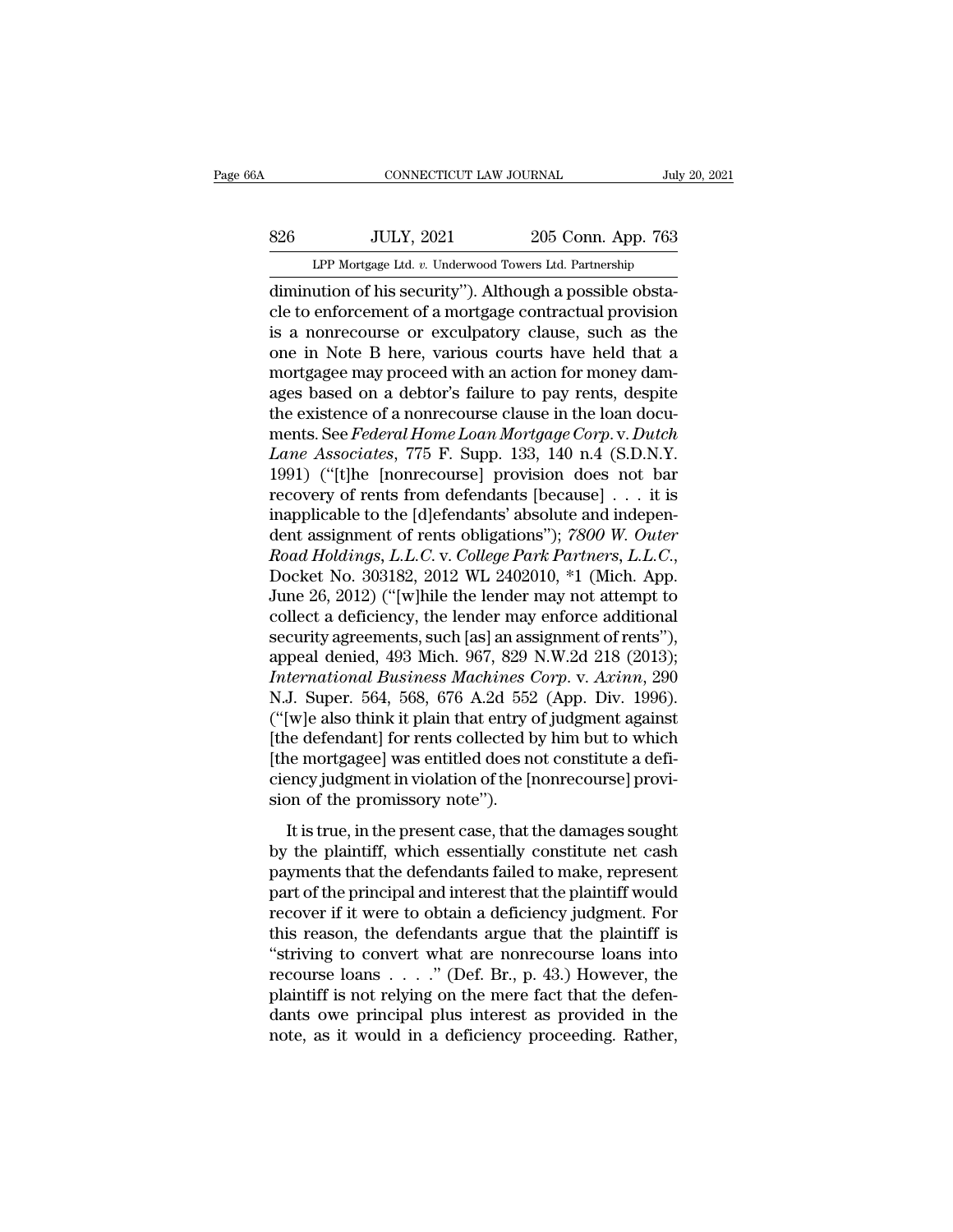diminution of his security"). Although a possible obstacle to enforcement of a mortgage contractual provision is a nonrecourse or exculpatory clause, such as the one in Note B here, various courts have held that a mortgagee may proceed with an action for money damages based on a debtor's failure to pay rents, despite the existence of a nonrecourse clause in the loan documents. See *Federal Home Loan Mortgage Corp.* v. *Dutch Lane Associates*, 775 F. Supp. 133, 140 n.4 (S.D.N.Y. 1991) ("[t]he [nonrecourse] provision does not bar recovery of rents from defendants [because] . . . it is inapplicable to the [d]efendants' absolute and independent assignment of rents obligations"); *7800 W. Outer Road Holdings, L.L.C.* v. *College Park Partners, L.L.C.*, Docket No. 303182, 2012 WL 2402010, *1 (Mich. App. June 26, 2012) ("[w]hile the lender may not attempt to collect a deficiency, the lender may enforce additional security agreements, such [as] an assignment of rents"), appeal denied, 493 Mich. 967, 829 N.W.2d 218 (2013); *International Business Machines Corp.* v. *Axinn*, 290 N.J. Super. 564, 568, 676 A.2d 552 (App. Div. 1996). ("[w]e also think it plain that entry of judgment against [the defendant] for rents collected by him but to which [the mortgagee] was entitled does not constitute a deficiency judgment in violation of the [nonrecourse] provision of the promissory note").

It is true, in the present case, that the damages sought by the plaintiff, which essentially constitute net cash payments that the defendants failed to make, represent part of the principal and interest that the plaintiff would recover if it were to obtain a deficiency judgment. For this reason, the defendants argue that the plaintiff is "striving to convert what are nonrecourse loans into recourse loans . . . ." (Def. Br., p. 43.) However, the plaintiff is not relying on the mere fact that the defendants owe principal plus interest as provided in the note, as it would in a deficiency proceeding. Rather,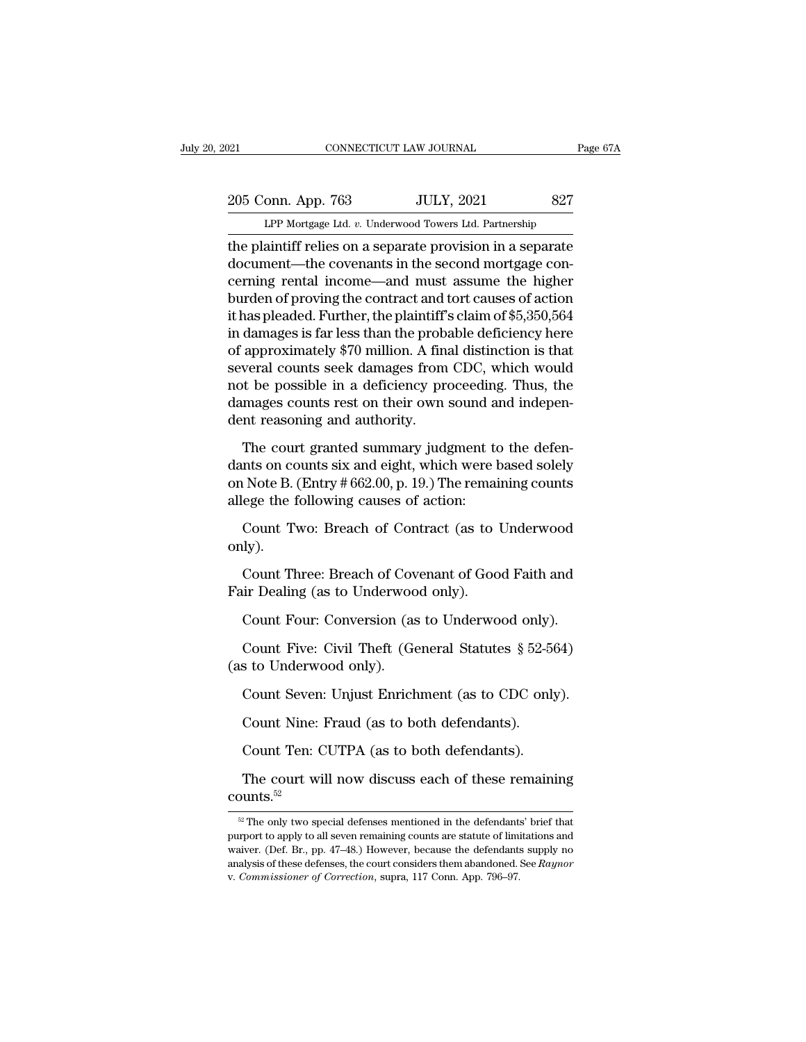the plaintiff relies on a separate provision in a separate document—the covenants in the second mortgage concerning rental income—and must assume the higher burden of proving the contract and tort causes of action it has pleaded. Further, the plaintiff's claim of $5,350,564 in damages is far less than the probable deficiency here of approximately $70 million. A final distinction is that several counts seek damages from CDC, which would not be possible in a deficiency proceeding. Thus, the damages counts rest on their own sound and independent reasoning and authority.

The court granted summary judgment to the defendants on counts six and eight, which were based solely on Note B. (Entry # 662.00, p. 19.) The remaining counts allege the following causes of action:

Count Two: Breach of Contract (as to Underwood only).

Count Three: Breach of Covenant of Good Faith and Fair Dealing (as to Underwood only).

Count Four: Conversion (as to Underwood only).

Count Five: Civil Theft (General Statutes § 52-564) (as to Underwood only).

Count Seven: Unjust Enrichment (as to CDC only).

Count Nine: Fraud (as to both defendants).

Count Ten: CUTPA (as to both defendants).

The court will now discuss each of these remaining counts.[52]

---

[52] The only two special defenses mentioned in the defendants' brief that purport to apply to all seven remaining counts are statute of limitations and waiver. (Def. Br., pp. 47–48.) However, because the defendants supply no analysis of these defenses, the court considers them abandoned. See *Raynor v. Commissioner of Correction*, supra, 117 Conn. App. 796–97.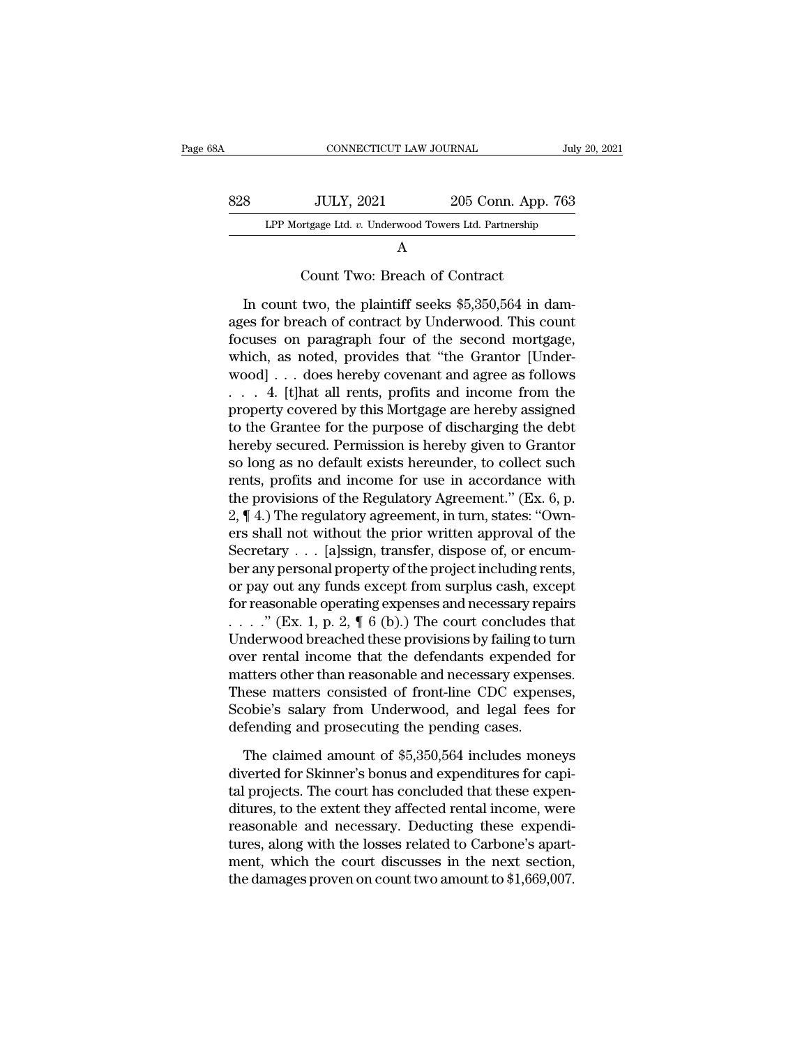## A

### Count Two: Breach of Contract

In count two, the plaintiff seeks $5,350,564 in damages for breach of contract by Underwood. This count focuses on paragraph four of the second mortgage, which, as noted, provides that "the Grantor [Underwood] . . . does hereby covenant and agree as follows . . . 4. [t]hat all rents, profits and income from the property covered by this Mortgage are hereby assigned to the Grantee for the purpose of discharging the debt hereby secured. Permission is hereby given to Grantor so long as no default exists hereunder, to collect such rents, profits and income for use in accordance with the provisions of the Regulatory Agreement." (Ex. 6, p. 2, ¶ 4.) The regulatory agreement, in turn, states: "Owners shall not without the prior written approval of the Secretary . . . [a]ssign, transfer, dispose of, or encumber any personal property of the project including rents, or pay out any funds except from surplus cash, except for reasonable operating expenses and necessary repairs . . . ." (Ex. 1, p. 2, ¶ 6 (b).) The court concludes that Underwood breached these provisions by failing to turn over rental income that the defendants expended for matters other than reasonable and necessary expenses. These matters consisted of front-line CDC expenses, Scobie's salary from Underwood, and legal fees for defending and prosecuting the pending cases.

The claimed amount of $5,350,564 includes moneys diverted for Skinner's bonus and expenditures for capital projects. The court has concluded that these expenditures, to the extent they affected rental income, were reasonable and necessary. Deducting these expenditures, along with the losses related to Carbone's apartment, which the court discusses in the next section, the damages proven on count two amount to $1,669,007.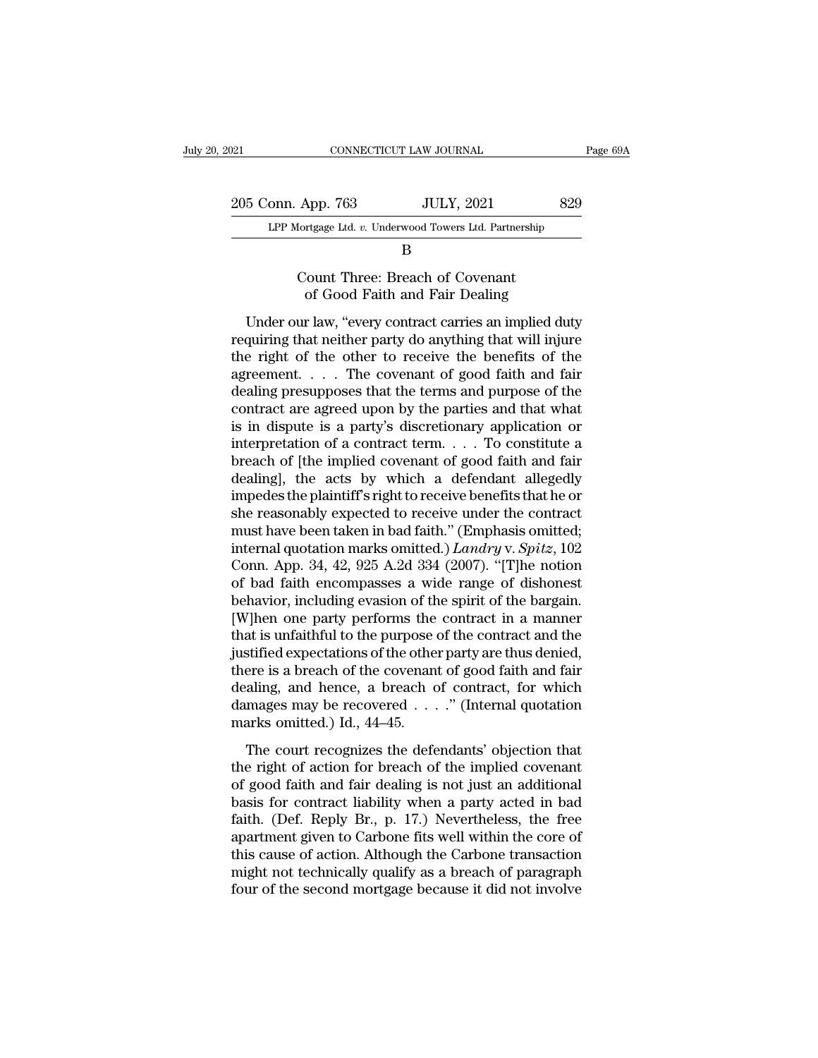B

### Count Three: Breach of Covenant of Good Faith and Fair Dealing

Under our law, "every contract carries an implied duty requiring that neither party do anything that will injure the right of the other to receive the benefits of the agreement. . . . The covenant of good faith and fair dealing presupposes that the terms and purpose of the contract are agreed upon by the parties and that what is in dispute is a party's discretionary application or interpretation of a contract term. . . . To constitute a breach of [the implied covenant of good faith and fair dealing], the acts by which a defendant allegedly impedes the plaintiff's right to receive benefits that he or she reasonably expected to receive under the contract must have been taken in bad faith." (Emphasis omitted; internal quotation marks omitted.) *Landry* v. *Spitz*, 102 Conn. App. 34, 42, 925 A.2d 334 (2007). "[T]he notion of bad faith encompasses a wide range of dishonest behavior, including evasion of the spirit of the bargain. [W]hen one party performs the contract in a manner that is unfaithful to the purpose of the contract and the justified expectations of the other party are thus denied, there is a breach of the covenant of good faith and fair dealing, and hence, a breach of contract, for which damages may be recovered . . . ." (Internal quotation marks omitted.) Id., 44–45.

The court recognizes the defendants' objection that the right of action for breach of the implied covenant of good faith and fair dealing is not just an additional basis for contract liability when a party acted in bad faith. (Def. Reply Br., p. 17.) Nevertheless, the free apartment given to Carbone fits well within the core of this cause of action. Although the Carbone transaction might not technically qualify as a breach of paragraph four of the second mortgage because it did not involve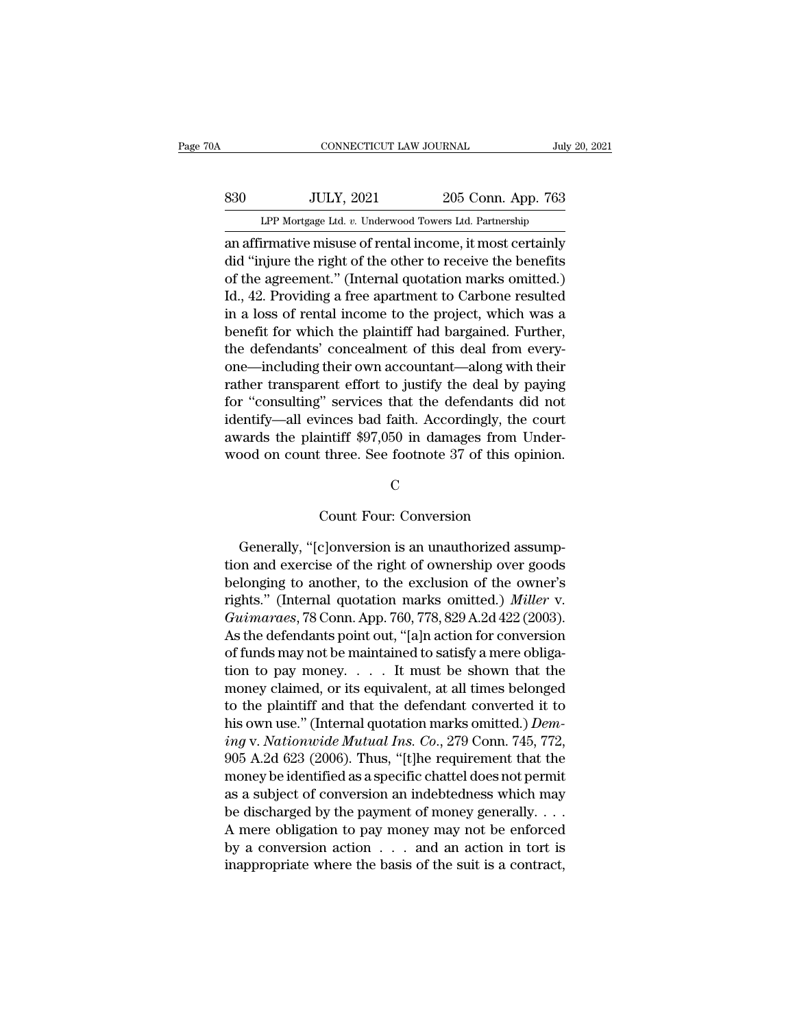an affirmative misuse of rental income, it most certainly did "injure the right of the other to receive the benefits of the agreement." (Internal quotation marks omitted.) Id., 42. Providing a free apartment to Carbone resulted in a loss of rental income to the project, which was a benefit for which the plaintiff had bargained. Further, the defendants' concealment of this deal from everyone—including their own accountant—along with their rather transparent effort to justify the deal by paying for "consulting" services that the defendants did not identify—all evinces bad faith. Accordingly, the court awards the plaintiff $97,050 in damages from Underwood on count three. See footnote 37 of this opinion.

C

Count Four: Conversion

Generally, "[c]onversion is an unauthorized assumption and exercise of the right of ownership over goods belonging to another, to the exclusion of the owner's rights." (Internal quotation marks omitted.) *Miller* v. *Guimaraes*, 78 Conn. App. 760, 778, 829 A.2d 422 (2003). As the defendants point out, "[a]n action for conversion of funds may not be maintained to satisfy a mere obligation to pay money. . . . It must be shown that the money claimed, or its equivalent, at all times belonged to the plaintiff and that the defendant converted it to his own use." (Internal quotation marks omitted.) *Deming* v. *Nationwide Mutual Ins. Co.*, 279 Conn. 745, 772, 905 A.2d 623 (2006). Thus, "[t]he requirement that the money be identified as a specific chattel does not permit as a subject of conversion an indebtedness which may be discharged by the payment of money generally. . . . A mere obligation to pay money may not be enforced by a conversion action . . . and an action in tort is inappropriate where the basis of the suit is a contract,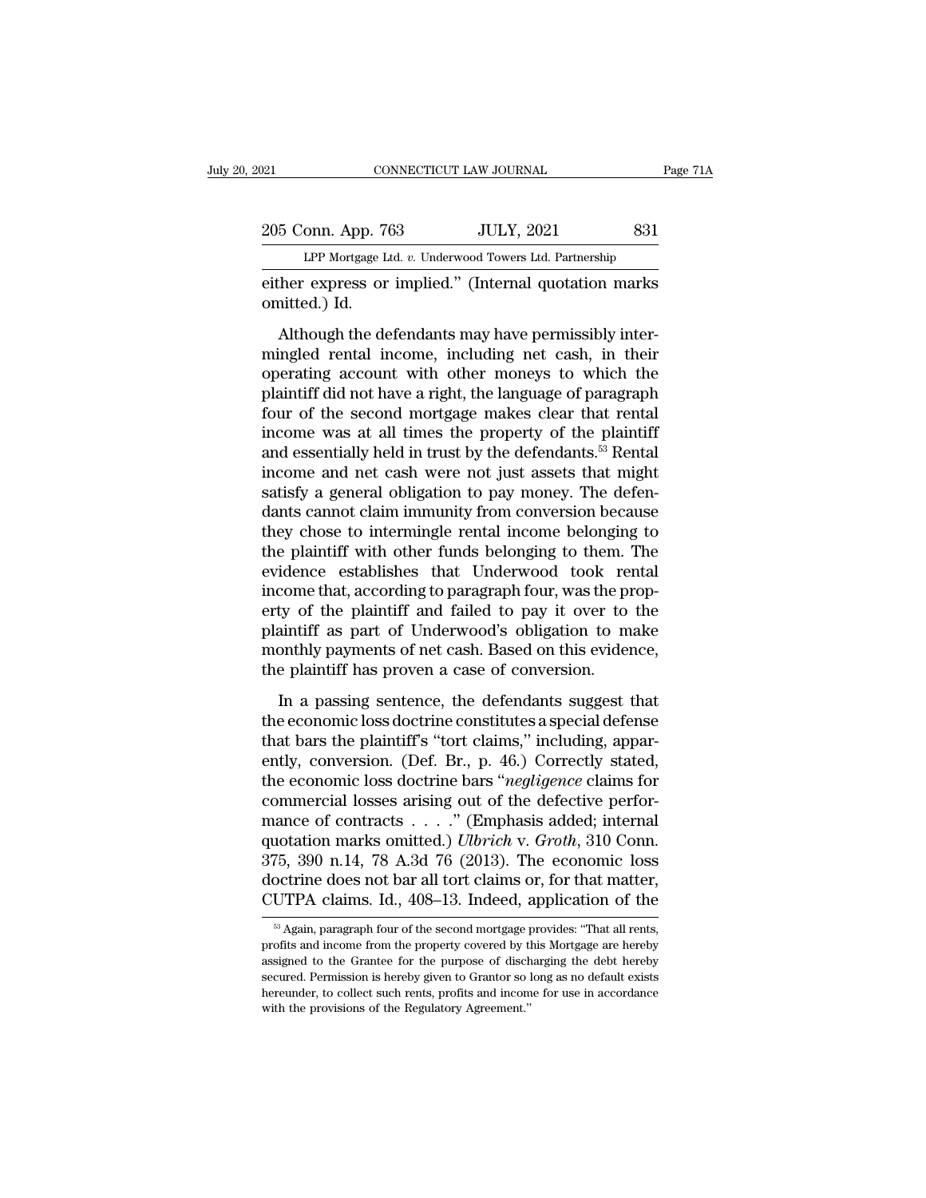either express or implied." (Internal quotation marks omitted.) Id.

Although the defendants may have permissibly intermingled rental income, including net cash, in their operating account with other moneys to which the plaintiff did not have a right, the language of paragraph four of the second mortgage makes clear that rental income was at all times the property of the plaintiff and essentially held in trust by the defendants.[53] Rental income and net cash were not just assets that might satisfy a general obligation to pay money. The defendants cannot claim immunity from conversion because they chose to intermingle rental income belonging to the plaintiff with other funds belonging to them. The evidence establishes that Underwood took rental income that, according to paragraph four, was the property of the plaintiff and failed to pay it over to the plaintiff as part of Underwood's obligation to make monthly payments of net cash. Based on this evidence, the plaintiff has proven a case of conversion.

In a passing sentence, the defendants suggest that the economic loss doctrine constitutes a special defense that bars the plaintiff's "tort claims," including, apparently, conversion. (Def. Br., p. 46.) Correctly stated, the economic loss doctrine bars "*negligence* claims for commercial losses arising out of the defective performance of contracts . . . ." (Emphasis added; internal quotation marks omitted.) *Ulbrich* v. *Groth*, 310 Conn. 375, 390 n.14, 78 A.3d 76 (2013). The economic loss doctrine does not bar all tort claims or, for that matter, CUTPA claims. Id., 408–13. Indeed, application of the

[53] Again, paragraph four of the second mortgage provides: "That all rents, profits and income from the property covered by this Mortgage are hereby assigned to the Grantee for the purpose of discharging the debt hereby secured. Permission is hereby given to Grantor so long as no default exists hereunder, to collect such rents, profits and income for use in accordance with the provisions of the Regulatory Agreement."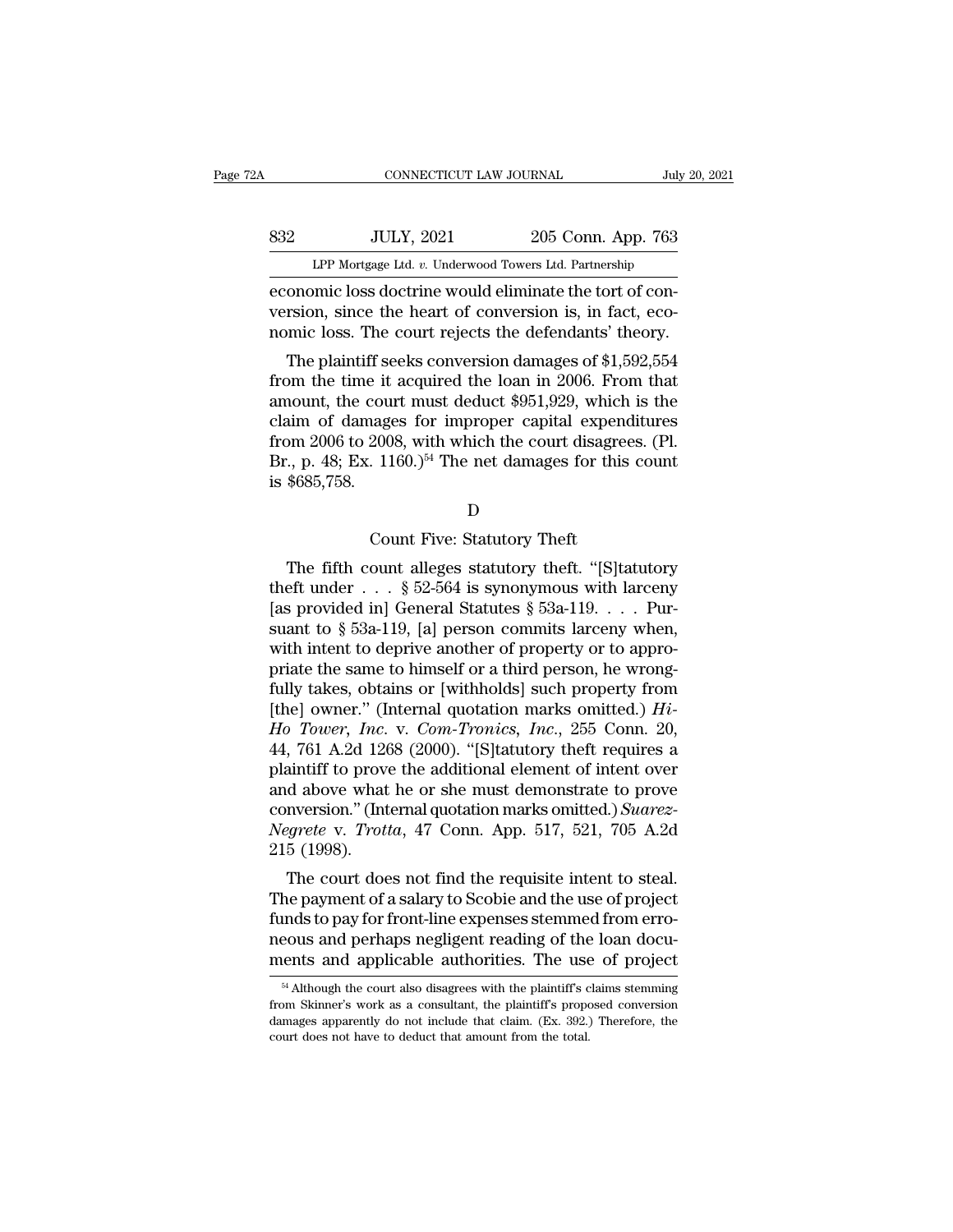economic loss doctrine would eliminate the tort of conversion, since the heart of conversion is, in fact, economic loss. The court rejects the defendants' theory.

The plaintiff seeks conversion damages of $1,592,554 from the time it acquired the loan in 2006. From that amount, the court must deduct $951,929, which is the claim of damages for improper capital expenditures from 2006 to 2008, with which the court disagrees. (Pl. Br., p. 48; Ex. 1160.)[54] The net damages for this count is $685,758.

D

Count Five: Statutory Theft

The fifth count alleges statutory theft. "[S]tatutory theft under . . . § 52-564 is synonymous with larceny [as provided in] General Statutes § 53a-119. . . . Pursuant to § 53a-119, [a] person commits larceny when, with intent to deprive another of property or to appropriate the same to himself or a third person, he wrongfully takes, obtains or [withholds] such property from [the] owner." (Internal quotation marks omitted.) *Hi-Ho Tower, Inc.* v. *Com-Tronics, Inc.*, 255 Conn. 20, 44, 761 A.2d 1268 (2000). "[S]tatutory theft requires a plaintiff to prove the additional element of intent over and above what he or she must demonstrate to prove conversion." (Internal quotation marks omitted.) *Suarez-Negrete* v. *Trotta*, 47 Conn. App. 517, 521, 705 A.2d 215 (1998).

The court does not find the requisite intent to steal. The payment of a salary to Scobie and the use of project funds to pay for front-line expenses stemmed from erroneous and perhaps negligent reading of the loan documents and applicable authorities. The use of project

[54] Although the court also disagrees with the plaintiff's claims stemming from Skinner's work as a consultant, the plaintiff's proposed conversion damages apparently do not include that claim. (Ex. 392.) Therefore, the court does not have to deduct that amount from the total.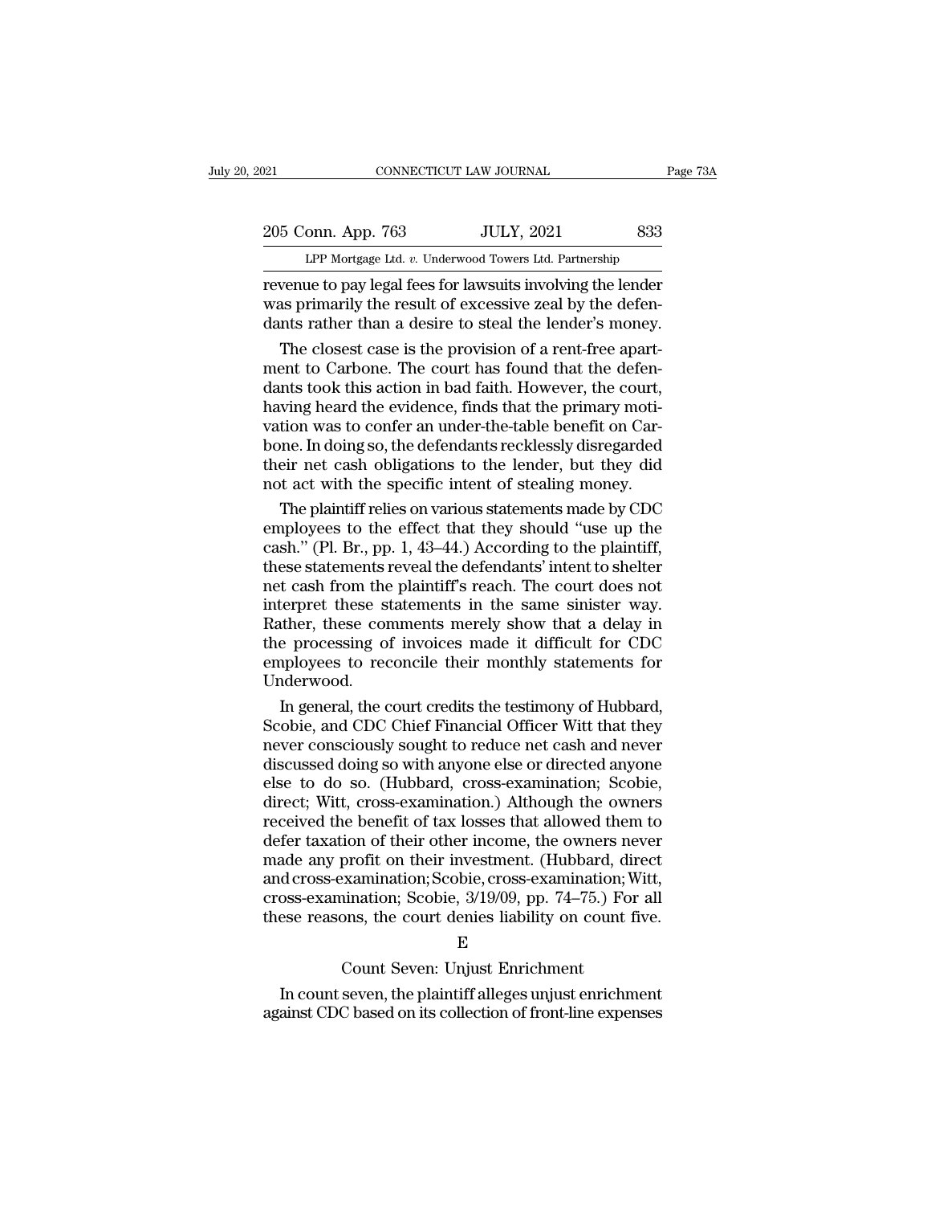revenue to pay legal fees for lawsuits involving the lender was primarily the result of excessive zeal by the defendants rather than a desire to steal the lender's money.

The closest case is the provision of a rent-free apartment to Carbone. The court has found that the defendants took this action in bad faith. However, the court, having heard the evidence, finds that the primary motivation was to confer an under-the-table benefit on Carbone. In doing so, the defendants recklessly disregarded their net cash obligations to the lender, but they did not act with the specific intent of stealing money.

The plaintiff relies on various statements made by CDC employees to the effect that they should "use up the cash." (Pl. Br., pp. 1, 43–44.) According to the plaintiff, these statements reveal the defendants' intent to shelter net cash from the plaintiff's reach. The court does not interpret these statements in the same sinister way. Rather, these comments merely show that a delay in the processing of invoices made it difficult for CDC employees to reconcile their monthly statements for Underwood.

In general, the court credits the testimony of Hubbard, Scobie, and CDC Chief Financial Officer Witt that they never consciously sought to reduce net cash and never discussed doing so with anyone else or directed anyone else to do so. (Hubbard, cross-examination; Scobie, direct; Witt, cross-examination.) Although the owners received the benefit of tax losses that allowed them to defer taxation of their other income, the owners never made any profit on their investment. (Hubbard, direct and cross-examination; Scobie, cross-examination; Witt, cross-examination; Scobie, 3/19/09, pp. 74–75.) For all these reasons, the court denies liability on count five.

E

Count Seven: Unjust Enrichment

In count seven, the plaintiff alleges unjust enrichment against CDC based on its collection of front-line expenses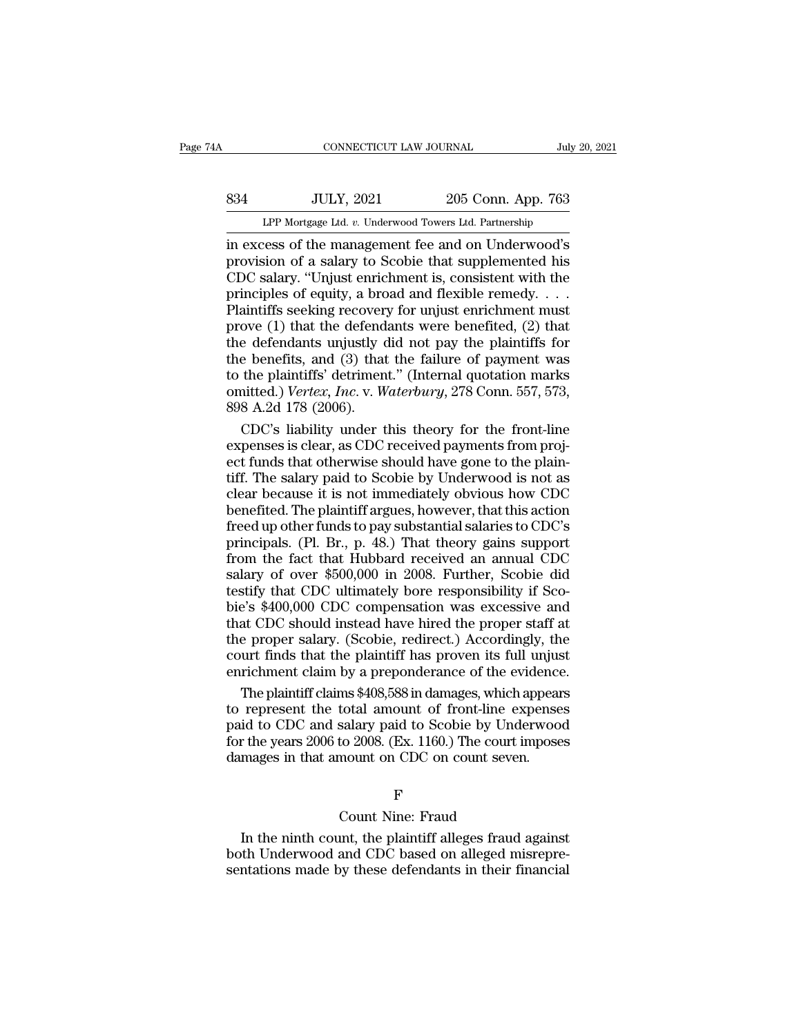in excess of the management fee and on Underwood's provision of a salary to Scobie that supplemented his CDC salary. "Unjust enrichment is, consistent with the principles of equity, a broad and flexible remedy. . . . Plaintiffs seeking recovery for unjust enrichment must prove (1) that the defendants were benefited, (2) that the defendants unjustly did not pay the plaintiffs for the benefits, and (3) that the failure of payment was to the plaintiffs' detriment." (Internal quotation marks omitted.) *Vertex, Inc.* v. *Waterbury*, 278 Conn. 557, 573, 898 A.2d 178 (2006).

CDC's liability under this theory for the front-line expenses is clear, as CDC received payments from project funds that otherwise should have gone to the plaintiff. The salary paid to Scobie by Underwood is not as clear because it is not immediately obvious how CDC benefited. The plaintiff argues, however, that this action freed up other funds to pay substantial salaries to CDC's principals. (Pl. Br., p. 48.) That theory gains support from the fact that Hubbard received an annual CDC salary of over $500,000 in 2008. Further, Scobie did testify that CDC ultimately bore responsibility if Scobie's $400,000 CDC compensation was excessive and that CDC should instead have hired the proper staff at the proper salary. (Scobie, redirect.) Accordingly, the court finds that the plaintiff has proven its full unjust enrichment claim by a preponderance of the evidence.

The plaintiff claims $408,588 in damages, which appears to represent the total amount of front-line expenses paid to CDC and salary paid to Scobie by Underwood for the years 2006 to 2008. (Ex. 1160.) The court imposes damages in that amount on CDC on count seven.

F

Count Nine: Fraud

In the ninth count, the plaintiff alleges fraud against both Underwood and CDC based on alleged misrepresentations made by these defendants in their financial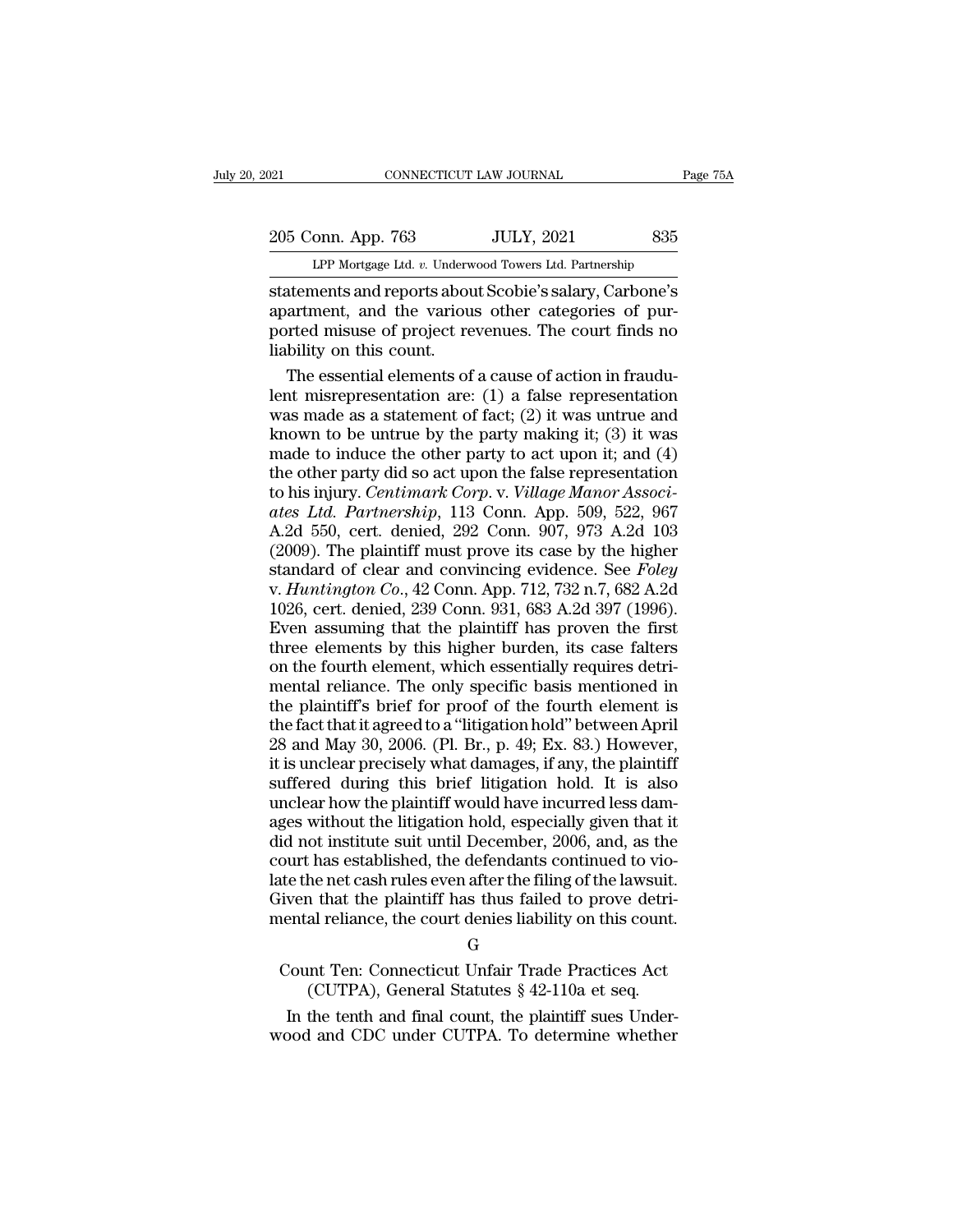statements and reports about Scobie's salary, Carbone's apartment, and the various other categories of purported misuse of project revenues. The court finds no liability on this count.

The essential elements of a cause of action in fraudulent misrepresentation are: (1) a false representation was made as a statement of fact; (2) it was untrue and known to be untrue by the party making it; (3) it was made to induce the other party to act upon it; and (4) the other party did so act upon the false representation to his injury. *Centimark Corp.* v. *Village Manor Associates Ltd. Partnership*, 113 Conn. App. 509, 522, 967 A.2d 550, cert. denied, 292 Conn. 907, 973 A.2d 103 (2009). The plaintiff must prove its case by the higher standard of clear and convincing evidence. See *Foley* v. *Huntington Co.*, 42 Conn. App. 712, 732 n.7, 682 A.2d 1026, cert. denied, 239 Conn. 931, 683 A.2d 397 (1996). Even assuming that the plaintiff has proven the first three elements by this higher burden, its case falters on the fourth element, which essentially requires detrimental reliance. The only specific basis mentioned in the plaintiff's brief for proof of the fourth element is the fact that it agreed to a "litigation hold" between April 28 and May 30, 2006. (Pl. Br., p. 49; Ex. 83.) However, it is unclear precisely what damages, if any, the plaintiff suffered during this brief litigation hold. It is also unclear how the plaintiff would have incurred less damages without the litigation hold, especially given that it did not institute suit until December, 2006, and, as the court has established, the defendants continued to violate the net cash rules even after the filing of the lawsuit. Given that the plaintiff has thus failed to prove detrimental reliance, the court denies liability on this count.

G

Count Ten: Connecticut Unfair Trade Practices Act (CUTPA), General Statutes § 42-110a et seq.

In the tenth and final count, the plaintiff sues Underwood and CDC under CUTPA. To determine whether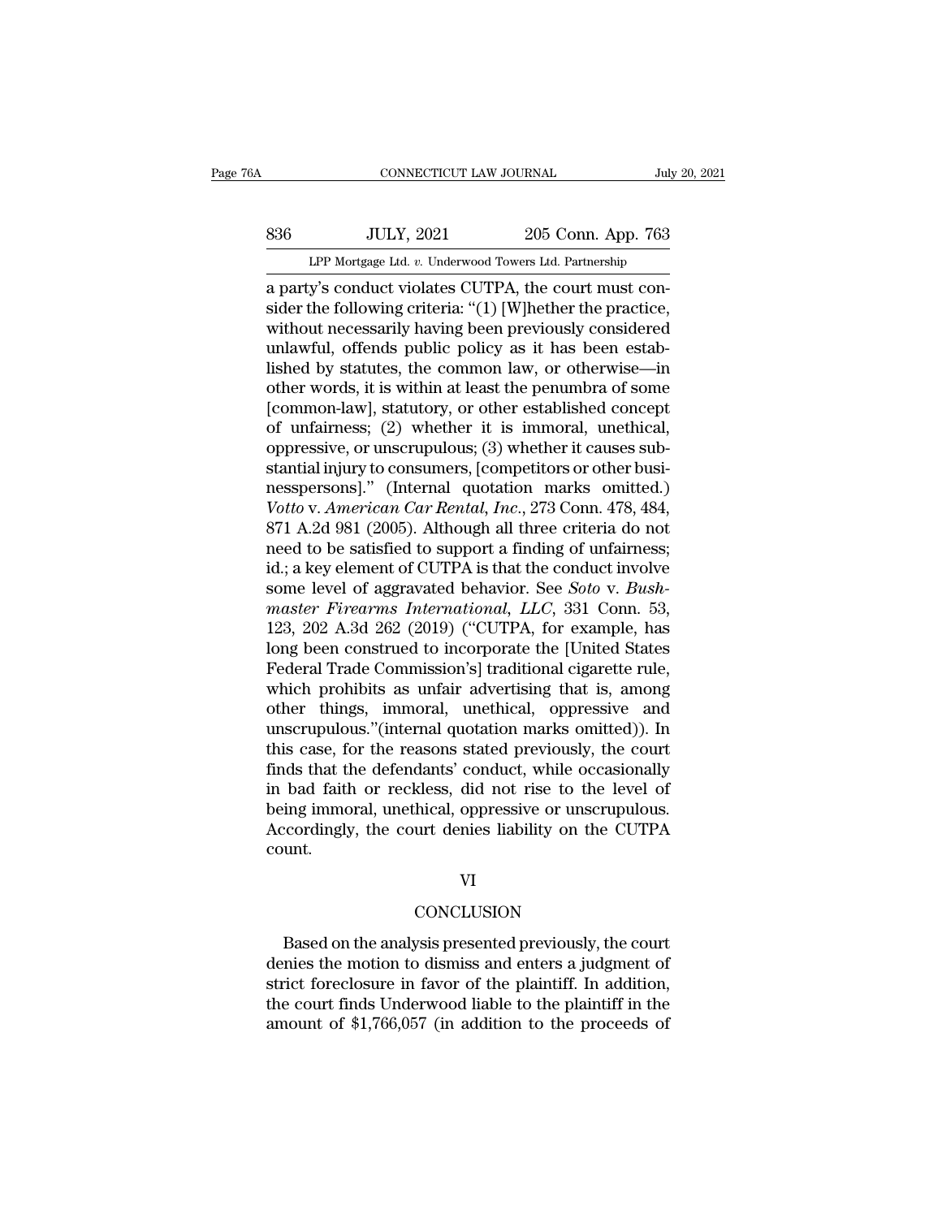a party's conduct violates CUTPA, the court must consider the following criteria: "(1) [W]hether the practice, without necessarily having been previously considered unlawful, offends public policy as it has been established by statutes, the common law, or otherwise—in other words, it is within at least the penumbra of some [common-law], statutory, or other established concept of unfairness; (2) whether it is immoral, unethical, oppressive, or unscrupulous; (3) whether it causes substantial injury to consumers, [competitors or other businesspersons]." (Internal quotation marks omitted.) *Votto* v. *American Car Rental, Inc.*, 273 Conn. 478, 484, 871 A.2d 981 (2005). Although all three criteria do not need to be satisfied to support a finding of unfairness; id.; a key element of CUTPA is that the conduct involve some level of aggravated behavior. See *Soto* v. *Bushmaster Firearms International, LLC*, 331 Conn. 53, 123, 202 A.3d 262 (2019) ("CUTPA, for example, has long been construed to incorporate the [United States Federal Trade Commission's] traditional cigarette rule, which prohibits as unfair advertising that is, among other things, immoral, unethical, oppressive and unscrupulous."(internal quotation marks omitted)). In this case, for the reasons stated previously, the court finds that the defendants' conduct, while occasionally in bad faith or reckless, did not rise to the level of being immoral, unethical, oppressive or unscrupulous. Accordingly, the court denies liability on the CUTPA count.

VI

CONCLUSION

Based on the analysis presented previously, the court denies the motion to dismiss and enters a judgment of strict foreclosure in favor of the plaintiff. In addition, the court finds Underwood liable to the plaintiff in the amount of $1,766,057 (in addition to the proceeds of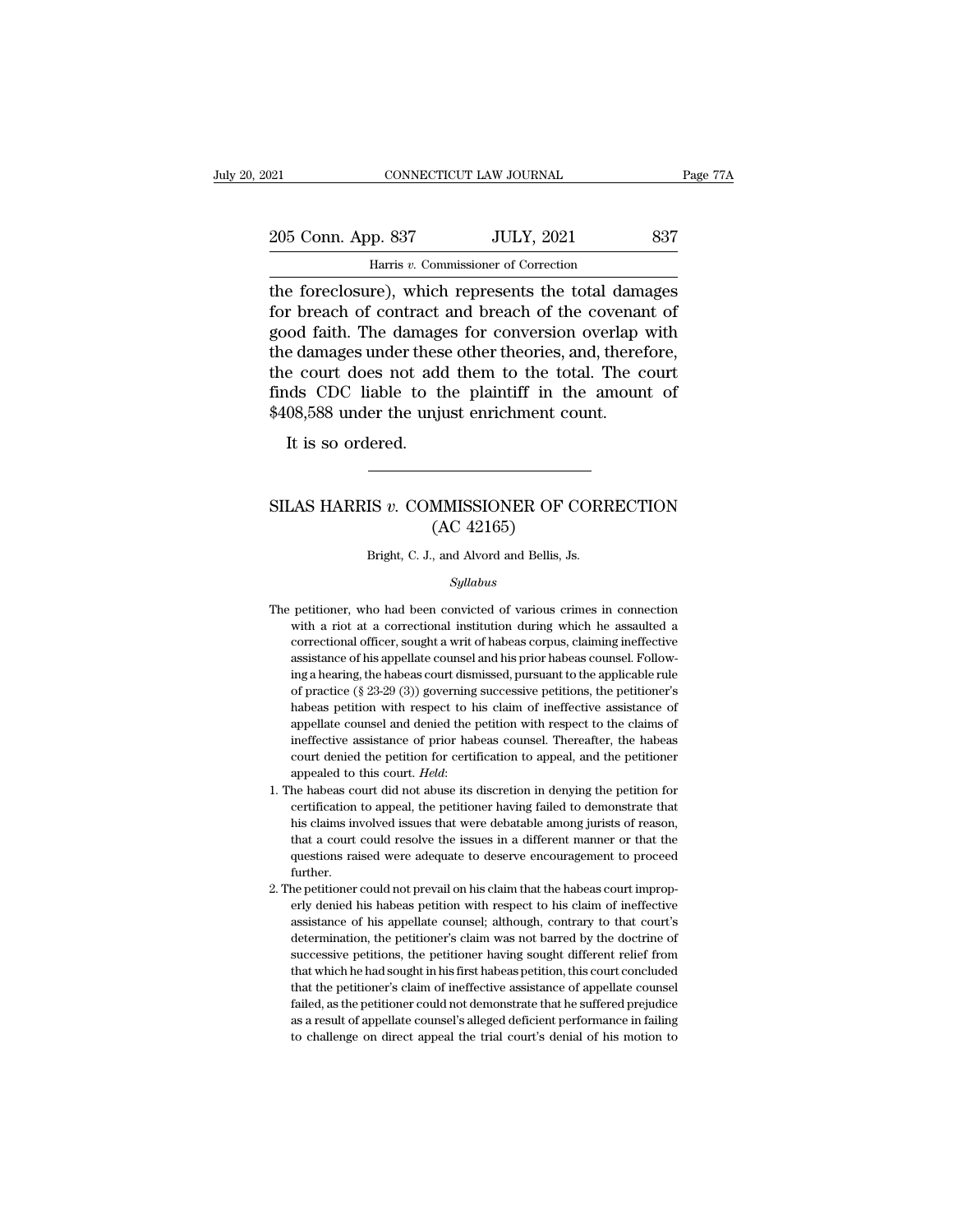the foreclosure), which represents the total damages for breach of contract and breach of the covenant of good faith. The damages for conversion overlap with the damages under these other theories, and, therefore, the court does not add them to the total. The court finds CDC liable to the plaintiff in the amount of $408,588 under the unjust enrichment count.

It is so ordered.

---

# SILAS HARRIS *v.* COMMISSIONER OF CORRECTION (AC 42165)

Bright, C. J., and Alvord and Bellis, Js.

*Syllabus*

The petitioner, who had been convicted of various crimes in connection with a riot at a correctional institution during which he assaulted a correctional officer, sought a writ of habeas corpus, claiming ineffective assistance of his appellate counsel and his prior habeas counsel. Following a hearing, the habeas court dismissed, pursuant to the applicable rule of practice (§ 23-29 (3)) governing successive petitions, the petitioner's habeas petition with respect to his claim of ineffective assistance of appellate counsel and denied the petition with respect to the claims of ineffective assistance of prior habeas counsel. Thereafter, the habeas court denied the petition for certification to appeal, and the petitioner appealed to this court. *Held*:

1. The habeas court did not abuse its discretion in denying the petition for certification to appeal, the petitioner having failed to demonstrate that his claims involved issues that were debatable among jurists of reason, that a court could resolve the issues in a different manner or that the questions raised were adequate to deserve encouragement to proceed further.

2. The petitioner could not prevail on his claim that the habeas court improperly denied his habeas petition with respect to his claim of ineffective assistance of his appellate counsel; although, contrary to that court's determination, the petitioner's claim was not barred by the doctrine of successive petitions, the petitioner having sought different relief from that which he had sought in his first habeas petition, this court concluded that the petitioner's claim of ineffective assistance of appellate counsel failed, as the petitioner could not demonstrate that he suffered prejudice as a result of appellate counsel's alleged deficient performance in failing to challenge on direct appeal the trial court's denial of his motion to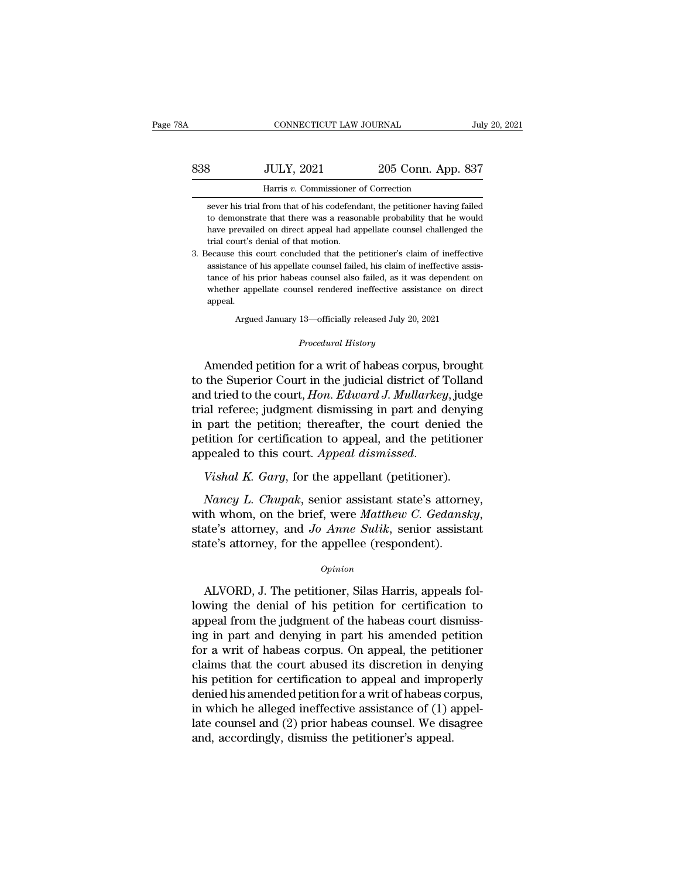sever his trial from that of his codefendant, the petitioner having failed to demonstrate that there was a reasonable probability that he would have prevailed on direct appeal had appellate counsel challenged the trial court's denial of that motion.

3. Because this court concluded that the petitioner's claim of ineffective assistance of his appellate counsel failed, his claim of ineffective assistance of his prior habeas counsel also failed, as it was dependent on whether appellate counsel rendered ineffective assistance on direct appeal.

Argued January 13—officially released July 20, 2021

*Procedural History*

Amended petition for a writ of habeas corpus, brought to the Superior Court in the judicial district of Tolland and tried to the court, *Hon. Edward J. Mullarkey*, judge trial referee; judgment dismissing in part and denying in part the petition; thereafter, the court denied the petition for certification to appeal, and the petitioner appealed to this court. *Appeal dismissed*.

*Vishal K. Garg*, for the appellant (petitioner).

*Nancy L. Chupak*, senior assistant state's attorney, with whom, on the brief, were *Matthew C. Gedansky*, state's attorney, and *Jo Anne Sulik*, senior assistant state's attorney, for the appellee (respondent).

*Opinion*

ALVORD, J. The petitioner, Silas Harris, appeals following the denial of his petition for certification to appeal from the judgment of the habeas court dismissing in part and denying in part his amended petition for a writ of habeas corpus. On appeal, the petitioner claims that the court abused its discretion in denying his petition for certification to appeal and improperly denied his amended petition for a writ of habeas corpus, in which he alleged ineffective assistance of (1) appellate counsel and (2) prior habeas counsel. We disagree and, accordingly, dismiss the petitioner's appeal.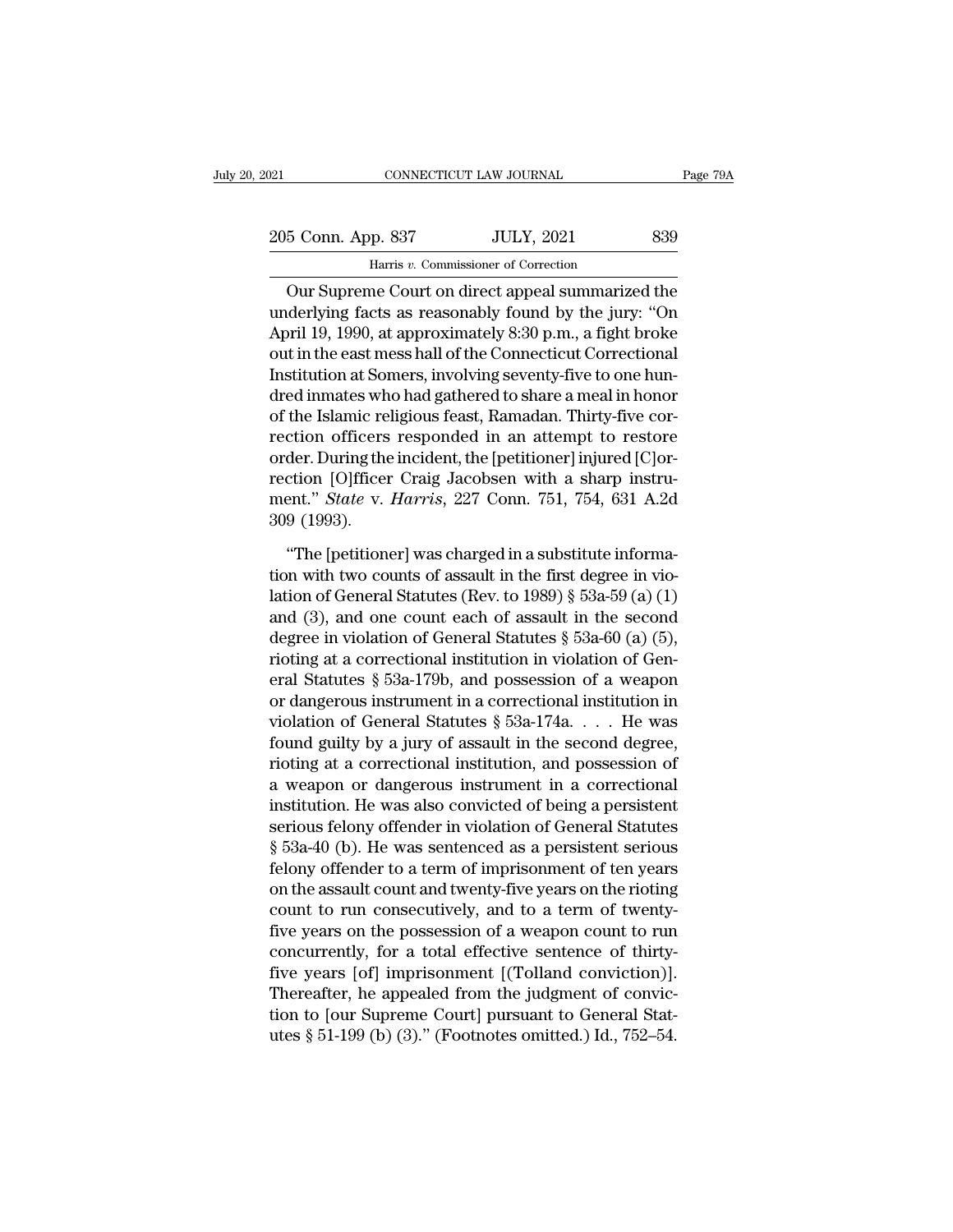Our Supreme Court on direct appeal summarized the underlying facts as reasonably found by the jury: "On April 19, 1990, at approximately 8:30 p.m., a fight broke out in the east mess hall of the Connecticut Correctional Institution at Somers, involving seventy-five to one hundred inmates who had gathered to share a meal in honor of the Islamic religious feast, Ramadan. Thirty-five correction officers responded in an attempt to restore order. During the incident, the [petitioner] injured [C]orrection [O]fficer Craig Jacobsen with a sharp instrument." *State* v. *Harris*, 227 Conn. 751, 754, 631 A.2d 309 (1993).

"The [petitioner] was charged in a substitute information with two counts of assault in the first degree in violation of General Statutes (Rev. to 1989) § 53a-59 (a) (1) and (3), and one count each of assault in the second degree in violation of General Statutes § 53a-60 (a) (5), rioting at a correctional institution in violation of General Statutes § 53a-179b, and possession of a weapon or dangerous instrument in a correctional institution in violation of General Statutes § 53a-174a. . . . He was found guilty by a jury of assault in the second degree, rioting at a correctional institution, and possession of a weapon or dangerous instrument in a correctional institution. He was also convicted of being a persistent serious felony offender in violation of General Statutes § 53a-40 (b). He was sentenced as a persistent serious felony offender to a term of imprisonment of ten years on the assault count and twenty-five years on the rioting count to run consecutively, and to a term of twenty-five years on the possession of a weapon count to run concurrently, for a total effective sentence of thirty-five years [of] imprisonment [(Tolland conviction)]. Thereafter, he appealed from the judgment of conviction to [our Supreme Court] pursuant to General Statutes § 51-199 (b) (3)." (Footnotes omitted.) Id., 752–54.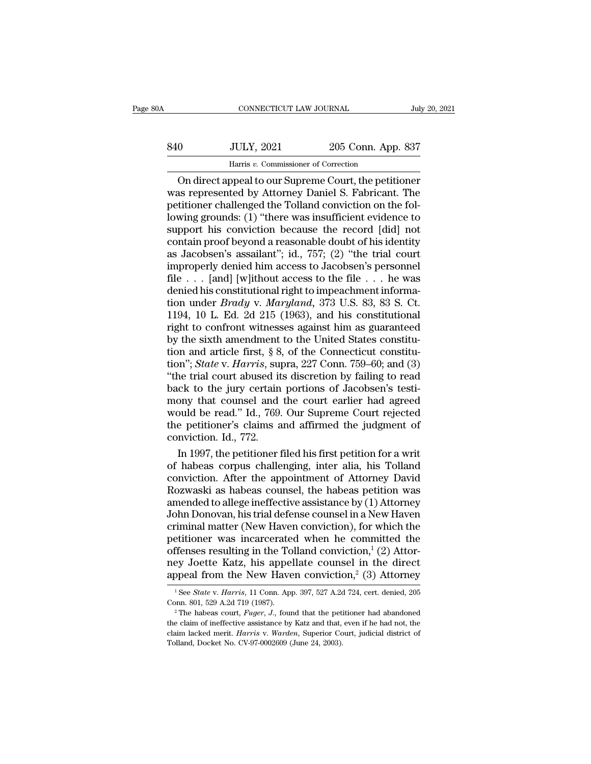On direct appeal to our Supreme Court, the petitioner was represented by Attorney Daniel S. Fabricant. The petitioner challenged the Tolland conviction on the following grounds: (1) "there was insufficient evidence to support his conviction because the record [did] not contain proof beyond a reasonable doubt of his identity as Jacobsen's assailant"; id., 757; (2) "the trial court improperly denied him access to Jacobsen's personnel file . . . [and] [w]ithout access to the file . . . he was denied his constitutional right to impeachment information under *Brady* v. *Maryland*, 373 U.S. 83, 83 S. Ct. 1194, 10 L. Ed. 2d 215 (1963), and his constitutional right to confront witnesses against him as guaranteed by the sixth amendment to the United States constitution and article first, § 8, of the Connecticut constitution"; *State* v. *Harris*, supra, 227 Conn. 759–60; and (3) "the trial court abused its discretion by failing to read back to the jury certain portions of Jacobsen's testimony that counsel and the court earlier had agreed would be read." Id., 769. Our Supreme Court rejected the petitioner's claims and affirmed the judgment of conviction. Id., 772.

In 1997, the petitioner filed his first petition for a writ of habeas corpus challenging, inter alia, his Tolland conviction. After the appointment of Attorney David Rozwaski as habeas counsel, the habeas petition was amended to allege ineffective assistance by (1) Attorney John Donovan, his trial defense counsel in a New Haven criminal matter (New Haven conviction), for which the petitioner was incarcerated when he committed the offenses resulting in the Tolland conviction,[1] (2) Attorney Joette Katz, his appellate counsel in the direct appeal from the New Haven conviction,[2] (3) Attorney

---

[1] See *State* v. *Harris*, 11 Conn. App. 397, 527 A.2d 724, cert. denied, 205 Conn. 801, 529 A.2d 719 (1987).

[2] The habeas court, *Fuger, J.*, found that the petitioner had abandoned the claim of ineffective assistance by Katz and that, even if he had not, the claim lacked merit. *Harris* v. *Warden*, Superior Court, judicial district of Tolland, Docket No. CV-97-0002609 (June 24, 2003).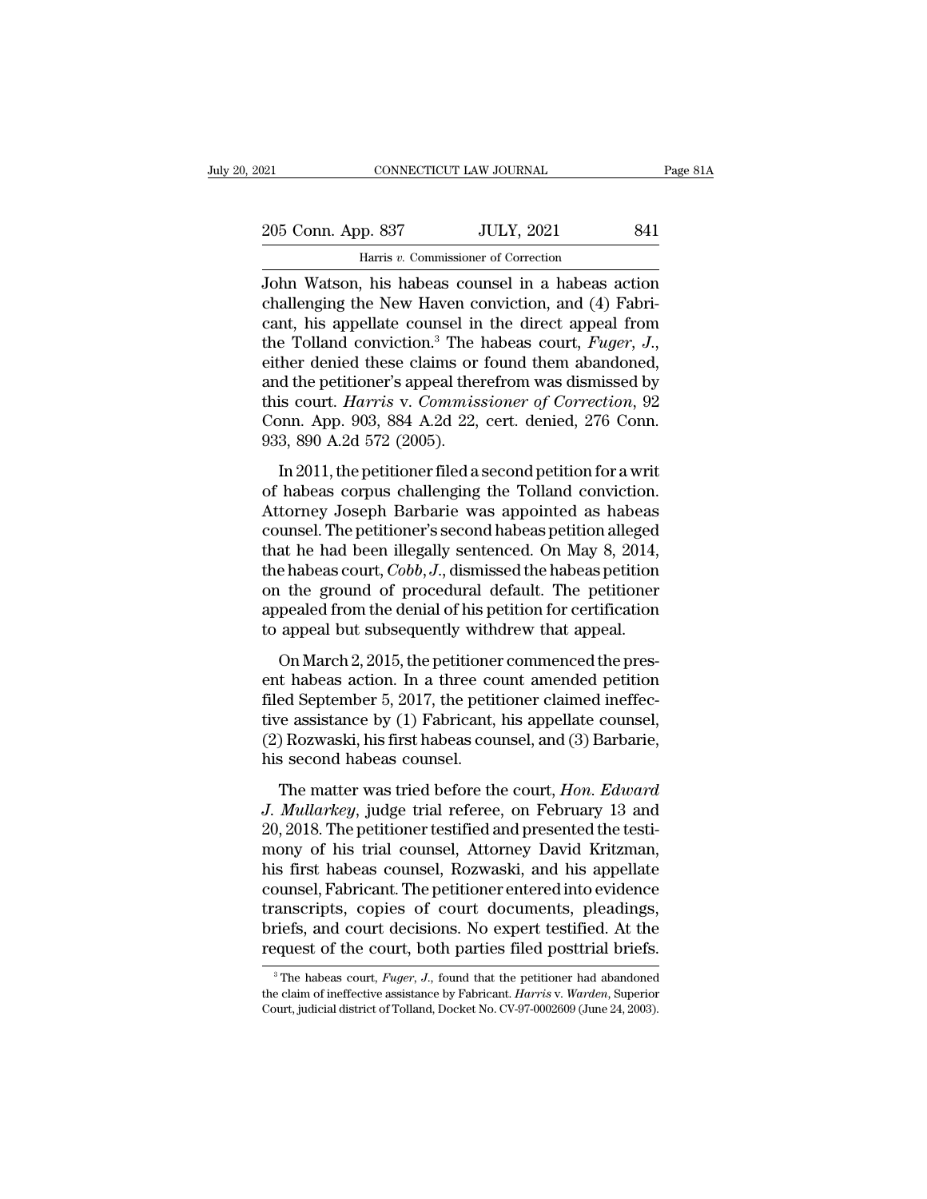John Watson, his habeas counsel in a habeas action challenging the New Haven conviction, and (4) Fabricant, his appellate counsel in the direct appeal from the Tolland conviction.[3] The habeas court, *Fuger*, *J.*, either denied these claims or found them abandoned, and the petitioner's appeal therefrom was dismissed by this court. *Harris* v. *Commissioner of Correction*, 92 Conn. App. 903, 884 A.2d 22, cert. denied, 276 Conn. 933, 890 A.2d 572 (2005).

In 2011, the petitioner filed a second petition for a writ of habeas corpus challenging the Tolland conviction. Attorney Joseph Barbarie was appointed as habeas counsel. The petitioner's second habeas petition alleged that he had been illegally sentenced. On May 8, 2014, the habeas court, *Cobb*, *J.*, dismissed the habeas petition on the ground of procedural default. The petitioner appealed from the denial of his petition for certification to appeal but subsequently withdrew that appeal.

On March 2, 2015, the petitioner commenced the present habeas action. In a three count amended petition filed September 5, 2017, the petitioner claimed ineffective assistance by (1) Fabricant, his appellate counsel, (2) Rozwaski, his first habeas counsel, and (3) Barbarie, his second habeas counsel.

The matter was tried before the court, *Hon. Edward J. Mullarkey*, judge trial referee, on February 13 and 20, 2018. The petitioner testified and presented the testimony of his trial counsel, Attorney David Kritzman, his first habeas counsel, Rozwaski, and his appellate counsel, Fabricant. The petitioner entered into evidence transcripts, copies of court documents, pleadings, briefs, and court decisions. No expert testified. At the request of the court, both parties filed posttrial briefs.

[3] The habeas court, *Fuger*, *J.*, found that the petitioner had abandoned the claim of ineffective assistance by Fabricant. *Harris* v. *Warden*, Superior Court, judicial district of Tolland, Docket No. CV-97-0002609 (June 24, 2003).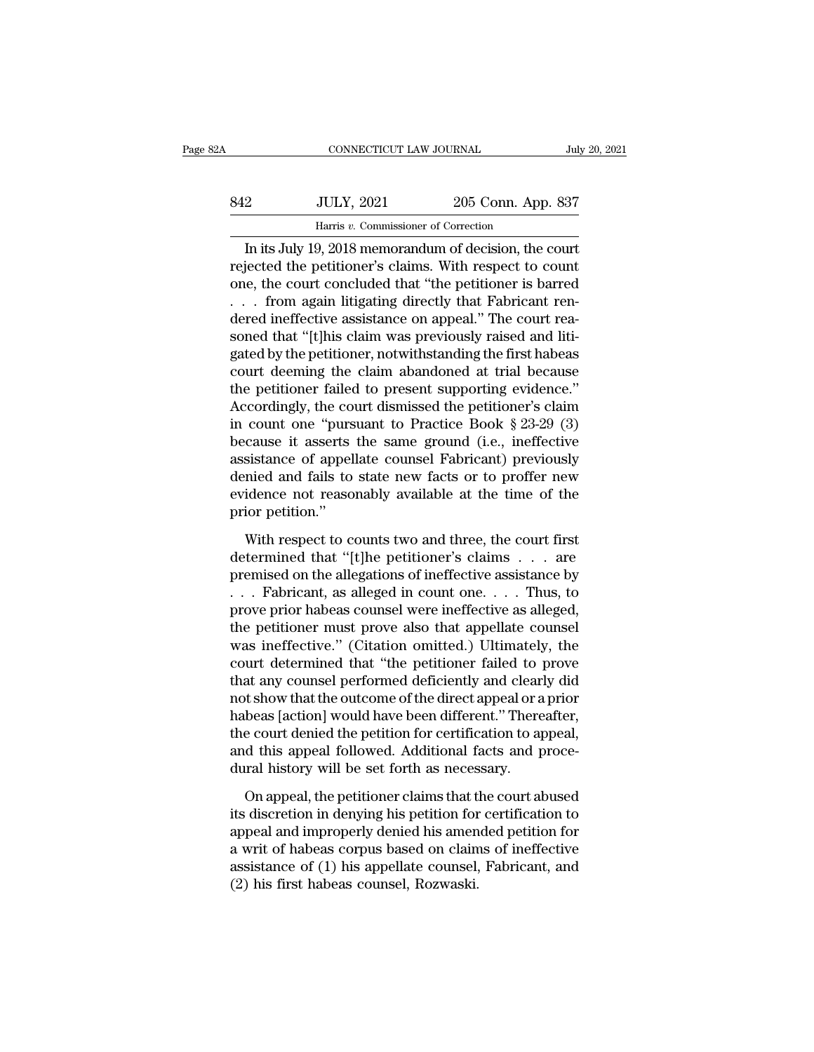In its July 19, 2018 memorandum of decision, the court rejected the petitioner's claims. With respect to count one, the court concluded that "the petitioner is barred . . . from again litigating directly that Fabricant rendered ineffective assistance on appeal." The court reasoned that "[t]his claim was previously raised and litigated by the petitioner, notwithstanding the first habeas court deeming the claim abandoned at trial because the petitioner failed to present supporting evidence." Accordingly, the court dismissed the petitioner's claim in count one "pursuant to Practice Book § 23-29 (3) because it asserts the same ground (i.e., ineffective assistance of appellate counsel Fabricant) previously denied and fails to state new facts or to proffer new evidence not reasonably available at the time of the prior petition."

With respect to counts two and three, the court first determined that "[t]he petitioner's claims . . . are premised on the allegations of ineffective assistance by . . . Fabricant, as alleged in count one. . . . Thus, to prove prior habeas counsel were ineffective as alleged, the petitioner must prove also that appellate counsel was ineffective." (Citation omitted.) Ultimately, the court determined that "the petitioner failed to prove that any counsel performed deficiently and clearly did not show that the outcome of the direct appeal or a prior habeas [action] would have been different." Thereafter, the court denied the petition for certification to appeal, and this appeal followed. Additional facts and procedural history will be set forth as necessary.

On appeal, the petitioner claims that the court abused its discretion in denying his petition for certification to appeal and improperly denied his amended petition for a writ of habeas corpus based on claims of ineffective assistance of (1) his appellate counsel, Fabricant, and (2) his first habeas counsel, Rozwaski.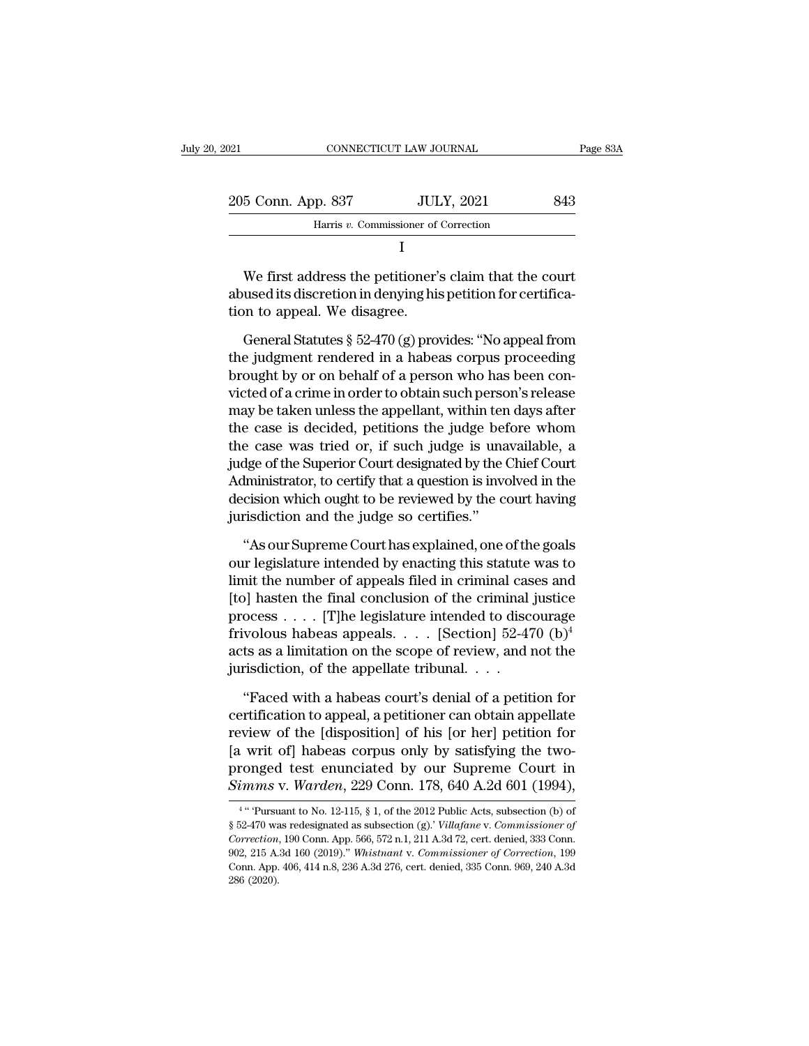I

We first address the petitioner's claim that the court abused its discretion in denying his petition for certification to appeal. We disagree.

General Statutes § 52-470 (g) provides: "No appeal from the judgment rendered in a habeas corpus proceeding brought by or on behalf of a person who has been convicted of a crime in order to obtain such person's release may be taken unless the appellant, within ten days after the case is decided, petitions the judge before whom the case was tried or, if such judge is unavailable, a judge of the Superior Court designated by the Chief Court Administrator, to certify that a question is involved in the decision which ought to be reviewed by the court having jurisdiction and the judge so certifies."

"As our Supreme Court has explained, one of the goals our legislature intended by enacting this statute was to limit the number of appeals filed in criminal cases and [to] hasten the final conclusion of the criminal justice process . . . . [T]he legislature intended to discourage frivolous habeas appeals. . . . [Section] 52-470 (b)[4] acts as a limitation on the scope of review, and not the jurisdiction, of the appellate tribunal. . . .

"Faced with a habeas court's denial of a petition for certification to appeal, a petitioner can obtain appellate review of the [disposition] of his [or her] petition for [a writ of] habeas corpus only by satisfying the two-pronged test enunciated by our Supreme Court in *Simms* v. *Warden*, 229 Conn. 178, 640 A.2d 601 (1994),

---

[4] " 'Pursuant to No. 12-115, § 1, of the 2012 Public Acts, subsection (b) of § 52-470 was redesignated as subsection (g).' *Villafane* v. *Commissioner of Correction*, 190 Conn. App. 566, 572 n.1, 211 A.3d 72, cert. denied, 333 Conn. 902, 215 A.3d 160 (2019)." *Whistnant* v. *Commissioner of Correction*, 199 Conn. App. 406, 414 n.8, 236 A.3d 276, cert. denied, 335 Conn. 969, 240 A.3d 286 (2020).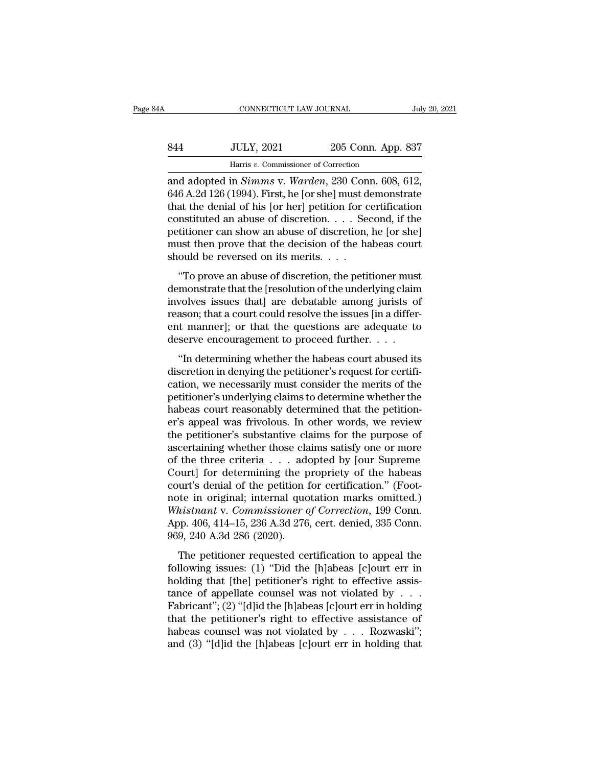and adopted in *Simms* v. *Warden*, 230 Conn. 608, 612, 646 A.2d 126 (1994). First, he [or she] must demonstrate that the denial of his [or her] petition for certification constituted an abuse of discretion. . . . Second, if the petitioner can show an abuse of discretion, he [or she] must then prove that the decision of the habeas court should be reversed on its merits. . . .

"To prove an abuse of discretion, the petitioner must demonstrate that the [resolution of the underlying claim involves issues that] are debatable among jurists of reason; that a court could resolve the issues [in a different manner]; or that the questions are adequate to deserve encouragement to proceed further. . . .

"In determining whether the habeas court abused its discretion in denying the petitioner's request for certification, we necessarily must consider the merits of the petitioner's underlying claims to determine whether the habeas court reasonably determined that the petitioner's appeal was frivolous. In other words, we review the petitioner's substantive claims for the purpose of ascertaining whether those claims satisfy one or more of the three criteria . . . adopted by [our Supreme Court] for determining the propriety of the habeas court's denial of the petition for certification." (Footnote in original; internal quotation marks omitted.) *Whistnant* v. *Commissioner of Correction*, 199 Conn. App. 406, 414–15, 236 A.3d 276, cert. denied, 335 Conn. 969, 240 A.3d 286 (2020).

The petitioner requested certification to appeal the following issues: (1) "Did the [h]abeas [c]ourt err in holding that [the] petitioner's right to effective assistance of appellate counsel was not violated by . . . Fabricant"; (2) "[d]id the [h]abeas [c]ourt err in holding that the petitioner's right to effective assistance of habeas counsel was not violated by . . . Rozwaski"; and (3) "[d]id the [h]abeas [c]ourt err in holding that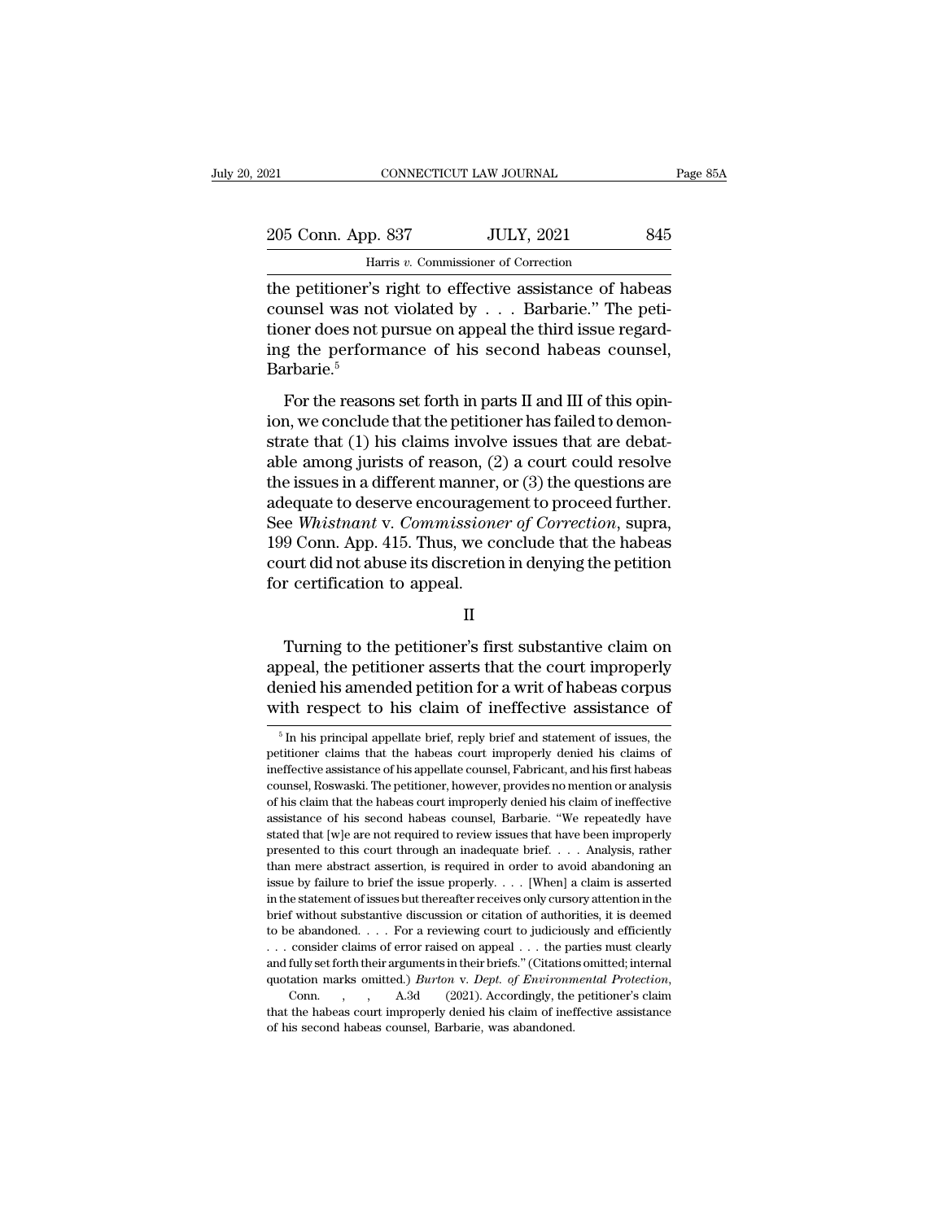the petitioner's right to effective assistance of habeas counsel was not violated by . . . Barbarie." The petitioner does not pursue on appeal the third issue regarding the performance of his second habeas counsel, Barbarie.[5]

For the reasons set forth in parts II and III of this opinion, we conclude that the petitioner has failed to demonstrate that (1) his claims involve issues that are debatable among jurists of reason, (2) a court could resolve the issues in a different manner, or (3) the questions are adequate to deserve encouragement to proceed further. See *Whistnant* v. *Commissioner of Correction*, supra, 199 Conn. App. 415. Thus, we conclude that the habeas court did not abuse its discretion in denying the petition for certification to appeal.

## II

Turning to the petitioner's first substantive claim on appeal, the petitioner asserts that the court improperly denied his amended petition for a writ of habeas corpus with respect to his claim of ineffective assistance of

---

[5] In his principal appellate brief, reply brief and statement of issues, the petitioner claims that the habeas court improperly denied his claims of ineffective assistance of his appellate counsel, Fabricant, and his first habeas counsel, Roswaski. The petitioner, however, provides no mention or analysis of his claim that the habeas court improperly denied his claim of ineffective assistance of his second habeas counsel, Barbarie. "We repeatedly have stated that [w]e are not required to review issues that have been improperly presented to this court through an inadequate brief. . . . Analysis, rather than mere abstract assertion, is required in order to avoid abandoning an issue by failure to brief the issue properly. . . . [When] a claim is asserted in the statement of issues but thereafter receives only cursory attention in the brief without substantive discussion or citation of authorities, it is deemed to be abandoned. . . . For a reviewing court to judiciously and efficiently . . . consider claims of error raised on appeal . . . the parties must clearly and fully set forth their arguments in their briefs." (Citations omitted; internal quotation marks omitted.) *Burton* v. *Dept. of Environmental Protection*, Conn. , , A.3d (2021). Accordingly, the petitioner's claim that the habeas court improperly denied his claim of ineffective assistance of his second habeas counsel, Barbarie, was abandoned.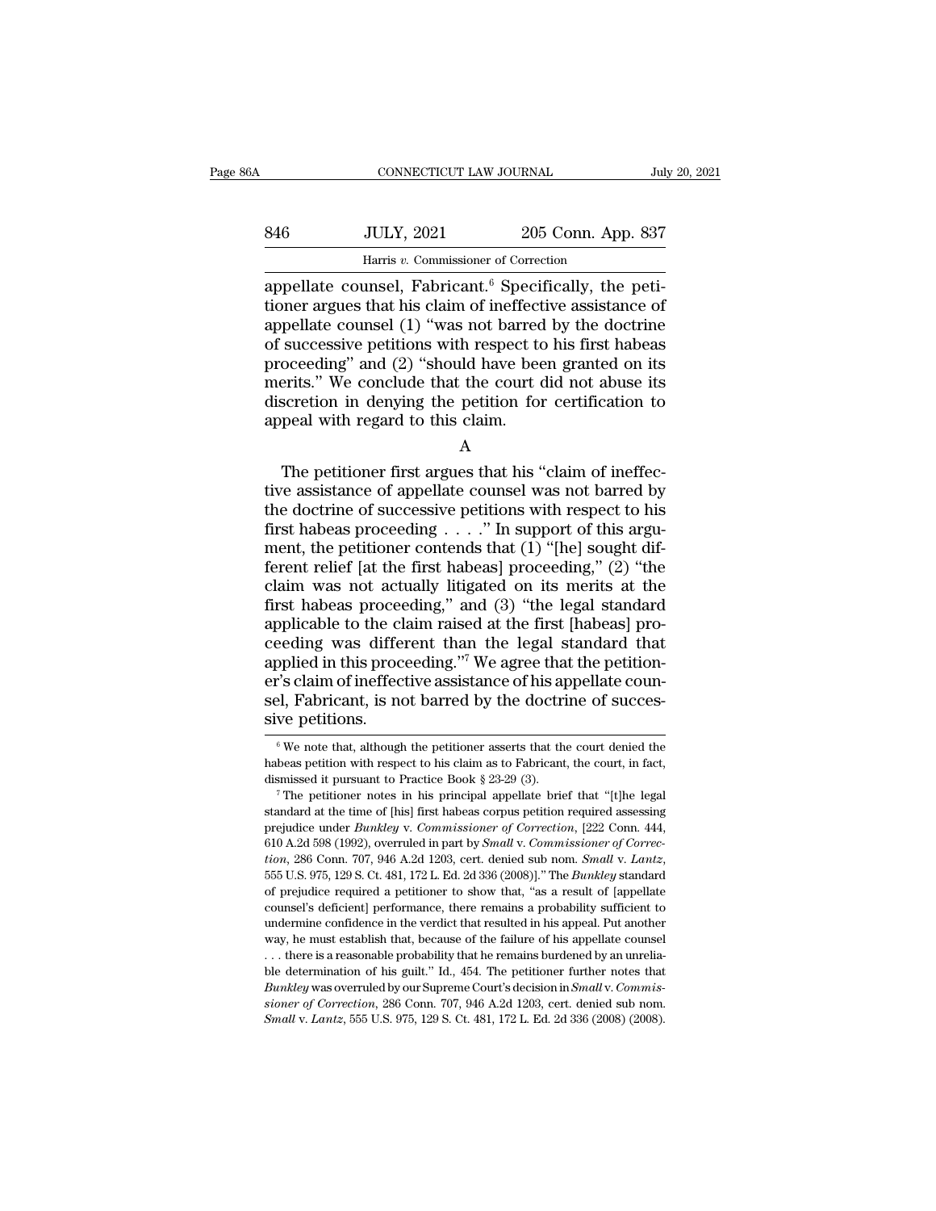appellate counsel, Fabricant.[6] Specifically, the petitioner argues that his claim of ineffective assistance of appellate counsel (1) "was not barred by the doctrine of successive petitions with respect to his first habeas proceeding" and (2) "should have been granted on its merits." We conclude that the court did not abuse its discretion in denying the petition for certification to appeal with regard to this claim.

A

The petitioner first argues that his "claim of ineffective assistance of appellate counsel was not barred by the doctrine of successive petitions with respect to his first habeas proceeding . . . ." In support of this argument, the petitioner contends that (1) "[he] sought different relief [at the first habeas] proceeding," (2) "the claim was not actually litigated on its merits at the first habeas proceeding," and (3) "the legal standard applicable to the claim raised at the first [habeas] proceeding was different than the legal standard that applied in this proceeding."[7] We agree that the petitioner's claim of ineffective assistance of his appellate counsel, Fabricant, is not barred by the doctrine of successive petitions.

---

[6] We note that, although the petitioner asserts that the court denied the habeas petition with respect to his claim as to Fabricant, the court, in fact, dismissed it pursuant to Practice Book § 23-29 (3).

[7] The petitioner notes in his principal appellate brief that "[t]he legal standard at the time of [his] first habeas corpus petition required assessing prejudice under *Bunkley* v. *Commissioner of Correction*, [222 Conn. 444, 610 A.2d 598 (1992), overruled in part by *Small* v. *Commissioner of Correction*, 286 Conn. 707, 946 A.2d 1203, cert. denied sub nom. *Small* v. *Lantz*, 555 U.S. 975, 129 S. Ct. 481, 172 L. Ed. 2d 336 (2008)]." The *Bunkley* standard of prejudice required a petitioner to show that, "as a result of [appellate counsel's deficient] performance, there remains a probability sufficient to undermine confidence in the verdict that resulted in his appeal. Put another way, he must establish that, because of the failure of his appellate counsel . . . there is a reasonable probability that he remains burdened by an unreliable determination of his guilt." Id., 454. The petitioner further notes that *Bunkley* was overruled by our Supreme Court's decision in *Small* v. *Commissioner of Correction*, 286 Conn. 707, 946 A.2d 1203, cert. denied sub nom. *Small* v. *Lantz*, 555 U.S. 975, 129 S. Ct. 481, 172 L. Ed. 2d 336 (2008) (2008).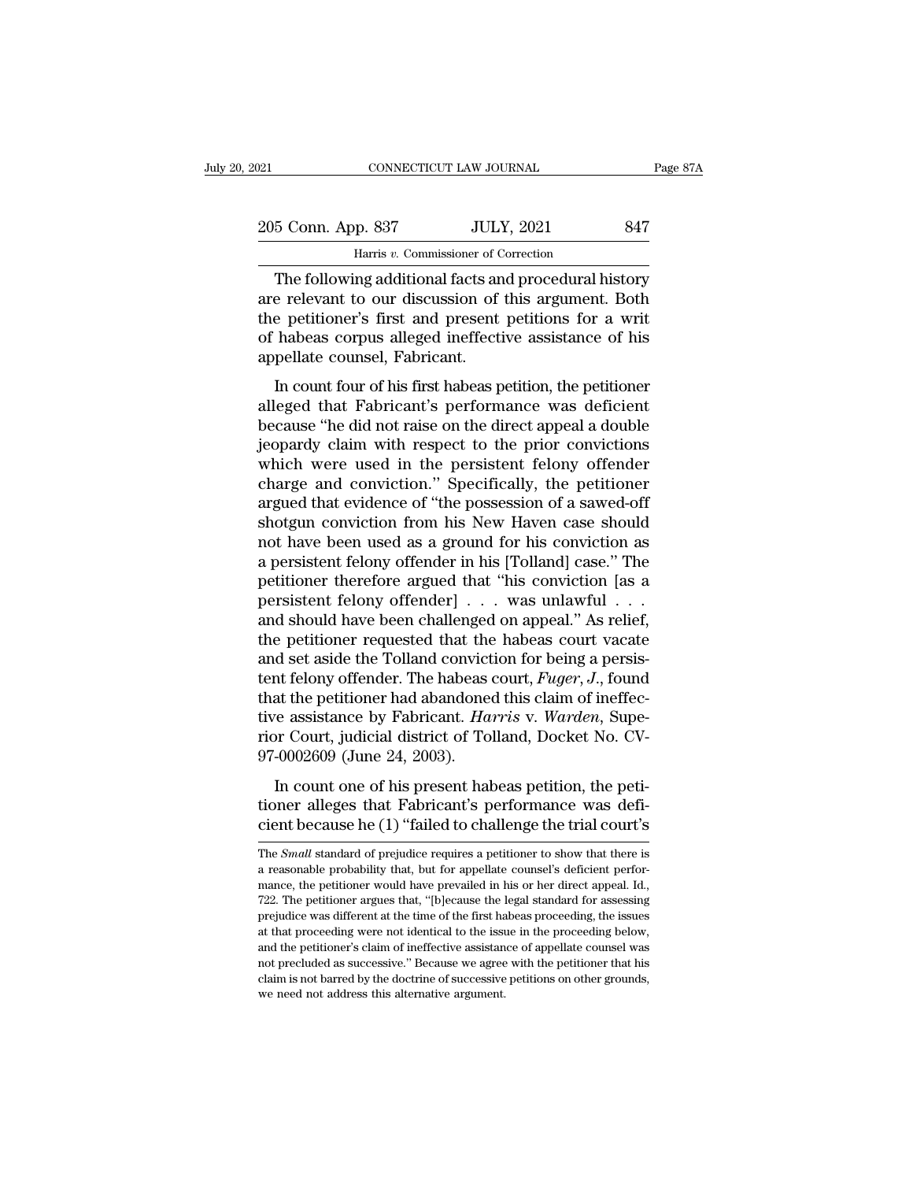The following additional facts and procedural history are relevant to our discussion of this argument. Both the petitioner's first and present petitions for a writ of habeas corpus alleged ineffective assistance of his appellate counsel, Fabricant.

In count four of his first habeas petition, the petitioner alleged that Fabricant's performance was deficient because "he did not raise on the direct appeal a double jeopardy claim with respect to the prior convictions which were used in the persistent felony offender charge and conviction." Specifically, the petitioner argued that evidence of "the possession of a sawed-off shotgun conviction from his New Haven case should not have been used as a ground for his conviction as a persistent felony offender in his [Tolland] case." The petitioner therefore argued that "his conviction [as a persistent felony offender] . . . was unlawful . . . and should have been challenged on appeal." As relief, the petitioner requested that the habeas court vacate and set aside the Tolland conviction for being a persistent felony offender. The habeas court, *Fuger, J.*, found that the petitioner had abandoned this claim of ineffective assistance by Fabricant. *Harris* v. *Warden*, Superior Court, judicial district of Tolland, Docket No. CV-97-0002609 (June 24, 2003).

In count one of his present habeas petition, the petitioner alleges that Fabricant's performance was deficient because he (1) "failed to challenge the trial court's

The *Small* standard of prejudice requires a petitioner to show that there is a reasonable probability that, but for appellate counsel's deficient performance, the petitioner would have prevailed in his or her direct appeal. Id., 722. The petitioner argues that, "[b]ecause the legal standard for assessing prejudice was different at the time of the first habeas proceeding, the issues at that proceeding were not identical to the issue in the proceeding below, and the petitioner's claim of ineffective assistance of appellate counsel was not precluded as successive." Because we agree with the petitioner that his claim is not barred by the doctrine of successive petitions on other grounds, we need not address this alternative argument.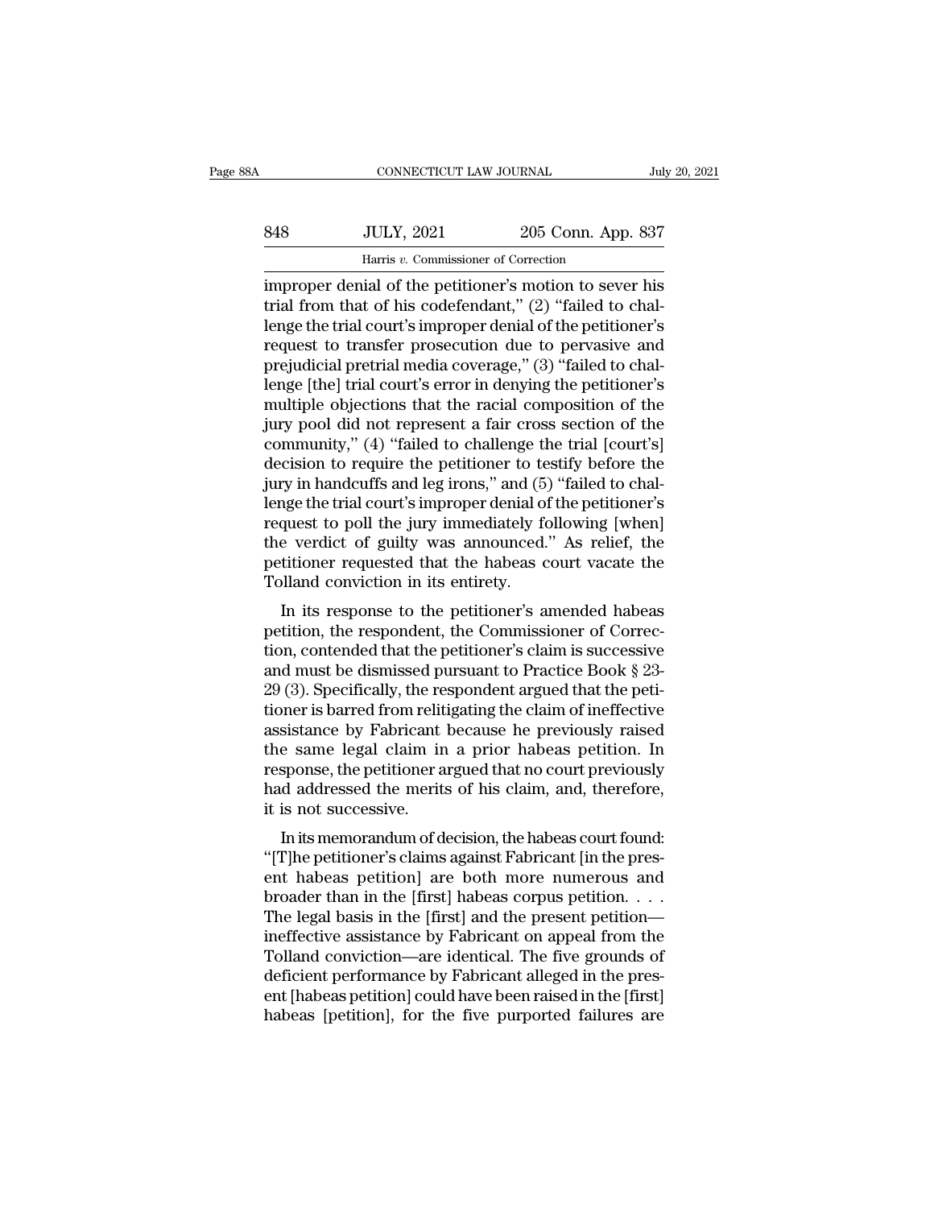improper denial of the petitioner's motion to sever his trial from that of his codefendant," (2) "failed to challenge the trial court's improper denial of the petitioner's request to transfer prosecution due to pervasive and prejudicial pretrial media coverage," (3) "failed to challenge [the] trial court's error in denying the petitioner's multiple objections that the racial composition of the jury pool did not represent a fair cross section of the community," (4) "failed to challenge the trial [court's] decision to require the petitioner to testify before the jury in handcuffs and leg irons," and (5) "failed to challenge the trial court's improper denial of the petitioner's request to poll the jury immediately following [when] the verdict of guilty was announced." As relief, the petitioner requested that the habeas court vacate the Tolland conviction in its entirety.

In its response to the petitioner's amended habeas petition, the respondent, the Commissioner of Correction, contended that the petitioner's claim is successive and must be dismissed pursuant to Practice Book § 23-29 (3). Specifically, the respondent argued that the petitioner is barred from relitigating the claim of ineffective assistance by Fabricant because he previously raised the same legal claim in a prior habeas petition. In response, the petitioner argued that no court previously had addressed the merits of his claim, and, therefore, it is not successive.

In its memorandum of decision, the habeas court found: "[T]he petitioner's claims against Fabricant [in the present habeas petition] are both more numerous and broader than in the [first] habeas corpus petition. . . . The legal basis in the [first] and the present petition—ineffective assistance by Fabricant on appeal from the Tolland conviction—are identical. The five grounds of deficient performance by Fabricant alleged in the present [habeas petition] could have been raised in the [first] habeas [petition], for the five purported failures are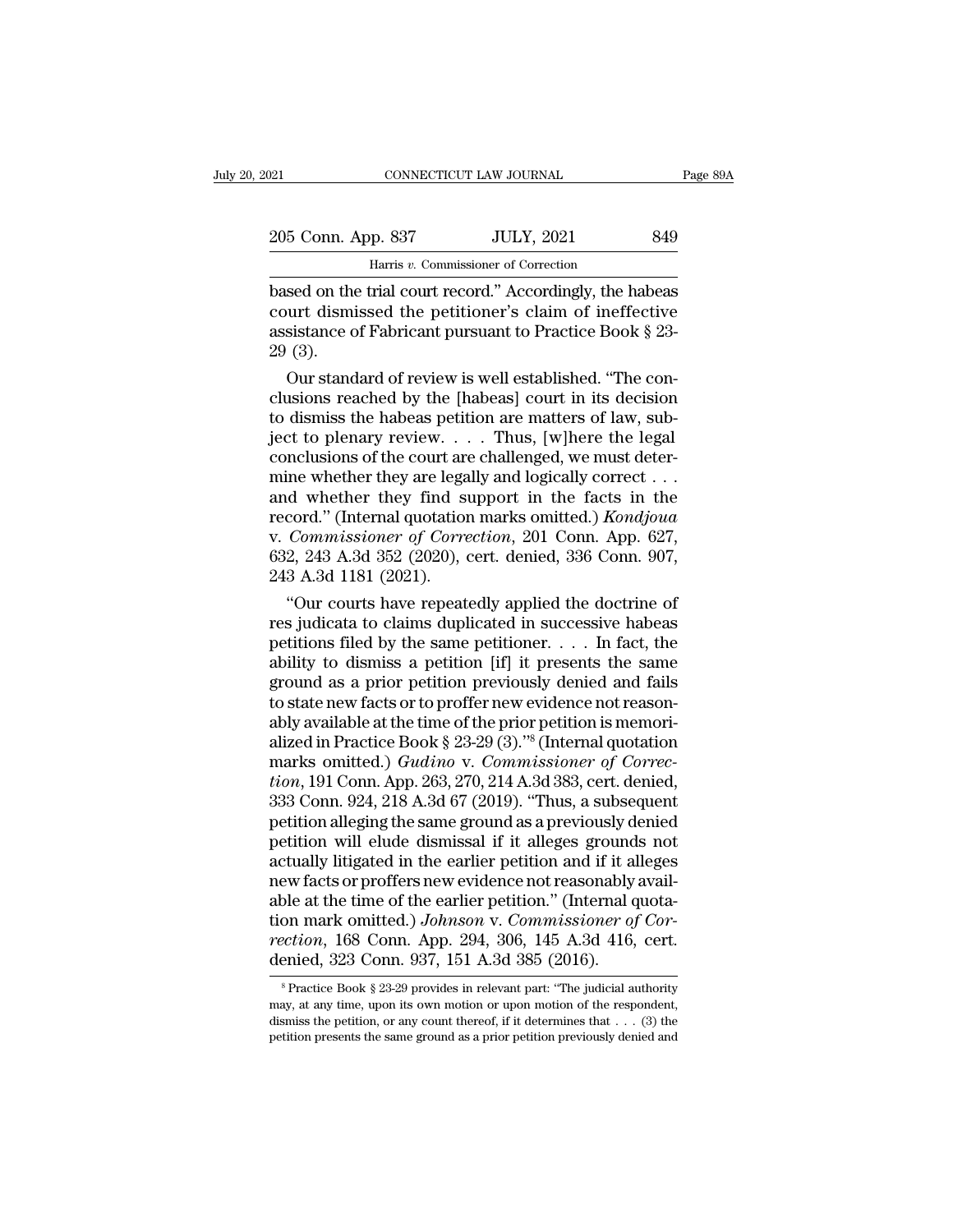based on the trial court record." Accordingly, the habeas court dismissed the petitioner's claim of ineffective assistance of Fabricant pursuant to Practice Book § 23-29 (3).

Our standard of review is well established. "The conclusions reached by the [habeas] court in its decision to dismiss the habeas petition are matters of law, subject to plenary review. . . . Thus, [w]here the legal conclusions of the court are challenged, we must determine whether they are legally and logically correct . . . and whether they find support in the facts in the record." (Internal quotation marks omitted.) *Kondjoua* v. *Commissioner of Correction*, 201 Conn. App. 627, 632, 243 A.3d 352 (2020), cert. denied, 336 Conn. 907, 243 A.3d 1181 (2021).

"Our courts have repeatedly applied the doctrine of res judicata to claims duplicated in successive habeas petitions filed by the same petitioner. . . . In fact, the ability to dismiss a petition [if] it presents the same ground as a prior petition previously denied and fails to state new facts or to proffer new evidence not reasonably available at the time of the prior petition is memorialized in Practice Book § 23-29 (3)."[8] (Internal quotation marks omitted.) *Gudino* v. *Commissioner of Correction*, 191 Conn. App. 263, 270, 214 A.3d 383, cert. denied, 333 Conn. 924, 218 A.3d 67 (2019). "Thus, a subsequent petition alleging the same ground as a previously denied petition will elude dismissal if it alleges grounds not actually litigated in the earlier petition and if it alleges new facts or proffers new evidence not reasonably available at the time of the earlier petition." (Internal quotation mark omitted.) *Johnson* v. *Commissioner of Correction*, 168 Conn. App. 294, 306, 145 A.3d 416, cert. denied, 323 Conn. 937, 151 A.3d 385 (2016).

[8] Practice Book § 23-29 provides in relevant part: "The judicial authority may, at any time, upon its own motion or upon motion of the respondent, dismiss the petition, or any count thereof, if it determines that . . . (3) the petition presents the same ground as a prior petition previously denied and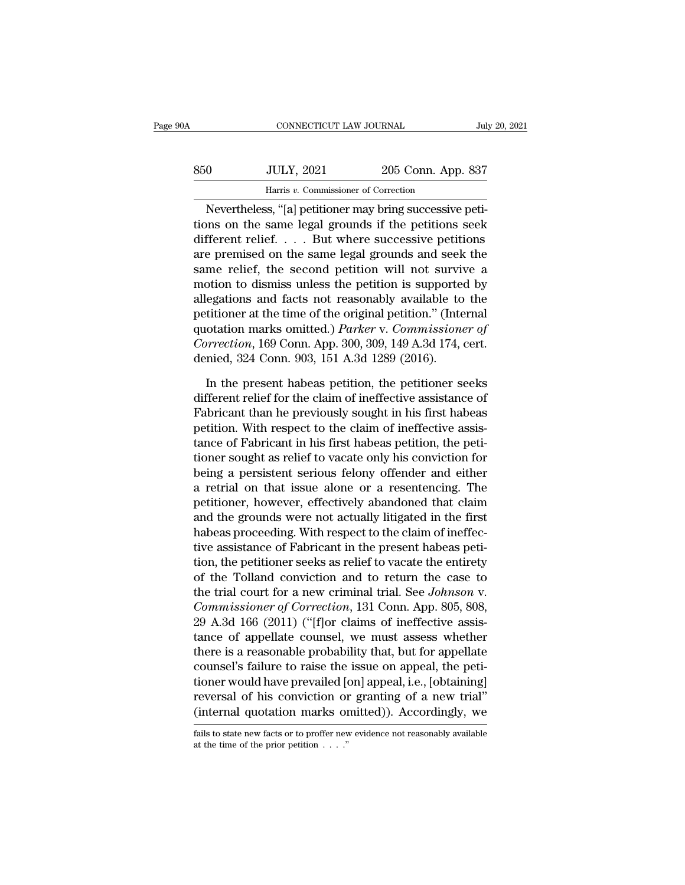Nevertheless, "[a] petitioner may bring successive petitions on the same legal grounds if the petitions seek different relief. . . . But where successive petitions are premised on the same legal grounds and seek the same relief, the second petition will not survive a motion to dismiss unless the petition is supported by allegations and facts not reasonably available to the petitioner at the time of the original petition." (Internal quotation marks omitted.) *Parker* v. *Commissioner of Correction*, 169 Conn. App. 300, 309, 149 A.3d 174, cert. denied, 324 Conn. 903, 151 A.3d 1289 (2016).

In the present habeas petition, the petitioner seeks different relief for the claim of ineffective assistance of Fabricant than he previously sought in his first habeas petition. With respect to the claim of ineffective assistance of Fabricant in his first habeas petition, the petitioner sought as relief to vacate only his conviction for being a persistent serious felony offender and either a retrial on that issue alone or a resentencing. The petitioner, however, effectively abandoned that claim and the grounds were not actually litigated in the first habeas proceeding. With respect to the claim of ineffective assistance of Fabricant in the present habeas petition, the petitioner seeks as relief to vacate the entirety of the Tolland conviction and to return the case to the trial court for a new criminal trial. See *Johnson* v. *Commissioner of Correction*, 131 Conn. App. 805, 808, 29 A.3d 166 (2011) ("[f]or claims of ineffective assistance of appellate counsel, we must assess whether there is a reasonable probability that, but for appellate counsel's failure to raise the issue on appeal, the petitioner would have prevailed [on] appeal, i.e., [obtaining] reversal of his conviction or granting of a new trial" (internal quotation marks omitted)). Accordingly, we

fails to state new facts or to proffer new evidence not reasonably available at the time of the prior petition . . . ."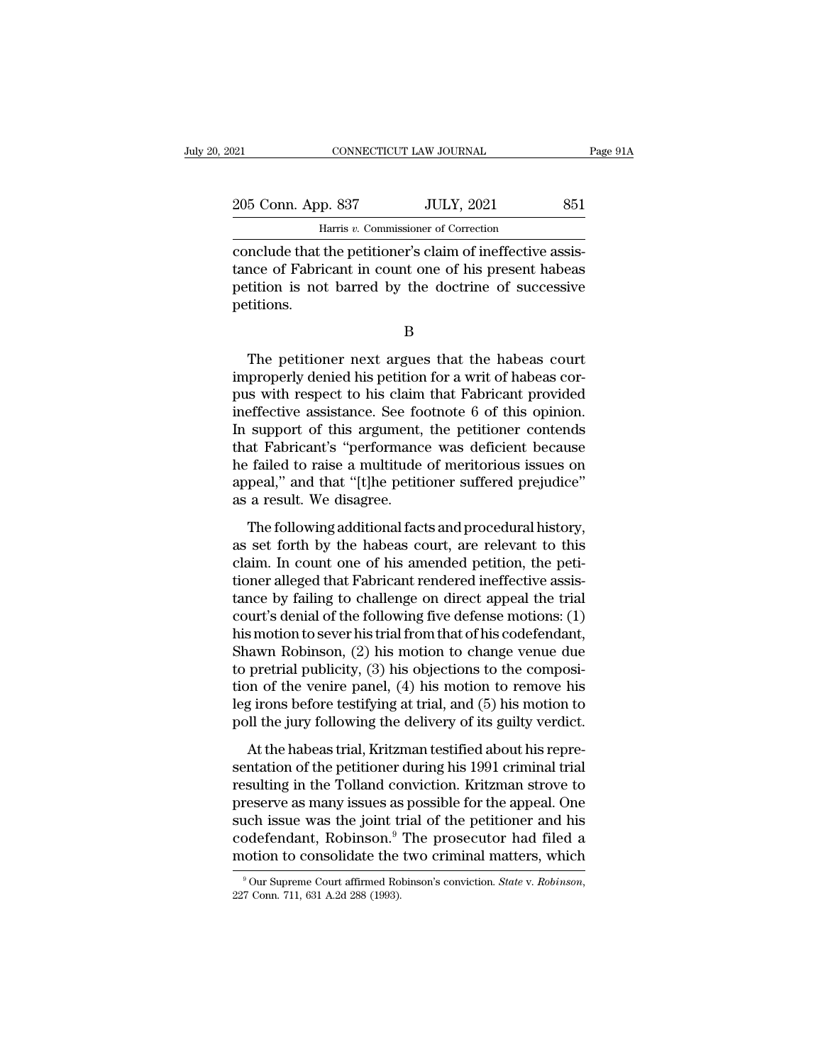conclude that the petitioner's claim of ineffective assistance of Fabricant in count one of his present habeas petition is not barred by the doctrine of successive petitions.

B

The petitioner next argues that the habeas court improperly denied his petition for a writ of habeas corpus with respect to his claim that Fabricant provided ineffective assistance. See footnote 6 of this opinion. In support of this argument, the petitioner contends that Fabricant's "performance was deficient because he failed to raise a multitude of meritorious issues on appeal," and that "[t]he petitioner suffered prejudice" as a result. We disagree.

The following additional facts and procedural history, as set forth by the habeas court, are relevant to this claim. In count one of his amended petition, the petitioner alleged that Fabricant rendered ineffective assistance by failing to challenge on direct appeal the trial court's denial of the following five defense motions: (1) his motion to sever his trial from that of his codefendant, Shawn Robinson, (2) his motion to change venue due to pretrial publicity, (3) his objections to the composition of the venire panel, (4) his motion to remove his leg irons before testifying at trial, and (5) his motion to poll the jury following the delivery of its guilty verdict.

At the habeas trial, Kritzman testified about his representation of the petitioner during his 1991 criminal trial resulting in the Tolland conviction. Kritzman strove to preserve as many issues as possible for the appeal. One such issue was the joint trial of the petitioner and his codefendant, Robinson.[9] The prosecutor had filed a motion to consolidate the two criminal matters, which

[9] Our Supreme Court affirmed Robinson's conviction. *State* v. *Robinson*, 227 Conn. 711, 631 A.2d 288 (1993).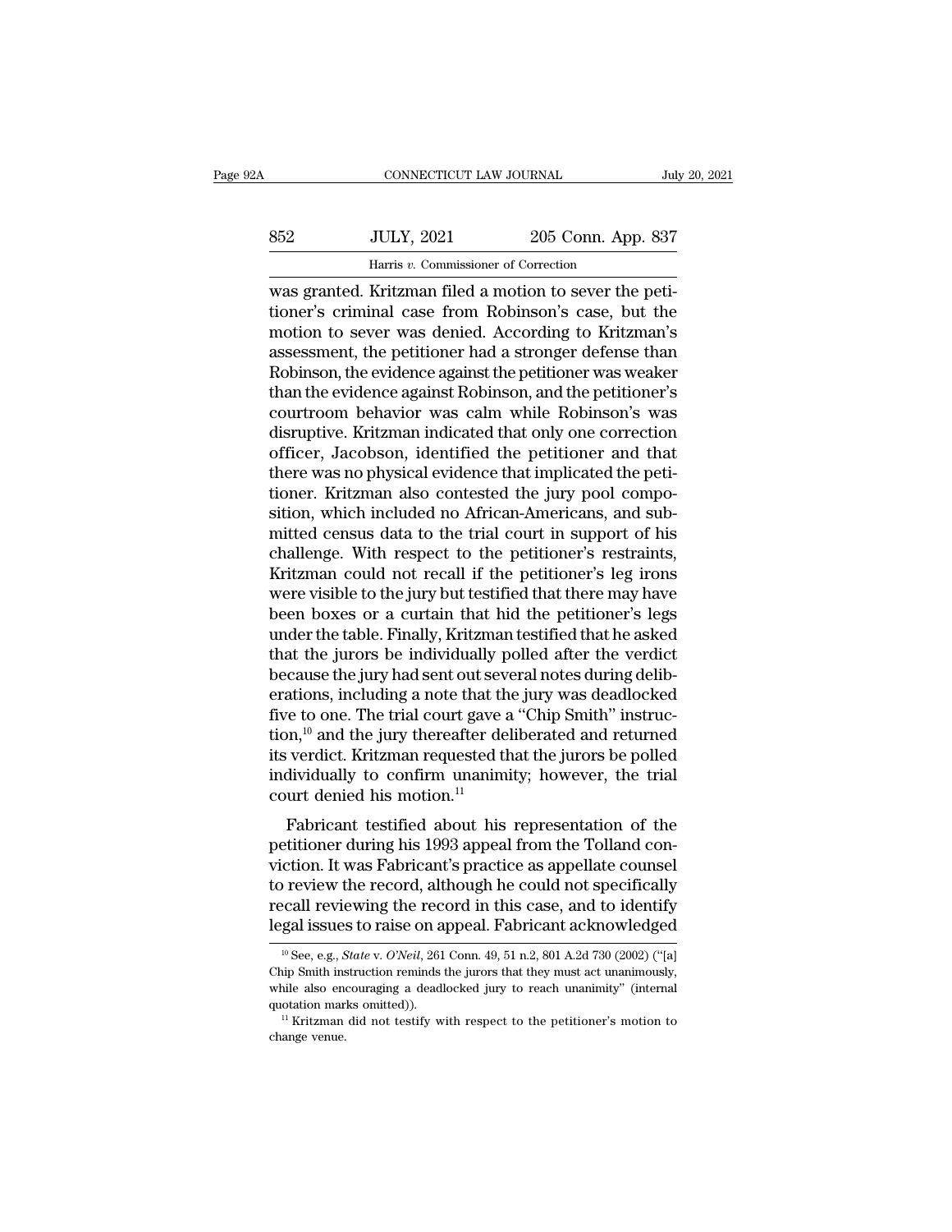was granted. Kritzman filed a motion to sever the petitioner's criminal case from Robinson's case, but the motion to sever was denied. According to Kritzman's assessment, the petitioner had a stronger defense than Robinson, the evidence against the petitioner was weaker than the evidence against Robinson, and the petitioner's courtroom behavior was calm while Robinson's was disruptive. Kritzman indicated that only one correction officer, Jacobson, identified the petitioner and that there was no physical evidence that implicated the petitioner. Kritzman also contested the jury pool composition, which included no African-Americans, and submitted census data to the trial court in support of his challenge. With respect to the petitioner's restraints, Kritzman could not recall if the petitioner's leg irons were visible to the jury but testified that there may have been boxes or a curtain that hid the petitioner's legs under the table. Finally, Kritzman testified that he asked that the jurors be individually polled after the verdict because the jury had sent out several notes during deliberations, including a note that the jury was deadlocked five to one. The trial court gave a "Chip Smith" instruction,[10] and the jury thereafter deliberated and returned its verdict. Kritzman requested that the jurors be polled individually to confirm unanimity; however, the trial court denied his motion.[11]

Fabricant testified about his representation of the petitioner during his 1993 appeal from the Tolland conviction. It was Fabricant's practice as appellate counsel to review the record, although he could not specifically recall reviewing the record in this case, and to identify legal issues to raise on appeal. Fabricant acknowledged

[10] See, e.g., *State* v. *O'Neil*, 261 Conn. 49, 51 n.2, 801 A.2d 730 (2002) ("[a] Chip Smith instruction reminds the jurors that they must act unanimously, while also encouraging a deadlocked jury to reach unanimity" (internal quotation marks omitted)).

[11] Kritzman did not testify with respect to the petitioner's motion to change venue.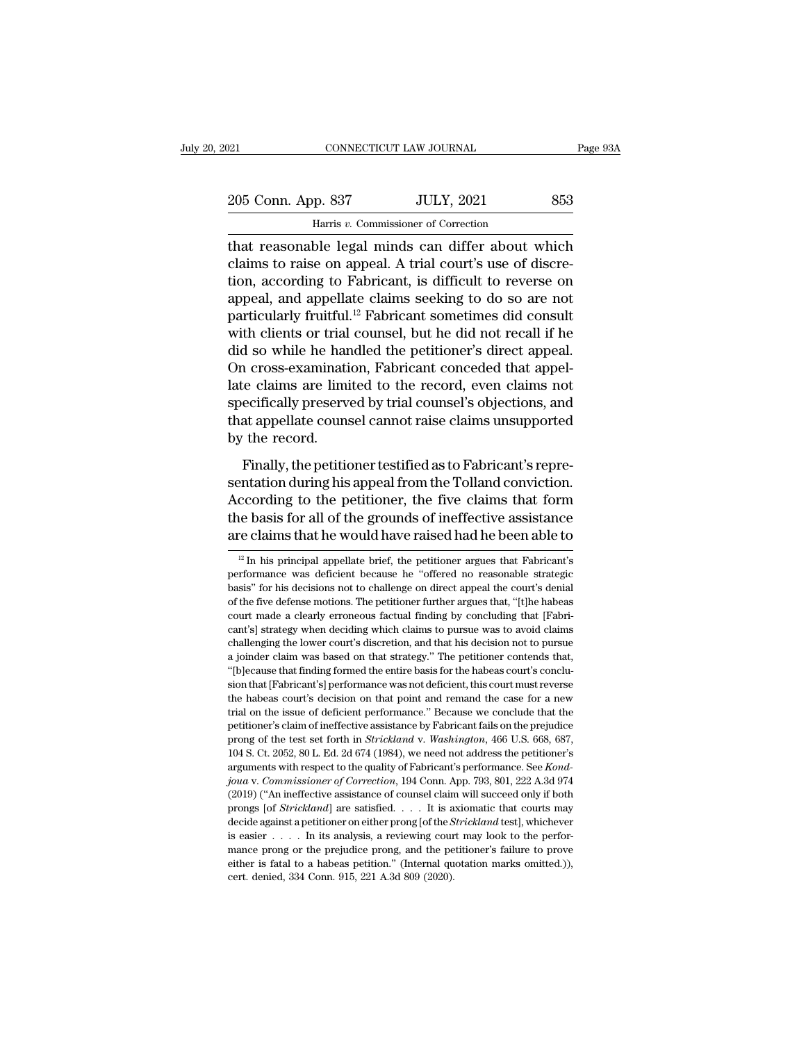that reasonable legal minds can differ about which claims to raise on appeal. A trial court's use of discretion, according to Fabricant, is difficult to reverse on appeal, and appellate claims seeking to do so are not particularly fruitful.[12] Fabricant sometimes did consult with clients or trial counsel, but he did not recall if he did so while he handled the petitioner's direct appeal. On cross-examination, Fabricant conceded that appellate claims are limited to the record, even claims not specifically preserved by trial counsel's objections, and that appellate counsel cannot raise claims unsupported by the record.

Finally, the petitioner testified as to Fabricant's representation during his appeal from the Tolland conviction. According to the petitioner, the five claims that form the basis for all of the grounds of ineffective assistance are claims that he would have raised had he been able to

[12] In his principal appellate brief, the petitioner argues that Fabricant's performance was deficient because he "offered no reasonable strategic basis" for his decisions not to challenge on direct appeal the court's denial of the five defense motions. The petitioner further argues that, "[t]he habeas court made a clearly erroneous factual finding by concluding that [Fabricant's] strategy when deciding which claims to pursue was to avoid claims challenging the lower court's discretion, and that his decision not to pursue a joinder claim was based on that strategy." The petitioner contends that, "[b]ecause that finding formed the entire basis for the habeas court's conclusion that [Fabricant's] performance was not deficient, this court must reverse the habeas court's decision on that point and remand the case for a new trial on the issue of deficient performance." Because we conclude that the petitioner's claim of ineffective assistance by Fabricant fails on the prejudice prong of the test set forth in *Strickland* v. *Washington*, 466 U.S. 668, 687, 104 S. Ct. 2052, 80 L. Ed. 2d 674 (1984), we need not address the petitioner's arguments with respect to the quality of Fabricant's performance. See *Kondjoua* v. *Commissioner of Correction*, 194 Conn. App. 793, 801, 222 A.3d 974 (2019) ("An ineffective assistance of counsel claim will succeed only if both prongs [of *Strickland*] are satisfied. . . . It is axiomatic that courts may decide against a petitioner on either prong [of the *Strickland* test], whichever is easier . . . . In its analysis, a reviewing court may look to the performance prong or the prejudice prong, and the petitioner's failure to prove either is fatal to a habeas petition." (Internal quotation marks omitted.)), cert. denied, 334 Conn. 915, 221 A.3d 809 (2020).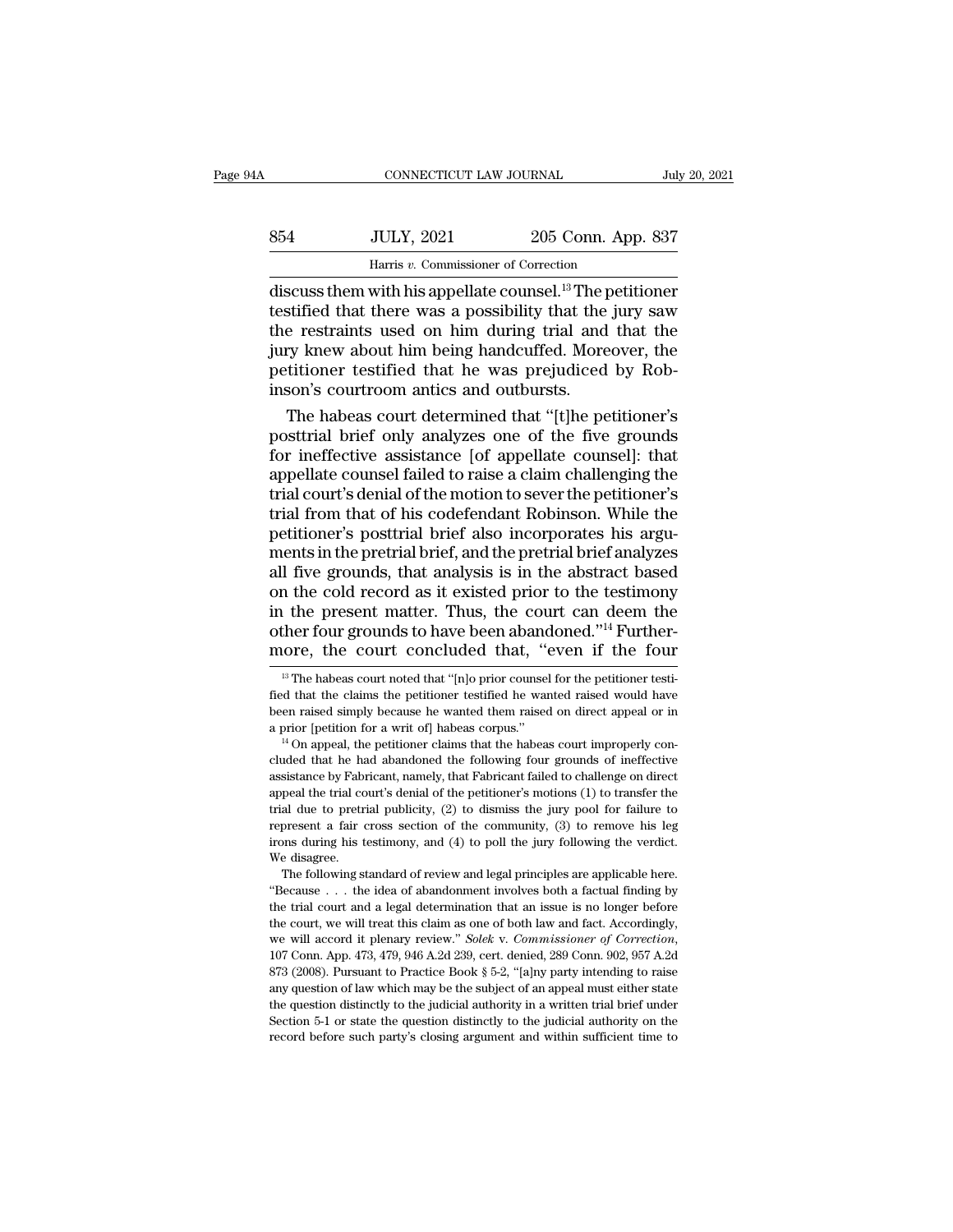discuss them with his appellate counsel.[13] The petitioner testified that there was a possibility that the jury saw the restraints used on him during trial and that the jury knew about him being handcuffed. Moreover, the petitioner testified that he was prejudiced by Robinson's courtroom antics and outbursts.

The habeas court determined that "[t]he petitioner's posttrial brief only analyzes one of the five grounds for ineffective assistance [of appellate counsel]: that appellate counsel failed to raise a claim challenging the trial court's denial of the motion to sever the petitioner's trial from that of his codefendant Robinson. While the petitioner's posttrial brief also incorporates his arguments in the pretrial brief, and the pretrial brief analyzes all five grounds, that analysis is in the abstract based on the cold record as it existed prior to the testimony in the present matter. Thus, the court can deem the other four grounds to have been abandoned."[14] Furthermore, the court concluded that, "even if the four

[13] The habeas court noted that "[n]o prior counsel for the petitioner testified that the claims the petitioner testified he wanted raised would have been raised simply because he wanted them raised on direct appeal or in a prior [petition for a writ of] habeas corpus."

[14] On appeal, the petitioner claims that the habeas court improperly concluded that he had abandoned the following four grounds of ineffective assistance by Fabricant, namely, that Fabricant failed to challenge on direct appeal the trial court's denial of the petitioner's motions (1) to transfer the trial due to pretrial publicity, (2) to dismiss the jury pool for failure to represent a fair cross section of the community, (3) to remove his leg irons during his testimony, and (4) to poll the jury following the verdict. We disagree.

The following standard of review and legal principles are applicable here. "Because . . . the idea of abandonment involves both a factual finding by the trial court and a legal determination that an issue is no longer before the court, we will treat this claim as one of both law and fact. Accordingly, we will accord it plenary review." *Solek* v. *Commissioner of Correction*, 107 Conn. App. 473, 479, 946 A.2d 239, cert. denied, 289 Conn. 902, 957 A.2d 873 (2008). Pursuant to Practice Book § 5-2, "[a]ny party intending to raise any question of law which may be the subject of an appeal must either state the question distinctly to the judicial authority in a written trial brief under Section 5-1 or state the question distinctly to the judicial authority on the record before such party's closing argument and within sufficient time to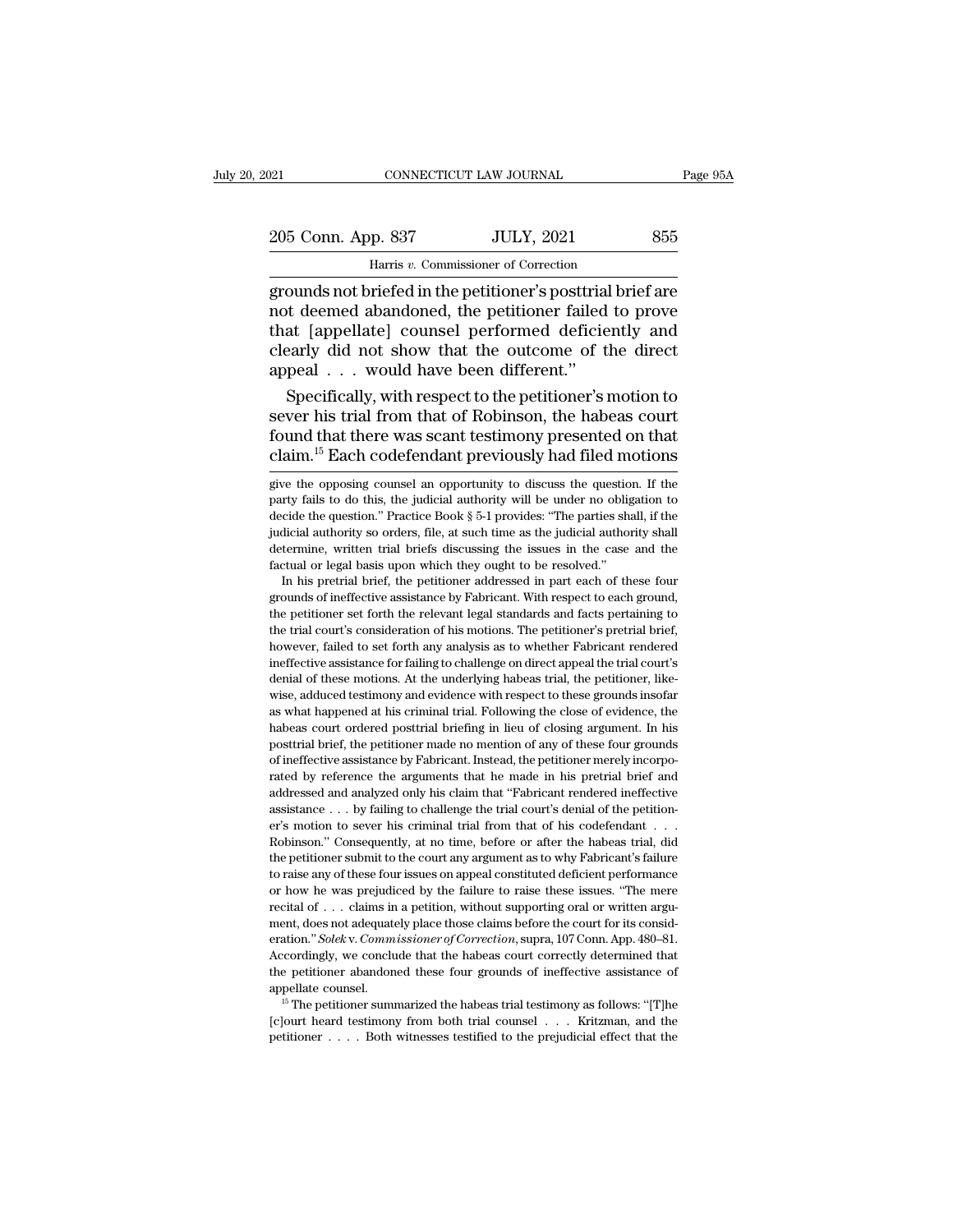grounds not briefed in the petitioner's posttrial brief are not deemed abandoned, the petitioner failed to prove that [appellate] counsel performed deficiently and clearly did not show that the outcome of the direct appeal . . . would have been different."

Specifically, with respect to the petitioner's motion to sever his trial from that of Robinson, the habeas court found that there was scant testimony presented on that claim.[15] Each codefendant previously had filed motions

---

give the opposing counsel an opportunity to discuss the question. If the party fails to do this, the judicial authority will be under no obligation to decide the question." Practice Book § 5-1 provides: "The parties shall, if the judicial authority so orders, file, at such time as the judicial authority shall determine, written trial briefs discussing the issues in the case and the factual or legal basis upon which they ought to be resolved."

In his pretrial brief, the petitioner addressed in part each of these four grounds of ineffective assistance by Fabricant. With respect to each ground, the petitioner set forth the relevant legal standards and facts pertaining to the trial court's consideration of his motions. The petitioner's pretrial brief, however, failed to set forth any analysis as to whether Fabricant rendered ineffective assistance for failing to challenge on direct appeal the trial court's denial of these motions. At the underlying habeas trial, the petitioner, likewise, adduced testimony and evidence with respect to these grounds insofar as what happened at his criminal trial. Following the close of evidence, the habeas court ordered posttrial briefing in lieu of closing argument. In his posttrial brief, the petitioner made no mention of any of these four grounds of ineffective assistance by Fabricant. Instead, the petitioner merely incorporated by reference the arguments that he made in his pretrial brief and addressed and analyzed only his claim that "Fabricant rendered ineffective assistance . . . by failing to challenge the trial court's denial of the petitioner's motion to sever his criminal trial from that of his codefendant . . . Robinson." Consequently, at no time, before or after the habeas trial, did the petitioner submit to the court any argument as to why Fabricant's failure to raise any of these four issues on appeal constituted deficient performance or how he was prejudiced by the failure to raise these issues. "The mere recital of . . . claims in a petition, without supporting oral or written argument, does not adequately place those claims before the court for its consideration." *Solek* v. *Commissioner of Correction*, supra, 107 Conn. App. 480–81. Accordingly, we conclude that the habeas court correctly determined that the petitioner abandoned these four grounds of ineffective assistance of appellate counsel.

[15] The petitioner summarized the habeas trial testimony as follows: "[T]he [c]ourt heard testimony from both trial counsel . . . Kritzman, and the petitioner . . . . Both witnesses testified to the prejudicial effect that the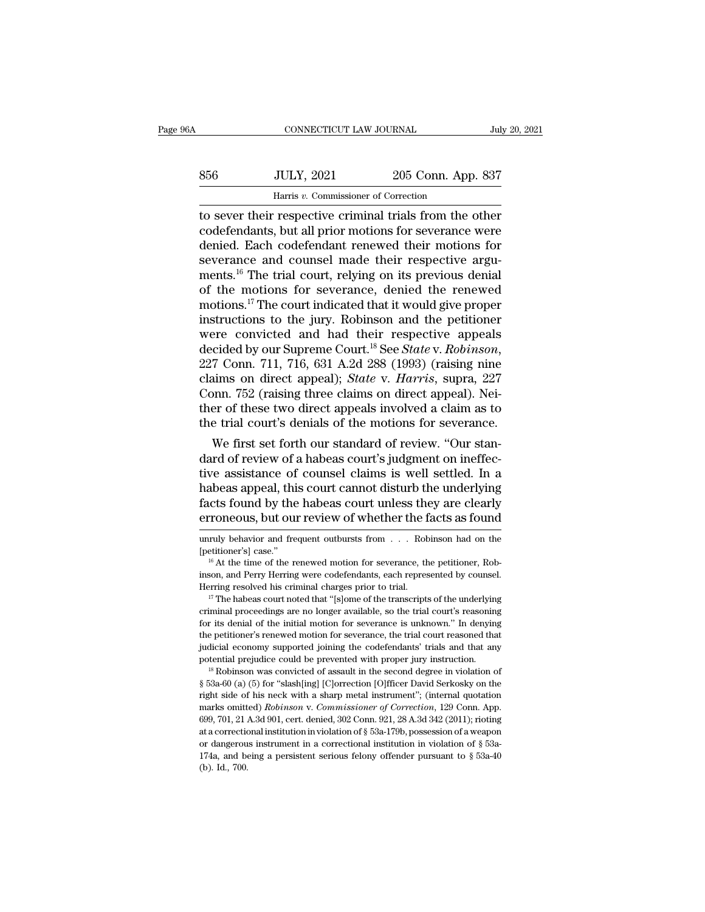to sever their respective criminal trials from the other codefendants, but all prior motions for severance were denied. Each codefendant renewed their motions for severance and counsel made their respective arguments.[16] The trial court, relying on its previous denial of the motions for severance, denied the renewed motions.[17] The court indicated that it would give proper instructions to the jury. Robinson and the petitioner were convicted and had their respective appeals decided by our Supreme Court.[18] See *State* v. *Robinson*, 227 Conn. 711, 716, 631 A.2d 288 (1993) (raising nine claims on direct appeal); *State* v. *Harris*, supra, 227 Conn. 752 (raising three claims on direct appeal). Neither of these two direct appeals involved a claim as to the trial court's denials of the motions for severance.

We first set forth our standard of review. "Our standard of review of a habeas court's judgment on ineffective assistance of counsel claims is well settled. In a habeas appeal, this court cannot disturb the underlying facts found by the habeas court unless they are clearly erroneous, but our review of whether the facts as found

---

unruly behavior and frequent outbursts from . . . Robinson had on the [petitioner's] case."

[16] At the time of the renewed motion for severance, the petitioner, Robinson, and Perry Herring were codefendants, each represented by counsel. Herring resolved his criminal charges prior to trial.

[17] The habeas court noted that "[s]ome of the transcripts of the underlying criminal proceedings are no longer available, so the trial court's reasoning for its denial of the initial motion for severance is unknown." In denying the petitioner's renewed motion for severance, the trial court reasoned that judicial economy supported joining the codefendants' trials and that any potential prejudice could be prevented with proper jury instruction.

[18] Robinson was convicted of assault in the second degree in violation of § 53a-60 (a) (5) for "slash[ing] [C]orrection [O]fficer David Serkosky on the right side of his neck with a sharp metal instrument"; (internal quotation marks omitted) *Robinson* v. *Commissioner of Correction*, 129 Conn. App. 699, 701, 21 A.3d 901, cert. denied, 302 Conn. 921, 28 A.3d 342 (2011); rioting at a correctional institution in violation of § 53a-179b, possession of a weapon or dangerous instrument in a correctional institution in violation of § 53a-174a, and being a persistent serious felony offender pursuant to § 53a-40 (b). Id., 700.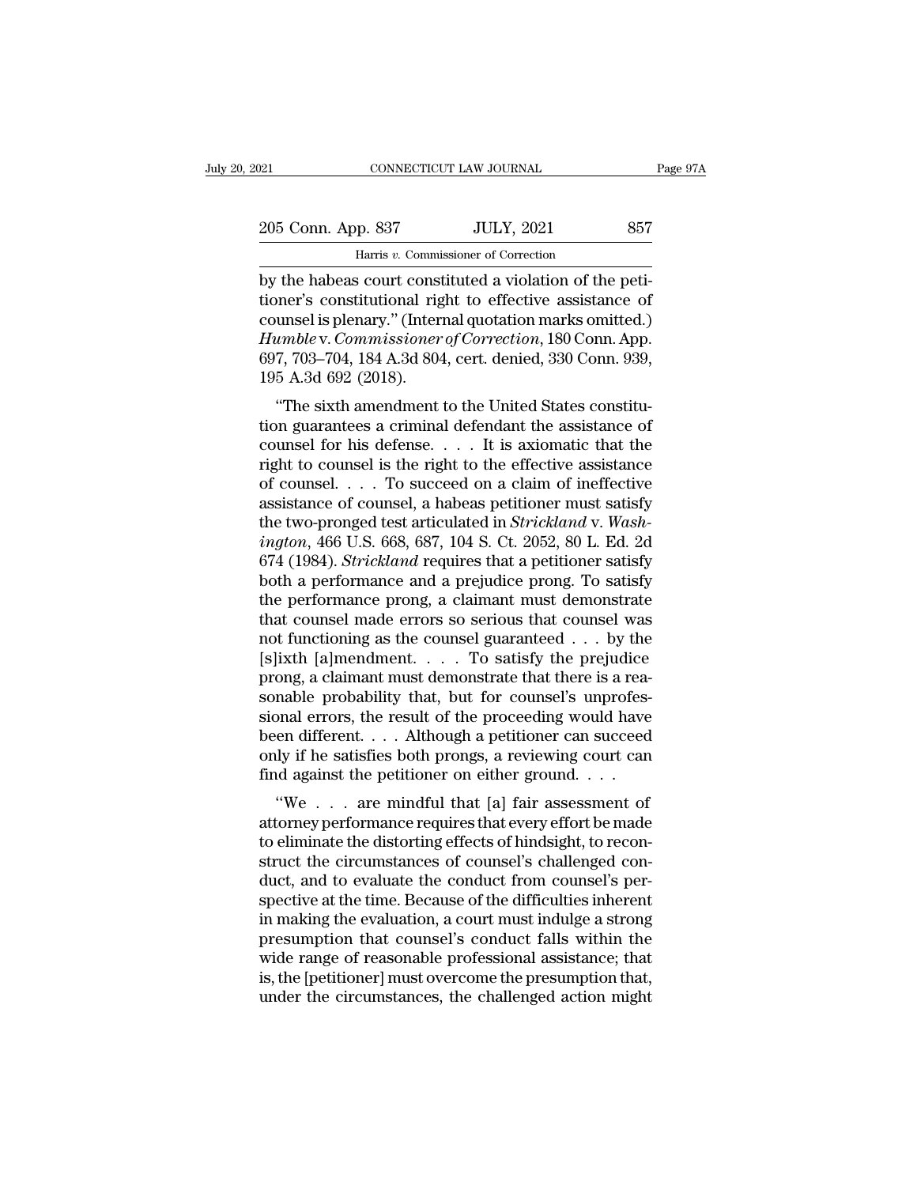by the habeas court constituted a violation of the petitioner's constitutional right to effective assistance of counsel is plenary." (Internal quotation marks omitted.) *Humble* v. *Commissioner of Correction*, 180 Conn. App. 697, 703–704, 184 A.3d 804, cert. denied, 330 Conn. 939, 195 A.3d 692 (2018).

"The sixth amendment to the United States constitution guarantees a criminal defendant the assistance of counsel for his defense. . . . It is axiomatic that the right to counsel is the right to the effective assistance of counsel. . . . To succeed on a claim of ineffective assistance of counsel, a habeas petitioner must satisfy the two-pronged test articulated in *Strickland* v. *Washington*, 466 U.S. 668, 687, 104 S. Ct. 2052, 80 L. Ed. 2d 674 (1984). *Strickland* requires that a petitioner satisfy both a performance and a prejudice prong. To satisfy the performance prong, a claimant must demonstrate that counsel made errors so serious that counsel was not functioning as the counsel guaranteed . . . by the [s]ixth [a]mendment. . . . To satisfy the prejudice prong, a claimant must demonstrate that there is a reasonable probability that, but for counsel's unprofessional errors, the result of the proceeding would have been different. . . . Although a petitioner can succeed only if he satisfies both prongs, a reviewing court can find against the petitioner on either ground. . . .

"We . . . are mindful that [a] fair assessment of attorney performance requires that every effort be made to eliminate the distorting effects of hindsight, to reconstruct the circumstances of counsel's challenged conduct, and to evaluate the conduct from counsel's perspective at the time. Because of the difficulties inherent in making the evaluation, a court must indulge a strong presumption that counsel's conduct falls within the wide range of reasonable professional assistance; that is, the [petitioner] must overcome the presumption that, under the circumstances, the challenged action might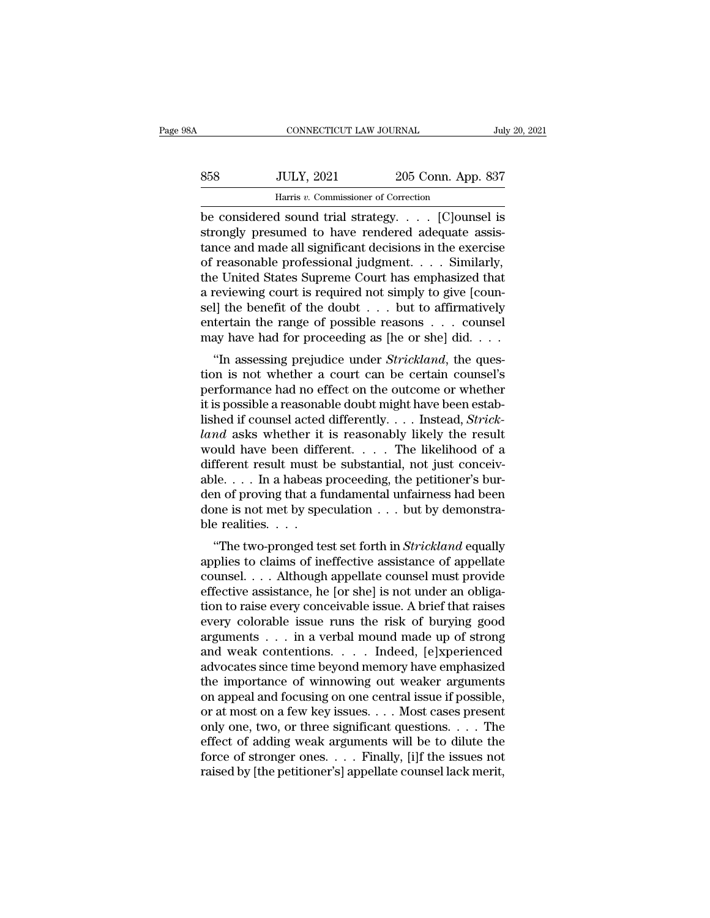be considered sound trial strategy. . . . [C]ounsel is strongly presumed to have rendered adequate assistance and made all significant decisions in the exercise of reasonable professional judgment. . . . Similarly, the United States Supreme Court has emphasized that a reviewing court is required not simply to give [counsel] the benefit of the doubt . . . but to affirmatively entertain the range of possible reasons . . . counsel may have had for proceeding as [he or she] did. . . .

"In assessing prejudice under *Strickland*, the question is not whether a court can be certain counsel's performance had no effect on the outcome or whether it is possible a reasonable doubt might have been established if counsel acted differently. . . . Instead, *Strickland* asks whether it is reasonably likely the result would have been different. . . . The likelihood of a different result must be substantial, not just conceivable. . . . In a habeas proceeding, the petitioner's burden of proving that a fundamental unfairness had been done is not met by speculation . . . but by demonstrable realities. . . .

"The two-pronged test set forth in *Strickland* equally applies to claims of ineffective assistance of appellate counsel. . . . Although appellate counsel must provide effective assistance, he [or she] is not under an obligation to raise every conceivable issue. A brief that raises every colorable issue runs the risk of burying good arguments . . . in a verbal mound made up of strong and weak contentions. . . . Indeed, [e]xperienced advocates since time beyond memory have emphasized the importance of winnowing out weaker arguments on appeal and focusing on one central issue if possible, or at most on a few key issues. . . . Most cases present only one, two, or three significant questions. . . . The effect of adding weak arguments will be to dilute the force of stronger ones. . . . Finally, [i]f the issues not raised by [the petitioner's] appellate counsel lack merit,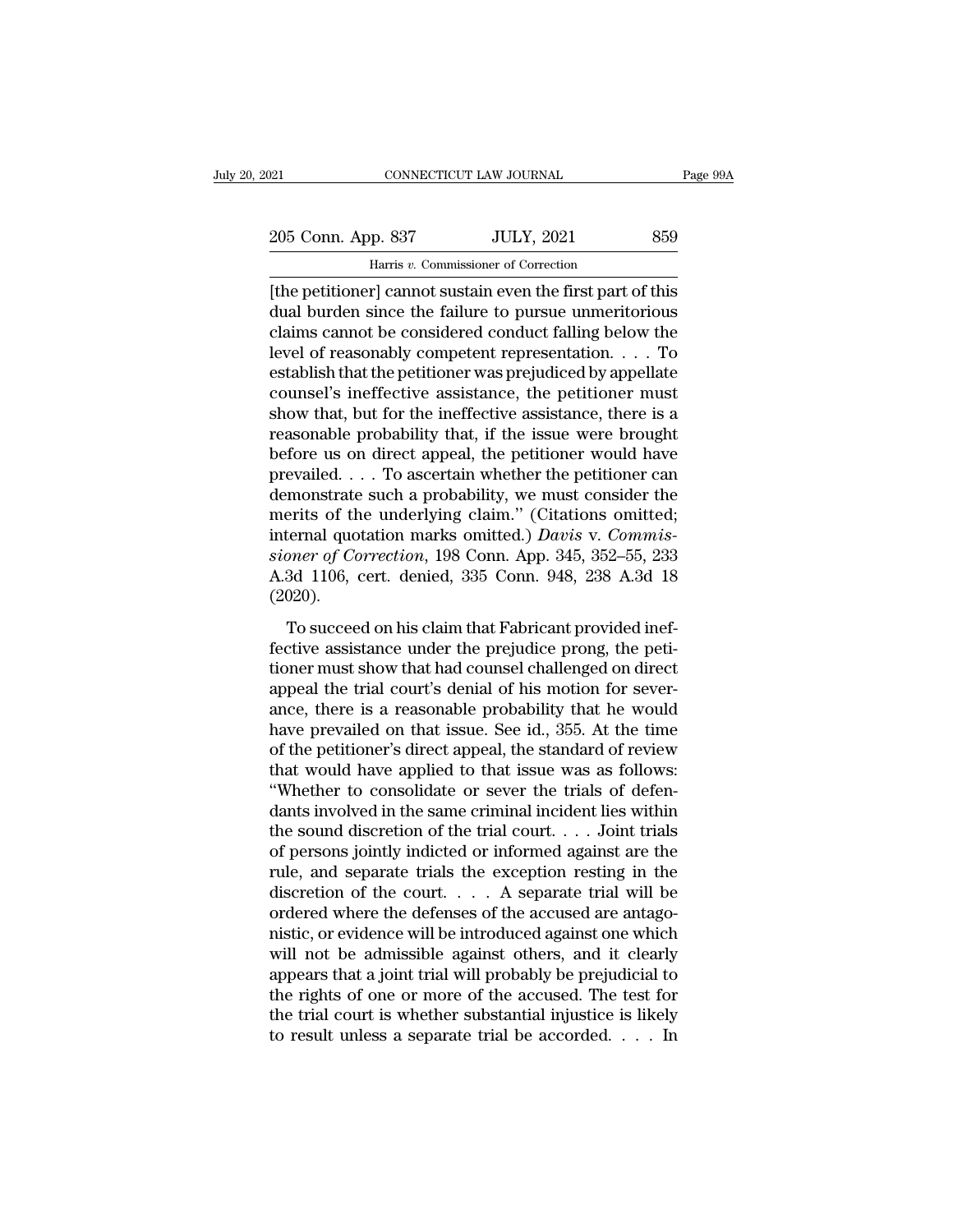[the petitioner] cannot sustain even the first part of this dual burden since the failure to pursue unmeritorious claims cannot be considered conduct falling below the level of reasonably competent representation. . . . To establish that the petitioner was prejudiced by appellate counsel's ineffective assistance, the petitioner must show that, but for the ineffective assistance, there is a reasonable probability that, if the issue were brought before us on direct appeal, the petitioner would have prevailed. . . . To ascertain whether the petitioner can demonstrate such a probability, we must consider the merits of the underlying claim." (Citations omitted; internal quotation marks omitted.) *Davis* v. *Commissioner of Correction*, 198 Conn. App. 345, 352–55, 233 A.3d 1106, cert. denied, 335 Conn. 948, 238 A.3d 18 (2020).

To succeed on his claim that Fabricant provided ineffective assistance under the prejudice prong, the petitioner must show that had counsel challenged on direct appeal the trial court's denial of his motion for severance, there is a reasonable probability that he would have prevailed on that issue. See id., 355. At the time of the petitioner's direct appeal, the standard of review that would have applied to that issue was as follows: "Whether to consolidate or sever the trials of defendants involved in the same criminal incident lies within the sound discretion of the trial court. . . . Joint trials of persons jointly indicted or informed against are the rule, and separate trials the exception resting in the discretion of the court. . . . A separate trial will be ordered where the defenses of the accused are antagonistic, or evidence will be introduced against one which will not be admissible against others, and it clearly appears that a joint trial will probably be prejudicial to the rights of one or more of the accused. The test for the trial court is whether substantial injustice is likely to result unless a separate trial be accorded. . . . In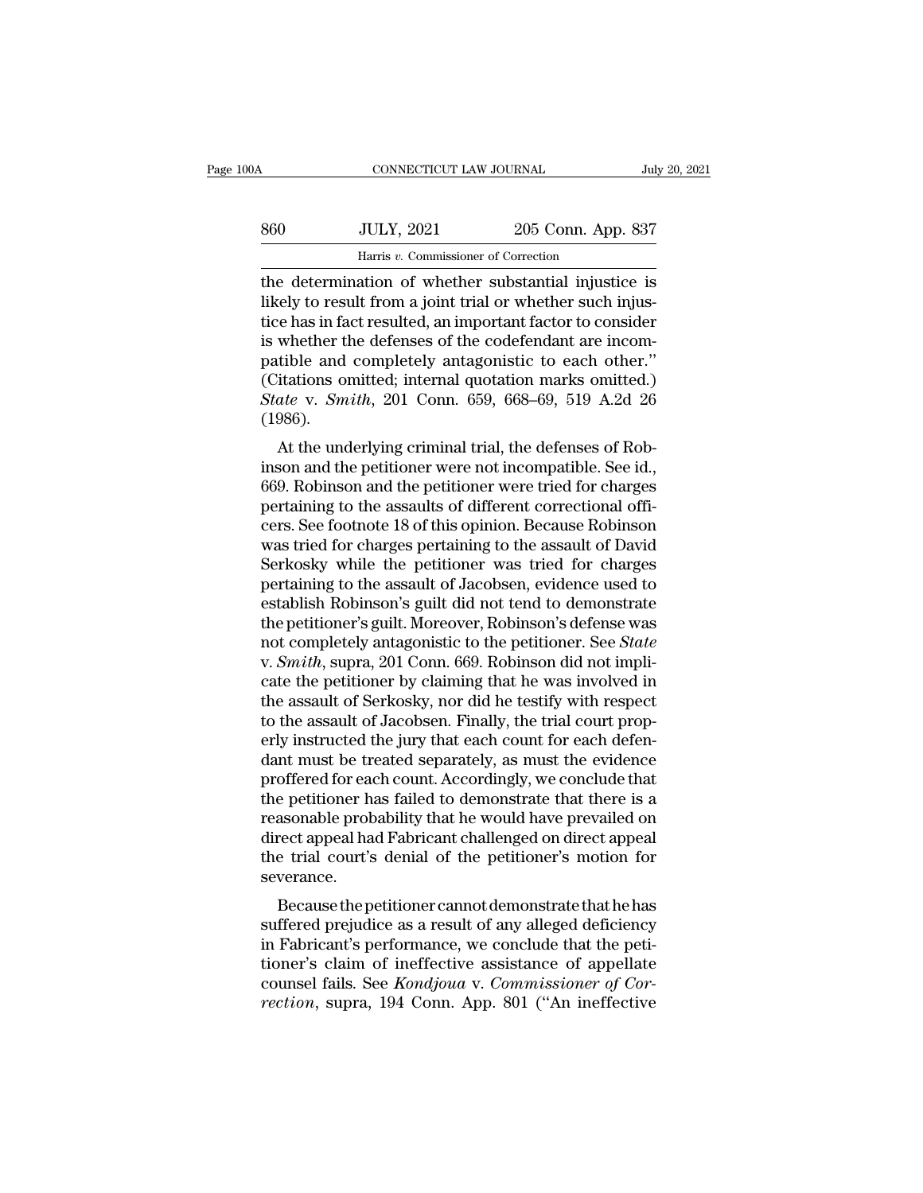the determination of whether substantial injustice is likely to result from a joint trial or whether such injustice has in fact resulted, an important factor to consider is whether the defenses of the codefendant are incompatible and completely antagonistic to each other." (Citations omitted; internal quotation marks omitted.) *State* v. *Smith*, 201 Conn. 659, 668–69, 519 A.2d 26 (1986).

At the underlying criminal trial, the defenses of Robinson and the petitioner were not incompatible. See id., 669. Robinson and the petitioner were tried for charges pertaining to the assaults of different correctional officers. See footnote 18 of this opinion. Because Robinson was tried for charges pertaining to the assault of David Serkosky while the petitioner was tried for charges pertaining to the assault of Jacobsen, evidence used to establish Robinson's guilt did not tend to demonstrate the petitioner's guilt. Moreover, Robinson's defense was not completely antagonistic to the petitioner. See *State* v. *Smith*, supra, 201 Conn. 669. Robinson did not implicate the petitioner by claiming that he was involved in the assault of Serkosky, nor did he testify with respect to the assault of Jacobsen. Finally, the trial court properly instructed the jury that each count for each defendant must be treated separately, as must the evidence proffered for each count. Accordingly, we conclude that the petitioner has failed to demonstrate that there is a reasonable probability that he would have prevailed on direct appeal had Fabricant challenged on direct appeal the trial court's denial of the petitioner's motion for severance.

Because the petitioner cannot demonstrate that he has suffered prejudice as a result of any alleged deficiency in Fabricant's performance, we conclude that the petitioner's claim of ineffective assistance of appellate counsel fails. See *Kondjoua* v. *Commissioner of Correction*, supra, 194 Conn. App. 801 ("An ineffective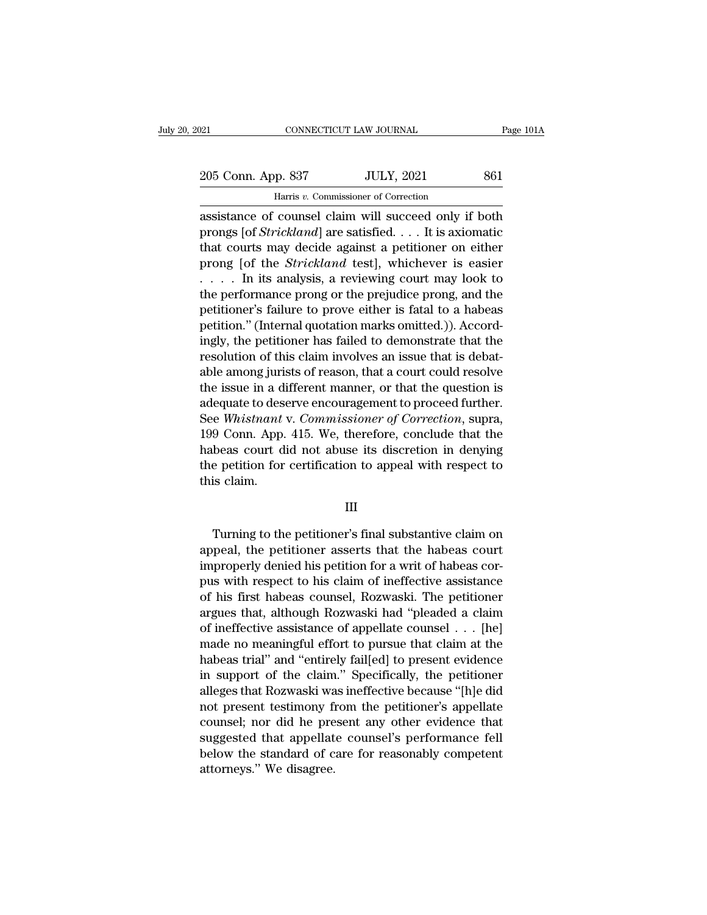assistance of counsel claim will succeed only if both prongs [of *Strickland*] are satisfied. . . . It is axiomatic that courts may decide against a petitioner on either prong [of the *Strickland* test], whichever is easier . . . . In its analysis, a reviewing court may look to the performance prong or the prejudice prong, and the petitioner's failure to prove either is fatal to a habeas petition." (Internal quotation marks omitted.)). Accordingly, the petitioner has failed to demonstrate that the resolution of this claim involves an issue that is debatable among jurists of reason, that a court could resolve the issue in a different manner, or that the question is adequate to deserve encouragement to proceed further. See *Whistnant* v. *Commissioner of Correction*, supra, 199 Conn. App. 415. We, therefore, conclude that the habeas court did not abuse its discretion in denying the petition for certification to appeal with respect to this claim.

III

Turning to the petitioner's final substantive claim on appeal, the petitioner asserts that the habeas court improperly denied his petition for a writ of habeas corpus with respect to his claim of ineffective assistance of his first habeas counsel, Rozwaski. The petitioner argues that, although Rozwaski had "pleaded a claim of ineffective assistance of appellate counsel . . . [he] made no meaningful effort to pursue that claim at the habeas trial" and "entirely fail[ed] to present evidence in support of the claim." Specifically, the petitioner alleges that Rozwaski was ineffective because "[h]e did not present testimony from the petitioner's appellate counsel; nor did he present any other evidence that suggested that appellate counsel's performance fell below the standard of care for reasonably competent attorneys." We disagree.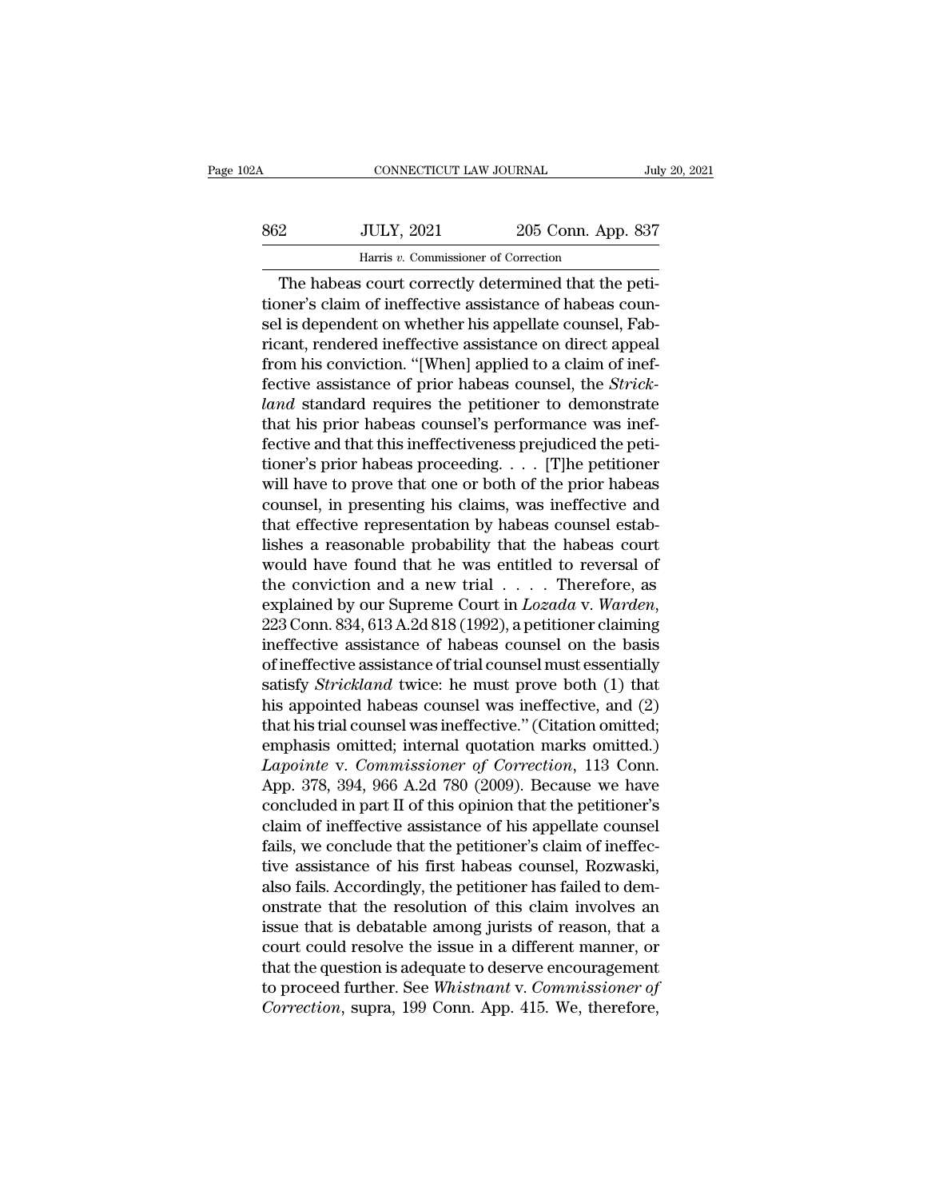The habeas court correctly determined that the petitioner's claim of ineffective assistance of habeas counsel is dependent on whether his appellate counsel, Fabricant, rendered ineffective assistance on direct appeal from his conviction. "[When] applied to a claim of ineffective assistance of prior habeas counsel, the *Strickland* standard requires the petitioner to demonstrate that his prior habeas counsel's performance was ineffective and that this ineffectiveness prejudiced the petitioner's prior habeas proceeding. . . . [T]he petitioner will have to prove that one or both of the prior habeas counsel, in presenting his claims, was ineffective and that effective representation by habeas counsel establishes a reasonable probability that the habeas court would have found that he was entitled to reversal of the conviction and a new trial . . . . Therefore, as explained by our Supreme Court in *Lozada* v. *Warden*, 223 Conn. 834, 613 A.2d 818 (1992), a petitioner claiming ineffective assistance of habeas counsel on the basis of ineffective assistance of trial counsel must essentially satisfy *Strickland* twice: he must prove both (1) that his appointed habeas counsel was ineffective, and (2) that his trial counsel was ineffective." (Citation omitted; emphasis omitted; internal quotation marks omitted.) *Lapointe* v. *Commissioner of Correction*, 113 Conn. App. 378, 394, 966 A.2d 780 (2009). Because we have concluded in part II of this opinion that the petitioner's claim of ineffective assistance of his appellate counsel fails, we conclude that the petitioner's claim of ineffective assistance of his first habeas counsel, Rozwaski, also fails. Accordingly, the petitioner has failed to demonstrate that the resolution of this claim involves an issue that is debatable among jurists of reason, that a court could resolve the issue in a different manner, or that the question is adequate to deserve encouragement to proceed further. See *Whistnant* v. *Commissioner of Correction*, supra, 199 Conn. App. 415. We, therefore,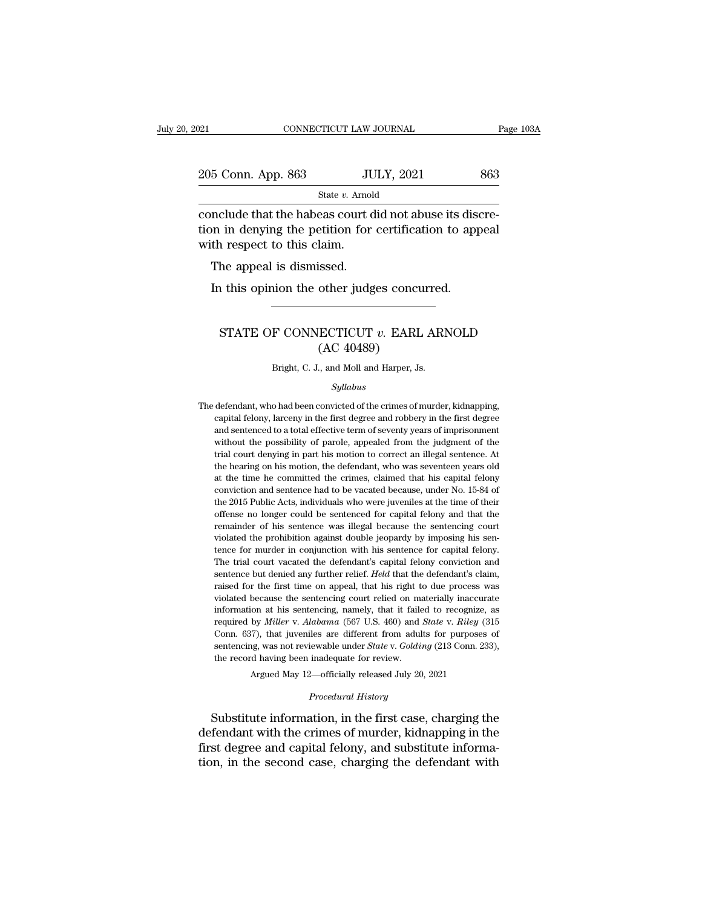conclude that the habeas court did not abuse its discretion in denying the petition for certification to appeal with respect to this claim.

The appeal is dismissed.

In this opinion the other judges concurred.

---

## STATE OF CONNECTICUT *v.* EARL ARNOLD
## (AC 40489)

Bright, C. J., and Moll and Harper, Js.

*Syllabus*

The defendant, who had been convicted of the crimes of murder, kidnapping, capital felony, larceny in the first degree and robbery in the first degree and sentenced to a total effective term of seventy years of imprisonment without the possibility of parole, appealed from the judgment of the trial court denying in part his motion to correct an illegal sentence. At the hearing on his motion, the defendant, who was seventeen years old at the time he committed the crimes, claimed that his capital felony conviction and sentence had to be vacated because, under No. 15-84 of the 2015 Public Acts, individuals who were juveniles at the time of their offense no longer could be sentenced for capital felony and that the remainder of his sentence was illegal because the sentencing court violated the prohibition against double jeopardy by imposing his sentence for murder in conjunction with his sentence for capital felony. The trial court vacated the defendant's capital felony conviction and sentence but denied any further relief. *Held* that the defendant's claim, raised for the first time on appeal, that his right to due process was violated because the sentencing court relied on materially inaccurate information at his sentencing, namely, that it failed to recognize, as required by *Miller* v. *Alabama* (567 U.S. 460) and *State* v. *Riley* (315 Conn. 637), that juveniles are different from adults for purposes of sentencing, was not reviewable under *State* v. *Golding* (213 Conn. 233), the record having been inadequate for review.

Argued May 12—officially released July 20, 2021

*Procedural History*

Substitute information, in the first case, charging the defendant with the crimes of murder, kidnapping in the first degree and capital felony, and substitute information, in the second case, charging the defendant with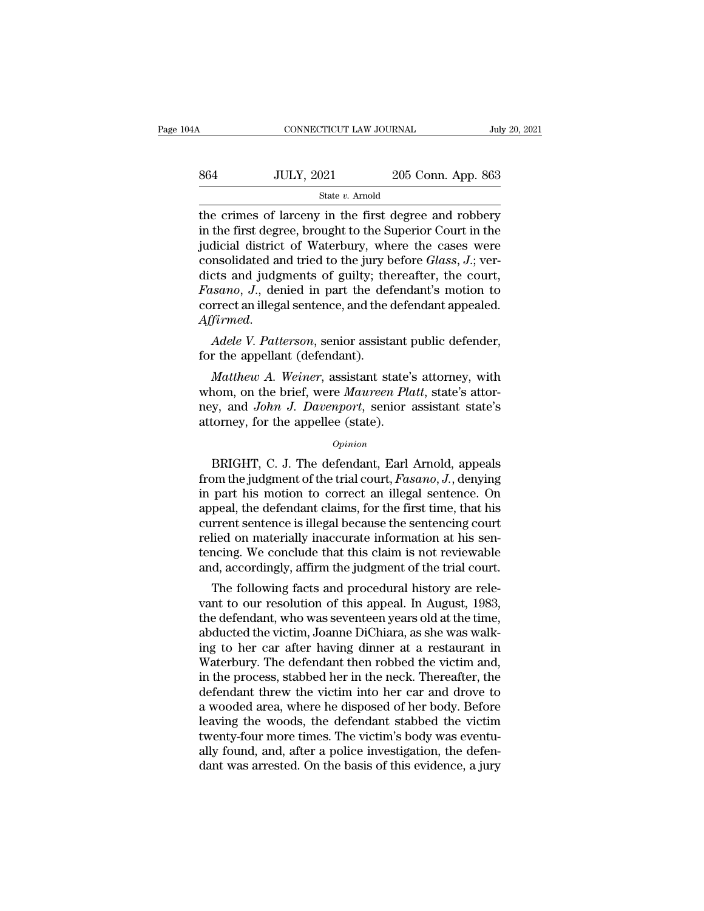the crimes of larceny in the first degree and robbery in the first degree, brought to the Superior Court in the judicial district of Waterbury, where the cases were consolidated and tried to the jury before *Glass, J.*; verdicts and judgments of guilty; thereafter, the court, *Fasano, J.*, denied in part the defendant's motion to correct an illegal sentence, and the defendant appealed. *Affirmed.*

*Adele V. Patterson*, senior assistant public defender, for the appellant (defendant).

*Matthew A. Weiner*, assistant state's attorney, with whom, on the brief, were *Maureen Platt*, state's attorney, and *John J. Davenport*, senior assistant state's attorney, for the appellee (state).

*Opinion*

BRIGHT, C. J. The defendant, Earl Arnold, appeals from the judgment of the trial court, *Fasano, J.*, denying in part his motion to correct an illegal sentence. On appeal, the defendant claims, for the first time, that his current sentence is illegal because the sentencing court relied on materially inaccurate information at his sentencing. We conclude that this claim is not reviewable and, accordingly, affirm the judgment of the trial court.

The following facts and procedural history are relevant to our resolution of this appeal. In August, 1983, the defendant, who was seventeen years old at the time, abducted the victim, Joanne DiChiara, as she was walking to her car after having dinner at a restaurant in Waterbury. The defendant then robbed the victim and, in the process, stabbed her in the neck. Thereafter, the defendant threw the victim into her car and drove to a wooded area, where he disposed of her body. Before leaving the woods, the defendant stabbed the victim twenty-four more times. The victim's body was eventually found, and, after a police investigation, the defendant was arrested. On the basis of this evidence, a jury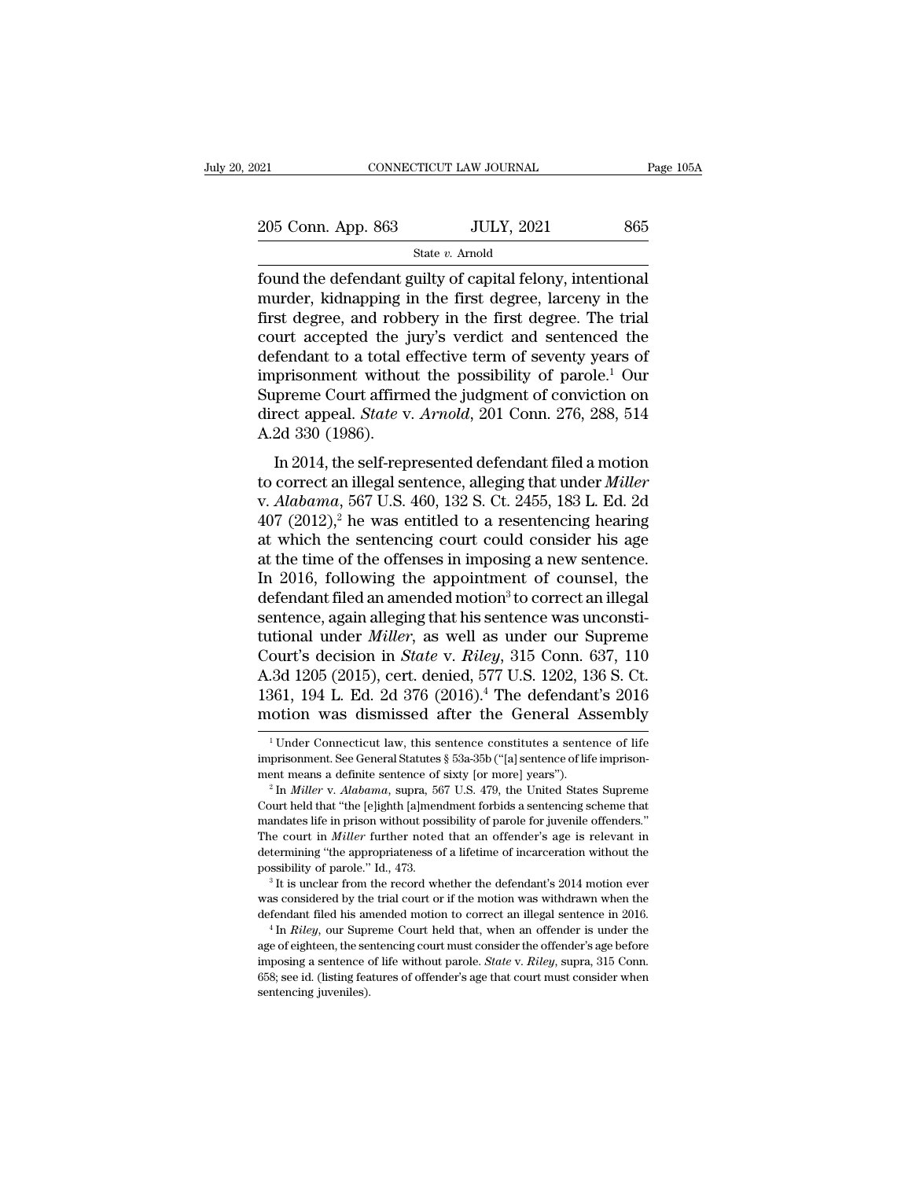found the defendant guilty of capital felony, intentional murder, kidnapping in the first degree, larceny in the first degree, and robbery in the first degree. The trial court accepted the jury's verdict and sentenced the defendant to a total effective term of seventy years of imprisonment without the possibility of parole.[1] Our Supreme Court affirmed the judgment of conviction on direct appeal. *State* v. *Arnold*, 201 Conn. 276, 288, 514 A.2d 330 (1986).

In 2014, the self-represented defendant filed a motion to correct an illegal sentence, alleging that under *Miller* v. *Alabama*, 567 U.S. 460, 132 S. Ct. 2455, 183 L. Ed. 2d 407 (2012),[2] he was entitled to a resentencing hearing at which the sentencing court could consider his age at the time of the offenses in imposing a new sentence. In 2016, following the appointment of counsel, the defendant filed an amended motion[3] to correct an illegal sentence, again alleging that his sentence was unconstitutional under *Miller*, as well as under our Supreme Court's decision in *State* v. *Riley*, 315 Conn. 637, 110 A.3d 1205 (2015), cert. denied, 577 U.S. 1202, 136 S. Ct. 1361, 194 L. Ed. 2d 376 (2016).[4] The defendant's 2016 motion was dismissed after the General Assembly

[1] Under Connecticut law, this sentence constitutes a sentence of life imprisonment. See General Statutes § 53a-35b ("[a] sentence of life imprisonment means a definite sentence of sixty [or more] years").

[2] In *Miller* v. *Alabama*, supra, 567 U.S. 479, the United States Supreme Court held that "the [e]ighth [a]mendment forbids a sentencing scheme that mandates life in prison without possibility of parole for juvenile offenders." The court in *Miller* further noted that an offender's age is relevant in determining "the appropriateness of a lifetime of incarceration without the possibility of parole." Id., 473.

[3] It is unclear from the record whether the defendant's 2014 motion ever was considered by the trial court or if the motion was withdrawn when the defendant filed his amended motion to correct an illegal sentence in 2016.

[4] In *Riley*, our Supreme Court held that, when an offender is under the age of eighteen, the sentencing court must consider the offender's age before imposing a sentence of life without parole. *State* v. *Riley*, supra, 315 Conn. 658; see id. (listing features of offender's age that court must consider when sentencing juveniles).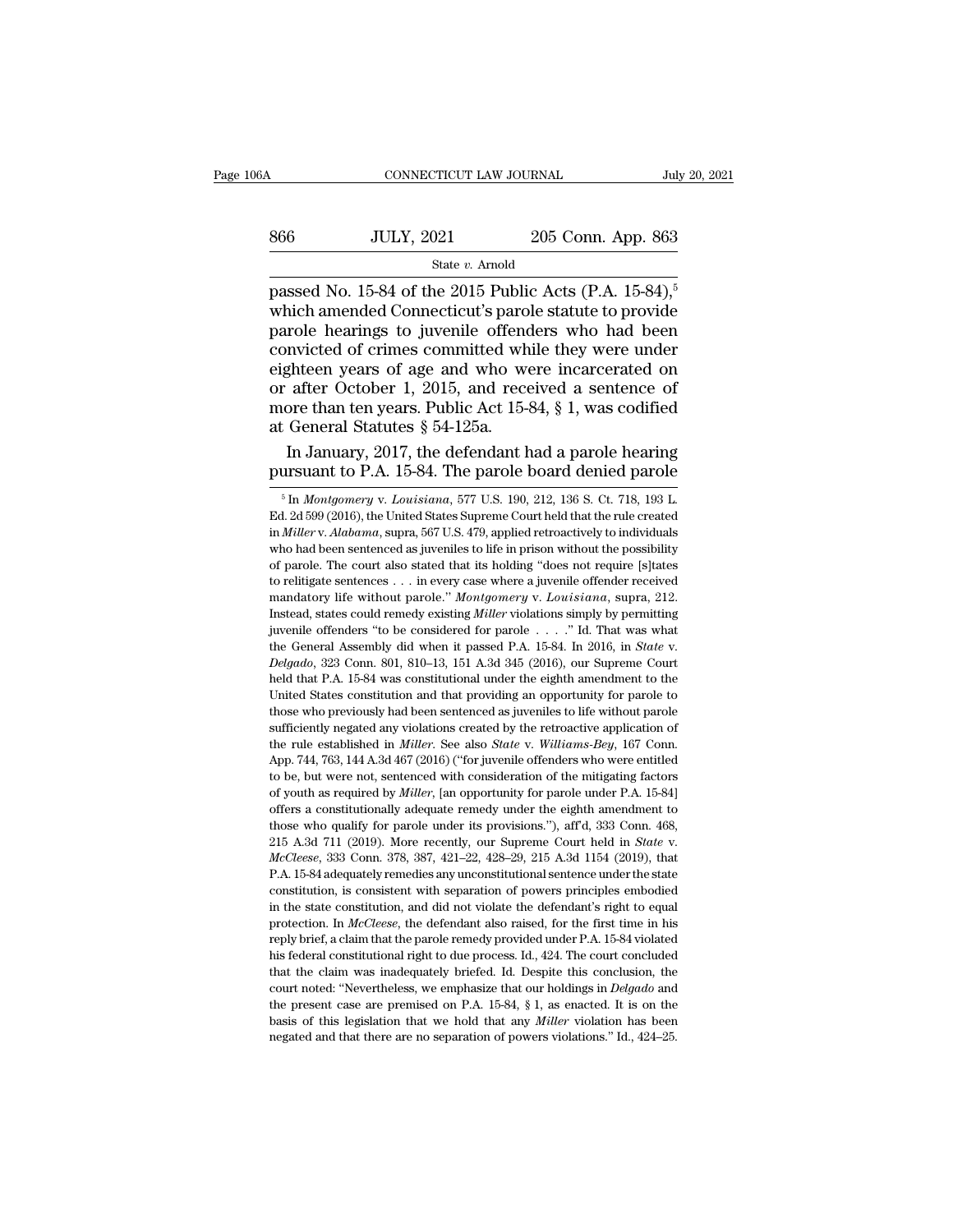passed No. 15-84 of the 2015 Public Acts (P.A. 15-84),[5] which amended Connecticut's parole statute to provide parole hearings to juvenile offenders who had been convicted of crimes committed while they were under eighteen years of age and who were incarcerated on or after October 1, 2015, and received a sentence of more than ten years. Public Act 15-84, § 1, was codified at General Statutes § 54-125a.

In January, 2017, the defendant had a parole hearing pursuant to P.A. 15-84. The parole board denied parole

[5] In *Montgomery* v. *Louisiana*, 577 U.S. 190, 212, 136 S. Ct. 718, 193 L. Ed. 2d 599 (2016), the United States Supreme Court held that the rule created in *Miller* v. *Alabama*, supra, 567 U.S. 479, applied retroactively to individuals who had been sentenced as juveniles to life in prison without the possibility of parole. The court also stated that its holding "does not require [s]tates to relitigate sentences . . . in every case where a juvenile offender received mandatory life without parole." *Montgomery* v. *Louisiana*, supra, 212. Instead, states could remedy existing *Miller* violations simply by permitting juvenile offenders "to be considered for parole . . . ." Id. That was what the General Assembly did when it passed P.A. 15-84. In 2016, in *State* v. *Delgado*, 323 Conn. 801, 810–13, 151 A.3d 345 (2016), our Supreme Court held that P.A. 15-84 was constitutional under the eighth amendment to the United States constitution and that providing an opportunity for parole to those who previously had been sentenced as juveniles to life without parole sufficiently negated any violations created by the retroactive application of the rule established in *Miller*. See also *State* v. *Williams-Bey*, 167 Conn. App. 744, 763, 144 A.3d 467 (2016) ("for juvenile offenders who were entitled to be, but were not, sentenced with consideration of the mitigating factors of youth as required by *Miller*, [an opportunity for parole under P.A. 15-84] offers a constitutionally adequate remedy under the eighth amendment to those who qualify for parole under its provisions."), aff'd, 333 Conn. 468, 215 A.3d 711 (2019). More recently, our Supreme Court held in *State* v. *McCleese*, 333 Conn. 378, 387, 421–22, 428–29, 215 A.3d 1154 (2019), that P.A. 15-84 adequately remedies any unconstitutional sentence under the state constitution, is consistent with separation of powers principles embodied in the state constitution, and did not violate the defendant's right to equal protection. In *McCleese*, the defendant also raised, for the first time in his reply brief, a claim that the parole remedy provided under P.A. 15-84 violated his federal constitutional right to due process. Id., 424. The court concluded that the claim was inadequately briefed. Id. Despite this conclusion, the court noted: "Nevertheless, we emphasize that our holdings in *Delgado* and the present case are premised on P.A. 15-84, § 1, as enacted. It is on the basis of this legislation that we hold that any *Miller* violation has been negated and that there are no separation of powers violations." Id., 424–25.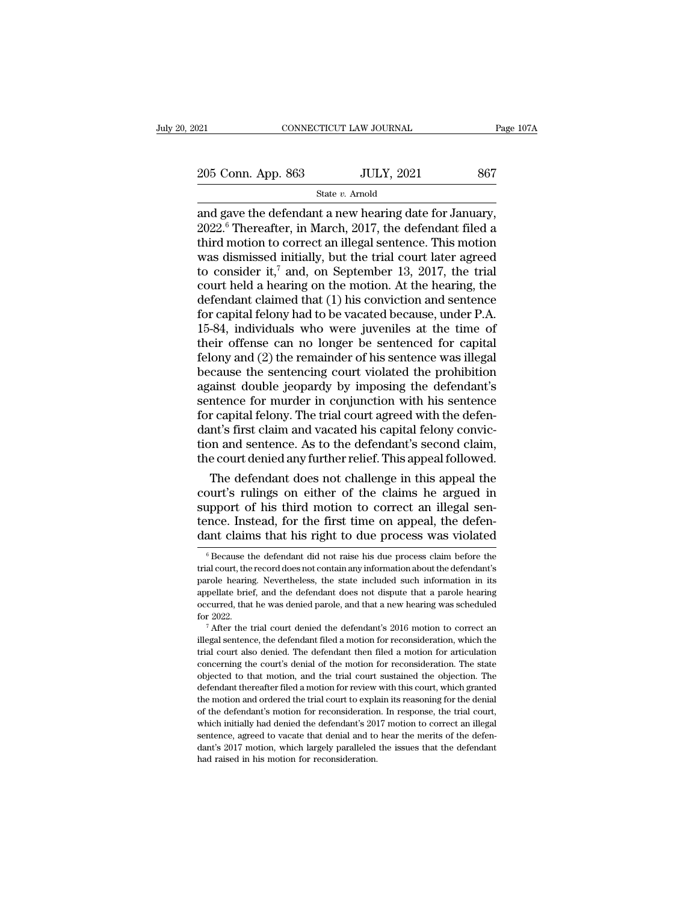and gave the defendant a new hearing date for January, 2022.[6] Thereafter, in March, 2017, the defendant filed a third motion to correct an illegal sentence. This motion was dismissed initially, but the trial court later agreed to consider it,[7] and, on September 13, 2017, the trial court held a hearing on the motion. At the hearing, the defendant claimed that (1) his conviction and sentence for capital felony had to be vacated because, under P.A. 15-84, individuals who were juveniles at the time of their offense can no longer be sentenced for capital felony and (2) the remainder of his sentence was illegal because the sentencing court violated the prohibition against double jeopardy by imposing the defendant's sentence for murder in conjunction with his sentence for capital felony. The trial court agreed with the defendant's first claim and vacated his capital felony conviction and sentence. As to the defendant's second claim, the court denied any further relief. This appeal followed.

The defendant does not challenge in this appeal the court's rulings on either of the claims he argued in support of his third motion to correct an illegal sentence. Instead, for the first time on appeal, the defendant claims that his right to due process was violated

[6] Because the defendant did not raise his due process claim before the trial court, the record does not contain any information about the defendant's parole hearing. Nevertheless, the state included such information in its appellate brief, and the defendant does not dispute that a parole hearing occurred, that he was denied parole, and that a new hearing was scheduled for 2022.

[7] After the trial court denied the defendant's 2016 motion to correct an illegal sentence, the defendant filed a motion for reconsideration, which the trial court also denied. The defendant then filed a motion for articulation concerning the court's denial of the motion for reconsideration. The state objected to that motion, and the trial court sustained the objection. The defendant thereafter filed a motion for review with this court, which granted the motion and ordered the trial court to explain its reasoning for the denial of the defendant's motion for reconsideration. In response, the trial court, which initially had denied the defendant's 2017 motion to correct an illegal sentence, agreed to vacate that denial and to hear the merits of the defendant's 2017 motion, which largely paralleled the issues that the defendant had raised in his motion for reconsideration.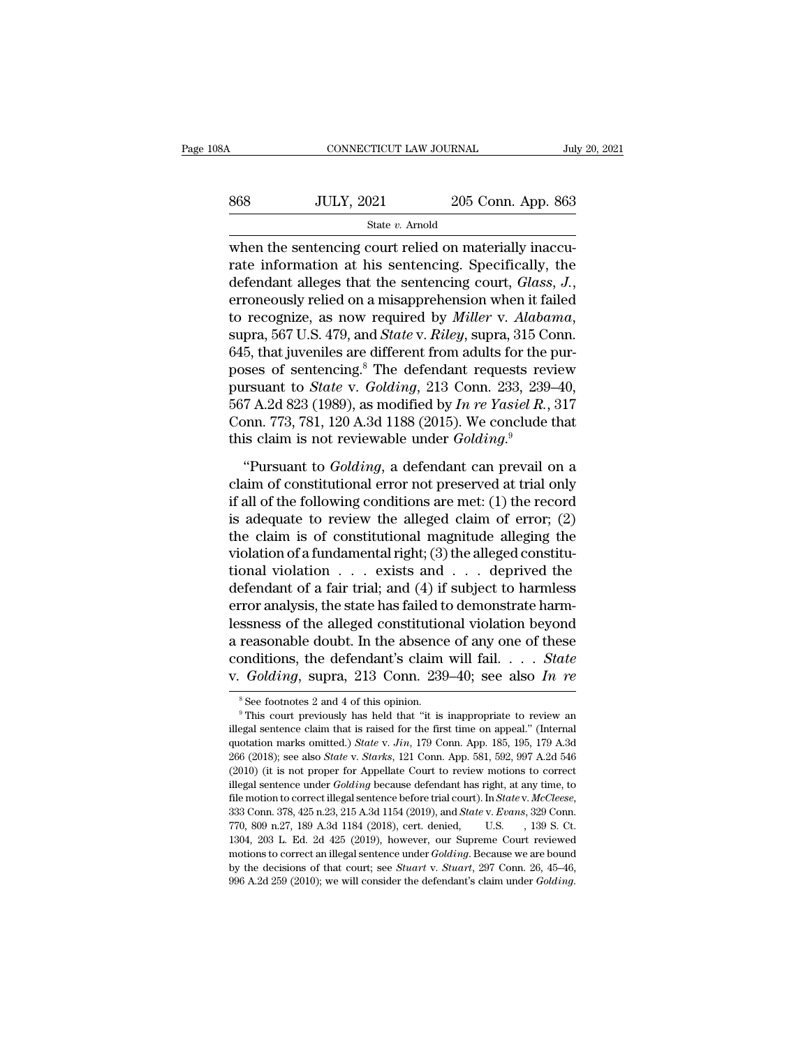when the sentencing court relied on materially inaccurate information at his sentencing. Specifically, the defendant alleges that the sentencing court, *Glass, J.*, erroneously relied on a misapprehension when it failed to recognize, as now required by *Miller* v. *Alabama*, supra, 567 U.S. 479, and *State* v. *Riley*, supra, 315 Conn. 645, that juveniles are different from adults for the purposes of sentencing.[8] The defendant requests review pursuant to *State* v. *Golding*, 213 Conn. 233, 239–40, 567 A.2d 823 (1989), as modified by *In re Yasiel R.*, 317 Conn. 773, 781, 120 A.3d 1188 (2015). We conclude that this claim is not reviewable under *Golding*.[9]

"Pursuant to *Golding*, a defendant can prevail on a claim of constitutional error not preserved at trial only if all of the following conditions are met: (1) the record is adequate to review the alleged claim of error; (2) the claim is of constitutional magnitude alleging the violation of a fundamental right; (3) the alleged constitutional violation . . . exists and . . . deprived the defendant of a fair trial; and (4) if subject to harmless error analysis, the state has failed to demonstrate harmlessness of the alleged constitutional violation beyond a reasonable doubt. In the absence of any one of these conditions, the defendant's claim will fail. . . . *State* v. *Golding*, supra, 213 Conn. 239–40; see also *In re*

[8] See footnotes 2 and 4 of this opinion.

[9] This court previously has held that "it is inappropriate to review an illegal sentence claim that is raised for the first time on appeal." (Internal quotation marks omitted.) *State* v. *Jin*, 179 Conn. App. 185, 195, 179 A.3d 266 (2018); see also *State* v. *Starks*, 121 Conn. App. 581, 592, 997 A.2d 546 (2010) (it is not proper for Appellate Court to review motions to correct illegal sentence under *Golding* because defendant has right, at any time, to file motion to correct illegal sentence before trial court). In *State* v. *McCleese*, 333 Conn. 378, 425 n.23, 215 A.3d 1154 (2019), and *State* v. *Evans*, 329 Conn. 770, 809 n.27, 189 A.3d 1184 (2018), cert. denied, U.S. , 139 S. Ct. 1304, 203 L. Ed. 2d 425 (2019), however, our Supreme Court reviewed motions to correct an illegal sentence under *Golding*. Because we are bound by the decisions of that court; see *Stuart* v. *Stuart*, 297 Conn. 26, 45–46, 996 A.2d 259 (2010); we will consider the defendant's claim under *Golding*.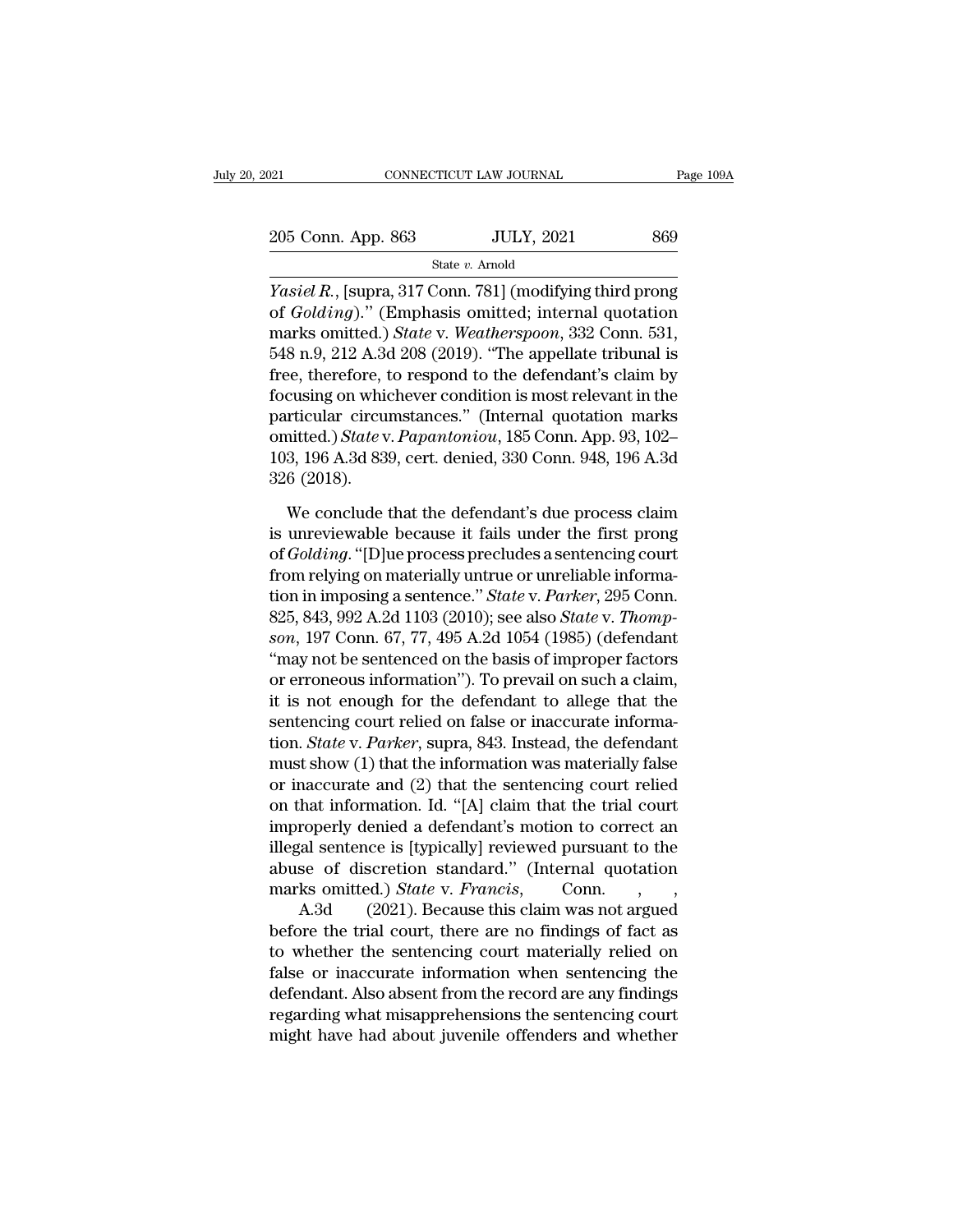*Yasiel R.*, [supra, 317 Conn. 781] (modifying third prong of *Golding*)." (Emphasis omitted; internal quotation marks omitted.) *State* v. *Weatherspoon*, 332 Conn. 531, 548 n.9, 212 A.3d 208 (2019). "The appellate tribunal is free, therefore, to respond to the defendant's claim by focusing on whichever condition is most relevant in the particular circumstances." (Internal quotation marks omitted.) *State* v. *Papantoniou*, 185 Conn. App. 93, 102–103, 196 A.3d 839, cert. denied, 330 Conn. 948, 196 A.3d 326 (2018).

We conclude that the defendant's due process claim is unreviewable because it fails under the first prong of *Golding*. "[D]ue process precludes a sentencing court from relying on materially untrue or unreliable information in imposing a sentence." *State* v. *Parker*, 295 Conn. 825, 843, 992 A.2d 1103 (2010); see also *State* v. *Thompson*, 197 Conn. 67, 77, 495 A.2d 1054 (1985) (defendant "may not be sentenced on the basis of improper factors or erroneous information"). To prevail on such a claim, it is not enough for the defendant to allege that the sentencing court relied on false or inaccurate information. *State* v. *Parker*, supra, 843. Instead, the defendant must show (1) that the information was materially false or inaccurate and (2) that the sentencing court relied on that information. Id. "[A] claim that the trial court improperly denied a defendant's motion to correct an illegal sentence is [typically] reviewed pursuant to the abuse of discretion standard." (Internal quotation marks omitted.) *State* v. *Francis*, Conn. , , A.3d (2021). Because this claim was not argued before the trial court, there are no findings of fact as to whether the sentencing court materially relied on false or inaccurate information when sentencing the defendant. Also absent from the record are any findings regarding what misapprehensions the sentencing court might have had about juvenile offenders and whether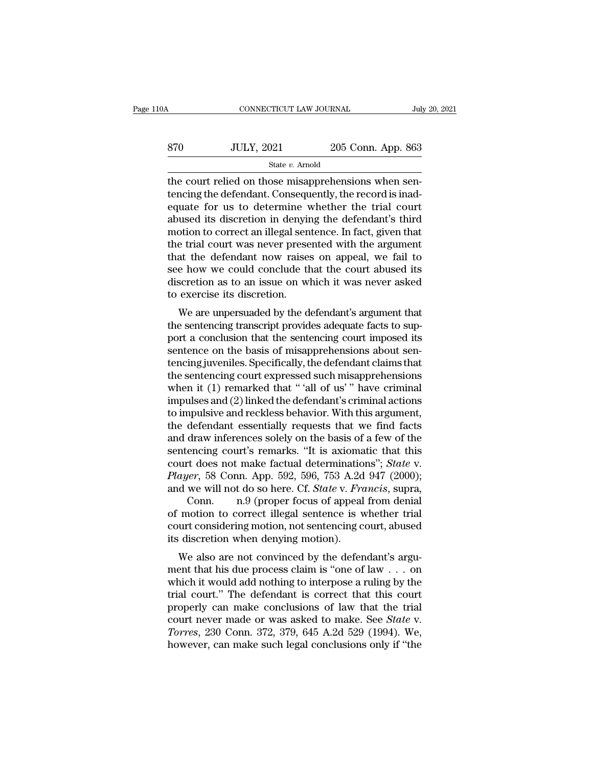the court relied on those misapprehensions when sentencing the defendant. Consequently, the record is inadequate for us to determine whether the trial court abused its discretion in denying the defendant's third motion to correct an illegal sentence. In fact, given that the trial court was never presented with the argument that the defendant now raises on appeal, we fail to see how we could conclude that the court abused its discretion as to an issue on which it was never asked to exercise its discretion.

We are unpersuaded by the defendant's argument that the sentencing transcript provides adequate facts to support a conclusion that the sentencing court imposed its sentence on the basis of misapprehensions about sentencing juveniles. Specifically, the defendant claims that the sentencing court expressed such misapprehensions when it (1) remarked that " 'all of us' " have criminal impulses and (2) linked the defendant's criminal actions to impulsive and reckless behavior. With this argument, the defendant essentially requests that we find facts and draw inferences solely on the basis of a few of the sentencing court's remarks. "It is axiomatic that this court does not make factual determinations"; *State* v. *Player*, 58 Conn. App. 592, 596, 753 A.2d 947 (2000); and we will not do so here. Cf. *State* v. *Francis*, supra, Conn. n.9 (proper focus of appeal from denial of motion to correct illegal sentence is whether trial court considering motion, not sentencing court, abused its discretion when denying motion).

We also are not convinced by the defendant's argument that his due process claim is "one of law . . . on which it would add nothing to interpose a ruling by the trial court." The defendant is correct that this court properly can make conclusions of law that the trial court never made or was asked to make. See *State* v. *Torres*, 230 Conn. 372, 379, 645 A.2d 529 (1994). We, however, can make such legal conclusions only if "the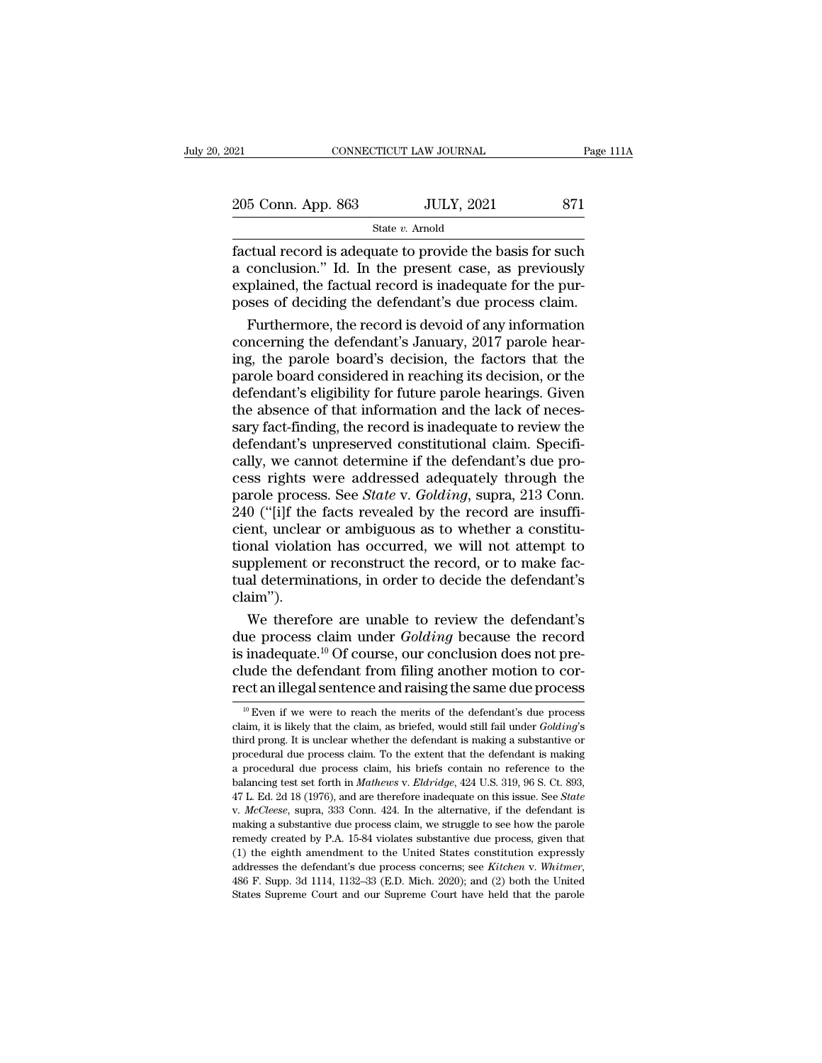factual record is adequate to provide the basis for such a conclusion." Id. In the present case, as previously explained, the factual record is inadequate for the purposes of deciding the defendant's due process claim.

Furthermore, the record is devoid of any information concerning the defendant's January, 2017 parole hearing, the parole board's decision, the factors that the parole board considered in reaching its decision, or the defendant's eligibility for future parole hearings. Given the absence of that information and the lack of necessary fact-finding, the record is inadequate to review the defendant's unpreserved constitutional claim. Specifically, we cannot determine if the defendant's due process rights were addressed adequately through the parole process. See *State* v. *Golding*, supra, 213 Conn. 240 ("[i]f the facts revealed by the record are insufficient, unclear or ambiguous as to whether a constitutional violation has occurred, we will not attempt to supplement or reconstruct the record, or to make factual determinations, in order to decide the defendant's claim").

We therefore are unable to review the defendant's due process claim under *Golding* because the record is inadequate.[10] Of course, our conclusion does not preclude the defendant from filing another motion to correct an illegal sentence and raising the same due process

---

[10] Even if we were to reach the merits of the defendant's due process claim, it is likely that the claim, as briefed, would still fail under *Golding*'s third prong. It is unclear whether the defendant is making a substantive or procedural due process claim. To the extent that the defendant is making a procedural due process claim, his briefs contain no reference to the balancing test set forth in *Mathews* v. *Eldridge*, 424 U.S. 319, 96 S. Ct. 893, 47 L. Ed. 2d 18 (1976), and are therefore inadequate on this issue. See *State* v. *McCleese*, supra, 333 Conn. 424. In the alternative, if the defendant is making a substantive due process claim, we struggle to see how the parole remedy created by P.A. 15-84 violates substantive due process, given that (1) the eighth amendment to the United States constitution expressly addresses the defendant's due process concerns; see *Kitchen* v. *Whitmer*, 486 F. Supp. 3d 1114, 1132–33 (E.D. Mich. 2020); and (2) both the United States Supreme Court and our Supreme Court have held that the parole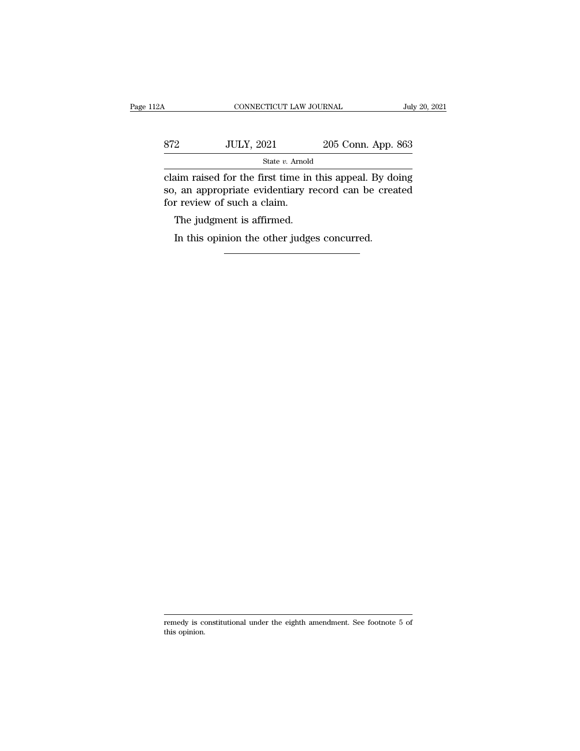claim raised for the first time in this appeal. By doing so, an appropriate evidentiary record can be created for review of such a claim.

The judgment is affirmed.

In this opinion the other judges concurred.

---

remedy is constitutional under the eighth amendment. See footnote 5 of this opinion.